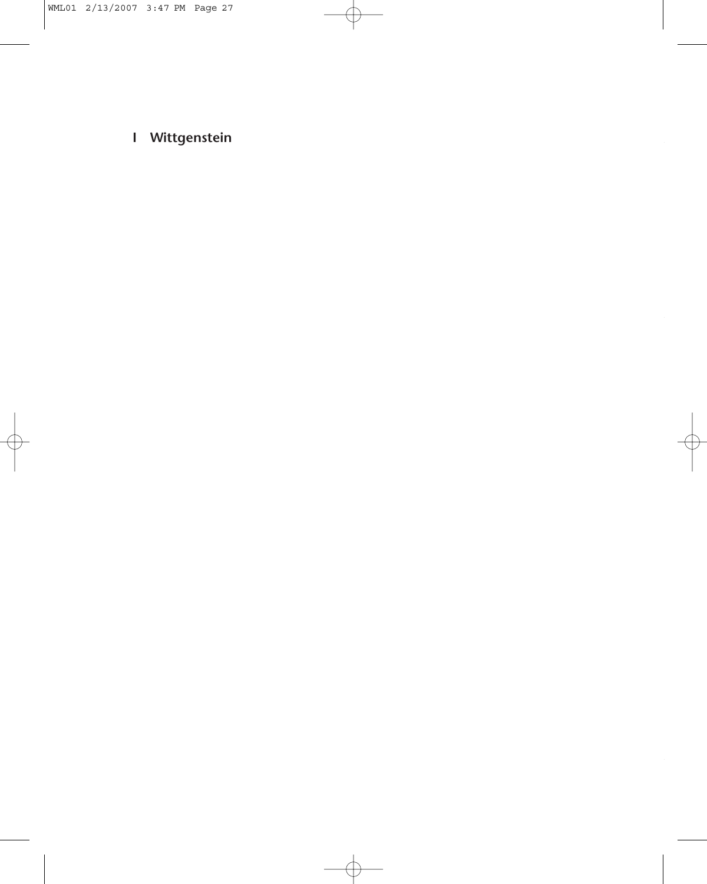# I Wittgenstein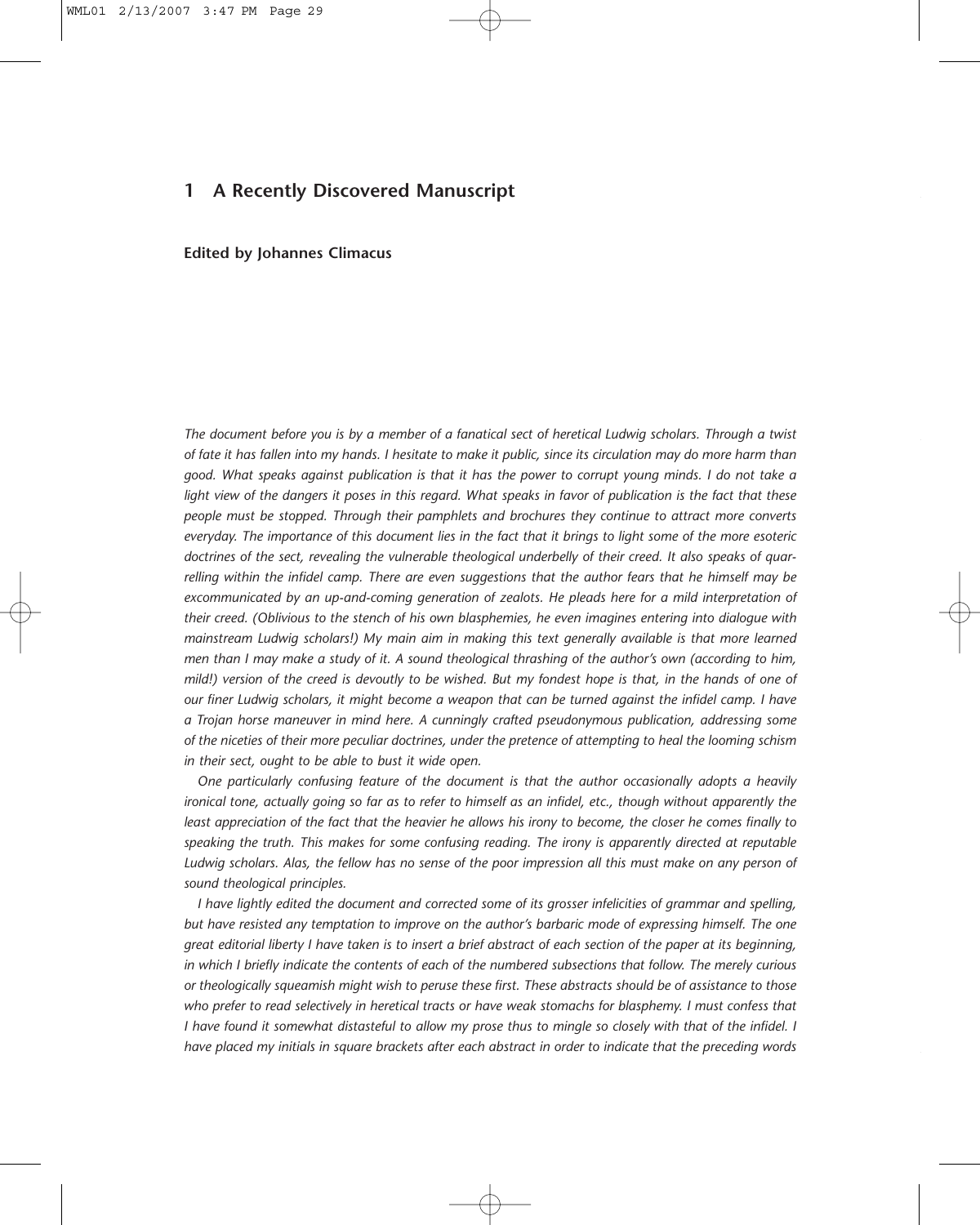# 1 A Recently Discovered Manuscript

**Edited by Johannes Climacus**

*The document before you is by a member of a fanatical sect of heretical Ludwig scholars. Through a twist of fate it has fallen into my hands. I hesitate to make it public, since its circulation may do more harm than good. What speaks against publication is that it has the power to corrupt young minds. I do not take a light view of the dangers it poses in this regard. What speaks in favor of publication is the fact that these people must be stopped. Through their pamphlets and brochures they continue to attract more converts everyday. The importance of this document lies in the fact that it brings to light some of the more esoteric doctrines of the sect, revealing the vulnerable theological underbelly of their creed. It also speaks of quarrelling within the infidel camp. There are even suggestions that the author fears that he himself may be excommunicated by an up-and-coming generation of zealots. He pleads here for a mild interpretation of their creed. (Oblivious to the stench of his own blasphemies, he even imagines entering into dialogue with mainstream Ludwig scholars!) My main aim in making this text generally available is that more learned men than I may make a study of it. A sound theological thrashing of the author's own (according to him, mild!) version of the creed is devoutly to be wished. But my fondest hope is that, in the hands of one of our finer Ludwig scholars, it might become a weapon that can be turned against the infidel camp. I have a Trojan horse maneuver in mind here. A cunningly crafted pseudonymous publication, addressing some of the niceties of their more peculiar doctrines, under the pretence of attempting to heal the looming schism in their sect, ought to be able to bust it wide open.*

*One particularly confusing feature of the document is that the author occasionally adopts a heavily ironical tone, actually going so far as to refer to himself as an infidel, etc., though without apparently the least appreciation of the fact that the heavier he allows his irony to become, the closer he comes finally to speaking the truth. This makes for some confusing reading. The irony is apparently directed at reputable Ludwig scholars. Alas, the fellow has no sense of the poor impression all this must make on any person of sound theological principles.*

*I have lightly edited the document and corrected some of its grosser infelicities of grammar and spelling, but have resisted any temptation to improve on the author's barbaric mode of expressing himself. The one great editorial liberty I have taken is to insert a brief abstract of each section of the paper at its beginning, in which I briefly indicate the contents of each of the numbered subsections that follow. The merely curious or theologically squeamish might wish to peruse these first. These abstracts should be of assistance to those who prefer to read selectively in heretical tracts or have weak stomachs for blasphemy. I must confess that I have found it somewhat distasteful to allow my prose thus to mingle so closely with that of the infidel. I have placed my initials in square brackets after each abstract in order to indicate that the preceding words*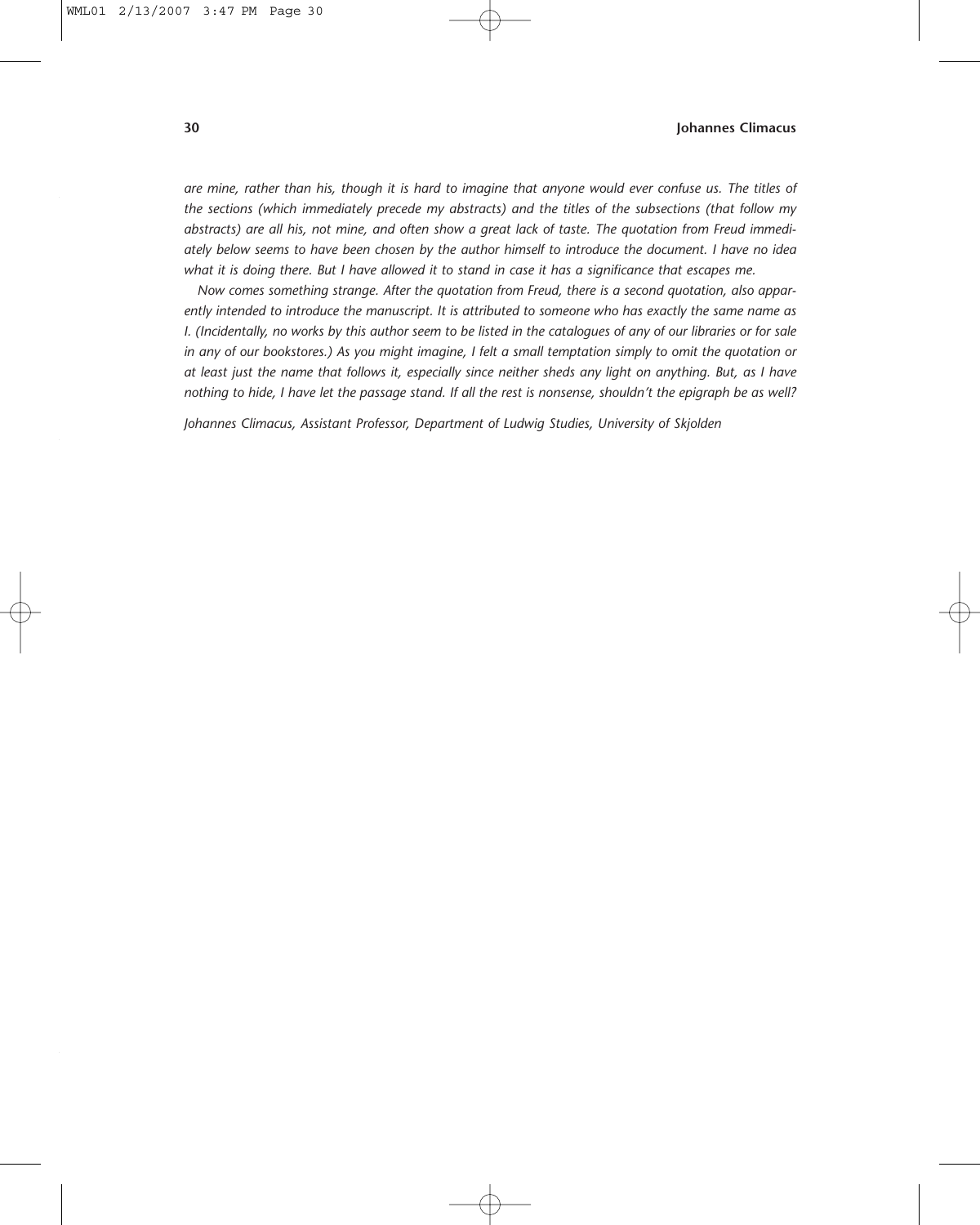*are mine, rather than his, though it is hard to imagine that anyone would ever confuse us. The titles of the sections (which immediately precede my abstracts) and the titles of the subsections (that follow my abstracts) are all his, not mine, and often show a great lack of taste. The quotation from Freud immediately below seems to have been chosen by the author himself to introduce the document. I have no idea what it is doing there. But I have allowed it to stand in case it has a significance that escapes me.*

*Now comes something strange. After the quotation from Freud, there is a second quotation, also apparently intended to introduce the manuscript. It is attributed to someone who has exactly the same name as I. (Incidentally, no works by this author seem to be listed in the catalogues of any of our libraries or for sale in any of our bookstores.) As you might imagine, I felt a small temptation simply to omit the quotation or at least just the name that follows it, especially since neither sheds any light on anything. But, as I have nothing to hide, I have let the passage stand. If all the rest is nonsense, shouldn't the epigraph be as well?*

*Johannes Climacus, Assistant Professor, Department of Ludwig Studies, University of Skjolden*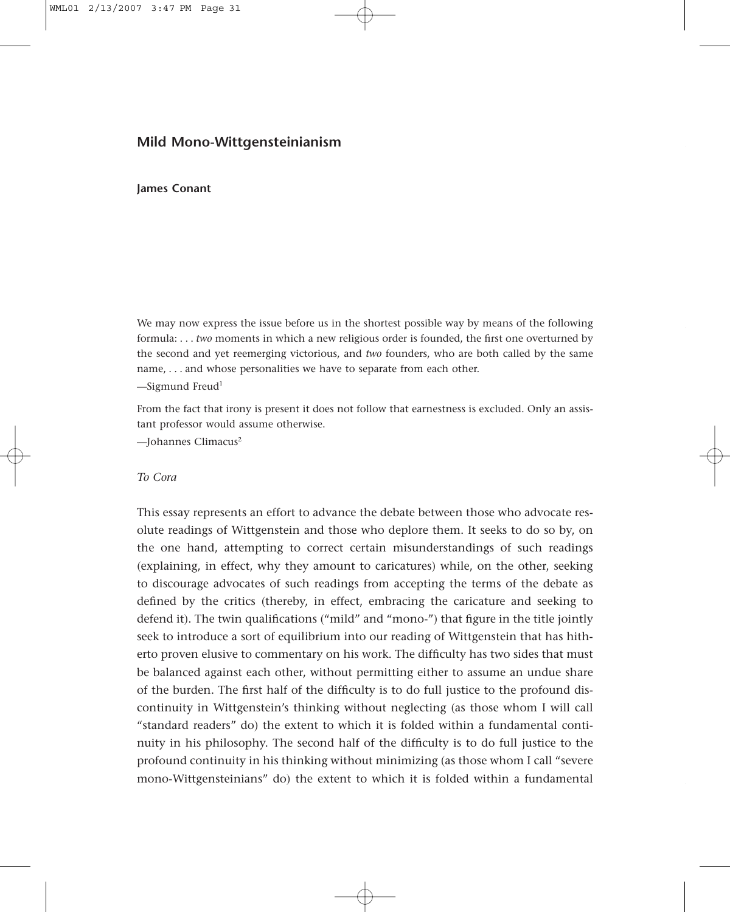## Mild Mono-Wittgensteinianism

**James Conant**

We may now express the issue before us in the shortest possible way by means of the following formula: . . . *two* moments in which a new religious order is founded, the first one overturned by the second and yet reemerging victorious, and *two* founders, who are both called by the same name, . . . and whose personalities we have to separate from each other.

—Sigmund Freud[1]

From the fact that irony is present it does not follow that earnestness is excluded. Only an assistant professor would assume otherwise.

—Johannes Climacus[2]

*To Cora*

This essay represents an effort to advance the debate between those who advocate resolute readings of Wittgenstein and those who deplore them. It seeks to do so by, on the one hand, attempting to correct certain misunderstandings of such readings (explaining, in effect, why they amount to caricatures) while, on the other, seeking to discourage advocates of such readings from accepting the terms of the debate as defined by the critics (thereby, in effect, embracing the caricature and seeking to defend it). The twin qualifications ("mild" and "mono-") that figure in the title jointly seek to introduce a sort of equilibrium into our reading of Wittgenstein that has hitherto proven elusive to commentary on his work. The difficulty has two sides that must be balanced against each other, without permitting either to assume an undue share of the burden. The first half of the difficulty is to do full justice to the profound discontinuity in Wittgenstein's thinking without neglecting (as those whom I will call "standard readers" do) the extent to which it is folded within a fundamental continuity in his philosophy. The second half of the difficulty is to do full justice to the profound continuity in his thinking without minimizing (as those whom I call "severe mono-Wittgensteinians" do) the extent to which it is folded within a fundamental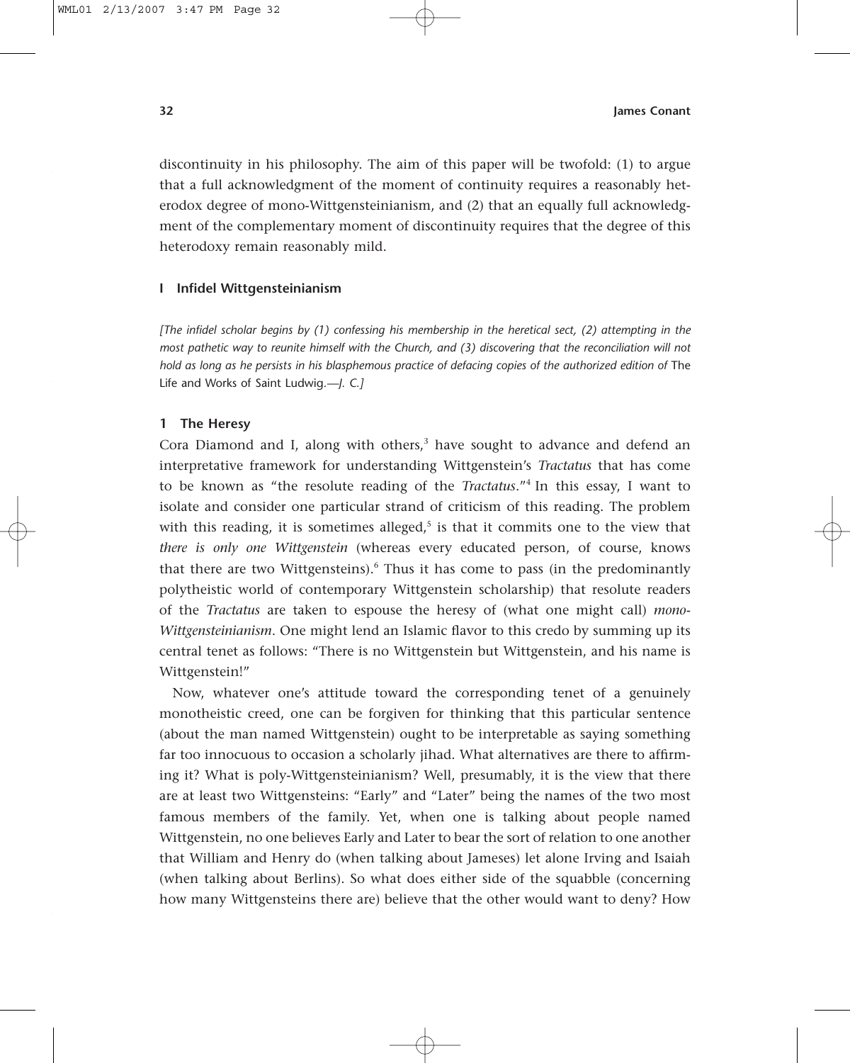discontinuity in his philosophy. The aim of this paper will be twofold: (1) to argue that a full acknowledgment of the moment of continuity requires a reasonably heterodox degree of mono-Wittgensteinianism, and (2) that an equally full acknowledgment of the complementary moment of discontinuity requires that the degree of this heterodoxy remain reasonably mild.

## I Infidel Wittgensteinianism

*[The infidel scholar begins by (1) confessing his membership in the heretical sect, (2) attempting in the most pathetic way to reunite himself with the Church, and (3) discovering that the reconciliation will not hold as long as he persists in his blasphemous practice of defacing copies of the authorized edition of* The Life and Works of Saint Ludwig.*—J. C.]*

### 1 The Heresy

Cora Diamond and I, along with others,[3] have sought to advance and defend an interpretative framework for understanding Wittgenstein's *Tractatus* that has come to be known as "the resolute reading of the *Tractatus*."[4] In this essay, I want to isolate and consider one particular strand of criticism of this reading. The problem with this reading, it is sometimes alleged,[5] is that it commits one to the view that *there is only one Wittgenstein* (whereas every educated person, of course, knows that there are two Wittgensteins).[6] Thus it has come to pass (in the predominantly polytheistic world of contemporary Wittgenstein scholarship) that resolute readers of the *Tractatus* are taken to espouse the heresy of (what one might call) *mono-Wittgensteinianism*. One might lend an Islamic flavor to this credo by summing up its central tenet as follows: "There is no Wittgenstein but Wittgenstein, and his name is Wittgenstein!"

Now, whatever one's attitude toward the corresponding tenet of a genuinely monotheistic creed, one can be forgiven for thinking that this particular sentence (about the man named Wittgenstein) ought to be interpretable as saying something far too innocuous to occasion a scholarly jihad. What alternatives are there to affirming it? What is poly-Wittgensteinianism? Well, presumably, it is the view that there are at least two Wittgensteins: "Early" and "Later" being the names of the two most famous members of the family. Yet, when one is talking about people named Wittgenstein, no one believes Early and Later to bear the sort of relation to one another that William and Henry do (when talking about Jameses) let alone Irving and Isaiah (when talking about Berlins). So what does either side of the squabble (concerning how many Wittgensteins there are) believe that the other would want to deny? How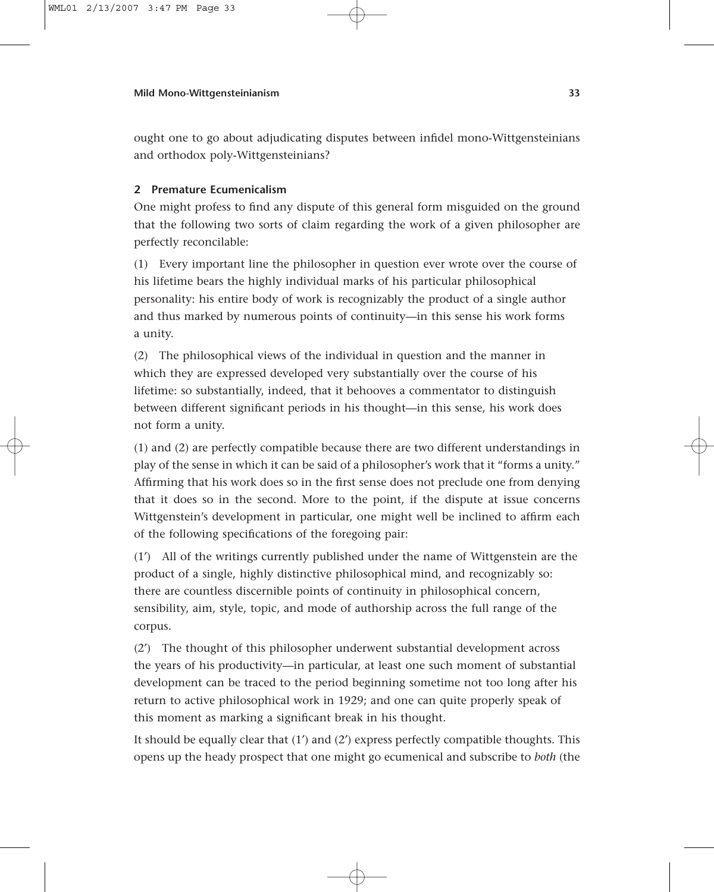ought one to go about adjudicating disputes between infidel mono-Wittgensteinians and orthodox poly-Wittgensteinians?

## 2 Premature Ecumenicalism

One might profess to find any dispute of this general form misguided on the ground that the following two sorts of claim regarding the work of a given philosopher are perfectly reconcilable:

(1) Every important line the philosopher in question ever wrote over the course of his lifetime bears the highly individual marks of his particular philosophical personality: his entire body of work is recognizably the product of a single author and thus marked by numerous points of continuity—in this sense his work forms a unity.

(2) The philosophical views of the individual in question and the manner in which they are expressed developed very substantially over the course of his lifetime: so substantially, indeed, that it behooves a commentator to distinguish between different significant periods in his thought—in this sense, his work does not form a unity.

(1) and (2) are perfectly compatible because there are two different understandings in play of the sense in which it can be said of a philosopher's work that it "forms a unity." Affirming that his work does so in the first sense does not preclude one from denying that it does so in the second. More to the point, if the dispute at issue concerns Wittgenstein's development in particular, one might well be inclined to affirm each of the following specifications of the foregoing pair:

(1′) All of the writings currently published under the name of Wittgenstein are the product of a single, highly distinctive philosophical mind, and recognizably so: there are countless discernible points of continuity in philosophical concern, sensibility, aim, style, topic, and mode of authorship across the full range of the corpus.

(2′) The thought of this philosopher underwent substantial development across the years of his productivity—in particular, at least one such moment of substantial development can be traced to the period beginning sometime not too long after his return to active philosophical work in 1929; and one can quite properly speak of this moment as marking a significant break in his thought.

It should be equally clear that (1′) and (2′) express perfectly compatible thoughts. This opens up the heady prospect that one might go ecumenical and subscribe to *both* (the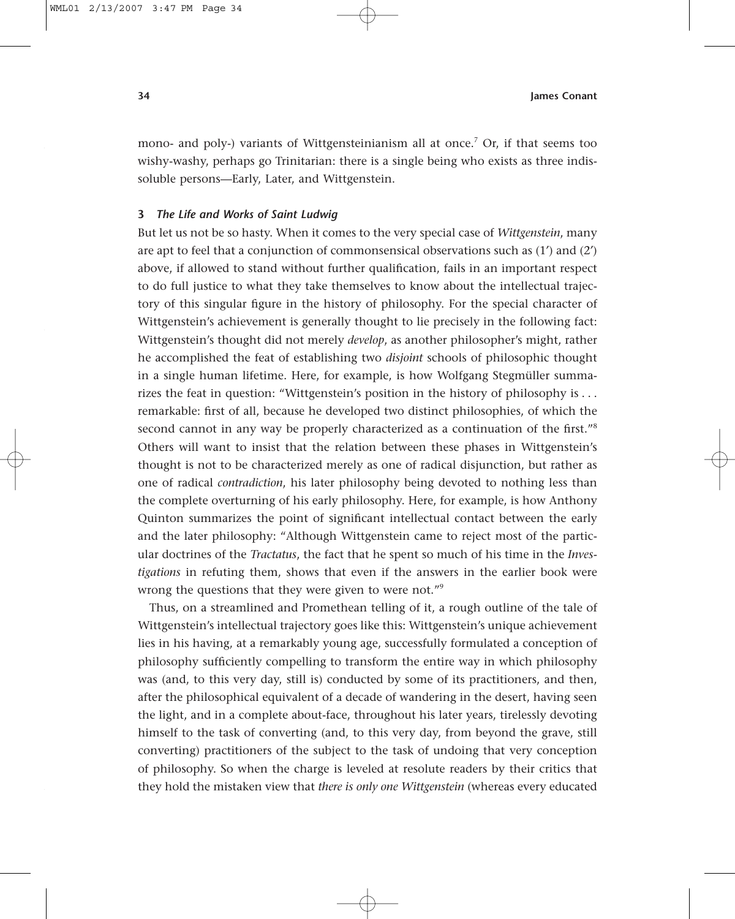mono- and poly-) variants of Wittgensteinianism all at once.[7] Or, if that seems too wishy-washy, perhaps go Trinitarian: there is a single being who exists as three indissoluble persons—Early, Later, and Wittgenstein.

### 3 *The Life and Works of Saint Ludwig*

But let us not be so hasty. When it comes to the very special case of *Wittgenstein*, many are apt to feel that a conjunction of commonsensical observations such as (1′) and (2′) above, if allowed to stand without further qualification, fails in an important respect to do full justice to what they take themselves to know about the intellectual trajectory of this singular figure in the history of philosophy. For the special character of Wittgenstein's achievement is generally thought to lie precisely in the following fact: Wittgenstein's thought did not merely *develop*, as another philosopher's might, rather he accomplished the feat of establishing two *disjoint* schools of philosophic thought in a single human lifetime. Here, for example, is how Wolfgang Stegmüller summarizes the feat in question: "Wittgenstein's position in the history of philosophy is . . . remarkable: first of all, because he developed two distinct philosophies, of which the second cannot in any way be properly characterized as a continuation of the first."[8] Others will want to insist that the relation between these phases in Wittgenstein's thought is not to be characterized merely as one of radical disjunction, but rather as one of radical *contradiction*, his later philosophy being devoted to nothing less than the complete overturning of his early philosophy. Here, for example, is how Anthony Quinton summarizes the point of significant intellectual contact between the early and the later philosophy: "Although Wittgenstein came to reject most of the particular doctrines of the *Tractatus*, the fact that he spent so much of his time in the *Investigations* in refuting them, shows that even if the answers in the earlier book were wrong the questions that they were given to were not."[9]

Thus, on a streamlined and Promethean telling of it, a rough outline of the tale of Wittgenstein's intellectual trajectory goes like this: Wittgenstein's unique achievement lies in his having, at a remarkably young age, successfully formulated a conception of philosophy sufficiently compelling to transform the entire way in which philosophy was (and, to this very day, still is) conducted by some of its practitioners, and then, after the philosophical equivalent of a decade of wandering in the desert, having seen the light, and in a complete about-face, throughout his later years, tirelessly devoting himself to the task of converting (and, to this very day, from beyond the grave, still converting) practitioners of the subject to the task of undoing that very conception of philosophy. So when the charge is leveled at resolute readers by their critics that they hold the mistaken view that *there is only one Wittgenstein* (whereas every educated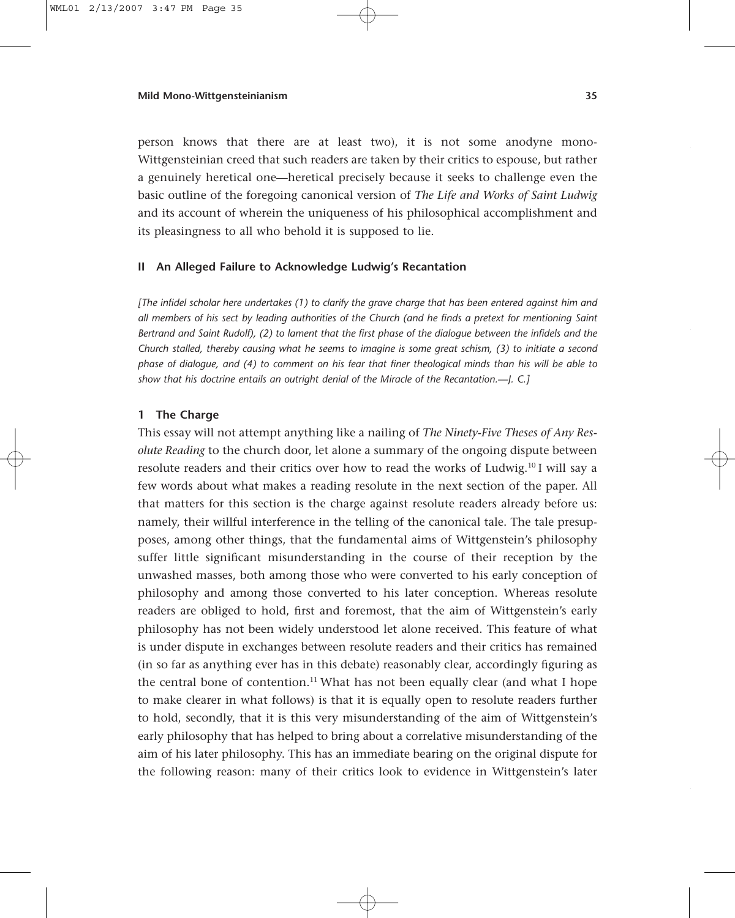person knows that there are at least two), it is not some anodyne mono-Wittgensteinian creed that such readers are taken by their critics to espouse, but rather a genuinely heretical one—heretical precisely because it seeks to challenge even the basic outline of the foregoing canonical version of *The Life and Works of Saint Ludwig* and its account of wherein the uniqueness of his philosophical accomplishment and its pleasingness to all who behold it is supposed to lie.

## II An Alleged Failure to Acknowledge Ludwig's Recantation

*[The infidel scholar here undertakes (1) to clarify the grave charge that has been entered against him and all members of his sect by leading authorities of the Church (and he finds a pretext for mentioning Saint Bertrand and Saint Rudolf), (2) to lament that the first phase of the dialogue between the infidels and the Church stalled, thereby causing what he seems to imagine is some great schism, (3) to initiate a second phase of dialogue, and (4) to comment on his fear that finer theological minds than his will be able to show that his doctrine entails an outright denial of the Miracle of the Recantation.—J. C.]*

### 1 The Charge

This essay will not attempt anything like a nailing of *The Ninety-Five Theses of Any Resolute Reading* to the church door, let alone a summary of the ongoing dispute between resolute readers and their critics over how to read the works of Ludwig.[10] I will say a few words about what makes a reading resolute in the next section of the paper. All that matters for this section is the charge against resolute readers already before us: namely, their willful interference in the telling of the canonical tale. The tale presupposes, among other things, that the fundamental aims of Wittgenstein's philosophy suffer little significant misunderstanding in the course of their reception by the unwashed masses, both among those who were converted to his early conception of philosophy and among those converted to his later conception. Whereas resolute readers are obliged to hold, first and foremost, that the aim of Wittgenstein's early philosophy has not been widely understood let alone received. This feature of what is under dispute in exchanges between resolute readers and their critics has remained (in so far as anything ever has in this debate) reasonably clear, accordingly figuring as the central bone of contention.[11] What has not been equally clear (and what I hope to make clearer in what follows) is that it is equally open to resolute readers further to hold, secondly, that it is this very misunderstanding of the aim of Wittgenstein's early philosophy that has helped to bring about a correlative misunderstanding of the aim of his later philosophy. This has an immediate bearing on the original dispute for the following reason: many of their critics look to evidence in Wittgenstein's later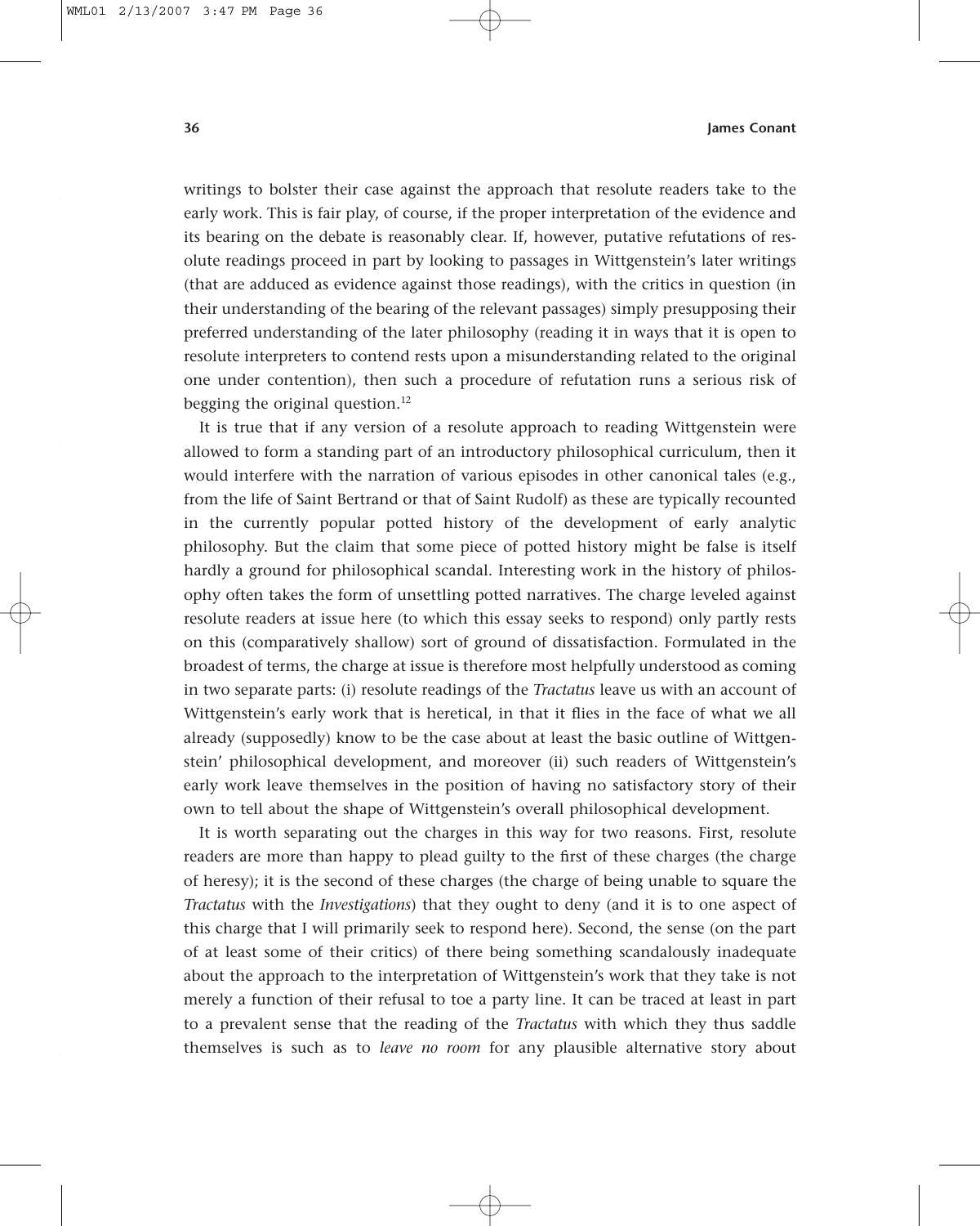writings to bolster their case against the approach that resolute readers take to the early work. This is fair play, of course, if the proper interpretation of the evidence and its bearing on the debate is reasonably clear. If, however, putative refutations of resolute readings proceed in part by looking to passages in Wittgenstein's later writings (that are adduced as evidence against those readings), with the critics in question (in their understanding of the bearing of the relevant passages) simply presupposing their preferred understanding of the later philosophy (reading it in ways that it is open to resolute interpreters to contend rests upon a misunderstanding related to the original one under contention), then such a procedure of refutation runs a serious risk of begging the original question.[12]

It is true that if any version of a resolute approach to reading Wittgenstein were allowed to form a standing part of an introductory philosophical curriculum, then it would interfere with the narration of various episodes in other canonical tales (e.g., from the life of Saint Bertrand or that of Saint Rudolf) as these are typically recounted in the currently popular potted history of the development of early analytic philosophy. But the claim that some piece of potted history might be false is itself hardly a ground for philosophical scandal. Interesting work in the history of philosophy often takes the form of unsettling potted narratives. The charge leveled against resolute readers at issue here (to which this essay seeks to respond) only partly rests on this (comparatively shallow) sort of ground of dissatisfaction. Formulated in the broadest of terms, the charge at issue is therefore most helpfully understood as coming in two separate parts: (i) resolute readings of the *Tractatus* leave us with an account of Wittgenstein's early work that is heretical, in that it flies in the face of what we all already (supposedly) know to be the case about at least the basic outline of Wittgenstein' philosophical development, and moreover (ii) such readers of Wittgenstein's early work leave themselves in the position of having no satisfactory story of their own to tell about the shape of Wittgenstein's overall philosophical development.

It is worth separating out the charges in this way for two reasons. First, resolute readers are more than happy to plead guilty to the first of these charges (the charge of heresy); it is the second of these charges (the charge of being unable to square the *Tractatus* with the *Investigations*) that they ought to deny (and it is to one aspect of this charge that I will primarily seek to respond here). Second, the sense (on the part of at least some of their critics) of there being something scandalously inadequate about the approach to the interpretation of Wittgenstein's work that they take is not merely a function of their refusal to toe a party line. It can be traced at least in part to a prevalent sense that the reading of the *Tractatus* with which they thus saddle themselves is such as to *leave no room* for any plausible alternative story about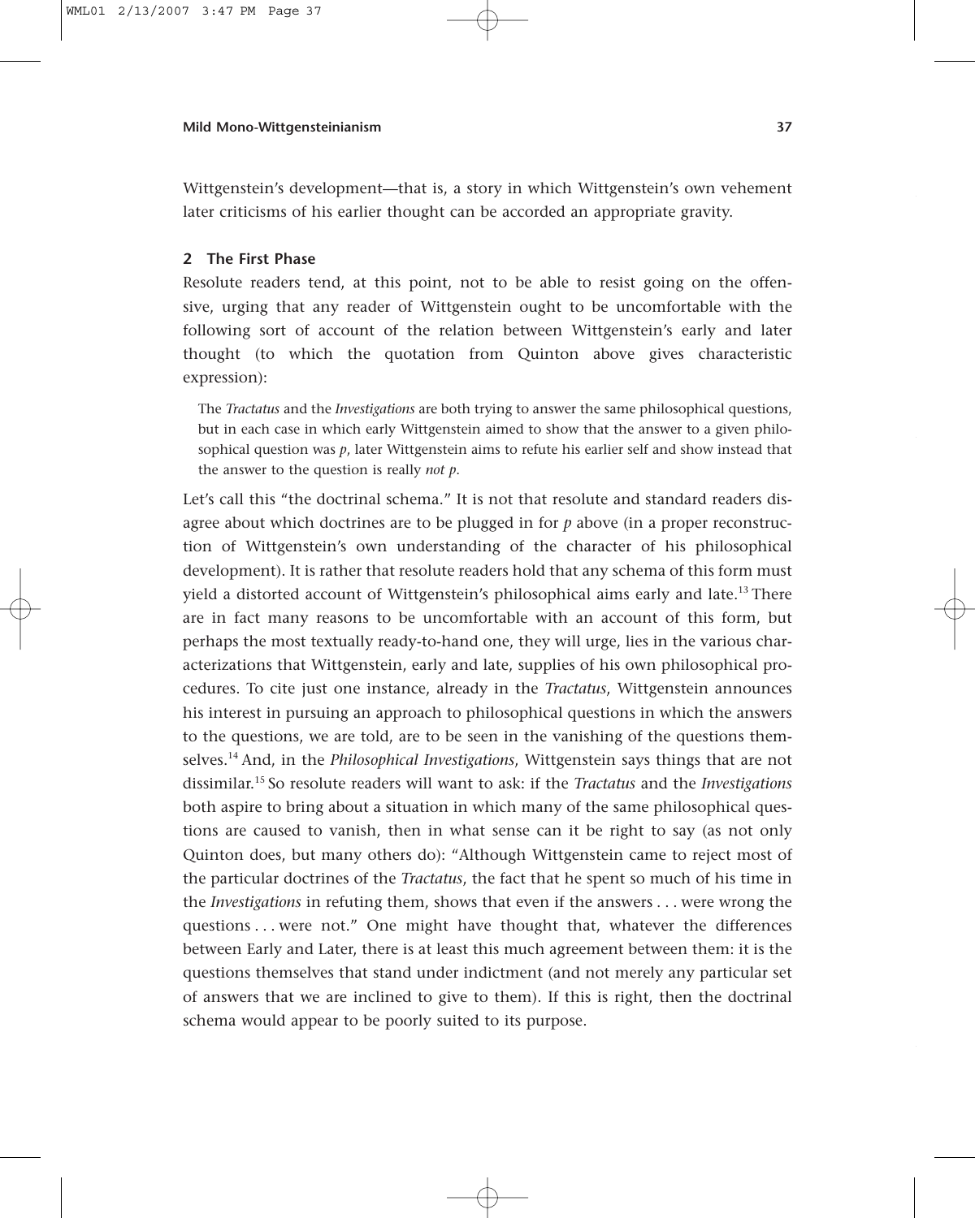Wittgenstein's development—that is, a story in which Wittgenstein's own vehement later criticisms of his earlier thought can be accorded an appropriate gravity.

## 2 The First Phase

Resolute readers tend, at this point, not to be able to resist going on the offensive, urging that any reader of Wittgenstein ought to be uncomfortable with the following sort of account of the relation between Wittgenstein's early and later thought (to which the quotation from Quinton above gives characteristic expression):

> The *Tractatus* and the *Investigations* are both trying to answer the same philosophical questions, but in each case in which early Wittgenstein aimed to show that the answer to a given philosophical question was *p*, later Wittgenstein aims to refute his earlier self and show instead that the answer to the question is really *not p*.

Let's call this "the doctrinal schema." It is not that resolute and standard readers disagree about which doctrines are to be plugged in for *p* above (in a proper reconstruction of Wittgenstein's own understanding of the character of his philosophical development). It is rather that resolute readers hold that any schema of this form must yield a distorted account of Wittgenstein's philosophical aims early and late.[13] There are in fact many reasons to be uncomfortable with an account of this form, but perhaps the most textually ready-to-hand one, they will urge, lies in the various characterizations that Wittgenstein, early and late, supplies of his own philosophical procedures. To cite just one instance, already in the *Tractatus*, Wittgenstein announces his interest in pursuing an approach to philosophical questions in which the answers to the questions, we are told, are to be seen in the vanishing of the questions themselves.[14] And, in the *Philosophical Investigations*, Wittgenstein says things that are not dissimilar.[15] So resolute readers will want to ask: if the *Tractatus* and the *Investigations* both aspire to bring about a situation in which many of the same philosophical questions are caused to vanish, then in what sense can it be right to say (as not only Quinton does, but many others do): "Although Wittgenstein came to reject most of the particular doctrines of the *Tractatus*, the fact that he spent so much of his time in the *Investigations* in refuting them, shows that even if the answers . . . were wrong the questions . . . were not." One might have thought that, whatever the differences between Early and Later, there is at least this much agreement between them: it is the questions themselves that stand under indictment (and not merely any particular set of answers that we are inclined to give to them). If this is right, then the doctrinal schema would appear to be poorly suited to its purpose.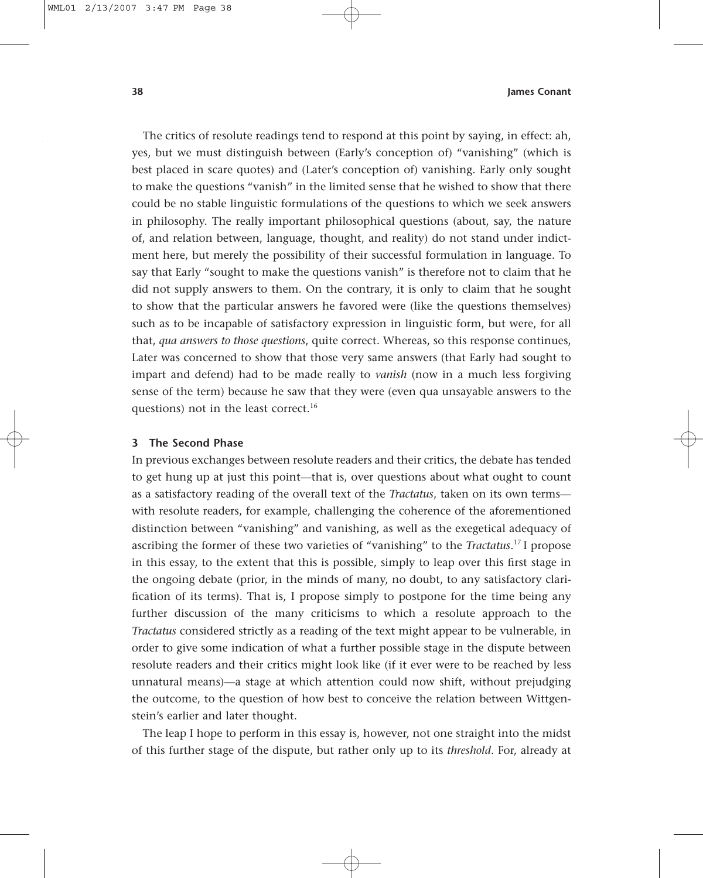The critics of resolute readings tend to respond at this point by saying, in effect: ah, yes, but we must distinguish between (Early's conception of) "vanishing" (which is best placed in scare quotes) and (Later's conception of) vanishing. Early only sought to make the questions "vanish" in the limited sense that he wished to show that there could be no stable linguistic formulations of the questions to which we seek answers in philosophy. The really important philosophical questions (about, say, the nature of, and relation between, language, thought, and reality) do not stand under indictment here, but merely the possibility of their successful formulation in language. To say that Early "sought to make the questions vanish" is therefore not to claim that he did not supply answers to them. On the contrary, it is only to claim that he sought to show that the particular answers he favored were (like the questions themselves) such as to be incapable of satisfactory expression in linguistic form, but were, for all that, *qua answers to those questions*, quite correct. Whereas, so this response continues, Later was concerned to show that those very same answers (that Early had sought to impart and defend) had to be made really to *vanish* (now in a much less forgiving sense of the term) because he saw that they were (even qua unsayable answers to the questions) not in the least correct.[16]

### 3 The Second Phase

In previous exchanges between resolute readers and their critics, the debate has tended to get hung up at just this point—that is, over questions about what ought to count as a satisfactory reading of the overall text of the *Tractatus*, taken on its own terms—with resolute readers, for example, challenging the coherence of the aforementioned distinction between "vanishing" and vanishing, as well as the exegetical adequacy of ascribing the former of these two varieties of "vanishing" to the *Tractatus*.[17] I propose in this essay, to the extent that this is possible, simply to leap over this first stage in the ongoing debate (prior, in the minds of many, no doubt, to any satisfactory clarification of its terms). That is, I propose simply to postpone for the time being any further discussion of the many criticisms to which a resolute approach to the *Tractatus* considered strictly as a reading of the text might appear to be vulnerable, in order to give some indication of what a further possible stage in the dispute between resolute readers and their critics might look like (if it ever were to be reached by less unnatural means)—a stage at which attention could now shift, without prejudging the outcome, to the question of how best to conceive the relation between Wittgenstein's earlier and later thought.

The leap I hope to perform in this essay is, however, not one straight into the midst of this further stage of the dispute, but rather only up to its *threshold*. For, already at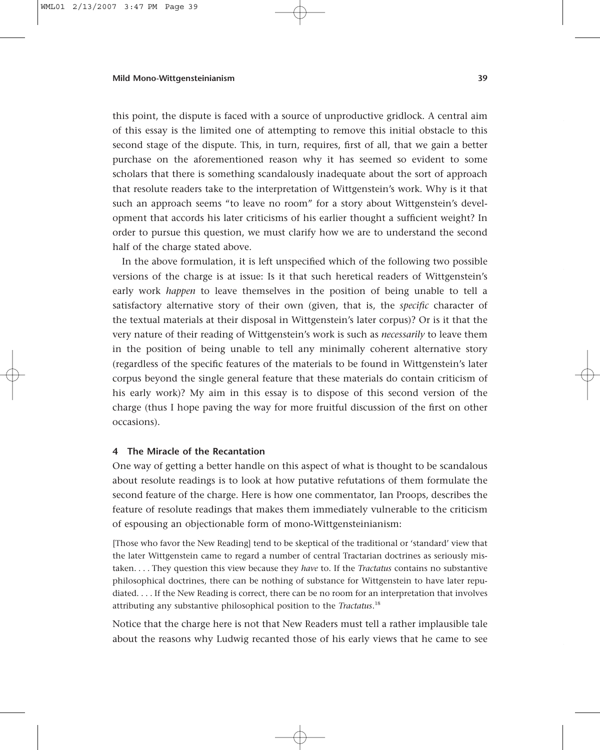this point, the dispute is faced with a source of unproductive gridlock. A central aim of this essay is the limited one of attempting to remove this initial obstacle to this second stage of the dispute. This, in turn, requires, first of all, that we gain a better purchase on the aforementioned reason why it has seemed so evident to some scholars that there is something scandalously inadequate about the sort of approach that resolute readers take to the interpretation of Wittgenstein's work. Why is it that such an approach seems "to leave no room" for a story about Wittgenstein's development that accords his later criticisms of his earlier thought a sufficient weight? In order to pursue this question, we must clarify how we are to understand the second half of the charge stated above.

In the above formulation, it is left unspecified which of the following two possible versions of the charge is at issue: Is it that such heretical readers of Wittgenstein's early work *happen* to leave themselves in the position of being unable to tell a satisfactory alternative story of their own (given, that is, the *specific* character of the textual materials at their disposal in Wittgenstein's later corpus)? Or is it that the very nature of their reading of Wittgenstein's work is such as *necessarily* to leave them in the position of being unable to tell any minimally coherent alternative story (regardless of the specific features of the materials to be found in Wittgenstein's later corpus beyond the single general feature that these materials do contain criticism of his early work)? My aim in this essay is to dispose of this second version of the charge (thus I hope paving the way for more fruitful discussion of the first on other occasions).

#### 4 The Miracle of the Recantation

One way of getting a better handle on this aspect of what is thought to be scandalous about resolute readings is to look at how putative refutations of them formulate the second feature of the charge. Here is how one commentator, Ian Proops, describes the feature of resolute readings that makes them immediately vulnerable to the criticism of espousing an objectionable form of mono-Wittgensteinianism:

> [Those who favor the New Reading] tend to be skeptical of the traditional or 'standard' view that the later Wittgenstein came to regard a number of central Tractarian doctrines as seriously mistaken. . . . They question this view because they *have* to. If the *Tractatus* contains no substantive philosophical doctrines, there can be nothing of substance for Wittgenstein to have later repudiated. . . . If the New Reading is correct, there can be no room for an interpretation that involves attributing any substantive philosophical position to the *Tractatus*.[18]

Notice that the charge here is not that New Readers must tell a rather implausible tale about the reasons why Ludwig recanted those of his early views that he came to see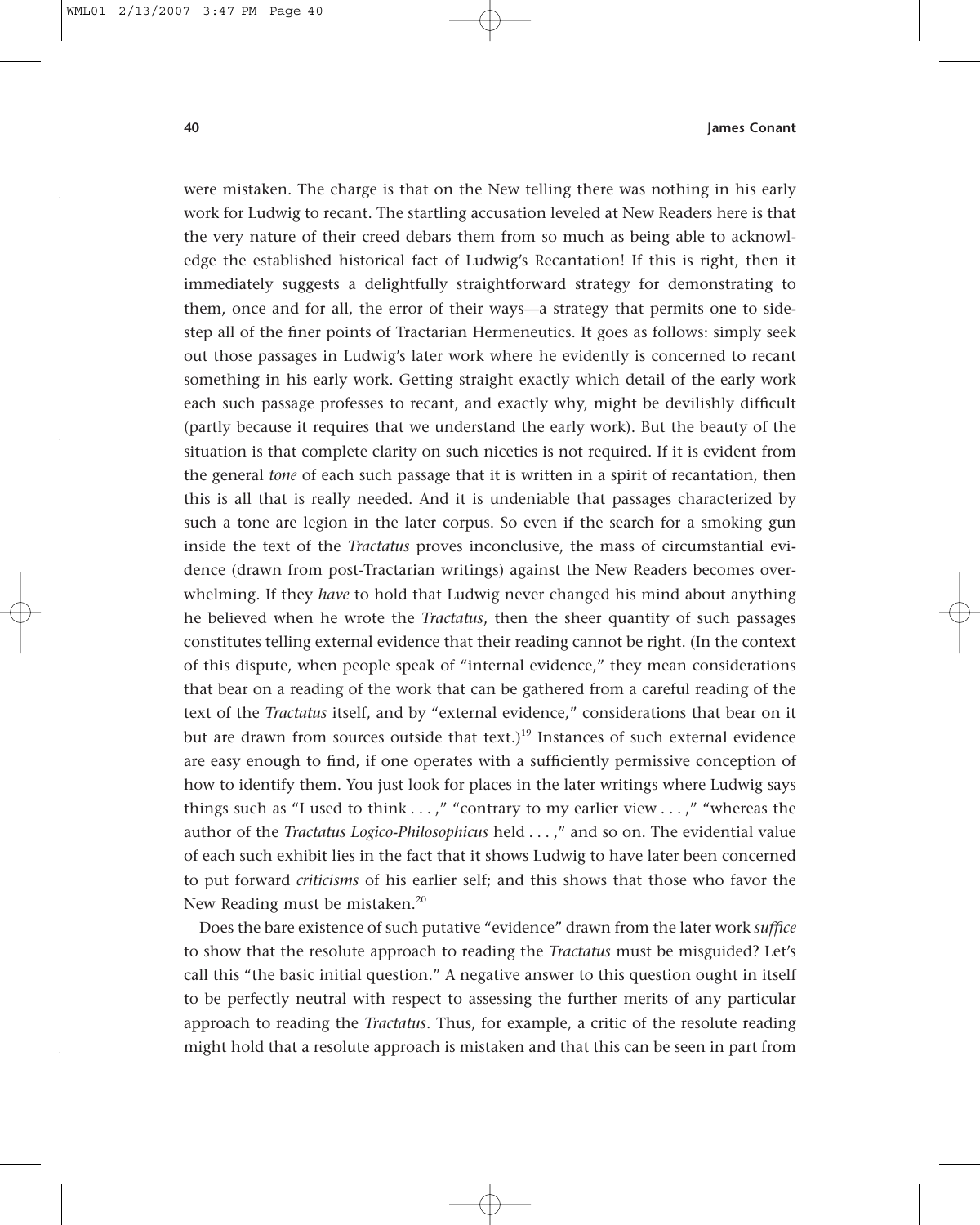were mistaken. The charge is that on the New telling there was nothing in his early work for Ludwig to recant. The startling accusation leveled at New Readers here is that the very nature of their creed debars them from so much as being able to acknowledge the established historical fact of Ludwig's Recantation! If this is right, then it immediately suggests a delightfully straightforward strategy for demonstrating to them, once and for all, the error of their ways—a strategy that permits one to sidestep all of the finer points of Tractarian Hermeneutics. It goes as follows: simply seek out those passages in Ludwig's later work where he evidently is concerned to recant something in his early work. Getting straight exactly which detail of the early work each such passage professes to recant, and exactly why, might be devilishly difficult (partly because it requires that we understand the early work). But the beauty of the situation is that complete clarity on such niceties is not required. If it is evident from the general *tone* of each such passage that it is written in a spirit of recantation, then this is all that is really needed. And it is undeniable that passages characterized by such a tone are legion in the later corpus. So even if the search for a smoking gun inside the text of the *Tractatus* proves inconclusive, the mass of circumstantial evidence (drawn from post-Tractarian writings) against the New Readers becomes overwhelming. If they *have* to hold that Ludwig never changed his mind about anything he believed when he wrote the *Tractatus*, then the sheer quantity of such passages constitutes telling external evidence that their reading cannot be right. (In the context of this dispute, when people speak of "internal evidence," they mean considerations that bear on a reading of the work that can be gathered from a careful reading of the text of the *Tractatus* itself, and by "external evidence," considerations that bear on it but are drawn from sources outside that text.)[19] Instances of such external evidence are easy enough to find, if one operates with a sufficiently permissive conception of how to identify them. You just look for places in the later writings where Ludwig says things such as "I used to think . . . ," "contrary to my earlier view . . . ," "whereas the author of the *Tractatus Logico-Philosophicus* held . . . ," and so on. The evidential value of each such exhibit lies in the fact that it shows Ludwig to have later been concerned to put forward *criticisms* of his earlier self; and this shows that those who favor the New Reading must be mistaken.[20]

Does the bare existence of such putative "evidence" drawn from the later work *suffice* to show that the resolute approach to reading the *Tractatus* must be misguided? Let's call this "the basic initial question." A negative answer to this question ought in itself to be perfectly neutral with respect to assessing the further merits of any particular approach to reading the *Tractatus*. Thus, for example, a critic of the resolute reading might hold that a resolute approach is mistaken and that this can be seen in part from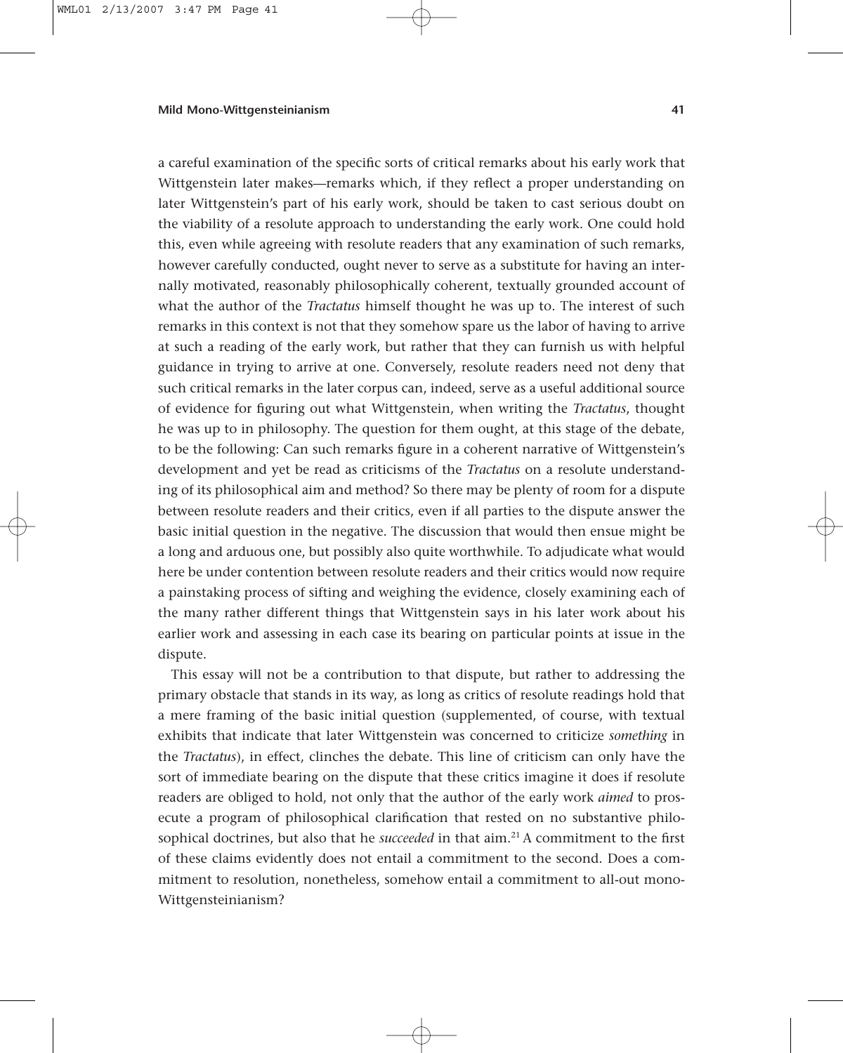a careful examination of the specific sorts of critical remarks about his early work that Wittgenstein later makes—remarks which, if they reflect a proper understanding on later Wittgenstein's part of his early work, should be taken to cast serious doubt on the viability of a resolute approach to understanding the early work. One could hold this, even while agreeing with resolute readers that any examination of such remarks, however carefully conducted, ought never to serve as a substitute for having an internally motivated, reasonably philosophically coherent, textually grounded account of what the author of the *Tractatus* himself thought he was up to. The interest of such remarks in this context is not that they somehow spare us the labor of having to arrive at such a reading of the early work, but rather that they can furnish us with helpful guidance in trying to arrive at one. Conversely, resolute readers need not deny that such critical remarks in the later corpus can, indeed, serve as a useful additional source of evidence for figuring out what Wittgenstein, when writing the *Tractatus*, thought he was up to in philosophy. The question for them ought, at this stage of the debate, to be the following: Can such remarks figure in a coherent narrative of Wittgenstein's development and yet be read as criticisms of the *Tractatus* on a resolute understanding of its philosophical aim and method? So there may be plenty of room for a dispute between resolute readers and their critics, even if all parties to the dispute answer the basic initial question in the negative. The discussion that would then ensue might be a long and arduous one, but possibly also quite worthwhile. To adjudicate what would here be under contention between resolute readers and their critics would now require a painstaking process of sifting and weighing the evidence, closely examining each of the many rather different things that Wittgenstein says in his later work about his earlier work and assessing in each case its bearing on particular points at issue in the dispute.

This essay will not be a contribution to that dispute, but rather to addressing the primary obstacle that stands in its way, as long as critics of resolute readings hold that a mere framing of the basic initial question (supplemented, of course, with textual exhibits that indicate that later Wittgenstein was concerned to criticize *something* in the *Tractatus*), in effect, clinches the debate. This line of criticism can only have the sort of immediate bearing on the dispute that these critics imagine it does if resolute readers are obliged to hold, not only that the author of the early work *aimed* to prosecute a program of philosophical clarification that rested on no substantive philosophical doctrines, but also that he *succeeded* in that aim.[21] A commitment to the first of these claims evidently does not entail a commitment to the second. Does a commitment to resolution, nonetheless, somehow entail a commitment to all-out mono-Wittgensteinianism?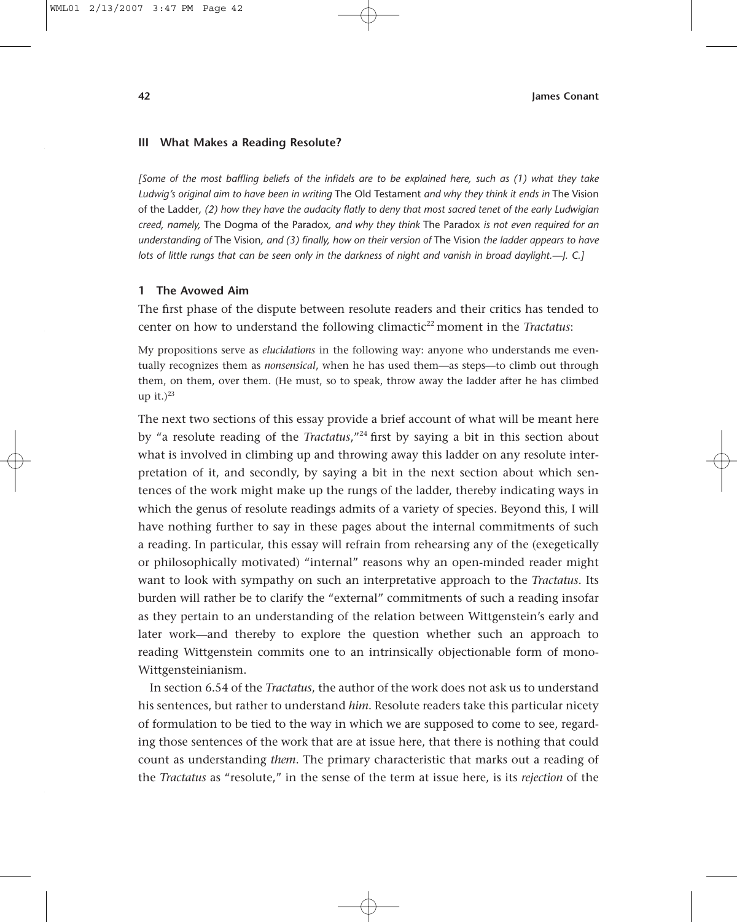## III What Makes a Reading Resolute?

*[Some of the most baffling beliefs of the infidels are to be explained here, such as (1) what they take Ludwig's original aim to have been in writing* The Old Testament *and why they think it ends in* The Vision of the Ladder*, (2) how they have the audacity flatly to deny that most sacred tenet of the early Ludwigian creed, namely,* The Dogma of the Paradox*, and why they think* The Paradox *is not even required for an understanding of* The Vision*, and (3) finally, how on their version of* The Vision *the ladder appears to have lots of little rungs that can be seen only in the darkness of night and vanish in broad daylight.—J. C.]*

### 1 The Avowed Aim

The first phase of the dispute between resolute readers and their critics has tended to center on how to understand the following climactic[22] moment in the *Tractatus*:

> My propositions serve as *elucidations* in the following way: anyone who understands me eventually recognizes them as *nonsensical*, when he has used them—as steps—to climb out through them, on them, over them. (He must, so to speak, throw away the ladder after he has climbed up it.)[23]

The next two sections of this essay provide a brief account of what will be meant here by "a resolute reading of the *Tractatus*,"[24] first by saying a bit in this section about what is involved in climbing up and throwing away this ladder on any resolute interpretation of it, and secondly, by saying a bit in the next section about which sentences of the work might make up the rungs of the ladder, thereby indicating ways in which the genus of resolute readings admits of a variety of species. Beyond this, I will have nothing further to say in these pages about the internal commitments of such a reading. In particular, this essay will refrain from rehearsing any of the (exegetically or philosophically motivated) "internal" reasons why an open-minded reader might want to look with sympathy on such an interpretative approach to the *Tractatus*. Its burden will rather be to clarify the "external" commitments of such a reading insofar as they pertain to an understanding of the relation between Wittgenstein's early and later work—and thereby to explore the question whether such an approach to reading Wittgenstein commits one to an intrinsically objectionable form of mono-Wittgensteinianism.

In section 6.54 of the *Tractatus*, the author of the work does not ask us to understand his sentences, but rather to understand *him*. Resolute readers take this particular nicety of formulation to be tied to the way in which we are supposed to come to see, regarding those sentences of the work that are at issue here, that there is nothing that could count as understanding *them*. The primary characteristic that marks out a reading of the *Tractatus* as "resolute," in the sense of the term at issue here, is its *rejection* of the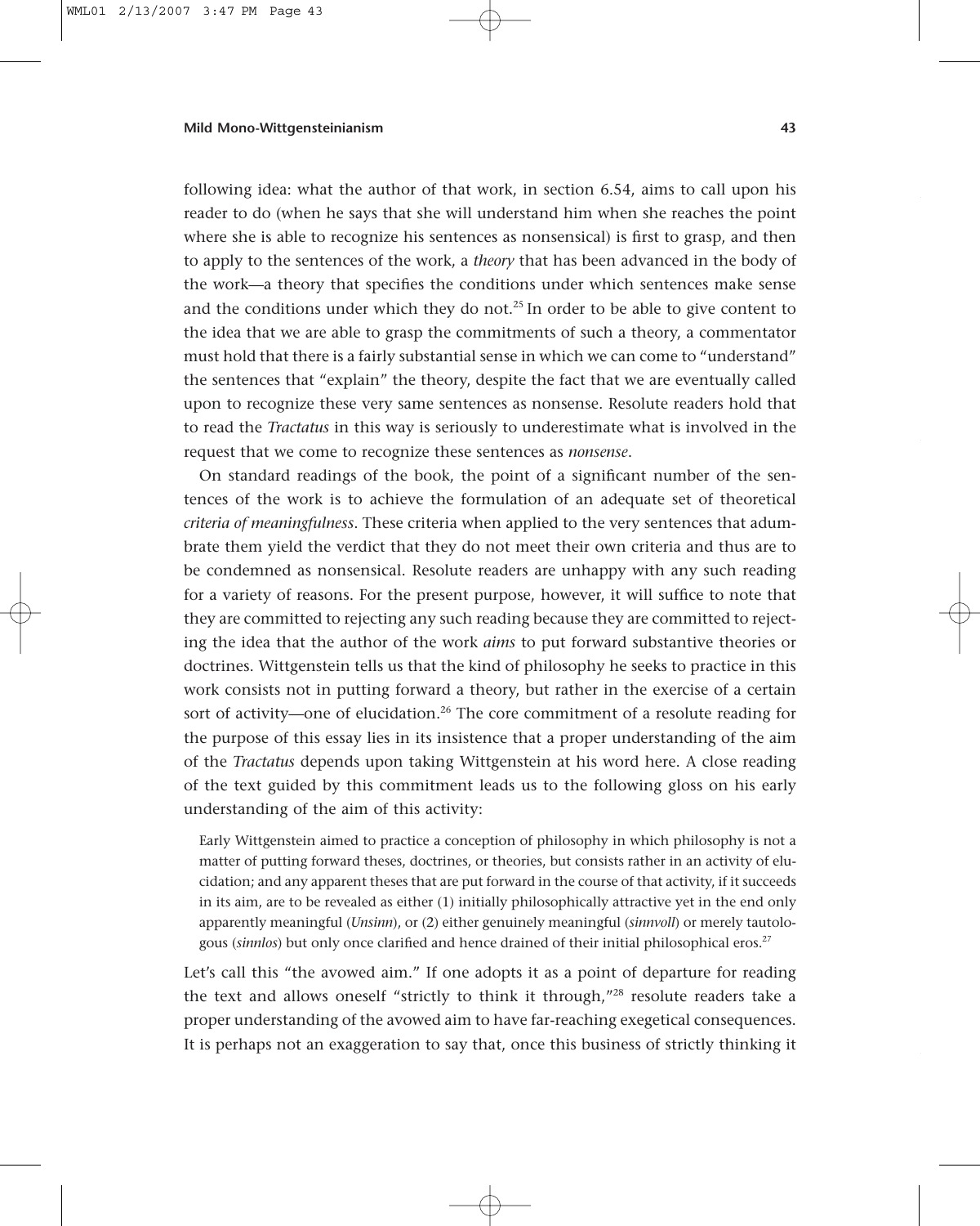following idea: what the author of that work, in section 6.54, aims to call upon his reader to do (when he says that she will understand him when she reaches the point where she is able to recognize his sentences as nonsensical) is first to grasp, and then to apply to the sentences of the work, a *theory* that has been advanced in the body of the work—a theory that specifies the conditions under which sentences make sense and the conditions under which they do not.[25] In order to be able to give content to the idea that we are able to grasp the commitments of such a theory, a commentator must hold that there is a fairly substantial sense in which we can come to "understand" the sentences that "explain" the theory, despite the fact that we are eventually called upon to recognize these very same sentences as nonsense. Resolute readers hold that to read the *Tractatus* in this way is seriously to underestimate what is involved in the request that we come to recognize these sentences as *nonsense*.

On standard readings of the book, the point of a significant number of the sentences of the work is to achieve the formulation of an adequate set of theoretical *criteria of meaningfulness*. These criteria when applied to the very sentences that adumbrate them yield the verdict that they do not meet their own criteria and thus are to be condemned as nonsensical. Resolute readers are unhappy with any such reading for a variety of reasons. For the present purpose, however, it will suffice to note that they are committed to rejecting any such reading because they are committed to rejecting the idea that the author of the work *aims* to put forward substantive theories or doctrines. Wittgenstein tells us that the kind of philosophy he seeks to practice in this work consists not in putting forward a theory, but rather in the exercise of a certain sort of activity—one of elucidation.[26] The core commitment of a resolute reading for the purpose of this essay lies in its insistence that a proper understanding of the aim of the *Tractatus* depends upon taking Wittgenstein at his word here. A close reading of the text guided by this commitment leads us to the following gloss on his early understanding of the aim of this activity:

> Early Wittgenstein aimed to practice a conception of philosophy in which philosophy is not a matter of putting forward theses, doctrines, or theories, but consists rather in an activity of elucidation; and any apparent theses that are put forward in the course of that activity, if it succeeds in its aim, are to be revealed as either (1) initially philosophically attractive yet in the end only apparently meaningful (*Unsinn*), or (2) either genuinely meaningful (*sinnvoll*) or merely tautologous (*sinnlos*) but only once clarified and hence drained of their initial philosophical eros.[27]

Let's call this "the avowed aim." If one adopts it as a point of departure for reading the text and allows oneself "strictly to think it through,"[28] resolute readers take a proper understanding of the avowed aim to have far-reaching exegetical consequences. It is perhaps not an exaggeration to say that, once this business of strictly thinking it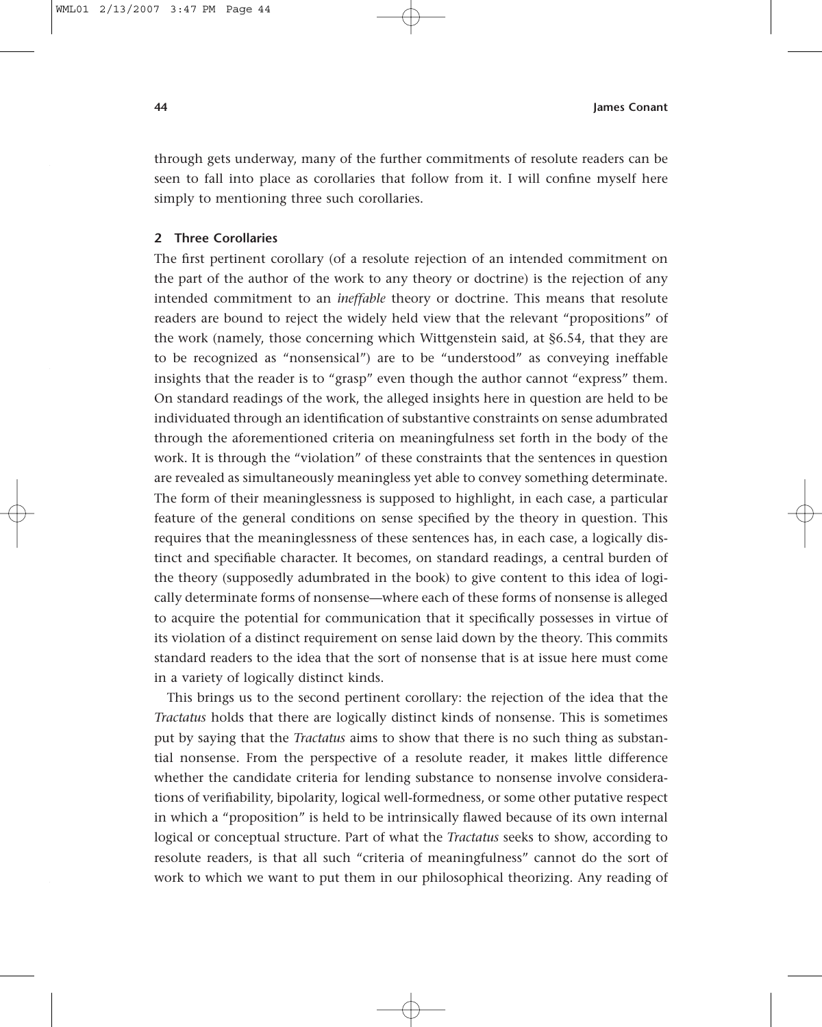through gets underway, many of the further commitments of resolute readers can be seen to fall into place as corollaries that follow from it. I will confine myself here simply to mentioning three such corollaries.

## 2 Three Corollaries

The first pertinent corollary (of a resolute rejection of an intended commitment on the part of the author of the work to any theory or doctrine) is the rejection of any intended commitment to an *ineffable* theory or doctrine. This means that resolute readers are bound to reject the widely held view that the relevant "propositions" of the work (namely, those concerning which Wittgenstein said, at §6.54, that they are to be recognized as "nonsensical") are to be "understood" as conveying ineffable insights that the reader is to "grasp" even though the author cannot "express" them. On standard readings of the work, the alleged insights here in question are held to be individuated through an identification of substantive constraints on sense adumbrated through the aforementioned criteria on meaningfulness set forth in the body of the work. It is through the "violation" of these constraints that the sentences in question are revealed as simultaneously meaningless yet able to convey something determinate. The form of their meaninglessness is supposed to highlight, in each case, a particular feature of the general conditions on sense specified by the theory in question. This requires that the meaninglessness of these sentences has, in each case, a logically distinct and specifiable character. It becomes, on standard readings, a central burden of the theory (supposedly adumbrated in the book) to give content to this idea of logically determinate forms of nonsense—where each of these forms of nonsense is alleged to acquire the potential for communication that it specifically possesses in virtue of its violation of a distinct requirement on sense laid down by the theory. This commits standard readers to the idea that the sort of nonsense that is at issue here must come in a variety of logically distinct kinds.

This brings us to the second pertinent corollary: the rejection of the idea that the *Tractatus* holds that there are logically distinct kinds of nonsense. This is sometimes put by saying that the *Tractatus* aims to show that there is no such thing as substantial nonsense. From the perspective of a resolute reader, it makes little difference whether the candidate criteria for lending substance to nonsense involve considerations of verifiability, bipolarity, logical well-formedness, or some other putative respect in which a "proposition" is held to be intrinsically flawed because of its own internal logical or conceptual structure. Part of what the *Tractatus* seeks to show, according to resolute readers, is that all such "criteria of meaningfulness" cannot do the sort of work to which we want to put them in our philosophical theorizing. Any reading of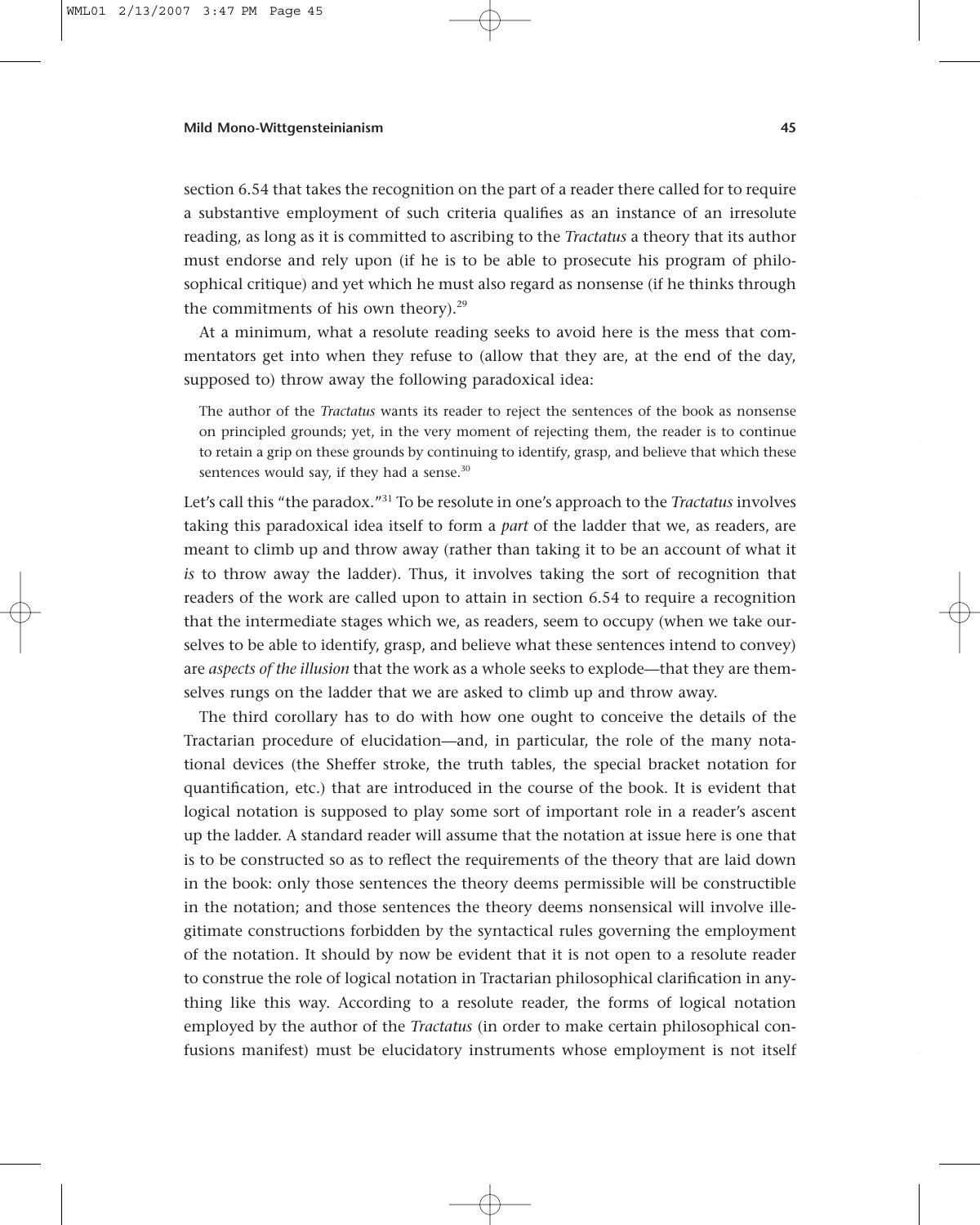section 6.54 that takes the recognition on the part of a reader there called for to require a substantive employment of such criteria qualifies as an instance of an irresolute reading, as long as it is committed to ascribing to the *Tractatus* a theory that its author must endorse and rely upon (if he is to be able to prosecute his program of philosophical critique) and yet which he must also regard as nonsense (if he thinks through the commitments of his own theory).[29]

At a minimum, what a resolute reading seeks to avoid here is the mess that commentators get into when they refuse to (allow that they are, at the end of the day, supposed to) throw away the following paradoxical idea:

> The author of the *Tractatus* wants its reader to reject the sentences of the book as nonsense on principled grounds; yet, in the very moment of rejecting them, the reader is to continue to retain a grip on these grounds by continuing to identify, grasp, and believe that which these sentences would say, if they had a sense.[30]

Let's call this "the paradox."[31] To be resolute in one's approach to the *Tractatus* involves taking this paradoxical idea itself to form a *part* of the ladder that we, as readers, are meant to climb up and throw away (rather than taking it to be an account of what it *is* to throw away the ladder). Thus, it involves taking the sort of recognition that readers of the work are called upon to attain in section 6.54 to require a recognition that the intermediate stages which we, as readers, seem to occupy (when we take ourselves to be able to identify, grasp, and believe what these sentences intend to convey) are *aspects of the illusion* that the work as a whole seeks to explode—that they are themselves rungs on the ladder that we are asked to climb up and throw away.

The third corollary has to do with how one ought to conceive the details of the Tractarian procedure of elucidation—and, in particular, the role of the many notational devices (the Sheffer stroke, the truth tables, the special bracket notation for quantification, etc.) that are introduced in the course of the book. It is evident that logical notation is supposed to play some sort of important role in a reader's ascent up the ladder. A standard reader will assume that the notation at issue here is one that is to be constructed so as to reflect the requirements of the theory that are laid down in the book: only those sentences the theory deems permissible will be constructible in the notation; and those sentences the theory deems nonsensical will involve illegitimate constructions forbidden by the syntactical rules governing the employment of the notation. It should by now be evident that it is not open to a resolute reader to construe the role of logical notation in Tractarian philosophical clarification in anything like this way. According to a resolute reader, the forms of logical notation employed by the author of the *Tractatus* (in order to make certain philosophical confusions manifest) must be elucidatory instruments whose employment is not itself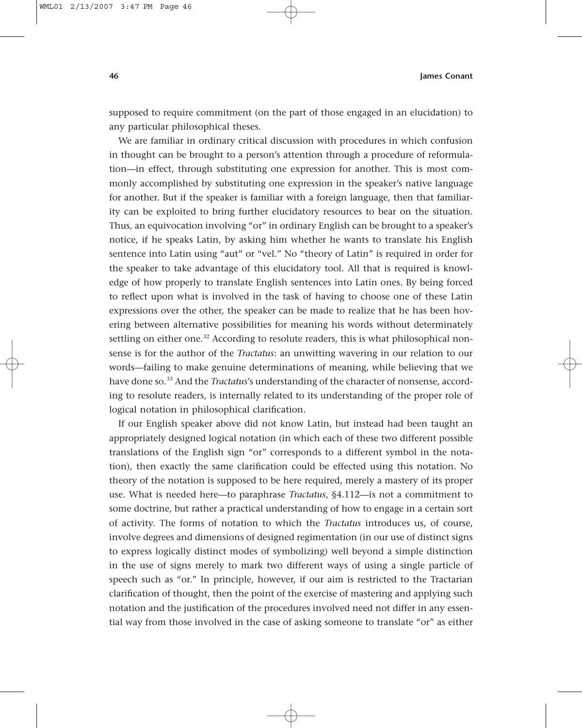supposed to require commitment (on the part of those engaged in an elucidation) to any particular philosophical theses.

We are familiar in ordinary critical discussion with procedures in which confusion in thought can be brought to a person's attention through a procedure of reformulation—in effect, through substituting one expression for another. This is most commonly accomplished by substituting one expression in the speaker's native language for another. But if the speaker is familiar with a foreign language, then that familiarity can be exploited to bring further elucidatory resources to bear on the situation. Thus, an equivocation involving "or" in ordinary English can be brought to a speaker's notice, if he speaks Latin, by asking him whether he wants to translate his English sentence into Latin using "aut" or "vel." No "theory of Latin" is required in order for the speaker to take advantage of this elucidatory tool. All that is required is knowledge of how properly to translate English sentences into Latin ones. By being forced to reflect upon what is involved in the task of having to choose one of these Latin expressions over the other, the speaker can be made to realize that he has been hovering between alternative possibilities for meaning his words without determinately settling on either one.[32] According to resolute readers, this is what philosophical nonsense is for the author of the *Tractatus*: an unwitting wavering in our relation to our words—failing to make genuine determinations of meaning, while believing that we have done so.[33] And the *Tractatus*'s understanding of the character of nonsense, according to resolute readers, is internally related to its understanding of the proper role of logical notation in philosophical clarification.

If our English speaker above did not know Latin, but instead had been taught an appropriately designed logical notation (in which each of these two different possible translations of the English sign "or" corresponds to a different symbol in the notation), then exactly the same clarification could be effected using this notation. No theory of the notation is supposed to be here required, merely a mastery of its proper use. What is needed here—to paraphrase *Tractatus*, §4.112—is not a commitment to some doctrine, but rather a practical understanding of how to engage in a certain sort of activity. The forms of notation to which the *Tractatus* introduces us, of course, involve degrees and dimensions of designed regimentation (in our use of distinct signs to express logically distinct modes of symbolizing) well beyond a simple distinction in the use of signs merely to mark two different ways of using a single particle of speech such as "or." In principle, however, if our aim is restricted to the Tractarian clarification of thought, then the point of the exercise of mastering and applying such notation and the justification of the procedures involved need not differ in any essential way from those involved in the case of asking someone to translate "or" as either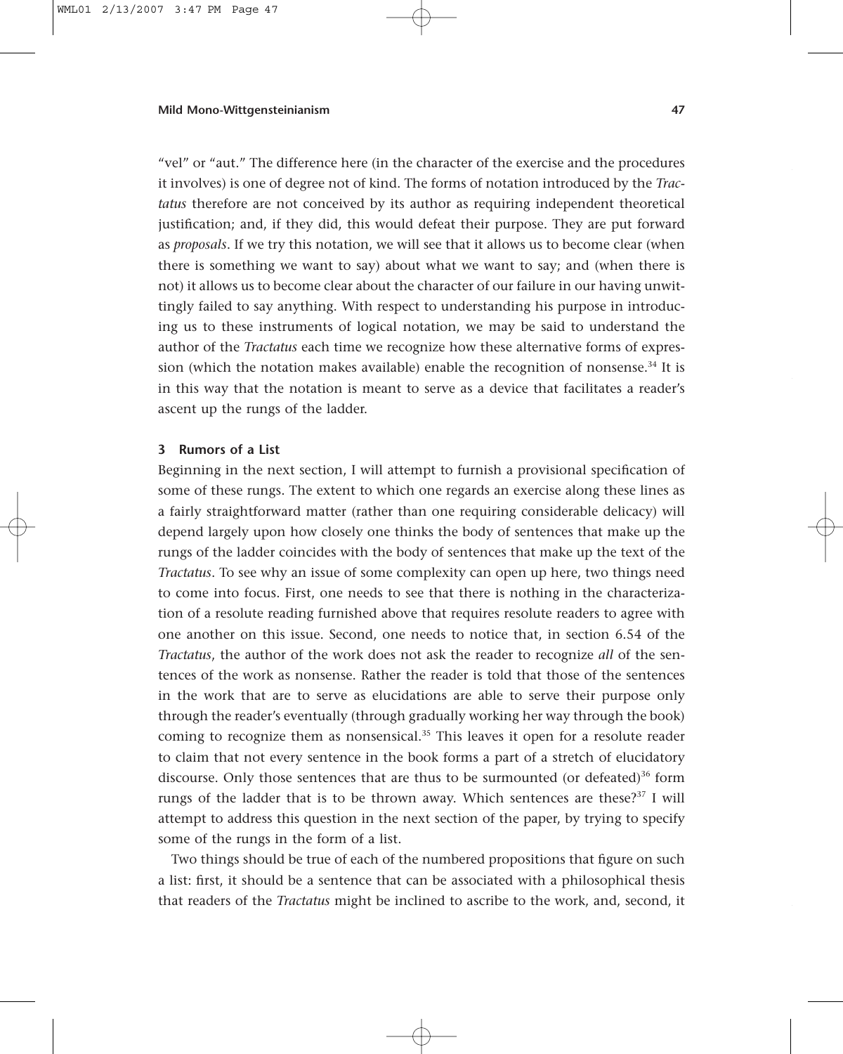"vel" or "aut." The difference here (in the character of the exercise and the procedures it involves) is one of degree not of kind. The forms of notation introduced by the *Tractatus* therefore are not conceived by its author as requiring independent theoretical justification; and, if they did, this would defeat their purpose. They are put forward as *proposals*. If we try this notation, we will see that it allows us to become clear (when there is something we want to say) about what we want to say; and (when there is not) it allows us to become clear about the character of our failure in our having unwittingly failed to say anything. With respect to understanding his purpose in introducing us to these instruments of logical notation, we may be said to understand the author of the *Tractatus* each time we recognize how these alternative forms of expression (which the notation makes available) enable the recognition of nonsense.[34] It is in this way that the notation is meant to serve as a device that facilitates a reader's ascent up the rungs of the ladder.

### 3 Rumors of a List

Beginning in the next section, I will attempt to furnish a provisional specification of some of these rungs. The extent to which one regards an exercise along these lines as a fairly straightforward matter (rather than one requiring considerable delicacy) will depend largely upon how closely one thinks the body of sentences that make up the rungs of the ladder coincides with the body of sentences that make up the text of the *Tractatus*. To see why an issue of some complexity can open up here, two things need to come into focus. First, one needs to see that there is nothing in the characterization of a resolute reading furnished above that requires resolute readers to agree with one another on this issue. Second, one needs to notice that, in section 6.54 of the *Tractatus*, the author of the work does not ask the reader to recognize *all* of the sentences of the work as nonsense. Rather the reader is told that those of the sentences in the work that are to serve as elucidations are able to serve their purpose only through the reader's eventually (through gradually working her way through the book) coming to recognize them as nonsensical.[35] This leaves it open for a resolute reader to claim that not every sentence in the book forms a part of a stretch of elucidatory discourse. Only those sentences that are thus to be surmounted (or defeated)[36] form rungs of the ladder that is to be thrown away. Which sentences are these?[37] I will attempt to address this question in the next section of the paper, by trying to specify some of the rungs in the form of a list.

Two things should be true of each of the numbered propositions that figure on such a list: first, it should be a sentence that can be associated with a philosophical thesis that readers of the *Tractatus* might be inclined to ascribe to the work, and, second, it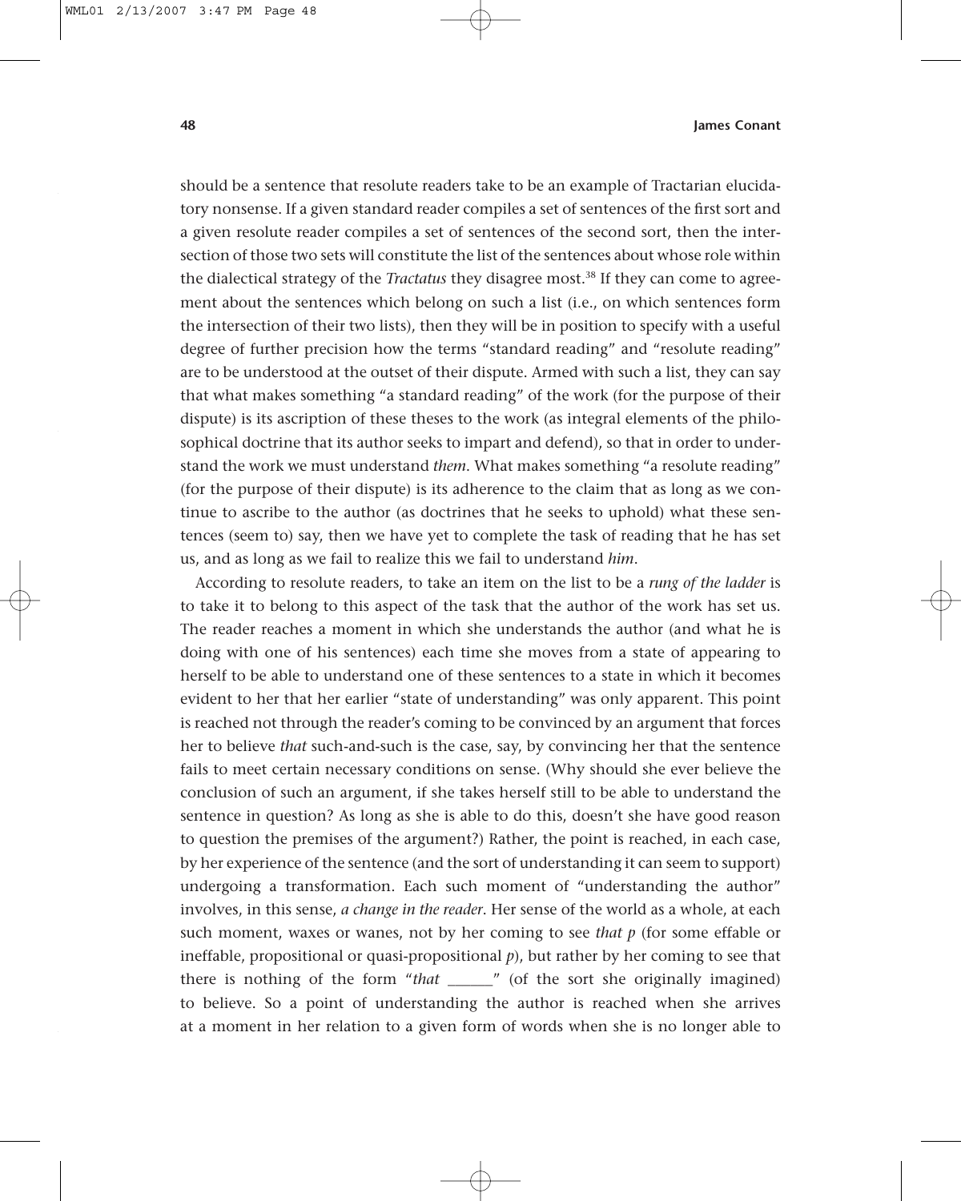should be a sentence that resolute readers take to be an example of Tractarian elucidatory nonsense. If a given standard reader compiles a set of sentences of the first sort and a given resolute reader compiles a set of sentences of the second sort, then the intersection of those two sets will constitute the list of the sentences about whose role within the dialectical strategy of the *Tractatus* they disagree most.[38] If they can come to agreement about the sentences which belong on such a list (i.e., on which sentences form the intersection of their two lists), then they will be in position to specify with a useful degree of further precision how the terms "standard reading" and "resolute reading" are to be understood at the outset of their dispute. Armed with such a list, they can say that what makes something "a standard reading" of the work (for the purpose of their dispute) is its ascription of these theses to the work (as integral elements of the philosophical doctrine that its author seeks to impart and defend), so that in order to understand the work we must understand *them*. What makes something "a resolute reading" (for the purpose of their dispute) is its adherence to the claim that as long as we continue to ascribe to the author (as doctrines that he seeks to uphold) what these sentences (seem to) say, then we have yet to complete the task of reading that he has set us, and as long as we fail to realize this we fail to understand *him*.

According to resolute readers, to take an item on the list to be a *rung of the ladder* is to take it to belong to this aspect of the task that the author of the work has set us. The reader reaches a moment in which she understands the author (and what he is doing with one of his sentences) each time she moves from a state of appearing to herself to be able to understand one of these sentences to a state in which it becomes evident to her that her earlier "state of understanding" was only apparent. This point is reached not through the reader's coming to be convinced by an argument that forces her to believe *that* such-and-such is the case, say, by convincing her that the sentence fails to meet certain necessary conditions on sense. (Why should she ever believe the conclusion of such an argument, if she takes herself still to be able to understand the sentence in question? As long as she is able to do this, doesn't she have good reason to question the premises of the argument?) Rather, the point is reached, in each case, by her experience of the sentence (and the sort of understanding it can seem to support) undergoing a transformation. Each such moment of "understanding the author" involves, in this sense, *a change in the reader*. Her sense of the world as a whole, at each such moment, waxes or wanes, not by her coming to see *that p* (for some effable or ineffable, propositional or quasi-propositional *p*), but rather by her coming to see that there is nothing of the form "*that* ______" (of the sort she originally imagined) to believe. So a point of understanding the author is reached when she arrives at a moment in her relation to a given form of words when she is no longer able to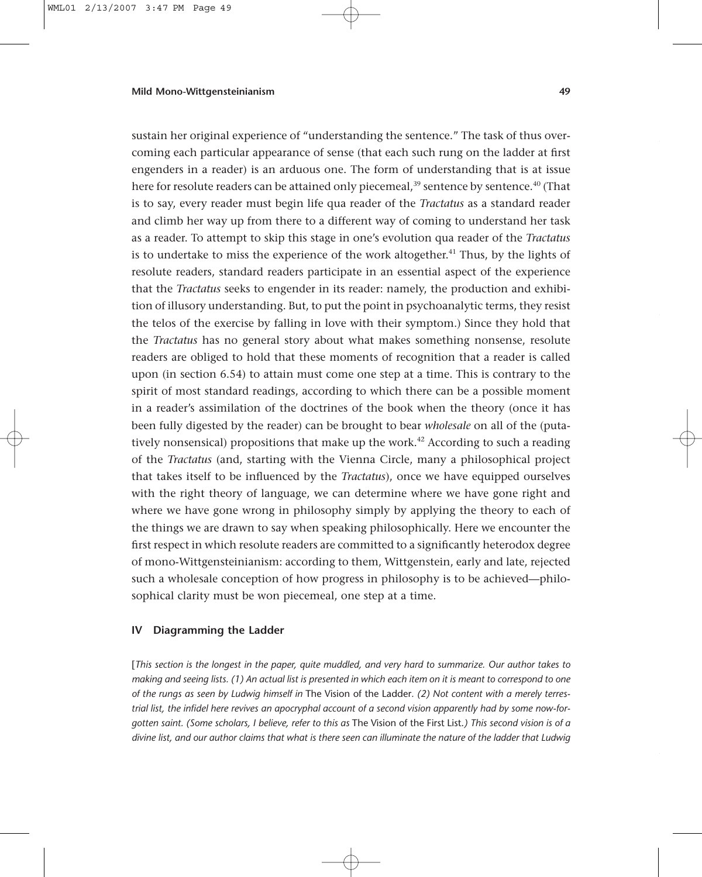sustain her original experience of "understanding the sentence." The task of thus overcoming each particular appearance of sense (that each such rung on the ladder at first engenders in a reader) is an arduous one. The form of understanding that is at issue here for resolute readers can be attained only piecemeal,[39] sentence by sentence.[40] (That is to say, every reader must begin life qua reader of the *Tractatus* as a standard reader and climb her way up from there to a different way of coming to understand her task as a reader. To attempt to skip this stage in one's evolution qua reader of the *Tractatus* is to undertake to miss the experience of the work altogether.[41] Thus, by the lights of resolute readers, standard readers participate in an essential aspect of the experience that the *Tractatus* seeks to engender in its reader: namely, the production and exhibition of illusory understanding. But, to put the point in psychoanalytic terms, they resist the telos of the exercise by falling in love with their symptom.) Since they hold that the *Tractatus* has no general story about what makes something nonsense, resolute readers are obliged to hold that these moments of recognition that a reader is called upon (in section 6.54) to attain must come one step at a time. This is contrary to the spirit of most standard readings, according to which there can be a possible moment in a reader's assimilation of the doctrines of the book when the theory (once it has been fully digested by the reader) can be brought to bear *wholesale* on all of the (putatively nonsensical) propositions that make up the work.[42] According to such a reading of the *Tractatus* (and, starting with the Vienna Circle, many a philosophical project that takes itself to be influenced by the *Tractatus*), once we have equipped ourselves with the right theory of language, we can determine where we have gone right and where we have gone wrong in philosophy simply by applying the theory to each of the things we are drawn to say when speaking philosophically. Here we encounter the first respect in which resolute readers are committed to a significantly heterodox degree of mono-Wittgensteinianism: according to them, Wittgenstein, early and late, rejected such a wholesale conception of how progress in philosophy is to be achieved—philosophical clarity must be won piecemeal, one step at a time.

## IV Diagramming the Ladder

[*This section is the longest in the paper, quite muddled, and very hard to summarize. Our author takes to making and seeing lists. (1) An actual list is presented in which each item on it is meant to correspond to one of the rungs as seen by Ludwig himself in* The Vision of the Ladder*. (2) Not content with a merely terrestrial list, the infidel here revives an apocryphal account of a second vision apparently had by some now-forgotten saint. (Some scholars, I believe, refer to this as* The Vision of the First List.*) This second vision is of a divine list, and our author claims that what is there seen can illuminate the nature of the ladder that Ludwig*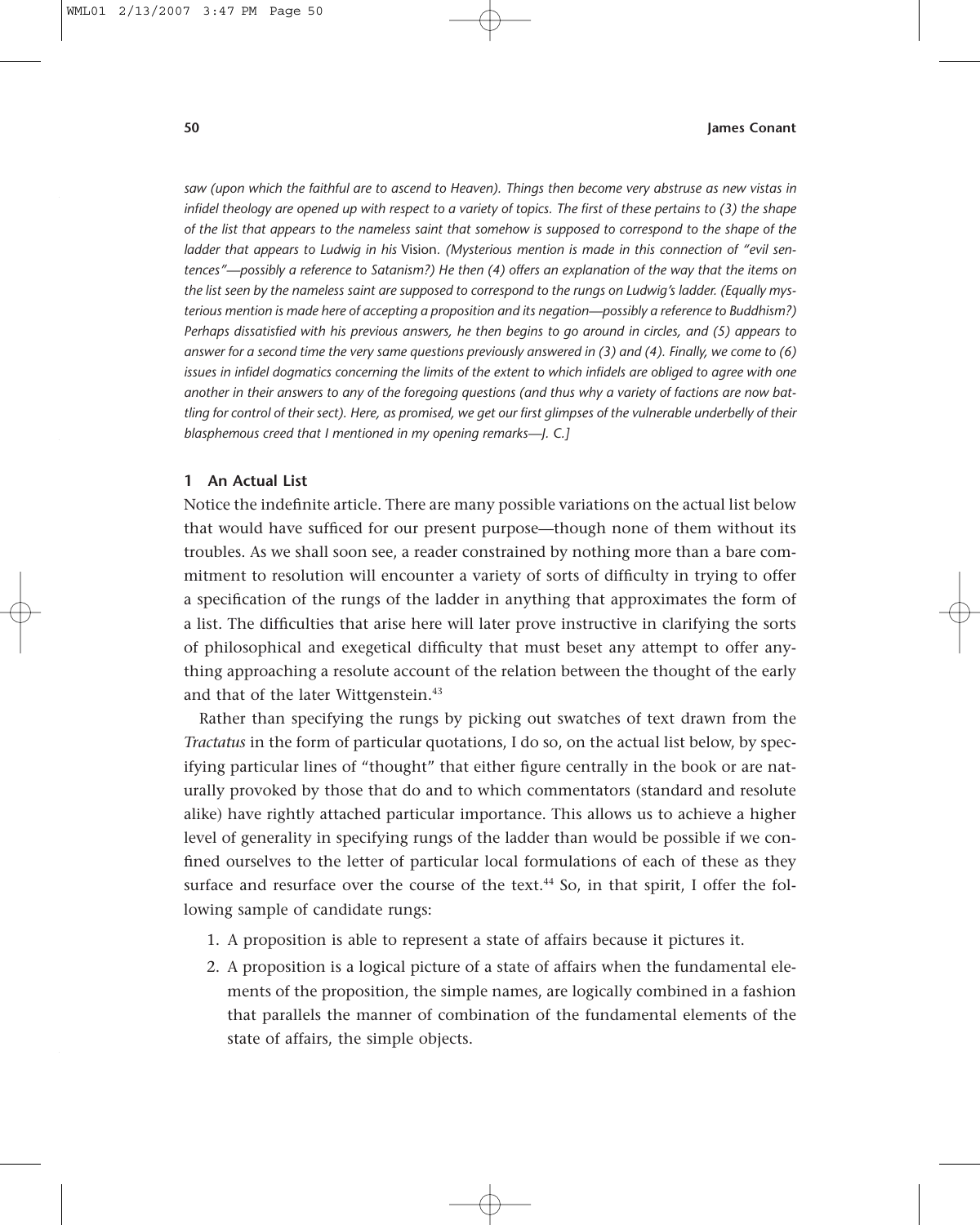*saw (upon which the faithful are to ascend to Heaven). Things then become very abstruse as new vistas in infidel theology are opened up with respect to a variety of topics. The first of these pertains to (3) the shape of the list that appears to the nameless saint that somehow is supposed to correspond to the shape of the ladder that appears to Ludwig in his* Vision. *(Mysterious mention is made in this connection of "evil sentences"—possibly a reference to Satanism?) He then (4) offers an explanation of the way that the items on the list seen by the nameless saint are supposed to correspond to the rungs on Ludwig's ladder. (Equally mysterious mention is made here of accepting a proposition and its negation—possibly a reference to Buddhism?) Perhaps dissatisfied with his previous answers, he then begins to go around in circles, and (5) appears to answer for a second time the very same questions previously answered in (3) and (4). Finally, we come to (6) issues in infidel dogmatics concerning the limits of the extent to which infidels are obliged to agree with one another in their answers to any of the foregoing questions (and thus why a variety of factions are now battling for control of their sect). Here, as promised, we get our first glimpses of the vulnerable underbelly of their blasphemous creed that I mentioned in my opening remarks—J. C.]*

### 1 An Actual List

Notice the indefinite article. There are many possible variations on the actual list below that would have sufficed for our present purpose—though none of them without its troubles. As we shall soon see, a reader constrained by nothing more than a bare commitment to resolution will encounter a variety of sorts of difficulty in trying to offer a specification of the rungs of the ladder in anything that approximates the form of a list. The difficulties that arise here will later prove instructive in clarifying the sorts of philosophical and exegetical difficulty that must beset any attempt to offer anything approaching a resolute account of the relation between the thought of the early and that of the later Wittgenstein.[43]

Rather than specifying the rungs by picking out swatches of text drawn from the *Tractatus* in the form of particular quotations, I do so, on the actual list below, by specifying particular lines of "thought" that either figure centrally in the book or are naturally provoked by those that do and to which commentators (standard and resolute alike) have rightly attached particular importance. This allows us to achieve a higher level of generality in specifying rungs of the ladder than would be possible if we confined ourselves to the letter of particular local formulations of each of these as they surface and resurface over the course of the text.[44] So, in that spirit, I offer the following sample of candidate rungs:

1. A proposition is able to represent a state of affairs because it pictures it.
2. A proposition is a logical picture of a state of affairs when the fundamental elements of the proposition, the simple names, are logically combined in a fashion that parallels the manner of combination of the fundamental elements of the state of affairs, the simple objects.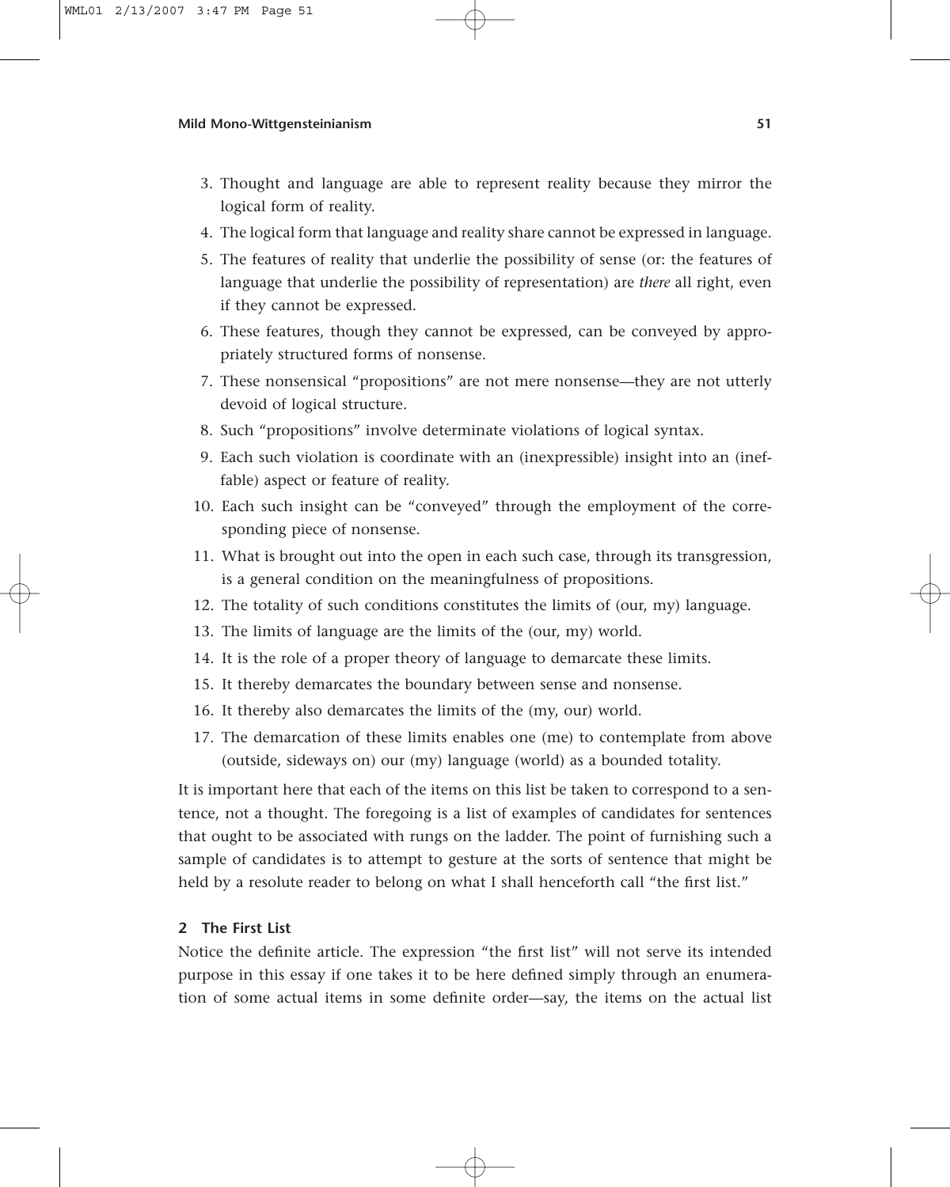3. Thought and language are able to represent reality because they mirror the logical form of reality.
4. The logical form that language and reality share cannot be expressed in language.
5. The features of reality that underlie the possibility of sense (or: the features of language that underlie the possibility of representation) are *there* all right, even if they cannot be expressed.
6. These features, though they cannot be expressed, can be conveyed by appropriately structured forms of nonsense.
7. These nonsensical "propositions" are not mere nonsense—they are not utterly devoid of logical structure.
8. Such "propositions" involve determinate violations of logical syntax.
9. Each such violation is coordinate with an (inexpressible) insight into an (ineffable) aspect or feature of reality.
10. Each such insight can be "conveyed" through the employment of the corresponding piece of nonsense.
11. What is brought out into the open in each such case, through its transgression, is a general condition on the meaningfulness of propositions.
12. The totality of such conditions constitutes the limits of (our, my) language.
13. The limits of language are the limits of the (our, my) world.
14. It is the role of a proper theory of language to demarcate these limits.
15. It thereby demarcates the boundary between sense and nonsense.
16. It thereby also demarcates the limits of the (my, our) world.
17. The demarcation of these limits enables one (me) to contemplate from above (outside, sideways on) our (my) language (world) as a bounded totality.

It is important here that each of the items on this list be taken to correspond to a sentence, not a thought. The foregoing is a list of examples of candidates for sentences that ought to be associated with rungs on the ladder. The point of furnishing such a sample of candidates is to attempt to gesture at the sorts of sentence that might be held by a resolute reader to belong on what I shall henceforth call "the first list."

## 2 The First List

Notice the definite article. The expression "the first list" will not serve its intended purpose in this essay if one takes it to be here defined simply through an enumeration of some actual items in some definite order—say, the items on the actual list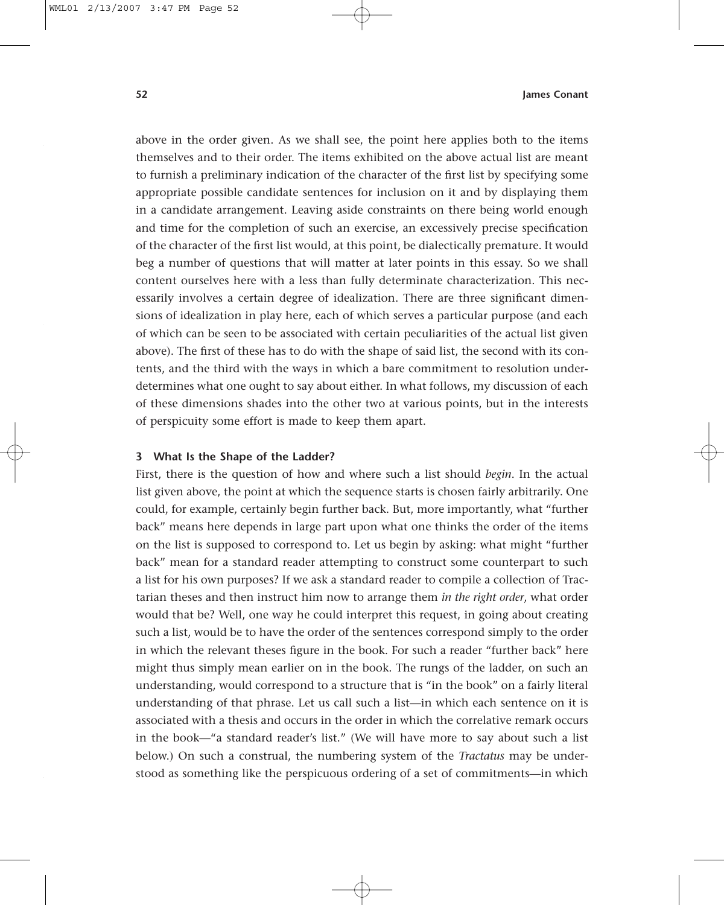above in the order given. As we shall see, the point here applies both to the items themselves and to their order. The items exhibited on the above actual list are meant to furnish a preliminary indication of the character of the first list by specifying some appropriate possible candidate sentences for inclusion on it and by displaying them in a candidate arrangement. Leaving aside constraints on there being world enough and time for the completion of such an exercise, an excessively precise specification of the character of the first list would, at this point, be dialectically premature. It would beg a number of questions that will matter at later points in this essay. So we shall content ourselves here with a less than fully determinate characterization. This necessarily involves a certain degree of idealization. There are three significant dimensions of idealization in play here, each of which serves a particular purpose (and each of which can be seen to be associated with certain peculiarities of the actual list given above). The first of these has to do with the shape of said list, the second with its contents, and the third with the ways in which a bare commitment to resolution underdetermines what one ought to say about either. In what follows, my discussion of each of these dimensions shades into the other two at various points, but in the interests of perspicuity some effort is made to keep them apart.

### 3 What Is the Shape of the Ladder?

First, there is the question of how and where such a list should *begin*. In the actual list given above, the point at which the sequence starts is chosen fairly arbitrarily. One could, for example, certainly begin further back. But, more importantly, what "further back" means here depends in large part upon what one thinks the order of the items on the list is supposed to correspond to. Let us begin by asking: what might "further back" mean for a standard reader attempting to construct some counterpart to such a list for his own purposes? If we ask a standard reader to compile a collection of Tractarian theses and then instruct him now to arrange them *in the right order*, what order would that be? Well, one way he could interpret this request, in going about creating such a list, would be to have the order of the sentences correspond simply to the order in which the relevant theses figure in the book. For such a reader "further back" here might thus simply mean earlier on in the book. The rungs of the ladder, on such an understanding, would correspond to a structure that is "in the book" on a fairly literal understanding of that phrase. Let us call such a list—in which each sentence on it is associated with a thesis and occurs in the order in which the correlative remark occurs in the book—"a standard reader's list." (We will have more to say about such a list below.) On such a construal, the numbering system of the *Tractatus* may be understood as something like the perspicuous ordering of a set of commitments—in which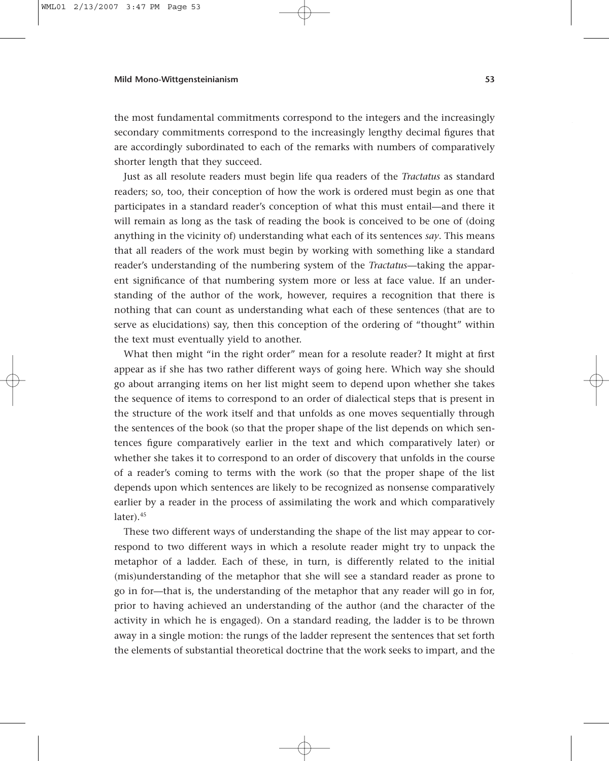the most fundamental commitments correspond to the integers and the increasingly secondary commitments correspond to the increasingly lengthy decimal figures that are accordingly subordinated to each of the remarks with numbers of comparatively shorter length that they succeed.

Just as all resolute readers must begin life qua readers of the *Tractatus* as standard readers; so, too, their conception of how the work is ordered must begin as one that participates in a standard reader's conception of what this must entail—and there it will remain as long as the task of reading the book is conceived to be one of (doing anything in the vicinity of) understanding what each of its sentences *say*. This means that all readers of the work must begin by working with something like a standard reader's understanding of the numbering system of the *Tractatus*—taking the apparent significance of that numbering system more or less at face value. If an understanding of the author of the work, however, requires a recognition that there is nothing that can count as understanding what each of these sentences (that are to serve as elucidations) say, then this conception of the ordering of "thought" within the text must eventually yield to another.

What then might "in the right order" mean for a resolute reader? It might at first appear as if she has two rather different ways of going here. Which way she should go about arranging items on her list might seem to depend upon whether she takes the sequence of items to correspond to an order of dialectical steps that is present in the structure of the work itself and that unfolds as one moves sequentially through the sentences of the book (so that the proper shape of the list depends on which sentences figure comparatively earlier in the text and which comparatively later) or whether she takes it to correspond to an order of discovery that unfolds in the course of a reader's coming to terms with the work (so that the proper shape of the list depends upon which sentences are likely to be recognized as nonsense comparatively earlier by a reader in the process of assimilating the work and which comparatively later).[45]

These two different ways of understanding the shape of the list may appear to correspond to two different ways in which a resolute reader might try to unpack the metaphor of a ladder. Each of these, in turn, is differently related to the initial (mis)understanding of the metaphor that she will see a standard reader as prone to go in for—that is, the understanding of the metaphor that any reader will go in for, prior to having achieved an understanding of the author (and the character of the activity in which he is engaged). On a standard reading, the ladder is to be thrown away in a single motion: the rungs of the ladder represent the sentences that set forth the elements of substantial theoretical doctrine that the work seeks to impart, and the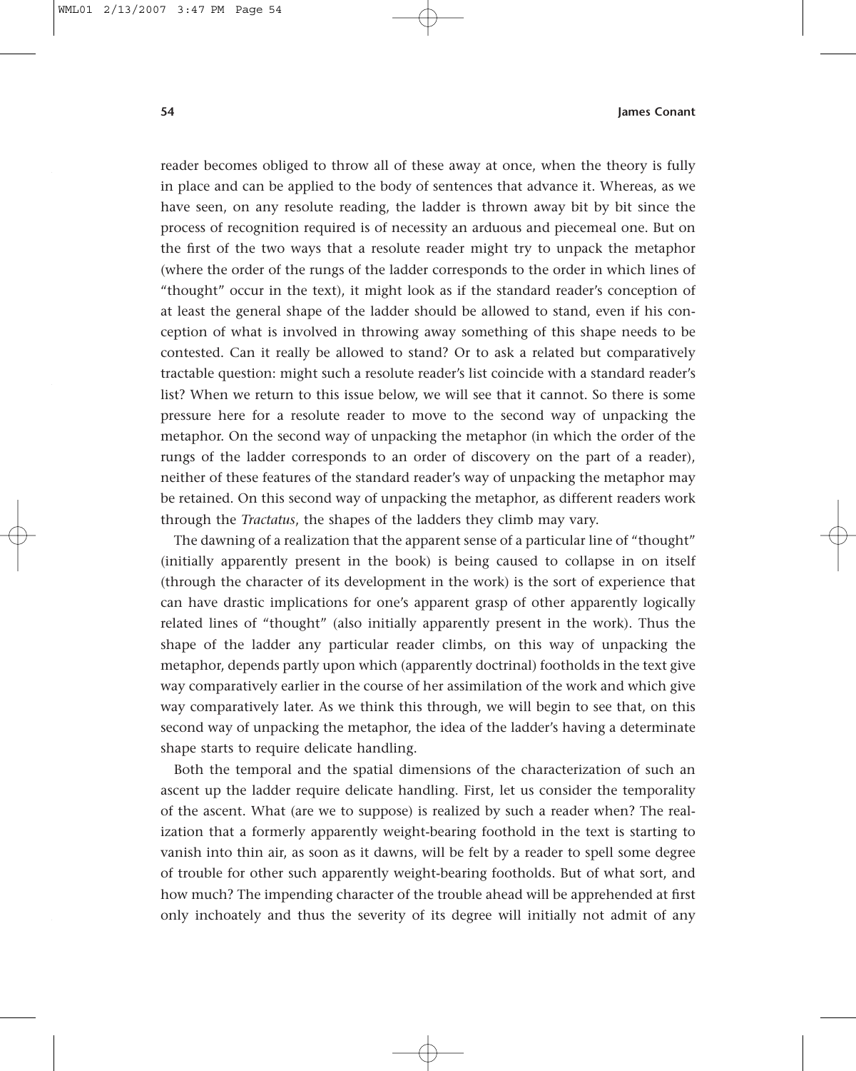reader becomes obliged to throw all of these away at once, when the theory is fully in place and can be applied to the body of sentences that advance it. Whereas, as we have seen, on any resolute reading, the ladder is thrown away bit by bit since the process of recognition required is of necessity an arduous and piecemeal one. But on the first of the two ways that a resolute reader might try to unpack the metaphor (where the order of the rungs of the ladder corresponds to the order in which lines of "thought" occur in the text), it might look as if the standard reader's conception of at least the general shape of the ladder should be allowed to stand, even if his conception of what is involved in throwing away something of this shape needs to be contested. Can it really be allowed to stand? Or to ask a related but comparatively tractable question: might such a resolute reader's list coincide with a standard reader's list? When we return to this issue below, we will see that it cannot. So there is some pressure here for a resolute reader to move to the second way of unpacking the metaphor. On the second way of unpacking the metaphor (in which the order of the rungs of the ladder corresponds to an order of discovery on the part of a reader), neither of these features of the standard reader's way of unpacking the metaphor may be retained. On this second way of unpacking the metaphor, as different readers work through the *Tractatus*, the shapes of the ladders they climb may vary.

The dawning of a realization that the apparent sense of a particular line of "thought" (initially apparently present in the book) is being caused to collapse in on itself (through the character of its development in the work) is the sort of experience that can have drastic implications for one's apparent grasp of other apparently logically related lines of "thought" (also initially apparently present in the work). Thus the shape of the ladder any particular reader climbs, on this way of unpacking the metaphor, depends partly upon which (apparently doctrinal) footholds in the text give way comparatively earlier in the course of her assimilation of the work and which give way comparatively later. As we think this through, we will begin to see that, on this second way of unpacking the metaphor, the idea of the ladder's having a determinate shape starts to require delicate handling.

Both the temporal and the spatial dimensions of the characterization of such an ascent up the ladder require delicate handling. First, let us consider the temporality of the ascent. What (are we to suppose) is realized by such a reader when? The realization that a formerly apparently weight-bearing foothold in the text is starting to vanish into thin air, as soon as it dawns, will be felt by a reader to spell some degree of trouble for other such apparently weight-bearing footholds. But of what sort, and how much? The impending character of the trouble ahead will be apprehended at first only inchoately and thus the severity of its degree will initially not admit of any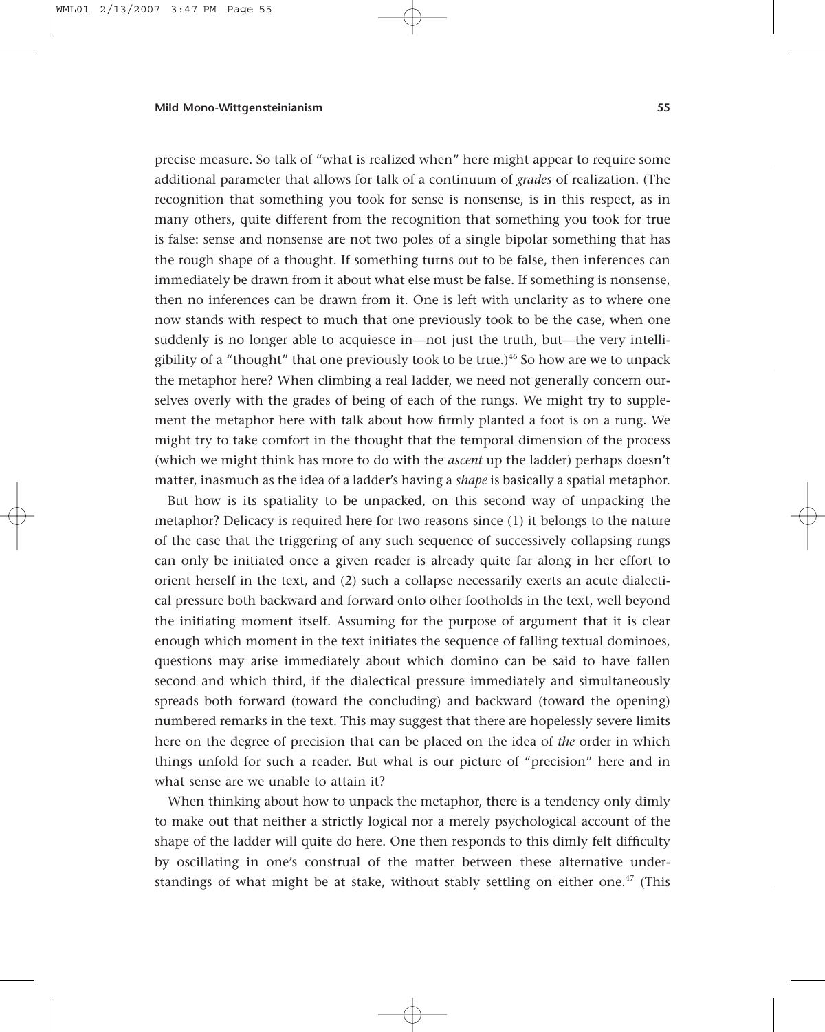precise measure. So talk of "what is realized when" here might appear to require some additional parameter that allows for talk of a continuum of *grades* of realization. (The recognition that something you took for sense is nonsense, is in this respect, as in many others, quite different from the recognition that something you took for true is false: sense and nonsense are not two poles of a single bipolar something that has the rough shape of a thought. If something turns out to be false, then inferences can immediately be drawn from it about what else must be false. If something is nonsense, then no inferences can be drawn from it. One is left with unclarity as to where one now stands with respect to much that one previously took to be the case, when one suddenly is no longer able to acquiesce in—not just the truth, but—the very intelligibility of a "thought" that one previously took to be true.)[46] So how are we to unpack the metaphor here? When climbing a real ladder, we need not generally concern ourselves overly with the grades of being of each of the rungs. We might try to supplement the metaphor here with talk about how firmly planted a foot is on a rung. We might try to take comfort in the thought that the temporal dimension of the process (which we might think has more to do with the *ascent* up the ladder) perhaps doesn't matter, inasmuch as the idea of a ladder's having a *shape* is basically a spatial metaphor.

But how is its spatiality to be unpacked, on this second way of unpacking the metaphor? Delicacy is required here for two reasons since (1) it belongs to the nature of the case that the triggering of any such sequence of successively collapsing rungs can only be initiated once a given reader is already quite far along in her effort to orient herself in the text, and (2) such a collapse necessarily exerts an acute dialectical pressure both backward and forward onto other footholds in the text, well beyond the initiating moment itself. Assuming for the purpose of argument that it is clear enough which moment in the text initiates the sequence of falling textual dominoes, questions may arise immediately about which domino can be said to have fallen second and which third, if the dialectical pressure immediately and simultaneously spreads both forward (toward the concluding) and backward (toward the opening) numbered remarks in the text. This may suggest that there are hopelessly severe limits here on the degree of precision that can be placed on the idea of *the* order in which things unfold for such a reader. But what is our picture of "precision" here and in what sense are we unable to attain it?

When thinking about how to unpack the metaphor, there is a tendency only dimly to make out that neither a strictly logical nor a merely psychological account of the shape of the ladder will quite do here. One then responds to this dimly felt difficulty by oscillating in one's construal of the matter between these alternative understandings of what might be at stake, without stably settling on either one.[47] (This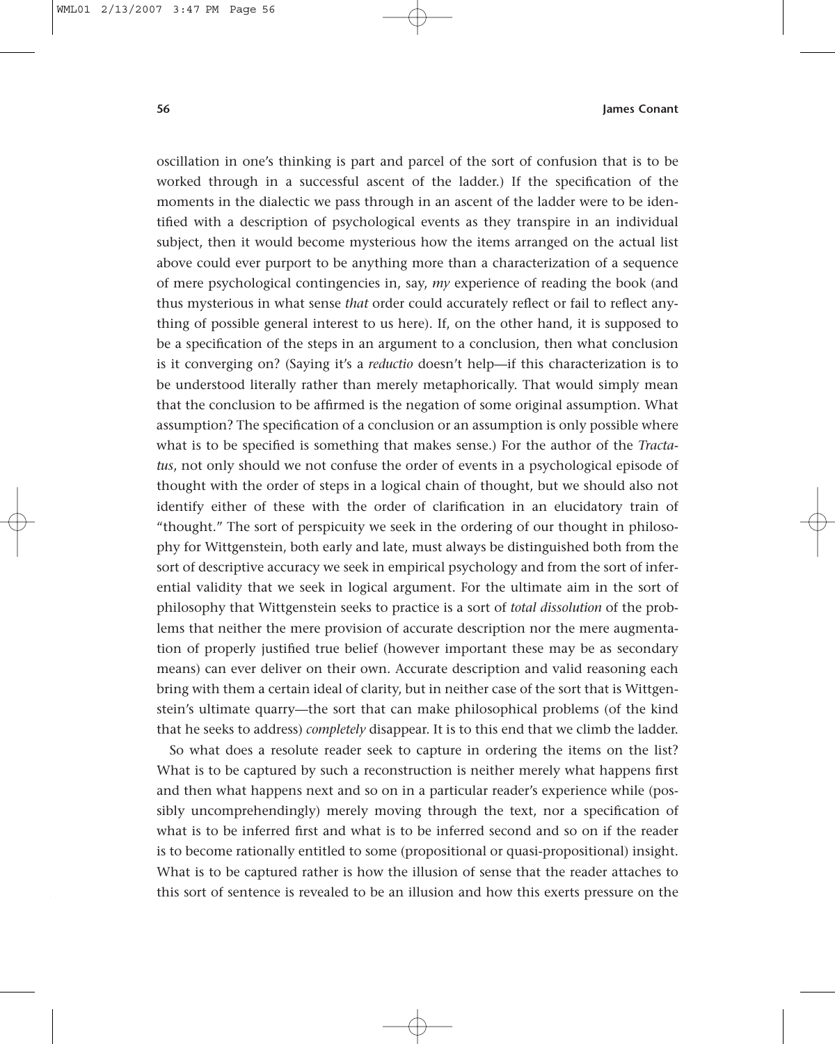oscillation in one's thinking is part and parcel of the sort of confusion that is to be worked through in a successful ascent of the ladder.) If the specification of the moments in the dialectic we pass through in an ascent of the ladder were to be identified with a description of psychological events as they transpire in an individual subject, then it would become mysterious how the items arranged on the actual list above could ever purport to be anything more than a characterization of a sequence of mere psychological contingencies in, say, *my* experience of reading the book (and thus mysterious in what sense *that* order could accurately reflect or fail to reflect anything of possible general interest to us here). If, on the other hand, it is supposed to be a specification of the steps in an argument to a conclusion, then what conclusion is it converging on? (Saying it's a *reductio* doesn't help—if this characterization is to be understood literally rather than merely metaphorically. That would simply mean that the conclusion to be affirmed is the negation of some original assumption. What assumption? The specification of a conclusion or an assumption is only possible where what is to be specified is something that makes sense.) For the author of the *Tractatus*, not only should we not confuse the order of events in a psychological episode of thought with the order of steps in a logical chain of thought, but we should also not identify either of these with the order of clarification in an elucidatory train of "thought." The sort of perspicuity we seek in the ordering of our thought in philosophy for Wittgenstein, both early and late, must always be distinguished both from the sort of descriptive accuracy we seek in empirical psychology and from the sort of inferential validity that we seek in logical argument. For the ultimate aim in the sort of philosophy that Wittgenstein seeks to practice is a sort of *total dissolution* of the problems that neither the mere provision of accurate description nor the mere augmentation of properly justified true belief (however important these may be as secondary means) can ever deliver on their own. Accurate description and valid reasoning each bring with them a certain ideal of clarity, but in neither case of the sort that is Wittgenstein's ultimate quarry—the sort that can make philosophical problems (of the kind that he seeks to address) *completely* disappear. It is to this end that we climb the ladder.

So what does a resolute reader seek to capture in ordering the items on the list? What is to be captured by such a reconstruction is neither merely what happens first and then what happens next and so on in a particular reader's experience while (possibly uncomprehendingly) merely moving through the text, nor a specification of what is to be inferred first and what is to be inferred second and so on if the reader is to become rationally entitled to some (propositional or quasi-propositional) insight. What is to be captured rather is how the illusion of sense that the reader attaches to this sort of sentence is revealed to be an illusion and how this exerts pressure on the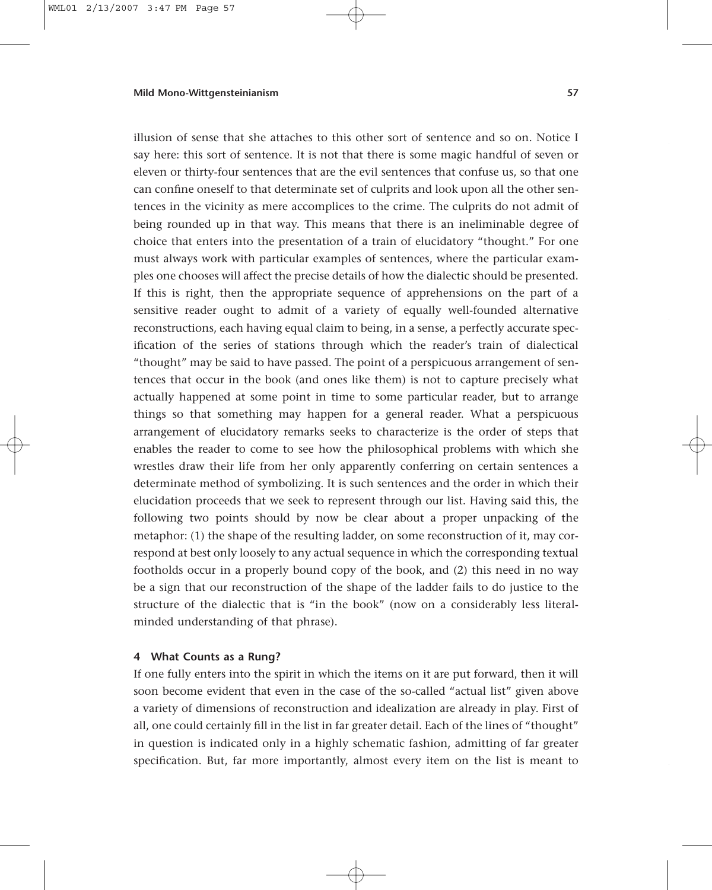illusion of sense that she attaches to this other sort of sentence and so on. Notice I say here: this sort of sentence. It is not that there is some magic handful of seven or eleven or thirty-four sentences that are the evil sentences that confuse us, so that one can confine oneself to that determinate set of culprits and look upon all the other sentences in the vicinity as mere accomplices to the crime. The culprits do not admit of being rounded up in that way. This means that there is an ineliminable degree of choice that enters into the presentation of a train of elucidatory "thought." For one must always work with particular examples of sentences, where the particular examples one chooses will affect the precise details of how the dialectic should be presented. If this is right, then the appropriate sequence of apprehensions on the part of a sensitive reader ought to admit of a variety of equally well-founded alternative reconstructions, each having equal claim to being, in a sense, a perfectly accurate specification of the series of stations through which the reader's train of dialectical "thought" may be said to have passed. The point of a perspicuous arrangement of sentences that occur in the book (and ones like them) is not to capture precisely what actually happened at some point in time to some particular reader, but to arrange things so that something may happen for a general reader. What a perspicuous arrangement of elucidatory remarks seeks to characterize is the order of steps that enables the reader to come to see how the philosophical problems with which she wrestles draw their life from her only apparently conferring on certain sentences a determinate method of symbolizing. It is such sentences and the order in which their elucidation proceeds that we seek to represent through our list. Having said this, the following two points should by now be clear about a proper unpacking of the metaphor: (1) the shape of the resulting ladder, on some reconstruction of it, may correspond at best only loosely to any actual sequence in which the corresponding textual footholds occur in a properly bound copy of the book, and (2) this need in no way be a sign that our reconstruction of the shape of the ladder fails to do justice to the structure of the dialectic that is "in the book" (now on a considerably less literal-minded understanding of that phrase).

## 4 What Counts as a Rung?

If one fully enters into the spirit in which the items on it are put forward, then it will soon become evident that even in the case of the so-called "actual list" given above a variety of dimensions of reconstruction and idealization are already in play. First of all, one could certainly fill in the list in far greater detail. Each of the lines of "thought" in question is indicated only in a highly schematic fashion, admitting of far greater specification. But, far more importantly, almost every item on the list is meant to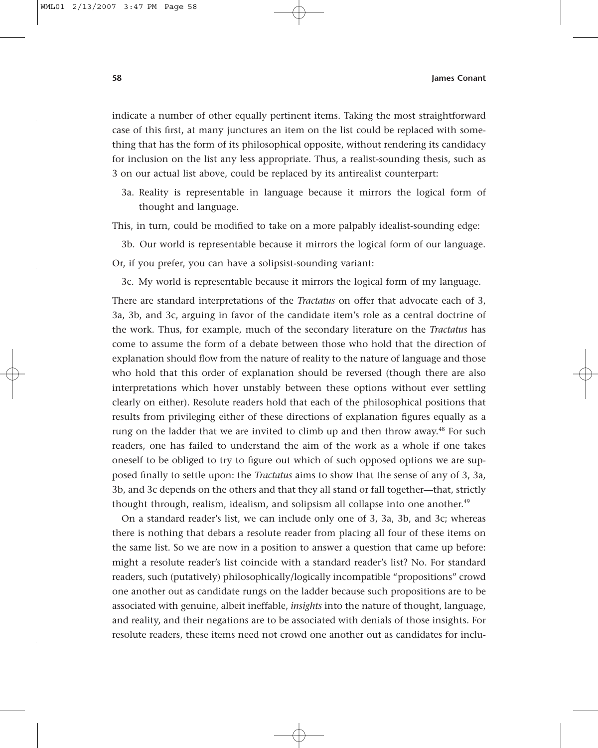indicate a number of other equally pertinent items. Taking the most straightforward case of this first, at many junctures an item on the list could be replaced with something that has the form of its philosophical opposite, without rendering its candidacy for inclusion on the list any less appropriate. Thus, a realist-sounding thesis, such as 3 on our actual list above, could be replaced by its antirealist counterpart:

3a. Reality is representable in language because it mirrors the logical form of thought and language.

This, in turn, could be modified to take on a more palpably idealist-sounding edge:

3b. Our world is representable because it mirrors the logical form of our language.

Or, if you prefer, you can have a solipsist-sounding variant:

3c. My world is representable because it mirrors the logical form of my language.

There are standard interpretations of the *Tractatus* on offer that advocate each of 3, 3a, 3b, and 3c, arguing in favor of the candidate item's role as a central doctrine of the work. Thus, for example, much of the secondary literature on the *Tractatus* has come to assume the form of a debate between those who hold that the direction of explanation should flow from the nature of reality to the nature of language and those who hold that this order of explanation should be reversed (though there are also interpretations which hover unstably between these options without ever settling clearly on either). Resolute readers hold that each of the philosophical positions that results from privileging either of these directions of explanation figures equally as a rung on the ladder that we are invited to climb up and then throw away.[48] For such readers, one has failed to understand the aim of the work as a whole if one takes oneself to be obliged to try to figure out which of such opposed options we are supposed finally to settle upon: the *Tractatus* aims to show that the sense of any of 3, 3a, 3b, and 3c depends on the others and that they all stand or fall together—that, strictly thought through, realism, idealism, and solipsism all collapse into one another.[49]

On a standard reader's list, we can include only one of 3, 3a, 3b, and 3c; whereas there is nothing that debars a resolute reader from placing all four of these items on the same list. So we are now in a position to answer a question that came up before: might a resolute reader's list coincide with a standard reader's list? No. For standard readers, such (putatively) philosophically/logically incompatible "propositions" crowd one another out as candidate rungs on the ladder because such propositions are to be associated with genuine, albeit ineffable, *insights* into the nature of thought, language, and reality, and their negations are to be associated with denials of those insights. For resolute readers, these items need not crowd one another out as candidates for inclu-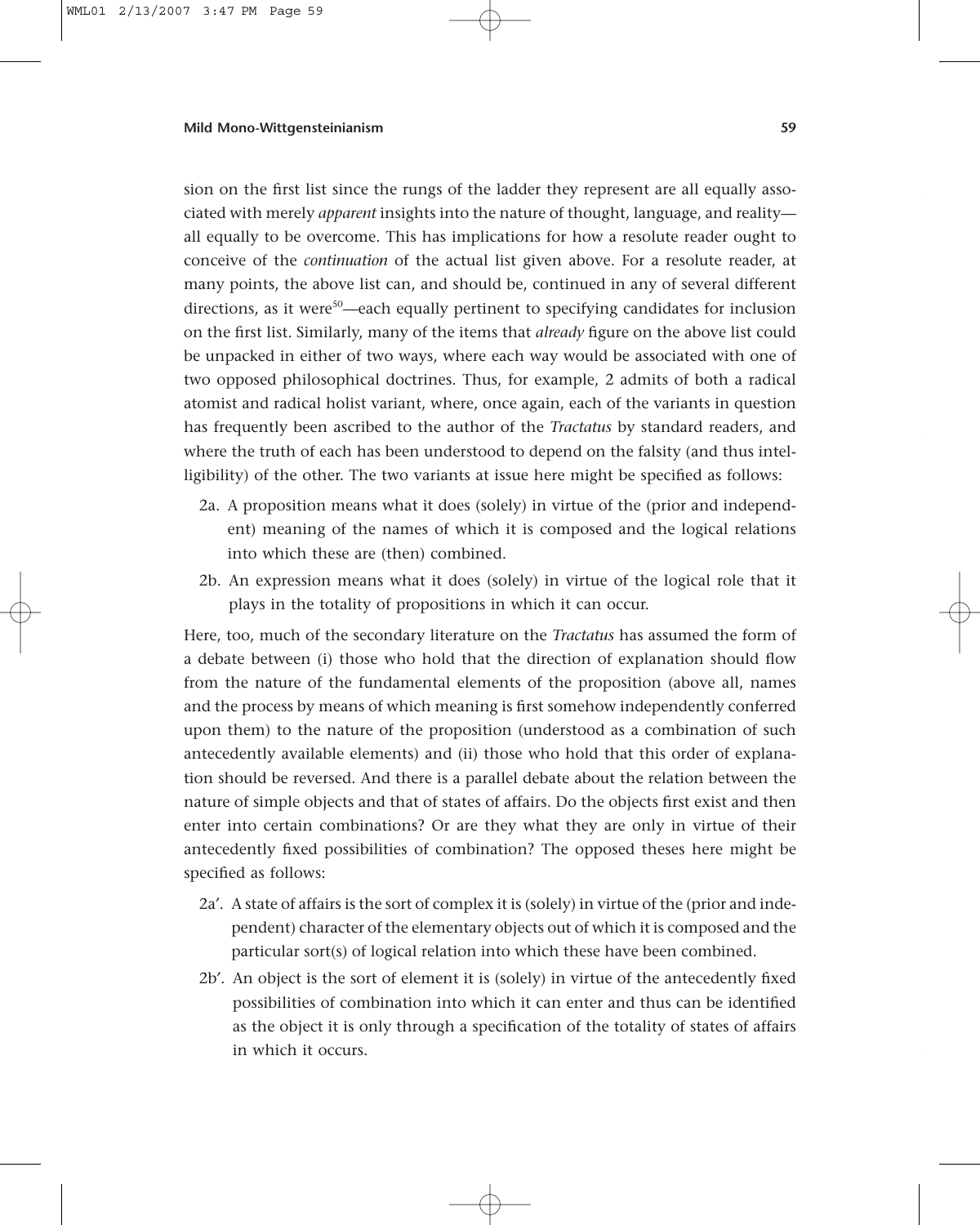sion on the first list since the rungs of the ladder they represent are all equally associated with merely *apparent* insights into the nature of thought, language, and reality—all equally to be overcome. This has implications for how a resolute reader ought to conceive of the *continuation* of the actual list given above. For a resolute reader, at many points, the above list can, and should be, continued in any of several different directions, as it were[50]—each equally pertinent to specifying candidates for inclusion on the first list. Similarly, many of the items that *already* figure on the above list could be unpacked in either of two ways, where each way would be associated with one of two opposed philosophical doctrines. Thus, for example, 2 admits of both a radical atomist and radical holist variant, where, once again, each of the variants in question has frequently been ascribed to the author of the *Tractatus* by standard readers, and where the truth of each has been understood to depend on the falsity (and thus intelligibility) of the other. The two variants at issue here might be specified as follows:

- 2a. A proposition means what it does (solely) in virtue of the (prior and independent) meaning of the names of which it is composed and the logical relations into which these are (then) combined.
- 2b. An expression means what it does (solely) in virtue of the logical role that it plays in the totality of propositions in which it can occur.

Here, too, much of the secondary literature on the *Tractatus* has assumed the form of a debate between (i) those who hold that the direction of explanation should flow from the nature of the fundamental elements of the proposition (above all, names and the process by means of which meaning is first somehow independently conferred upon them) to the nature of the proposition (understood as a combination of such antecedently available elements) and (ii) those who hold that this order of explanation should be reversed. And there is a parallel debate about the relation between the nature of simple objects and that of states of affairs. Do the objects first exist and then enter into certain combinations? Or are they what they are only in virtue of their antecedently fixed possibilities of combination? The opposed theses here might be specified as follows:

- 2a′. A state of affairs is the sort of complex it is (solely) in virtue of the (prior and independent) character of the elementary objects out of which it is composed and the particular sort(s) of logical relation into which these have been combined.
- 2b′. An object is the sort of element it is (solely) in virtue of the antecedently fixed possibilities of combination into which it can enter and thus can be identified as the object it is only through a specification of the totality of states of affairs in which it occurs.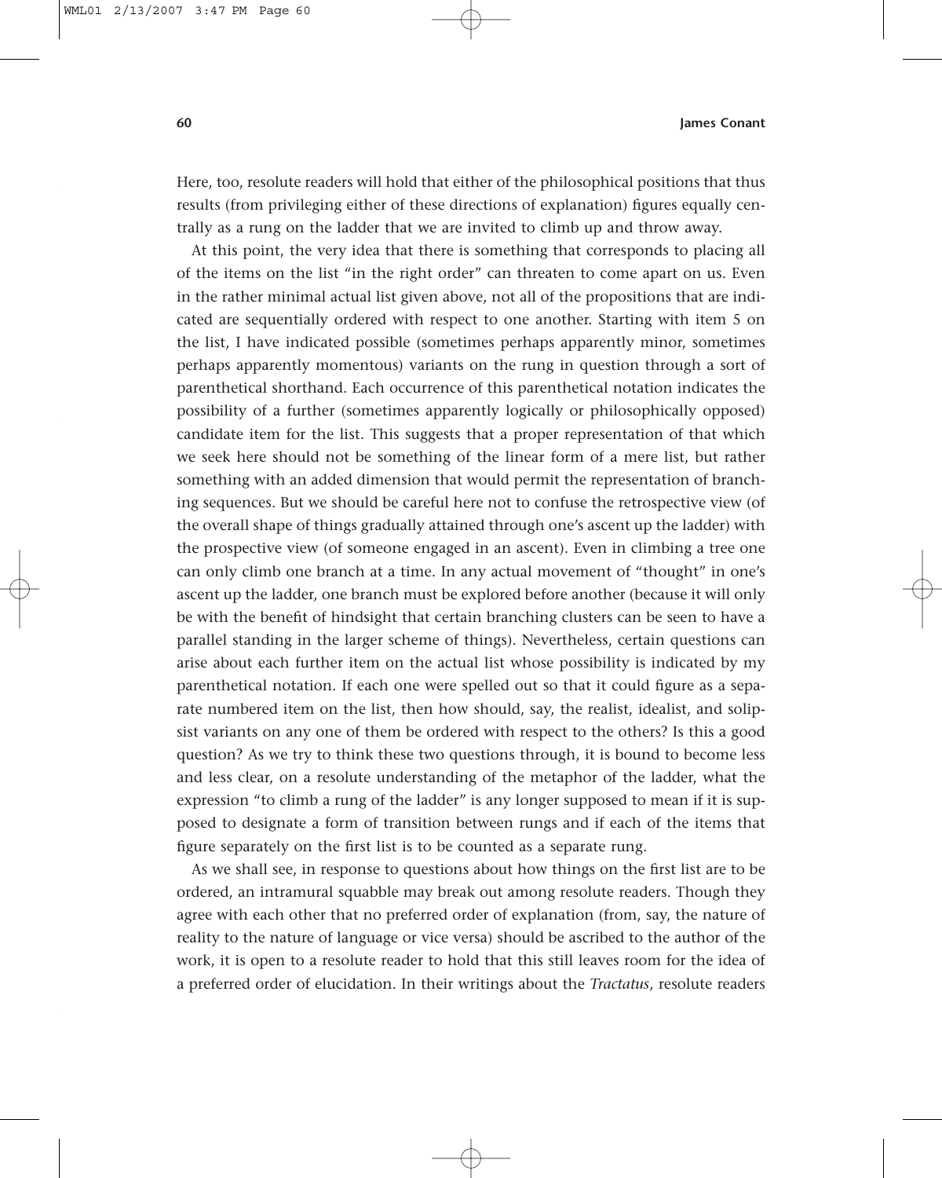Here, too, resolute readers will hold that either of the philosophical positions that thus results (from privileging either of these directions of explanation) figures equally centrally as a rung on the ladder that we are invited to climb up and throw away.

At this point, the very idea that there is something that corresponds to placing all of the items on the list "in the right order" can threaten to come apart on us. Even in the rather minimal actual list given above, not all of the propositions that are indicated are sequentially ordered with respect to one another. Starting with item 5 on the list, I have indicated possible (sometimes perhaps apparently minor, sometimes perhaps apparently momentous) variants on the rung in question through a sort of parenthetical shorthand. Each occurrence of this parenthetical notation indicates the possibility of a further (sometimes apparently logically or philosophically opposed) candidate item for the list. This suggests that a proper representation of that which we seek here should not be something of the linear form of a mere list, but rather something with an added dimension that would permit the representation of branching sequences. But we should be careful here not to confuse the retrospective view (of the overall shape of things gradually attained through one's ascent up the ladder) with the prospective view (of someone engaged in an ascent). Even in climbing a tree one can only climb one branch at a time. In any actual movement of "thought" in one's ascent up the ladder, one branch must be explored before another (because it will only be with the benefit of hindsight that certain branching clusters can be seen to have a parallel standing in the larger scheme of things). Nevertheless, certain questions can arise about each further item on the actual list whose possibility is indicated by my parenthetical notation. If each one were spelled out so that it could figure as a separate numbered item on the list, then how should, say, the realist, idealist, and solipsist variants on any one of them be ordered with respect to the others? Is this a good question? As we try to think these two questions through, it is bound to become less and less clear, on a resolute understanding of the metaphor of the ladder, what the expression "to climb a rung of the ladder" is any longer supposed to mean if it is supposed to designate a form of transition between rungs and if each of the items that figure separately on the first list is to be counted as a separate rung.

As we shall see, in response to questions about how things on the first list are to be ordered, an intramural squabble may break out among resolute readers. Though they agree with each other that no preferred order of explanation (from, say, the nature of reality to the nature of language or vice versa) should be ascribed to the author of the work, it is open to a resolute reader to hold that this still leaves room for the idea of a preferred order of elucidation. In their writings about the *Tractatus*, resolute readers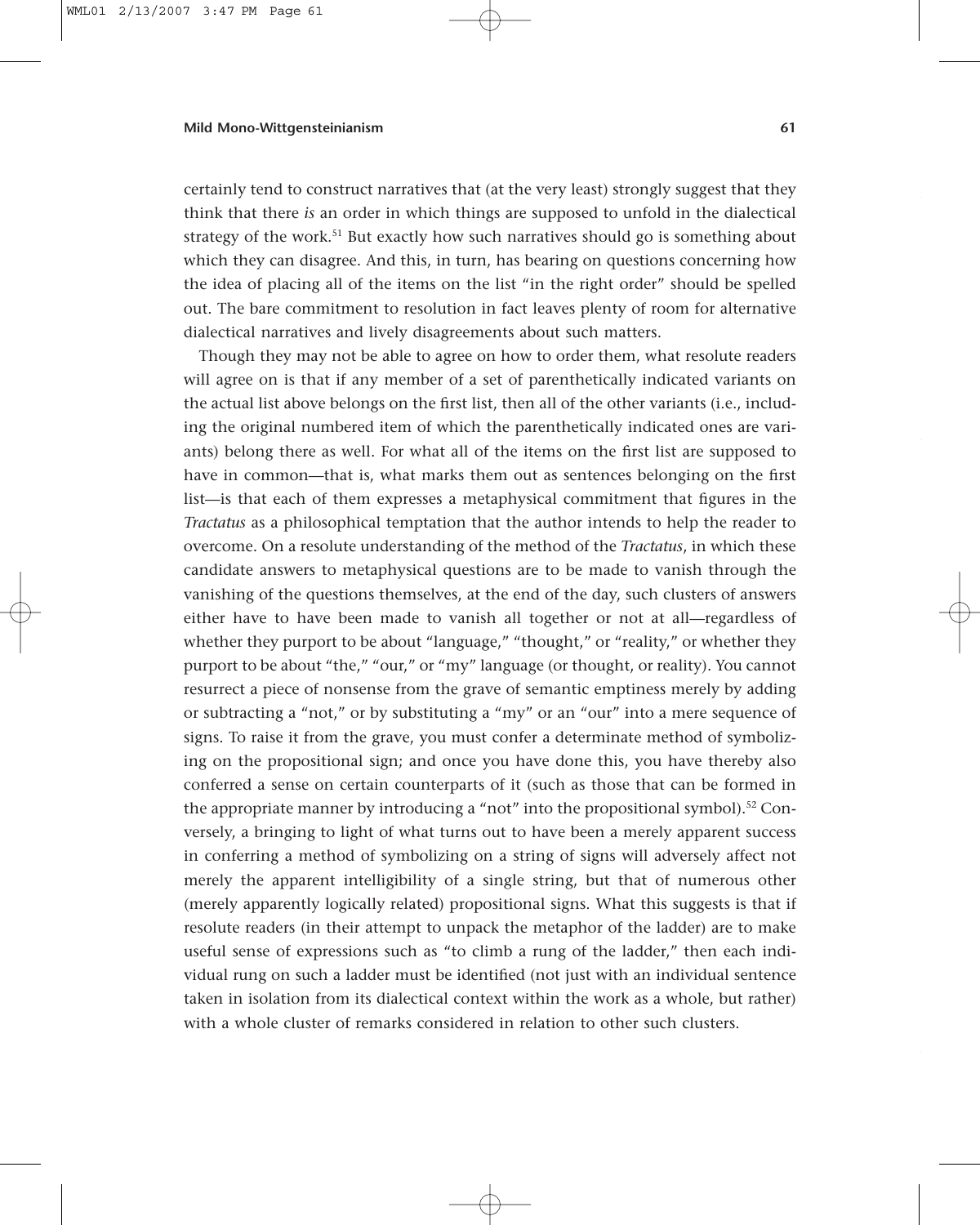certainly tend to construct narratives that (at the very least) strongly suggest that they think that there *is* an order in which things are supposed to unfold in the dialectical strategy of the work.[51] But exactly how such narratives should go is something about which they can disagree. And this, in turn, has bearing on questions concerning how the idea of placing all of the items on the list "in the right order" should be spelled out. The bare commitment to resolution in fact leaves plenty of room for alternative dialectical narratives and lively disagreements about such matters.

Though they may not be able to agree on how to order them, what resolute readers will agree on is that if any member of a set of parenthetically indicated variants on the actual list above belongs on the first list, then all of the other variants (i.e., including the original numbered item of which the parenthetically indicated ones are variants) belong there as well. For what all of the items on the first list are supposed to have in common—that is, what marks them out as sentences belonging on the first list—is that each of them expresses a metaphysical commitment that figures in the *Tractatus* as a philosophical temptation that the author intends to help the reader to overcome. On a resolute understanding of the method of the *Tractatus*, in which these candidate answers to metaphysical questions are to be made to vanish through the vanishing of the questions themselves, at the end of the day, such clusters of answers either have to have been made to vanish all together or not at all—regardless of whether they purport to be about "language," "thought," or "reality," or whether they purport to be about "the," "our," or "my" language (or thought, or reality). You cannot resurrect a piece of nonsense from the grave of semantic emptiness merely by adding or subtracting a "not," or by substituting a "my" or an "our" into a mere sequence of signs. To raise it from the grave, you must confer a determinate method of symbolizing on the propositional sign; and once you have done this, you have thereby also conferred a sense on certain counterparts of it (such as those that can be formed in the appropriate manner by introducing a "not" into the propositional symbol).[52] Conversely, a bringing to light of what turns out to have been a merely apparent success in conferring a method of symbolizing on a string of signs will adversely affect not merely the apparent intelligibility of a single string, but that of numerous other (merely apparently logically related) propositional signs. What this suggests is that if resolute readers (in their attempt to unpack the metaphor of the ladder) are to make useful sense of expressions such as "to climb a rung of the ladder," then each individual rung on such a ladder must be identified (not just with an individual sentence taken in isolation from its dialectical context within the work as a whole, but rather) with a whole cluster of remarks considered in relation to other such clusters.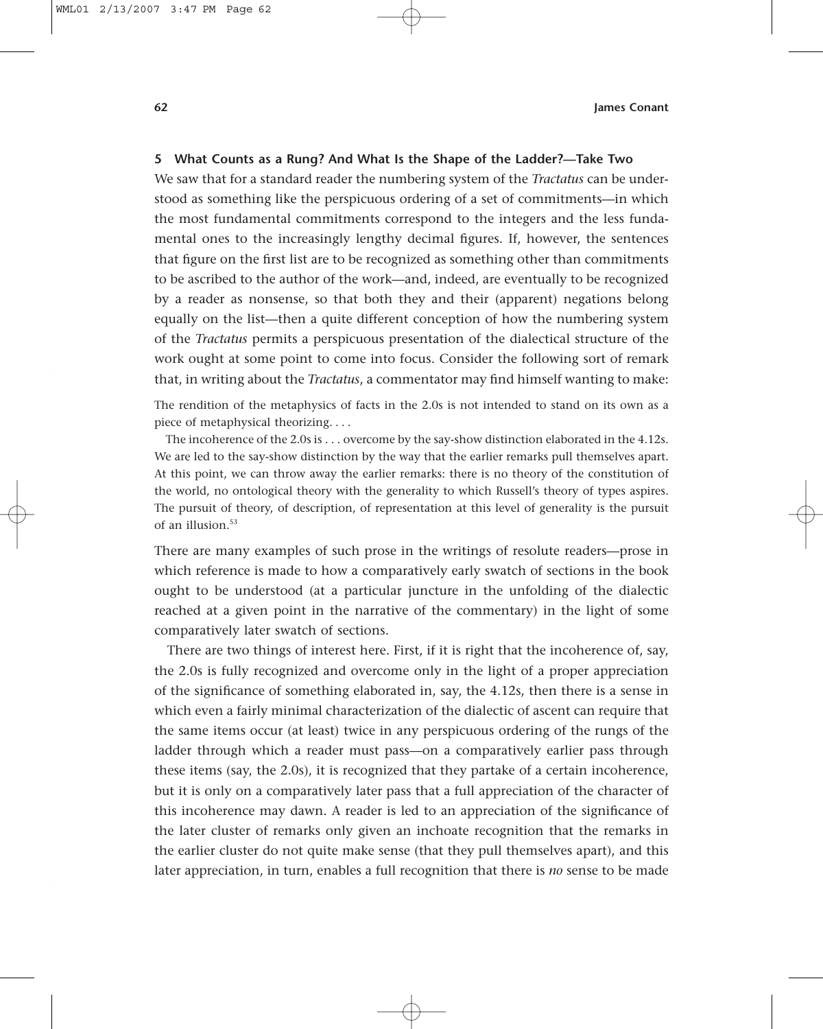## 5 What Counts as a Rung? And What Is the Shape of the Ladder?—Take Two

We saw that for a standard reader the numbering system of the *Tractatus* can be understood as something like the perspicuous ordering of a set of commitments—in which the most fundamental commitments correspond to the integers and the less fundamental ones to the increasingly lengthy decimal figures. If, however, the sentences that figure on the first list are to be recognized as something other than commitments to be ascribed to the author of the work—and, indeed, are eventually to be recognized by a reader as nonsense, so that both they and their (apparent) negations belong equally on the list—then a quite different conception of how the numbering system of the *Tractatus* permits a perspicuous presentation of the dialectical structure of the work ought at some point to come into focus. Consider the following sort of remark that, in writing about the *Tractatus*, a commentator may find himself wanting to make:

> The rendition of the metaphysics of facts in the 2.0s is not intended to stand on its own as a piece of metaphysical theorizing. . . .
>
> The incoherence of the 2.0s is . . . overcome by the say-show distinction elaborated in the 4.12s. We are led to the say-show distinction by the way that the earlier remarks pull themselves apart. At this point, we can throw away the earlier remarks: there is no theory of the constitution of the world, no ontological theory with the generality to which Russell's theory of types aspires. The pursuit of theory, of description, of representation at this level of generality is the pursuit of an illusion.[53]

There are many examples of such prose in the writings of resolute readers—prose in which reference is made to how a comparatively early swatch of sections in the book ought to be understood (at a particular juncture in the unfolding of the dialectic reached at a given point in the narrative of the commentary) in the light of some comparatively later swatch of sections.

There are two things of interest here. First, if it is right that the incoherence of, say, the 2.0s is fully recognized and overcome only in the light of a proper appreciation of the significance of something elaborated in, say, the 4.12s, then there is a sense in which even a fairly minimal characterization of the dialectic of ascent can require that the same items occur (at least) twice in any perspicuous ordering of the rungs of the ladder through which a reader must pass—on a comparatively earlier pass through these items (say, the 2.0s), it is recognized that they partake of a certain incoherence, but it is only on a comparatively later pass that a full appreciation of the character of this incoherence may dawn. A reader is led to an appreciation of the significance of the later cluster of remarks only given an inchoate recognition that the remarks in the earlier cluster do not quite make sense (that they pull themselves apart), and this later appreciation, in turn, enables a full recognition that there is *no* sense to be made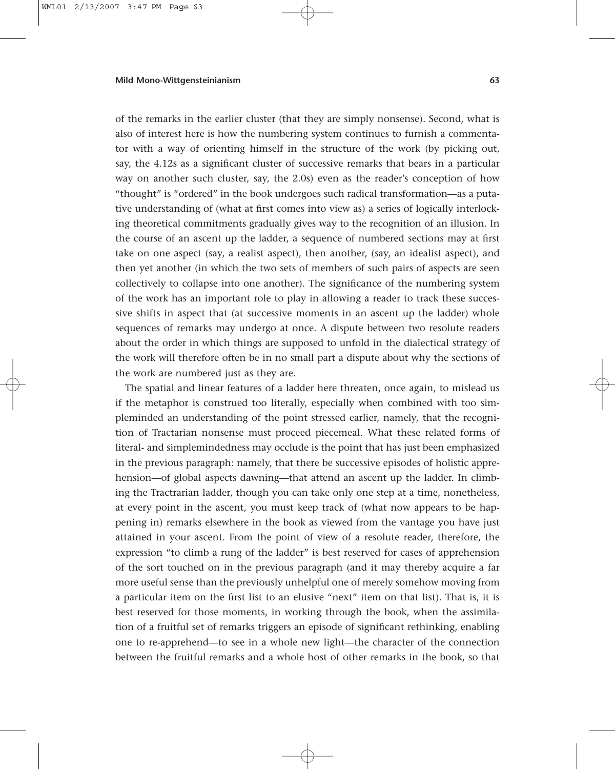of the remarks in the earlier cluster (that they are simply nonsense). Second, what is also of interest here is how the numbering system continues to furnish a commentator with a way of orienting himself in the structure of the work (by picking out, say, the 4.12s as a significant cluster of successive remarks that bears in a particular way on another such cluster, say, the 2.0s) even as the reader's conception of how "thought" is "ordered" in the book undergoes such radical transformation—as a putative understanding of (what at first comes into view as) a series of logically interlocking theoretical commitments gradually gives way to the recognition of an illusion. In the course of an ascent up the ladder, a sequence of numbered sections may at first take on one aspect (say, a realist aspect), then another, (say, an idealist aspect), and then yet another (in which the two sets of members of such pairs of aspects are seen collectively to collapse into one another). The significance of the numbering system of the work has an important role to play in allowing a reader to track these successive shifts in aspect that (at successive moments in an ascent up the ladder) whole sequences of remarks may undergo at once. A dispute between two resolute readers about the order in which things are supposed to unfold in the dialectical strategy of the work will therefore often be in no small part a dispute about why the sections of the work are numbered just as they are.

The spatial and linear features of a ladder here threaten, once again, to mislead us if the metaphor is construed too literally, especially when combined with too simpleminded an understanding of the point stressed earlier, namely, that the recognition of Tractarian nonsense must proceed piecemeal. What these related forms of literal- and simplemindedness may occlude is the point that has just been emphasized in the previous paragraph: namely, that there be successive episodes of holistic apprehension—of global aspects dawning—that attend an ascent up the ladder. In climbing the Tractrarian ladder, though you can take only one step at a time, nonetheless, at every point in the ascent, you must keep track of (what now appears to be happening in) remarks elsewhere in the book as viewed from the vantage you have just attained in your ascent. From the point of view of a resolute reader, therefore, the expression "to climb a rung of the ladder" is best reserved for cases of apprehension of the sort touched on in the previous paragraph (and it may thereby acquire a far more useful sense than the previously unhelpful one of merely somehow moving from a particular item on the first list to an elusive "next" item on that list). That is, it is best reserved for those moments, in working through the book, when the assimilation of a fruitful set of remarks triggers an episode of significant rethinking, enabling one to re-apprehend—to see in a whole new light—the character of the connection between the fruitful remarks and a whole host of other remarks in the book, so that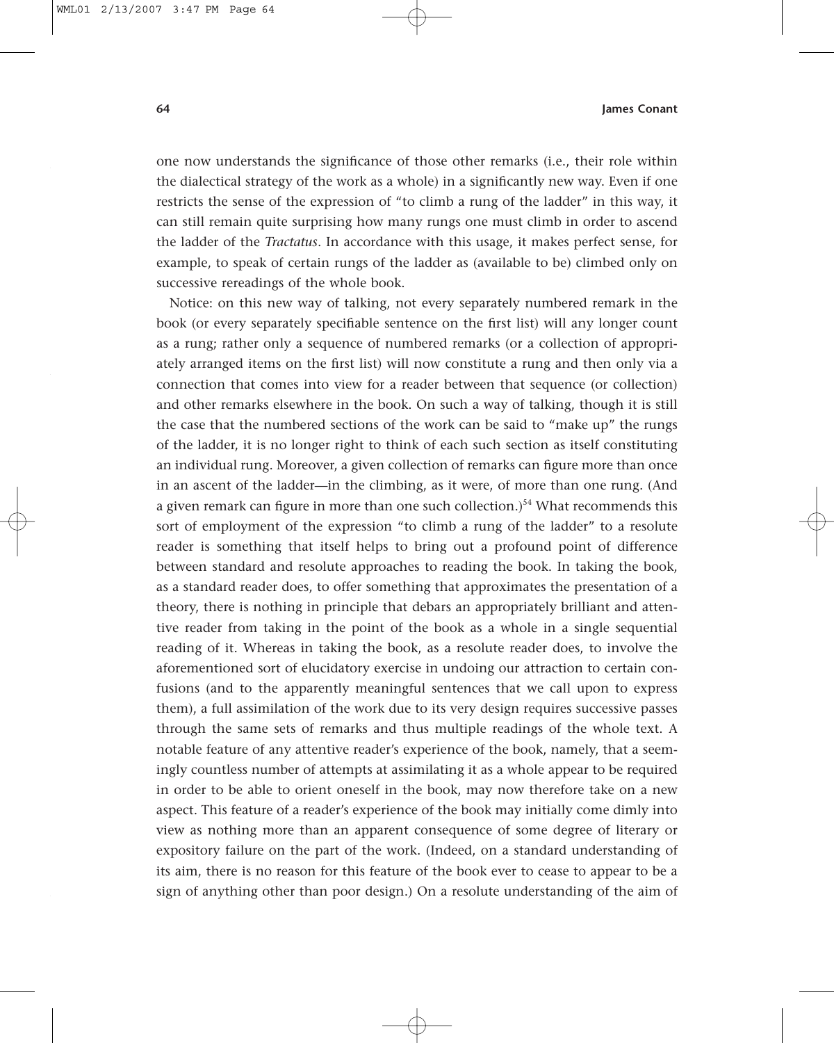one now understands the significance of those other remarks (i.e., their role within the dialectical strategy of the work as a whole) in a significantly new way. Even if one restricts the sense of the expression of "to climb a rung of the ladder" in this way, it can still remain quite surprising how many rungs one must climb in order to ascend the ladder of the *Tractatus*. In accordance with this usage, it makes perfect sense, for example, to speak of certain rungs of the ladder as (available to be) climbed only on successive rereadings of the whole book.

Notice: on this new way of talking, not every separately numbered remark in the book (or every separately specifiable sentence on the first list) will any longer count as a rung; rather only a sequence of numbered remarks (or a collection of appropriately arranged items on the first list) will now constitute a rung and then only via a connection that comes into view for a reader between that sequence (or collection) and other remarks elsewhere in the book. On such a way of talking, though it is still the case that the numbered sections of the work can be said to "make up" the rungs of the ladder, it is no longer right to think of each such section as itself constituting an individual rung. Moreover, a given collection of remarks can figure more than once in an ascent of the ladder—in the climbing, as it were, of more than one rung. (And a given remark can figure in more than one such collection.)[54] What recommends this sort of employment of the expression "to climb a rung of the ladder" to a resolute reader is something that itself helps to bring out a profound point of difference between standard and resolute approaches to reading the book. In taking the book, as a standard reader does, to offer something that approximates the presentation of a theory, there is nothing in principle that debars an appropriately brilliant and attentive reader from taking in the point of the book as a whole in a single sequential reading of it. Whereas in taking the book, as a resolute reader does, to involve the aforementioned sort of elucidatory exercise in undoing our attraction to certain confusions (and to the apparently meaningful sentences that we call upon to express them), a full assimilation of the work due to its very design requires successive passes through the same sets of remarks and thus multiple readings of the whole text. A notable feature of any attentive reader's experience of the book, namely, that a seemingly countless number of attempts at assimilating it as a whole appear to be required in order to be able to orient oneself in the book, may now therefore take on a new aspect. This feature of a reader's experience of the book may initially come dimly into view as nothing more than an apparent consequence of some degree of literary or expository failure on the part of the work. (Indeed, on a standard understanding of its aim, there is no reason for this feature of the book ever to cease to appear to be a sign of anything other than poor design.) On a resolute understanding of the aim of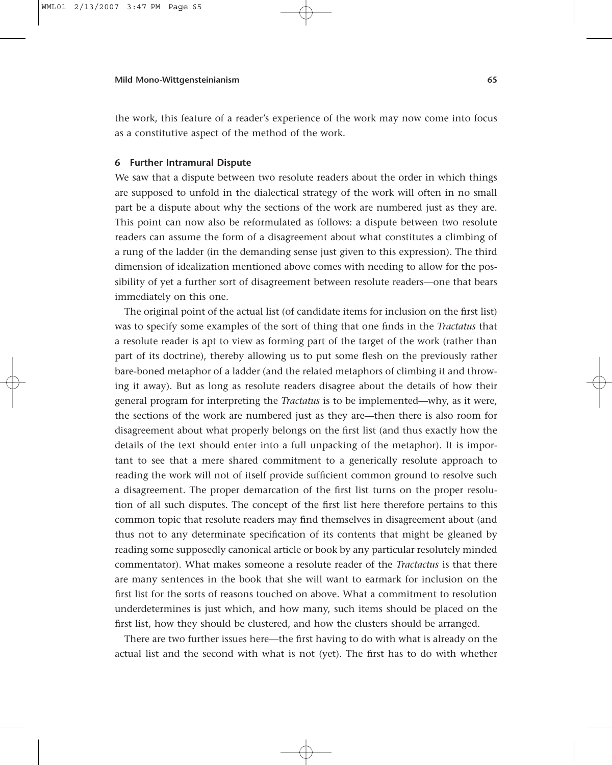the work, this feature of a reader's experience of the work may now come into focus as a constitutive aspect of the method of the work.

## 6 Further Intramural Dispute

We saw that a dispute between two resolute readers about the order in which things are supposed to unfold in the dialectical strategy of the work will often in no small part be a dispute about why the sections of the work are numbered just as they are. This point can now also be reformulated as follows: a dispute between two resolute readers can assume the form of a disagreement about what constitutes a climbing of a rung of the ladder (in the demanding sense just given to this expression). The third dimension of idealization mentioned above comes with needing to allow for the possibility of yet a further sort of disagreement between resolute readers—one that bears immediately on this one.

The original point of the actual list (of candidate items for inclusion on the first list) was to specify some examples of the sort of thing that one finds in the *Tractatus* that a resolute reader is apt to view as forming part of the target of the work (rather than part of its doctrine), thereby allowing us to put some flesh on the previously rather bare-boned metaphor of a ladder (and the related metaphors of climbing it and throwing it away). But as long as resolute readers disagree about the details of how their general program for interpreting the *Tractatus* is to be implemented—why, as it were, the sections of the work are numbered just as they are—then there is also room for disagreement about what properly belongs on the first list (and thus exactly how the details of the text should enter into a full unpacking of the metaphor). It is important to see that a mere shared commitment to a generically resolute approach to reading the work will not of itself provide sufficient common ground to resolve such a disagreement. The proper demarcation of the first list turns on the proper resolution of all such disputes. The concept of the first list here therefore pertains to this common topic that resolute readers may find themselves in disagreement about (and thus not to any determinate specification of its contents that might be gleaned by reading some supposedly canonical article or book by any particular resolutely minded commentator). What makes someone a resolute reader of the *Tractactus* is that there are many sentences in the book that she will want to earmark for inclusion on the first list for the sorts of reasons touched on above. What a commitment to resolution underdetermines is just which, and how many, such items should be placed on the first list, how they should be clustered, and how the clusters should be arranged.

There are two further issues here—the first having to do with what is already on the actual list and the second with what is not (yet). The first has to do with whether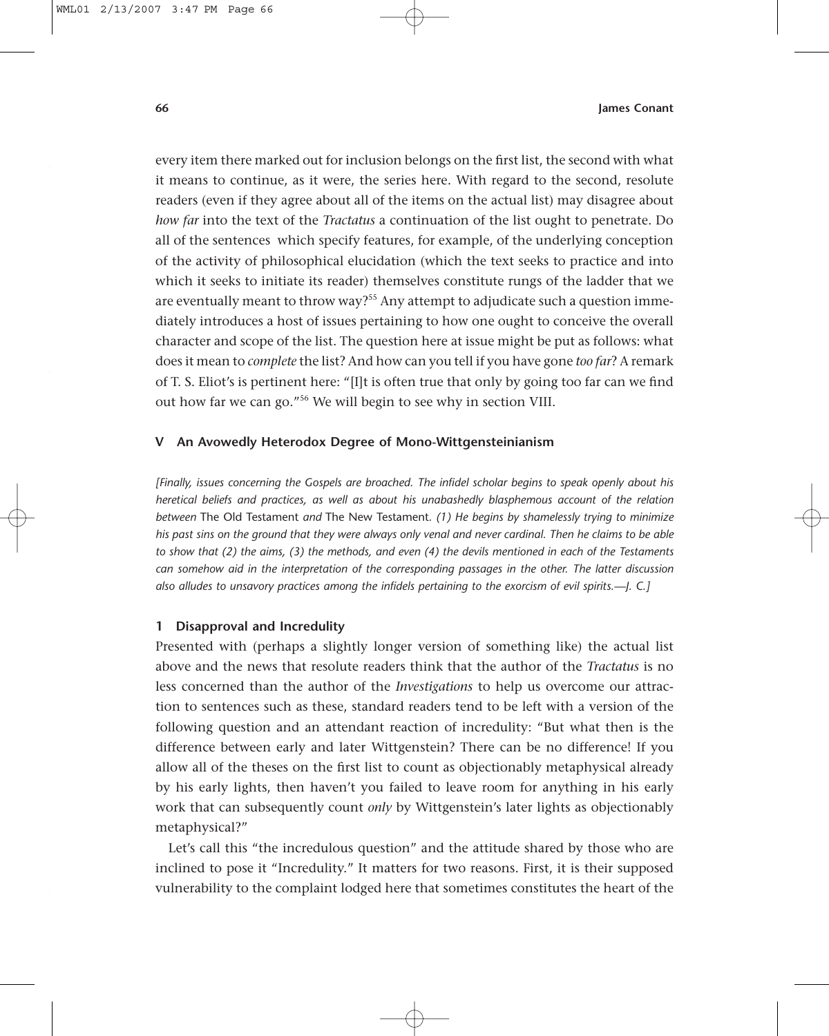every item there marked out for inclusion belongs on the first list, the second with what it means to continue, as it were, the series here. With regard to the second, resolute readers (even if they agree about all of the items on the actual list) may disagree about *how far* into the text of the *Tractatus* a continuation of the list ought to penetrate. Do all of the sentences which specify features, for example, of the underlying conception of the activity of philosophical elucidation (which the text seeks to practice and into which it seeks to initiate its reader) themselves constitute rungs of the ladder that we are eventually meant to throw way?[55] Any attempt to adjudicate such a question immediately introduces a host of issues pertaining to how one ought to conceive the overall character and scope of the list. The question here at issue might be put as follows: what does it mean to *complete* the list? And how can you tell if you have gone *too far*? A remark of T. S. Eliot's is pertinent here: "[I]t is often true that only by going too far can we find out how far we can go."[56] We will begin to see why in section VIII.

## V An Avowedly Heterodox Degree of Mono-Wittgensteinianism

*[Finally, issues concerning the Gospels are broached. The infidel scholar begins to speak openly about his heretical beliefs and practices, as well as about his unabashedly blasphemous account of the relation between* The Old Testament *and* The New Testament*. (1) He begins by shamelessly trying to minimize his past sins on the ground that they were always only venal and never cardinal. Then he claims to be able to show that (2) the aims, (3) the methods, and even (4) the devils mentioned in each of the Testaments can somehow aid in the interpretation of the corresponding passages in the other. The latter discussion also alludes to unsavory practices among the infidels pertaining to the exorcism of evil spirits.—J. C.]*

### 1 Disapproval and Incredulity

Presented with (perhaps a slightly longer version of something like) the actual list above and the news that resolute readers think that the author of the *Tractatus* is no less concerned than the author of the *Investigations* to help us overcome our attraction to sentences such as these, standard readers tend to be left with a version of the following question and an attendant reaction of incredulity: "But what then is the difference between early and later Wittgenstein? There can be no difference! If you allow all of the theses on the first list to count as objectionably metaphysical already by his early lights, then haven't you failed to leave room for anything in his early work that can subsequently count *only* by Wittgenstein's later lights as objectionably metaphysical?"

Let's call this "the incredulous question" and the attitude shared by those who are inclined to pose it "Incredulity." It matters for two reasons. First, it is their supposed vulnerability to the complaint lodged here that sometimes constitutes the heart of the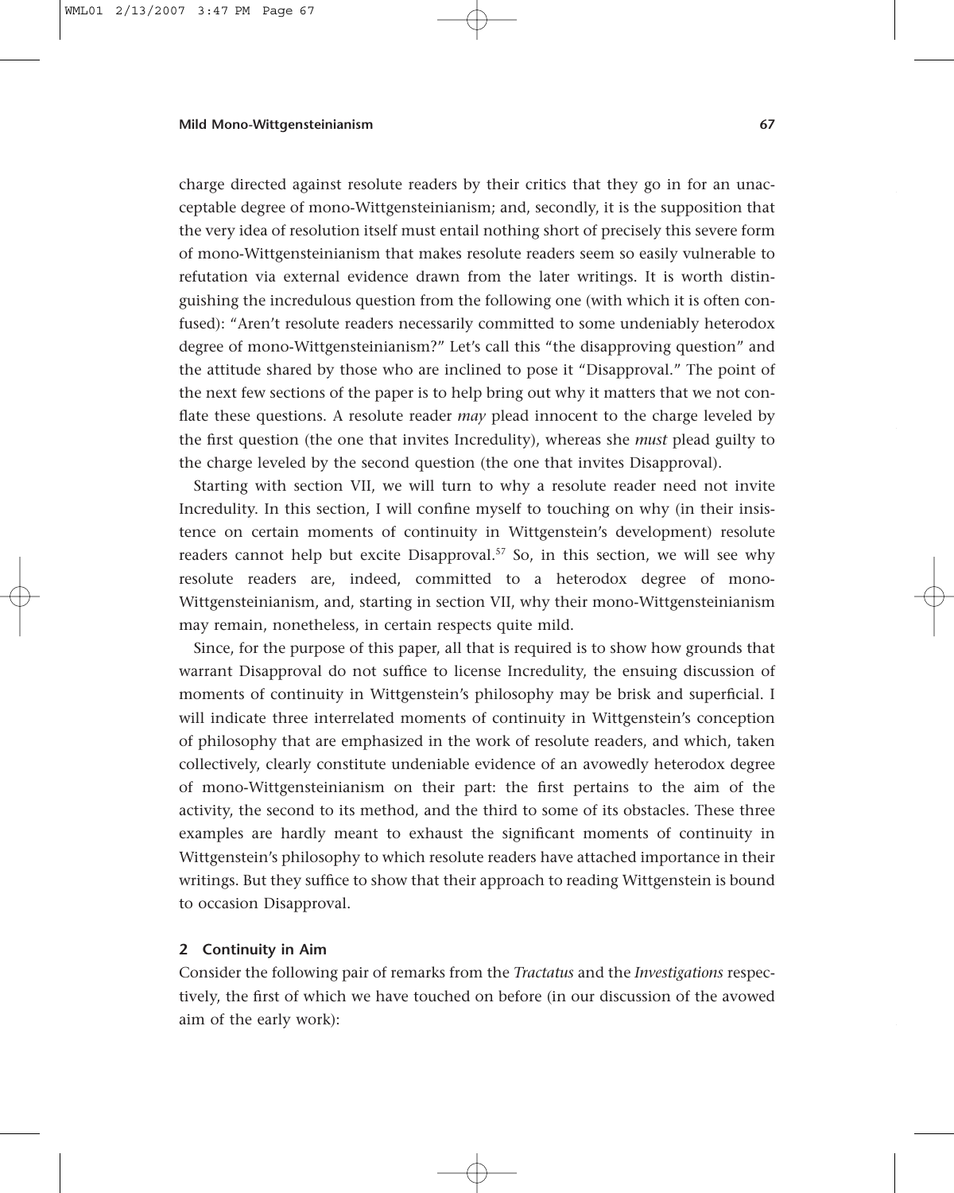charge directed against resolute readers by their critics that they go in for an unacceptable degree of mono-Wittgensteinianism; and, secondly, it is the supposition that the very idea of resolution itself must entail nothing short of precisely this severe form of mono-Wittgensteinianism that makes resolute readers seem so easily vulnerable to refutation via external evidence drawn from the later writings. It is worth distinguishing the incredulous question from the following one (with which it is often confused): "Aren't resolute readers necessarily committed to some undeniably heterodox degree of mono-Wittgensteinianism?" Let's call this "the disapproving question" and the attitude shared by those who are inclined to pose it "Disapproval." The point of the next few sections of the paper is to help bring out why it matters that we not conflate these questions. A resolute reader *may* plead innocent to the charge leveled by the first question (the one that invites Incredulity), whereas she *must* plead guilty to the charge leveled by the second question (the one that invites Disapproval).

Starting with section VII, we will turn to why a resolute reader need not invite Incredulity. In this section, I will confine myself to touching on why (in their insistence on certain moments of continuity in Wittgenstein's development) resolute readers cannot help but excite Disapproval.[57] So, in this section, we will see why resolute readers are, indeed, committed to a heterodox degree of mono-Wittgensteinianism, and, starting in section VII, why their mono-Wittgensteinianism may remain, nonetheless, in certain respects quite mild.

Since, for the purpose of this paper, all that is required is to show how grounds that warrant Disapproval do not suffice to license Incredulity, the ensuing discussion of moments of continuity in Wittgenstein's philosophy may be brisk and superficial. I will indicate three interrelated moments of continuity in Wittgenstein's conception of philosophy that are emphasized in the work of resolute readers, and which, taken collectively, clearly constitute undeniable evidence of an avowedly heterodox degree of mono-Wittgensteinianism on their part: the first pertains to the aim of the activity, the second to its method, and the third to some of its obstacles. These three examples are hardly meant to exhaust the significant moments of continuity in Wittgenstein's philosophy to which resolute readers have attached importance in their writings. But they suffice to show that their approach to reading Wittgenstein is bound to occasion Disapproval.

### 2 Continuity in Aim

Consider the following pair of remarks from the *Tractatus* and the *Investigations* respectively, the first of which we have touched on before (in our discussion of the avowed aim of the early work):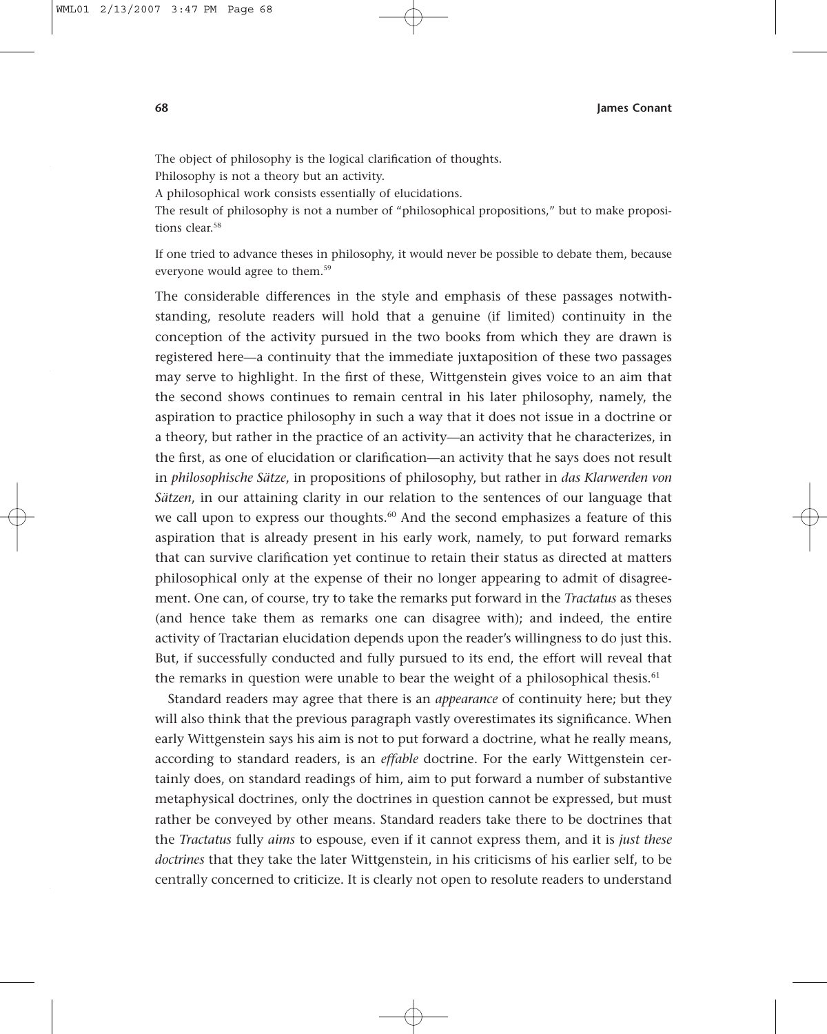The object of philosophy is the logical clarification of thoughts.
Philosophy is not a theory but an activity.
A philosophical work consists essentially of elucidations.
The result of philosophy is not a number of "philosophical propositions," but to make propositions clear.[58]

If one tried to advance theses in philosophy, it would never be possible to debate them, because everyone would agree to them.[59]

The considerable differences in the style and emphasis of these passages notwithstanding, resolute readers will hold that a genuine (if limited) continuity in the conception of the activity pursued in the two books from which they are drawn is registered here—a continuity that the immediate juxtaposition of these two passages may serve to highlight. In the first of these, Wittgenstein gives voice to an aim that the second shows continues to remain central in his later philosophy, namely, the aspiration to practice philosophy in such a way that it does not issue in a doctrine or a theory, but rather in the practice of an activity—an activity that he characterizes, in the first, as one of elucidation or clarification—an activity that he says does not result in *philosophische Sätze*, in propositions of philosophy, but rather in *das Klarwerden von Sätzen*, in our attaining clarity in our relation to the sentences of our language that we call upon to express our thoughts.[60] And the second emphasizes a feature of this aspiration that is already present in his early work, namely, to put forward remarks that can survive clarification yet continue to retain their status as directed at matters philosophical only at the expense of their no longer appearing to admit of disagreement. One can, of course, try to take the remarks put forward in the *Tractatus* as theses (and hence take them as remarks one can disagree with); and indeed, the entire activity of Tractarian elucidation depends upon the reader's willingness to do just this. But, if successfully conducted and fully pursued to its end, the effort will reveal that the remarks in question were unable to bear the weight of a philosophical thesis.[61]

Standard readers may agree that there is an *appearance* of continuity here; but they will also think that the previous paragraph vastly overestimates its significance. When early Wittgenstein says his aim is not to put forward a doctrine, what he really means, according to standard readers, is an *effable* doctrine. For the early Wittgenstein certainly does, on standard readings of him, aim to put forward a number of substantive metaphysical doctrines, only the doctrines in question cannot be expressed, but must rather be conveyed by other means. Standard readers take there to be doctrines that the *Tractatus* fully *aims* to espouse, even if it cannot express them, and it is *just these doctrines* that they take the later Wittgenstein, in his criticisms of his earlier self, to be centrally concerned to criticize. It is clearly not open to resolute readers to understand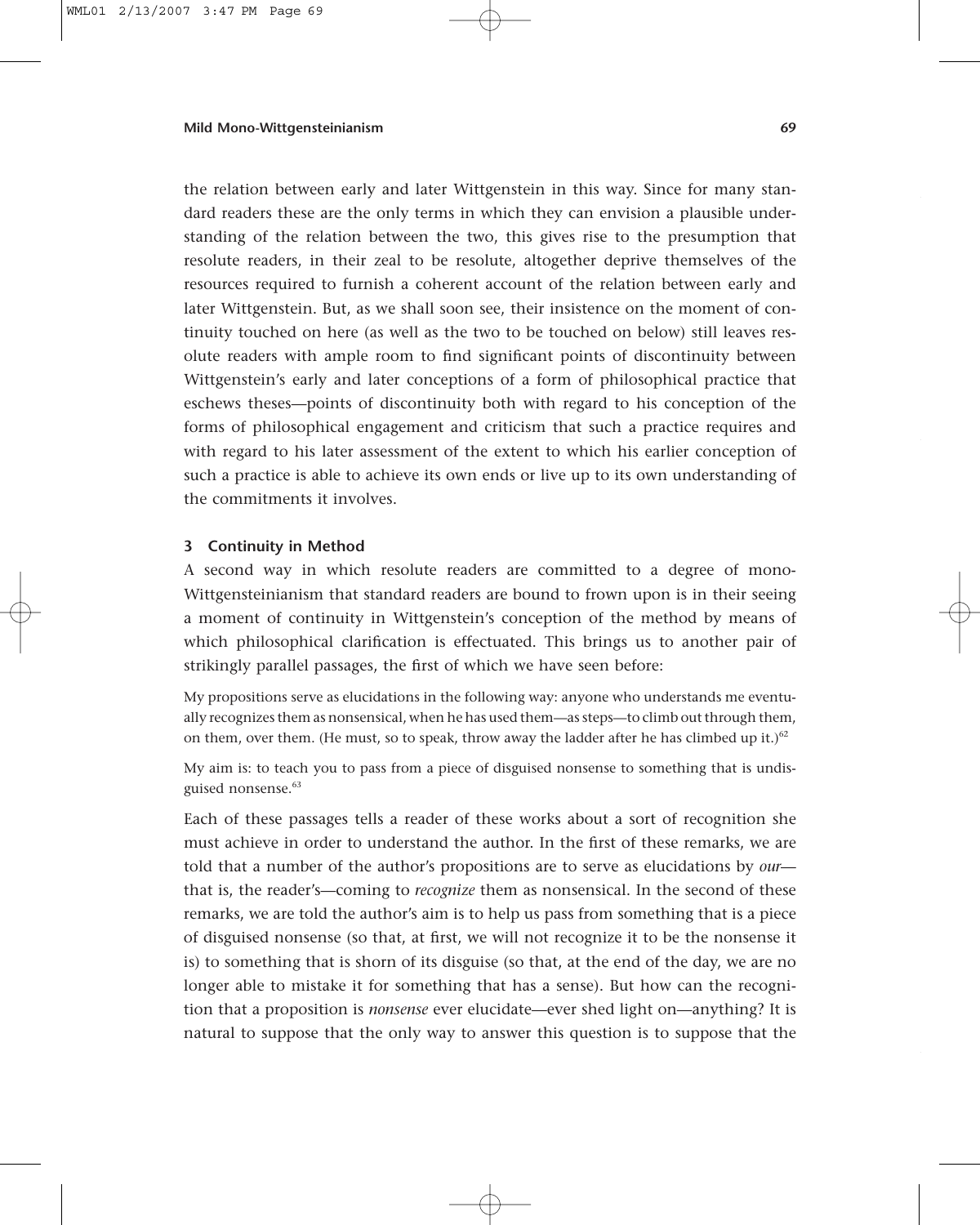the relation between early and later Wittgenstein in this way. Since for many standard readers these are the only terms in which they can envision a plausible understanding of the relation between the two, this gives rise to the presumption that resolute readers, in their zeal to be resolute, altogether deprive themselves of the resources required to furnish a coherent account of the relation between early and later Wittgenstein. But, as we shall soon see, their insistence on the moment of continuity touched on here (as well as the two to be touched on below) still leaves resolute readers with ample room to find significant points of discontinuity between Wittgenstein's early and later conceptions of a form of philosophical practice that eschews theses—points of discontinuity both with regard to his conception of the forms of philosophical engagement and criticism that such a practice requires and with regard to his later assessment of the extent to which his earlier conception of such a practice is able to achieve its own ends or live up to its own understanding of the commitments it involves.

### 3 Continuity in Method

A second way in which resolute readers are committed to a degree of mono-Wittgensteinianism that standard readers are bound to frown upon is in their seeing a moment of continuity in Wittgenstein's conception of the method by means of which philosophical clarification is effectuated. This brings us to another pair of strikingly parallel passages, the first of which we have seen before:

> My propositions serve as elucidations in the following way: anyone who understands me eventually recognizes them as nonsensical, when he has used them—as steps—to climb out through them, on them, over them. (He must, so to speak, throw away the ladder after he has climbed up it.)[62]

> My aim is: to teach you to pass from a piece of disguised nonsense to something that is undisguised nonsense.[63]

Each of these passages tells a reader of these works about a sort of recognition she must achieve in order to understand the author. In the first of these remarks, we are told that a number of the author's propositions are to serve as elucidations by *our*—that is, the reader's—coming to *recognize* them as nonsensical. In the second of these remarks, we are told the author's aim is to help us pass from something that is a piece of disguised nonsense (so that, at first, we will not recognize it to be the nonsense it is) to something that is shorn of its disguise (so that, at the end of the day, we are no longer able to mistake it for something that has a sense). But how can the recognition that a proposition is *nonsense* ever elucidate—ever shed light on—anything? It is natural to suppose that the only way to answer this question is to suppose that the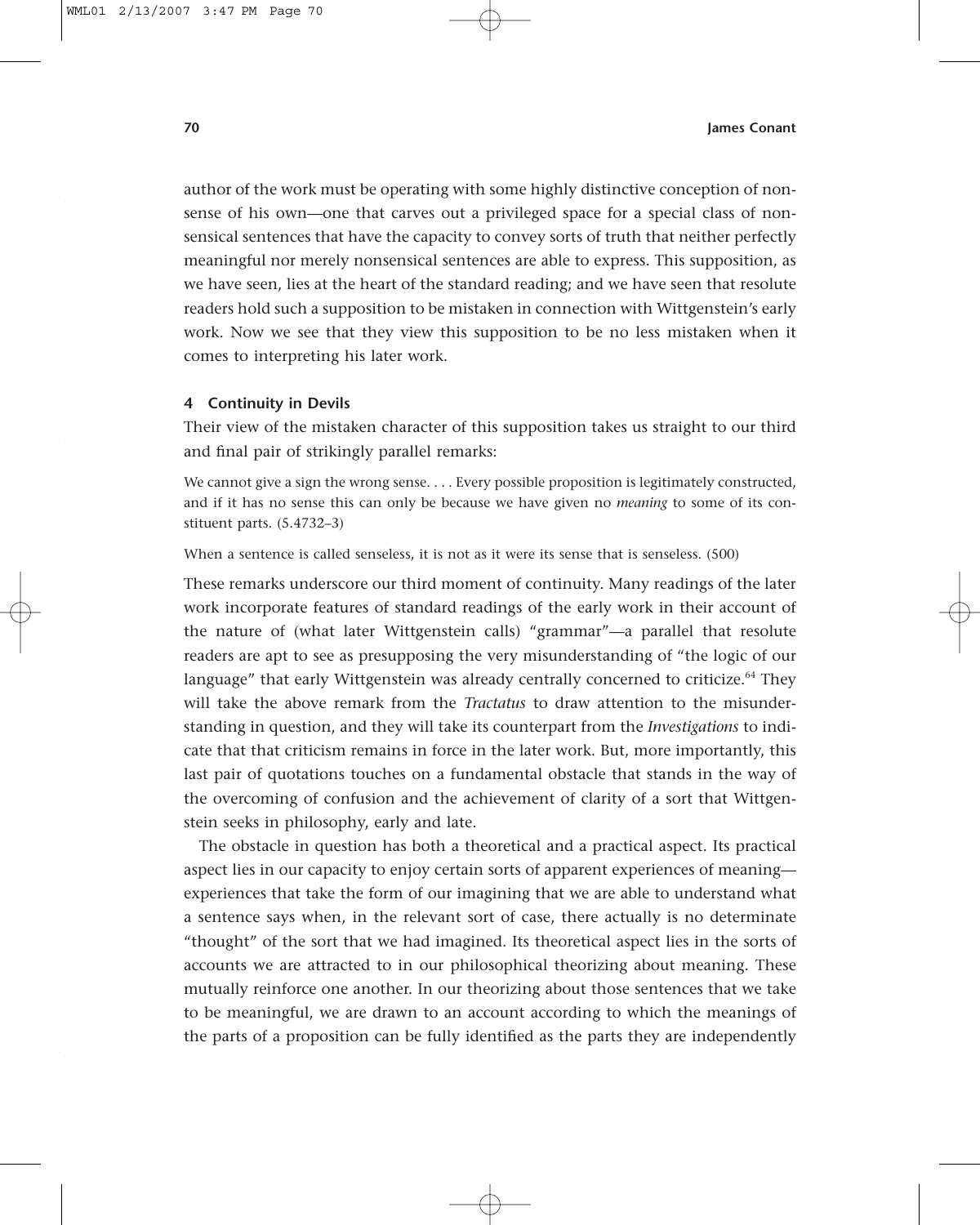author of the work must be operating with some highly distinctive conception of nonsense of his own—one that carves out a privileged space for a special class of nonsensical sentences that have the capacity to convey sorts of truth that neither perfectly meaningful nor merely nonsensical sentences are able to express. This supposition, as we have seen, lies at the heart of the standard reading; and we have seen that resolute readers hold such a supposition to be mistaken in connection with Wittgenstein's early work. Now we see that they view this supposition to be no less mistaken when it comes to interpreting his later work.

## 4 Continuity in Devils

Their view of the mistaken character of this supposition takes us straight to our third and final pair of strikingly parallel remarks:

> We cannot give a sign the wrong sense. . . . Every possible proposition is legitimately constructed, and if it has no sense this can only be because we have given no *meaning* to some of its constituent parts. (5.4732–3)

> When a sentence is called senseless, it is not as it were its sense that is senseless. (500)

These remarks underscore our third moment of continuity. Many readings of the later work incorporate features of standard readings of the early work in their account of the nature of (what later Wittgenstein calls) "grammar"—a parallel that resolute readers are apt to see as presupposing the very misunderstanding of "the logic of our language" that early Wittgenstein was already centrally concerned to criticize.[64] They will take the above remark from the *Tractatus* to draw attention to the misunderstanding in question, and they will take its counterpart from the *Investigations* to indicate that that criticism remains in force in the later work. But, more importantly, this last pair of quotations touches on a fundamental obstacle that stands in the way of the overcoming of confusion and the achievement of clarity of a sort that Wittgenstein seeks in philosophy, early and late.

The obstacle in question has both a theoretical and a practical aspect. Its practical aspect lies in our capacity to enjoy certain sorts of apparent experiences of meaning—experiences that take the form of our imagining that we are able to understand what a sentence says when, in the relevant sort of case, there actually is no determinate "thought" of the sort that we had imagined. Its theoretical aspect lies in the sorts of accounts we are attracted to in our philosophical theorizing about meaning. These mutually reinforce one another. In our theorizing about those sentences that we take to be meaningful, we are drawn to an account according to which the meanings of the parts of a proposition can be fully identified as the parts they are independently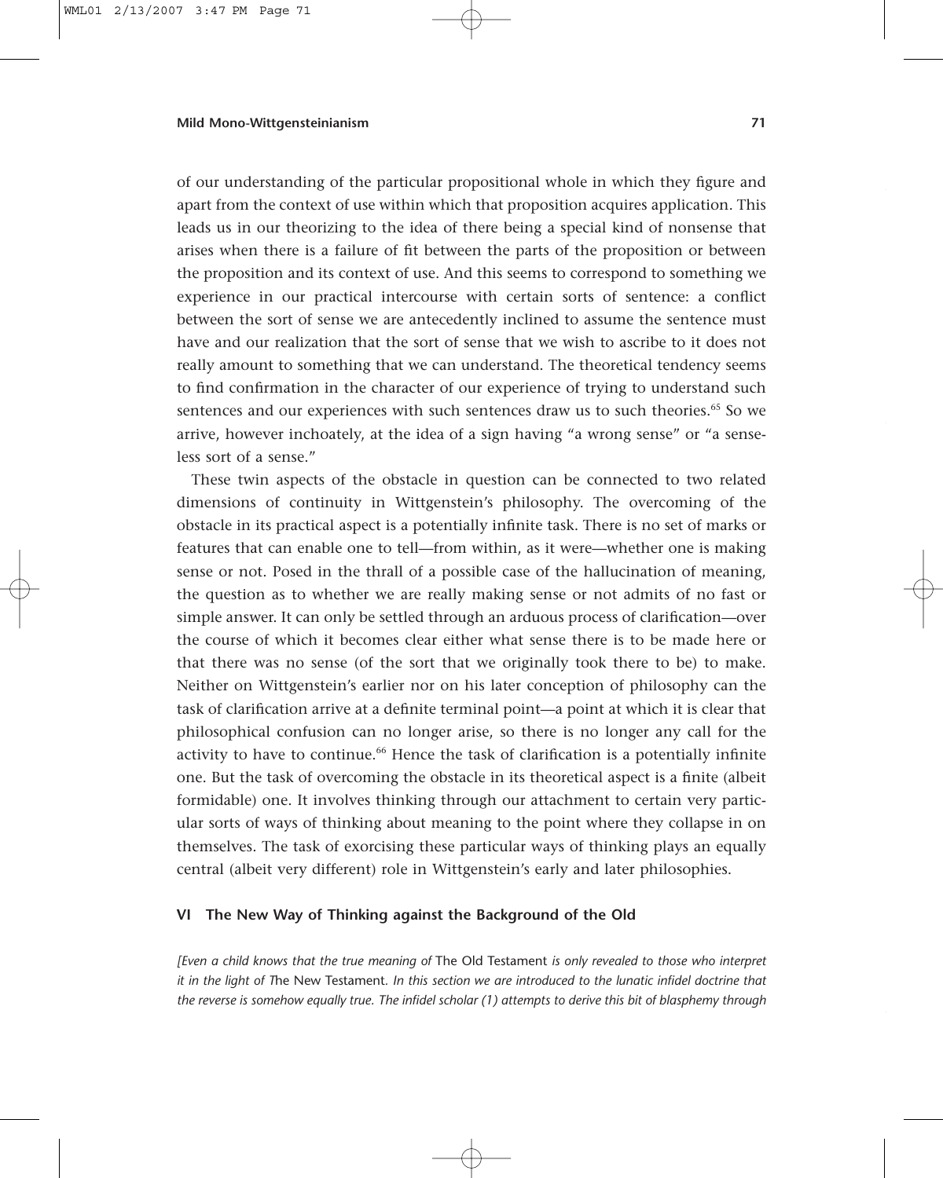of our understanding of the particular propositional whole in which they figure and apart from the context of use within which that proposition acquires application. This leads us in our theorizing to the idea of there being a special kind of nonsense that arises when there is a failure of fit between the parts of the proposition or between the proposition and its context of use. And this seems to correspond to something we experience in our practical intercourse with certain sorts of sentence: a conflict between the sort of sense we are antecedently inclined to assume the sentence must have and our realization that the sort of sense that we wish to ascribe to it does not really amount to something that we can understand. The theoretical tendency seems to find confirmation in the character of our experience of trying to understand such sentences and our experiences with such sentences draw us to such theories.[65] So we arrive, however inchoately, at the idea of a sign having "a wrong sense" or "a senseless sort of a sense."

These twin aspects of the obstacle in question can be connected to two related dimensions of continuity in Wittgenstein's philosophy. The overcoming of the obstacle in its practical aspect is a potentially infinite task. There is no set of marks or features that can enable one to tell—from within, as it were—whether one is making sense or not. Posed in the thrall of a possible case of the hallucination of meaning, the question as to whether we are really making sense or not admits of no fast or simple answer. It can only be settled through an arduous process of clarification—over the course of which it becomes clear either what sense there is to be made here or that there was no sense (of the sort that we originally took there to be) to make. Neither on Wittgenstein's earlier nor on his later conception of philosophy can the task of clarification arrive at a definite terminal point—a point at which it is clear that philosophical confusion can no longer arise, so there is no longer any call for the activity to have to continue.[66] Hence the task of clarification is a potentially infinite one. But the task of overcoming the obstacle in its theoretical aspect is a finite (albeit formidable) one. It involves thinking through our attachment to certain very particular sorts of ways of thinking about meaning to the point where they collapse in on themselves. The task of exorcising these particular ways of thinking plays an equally central (albeit very different) role in Wittgenstein's early and later philosophies.

## VI The New Way of Thinking against the Background of the Old

*[Even a child knows that the true meaning of* The Old Testament *is only revealed to those who interpret it in the light of* The New Testament. *In this section we are introduced to the lunatic infidel doctrine that the reverse is somehow equally true. The infidel scholar (1) attempts to derive this bit of blasphemy through*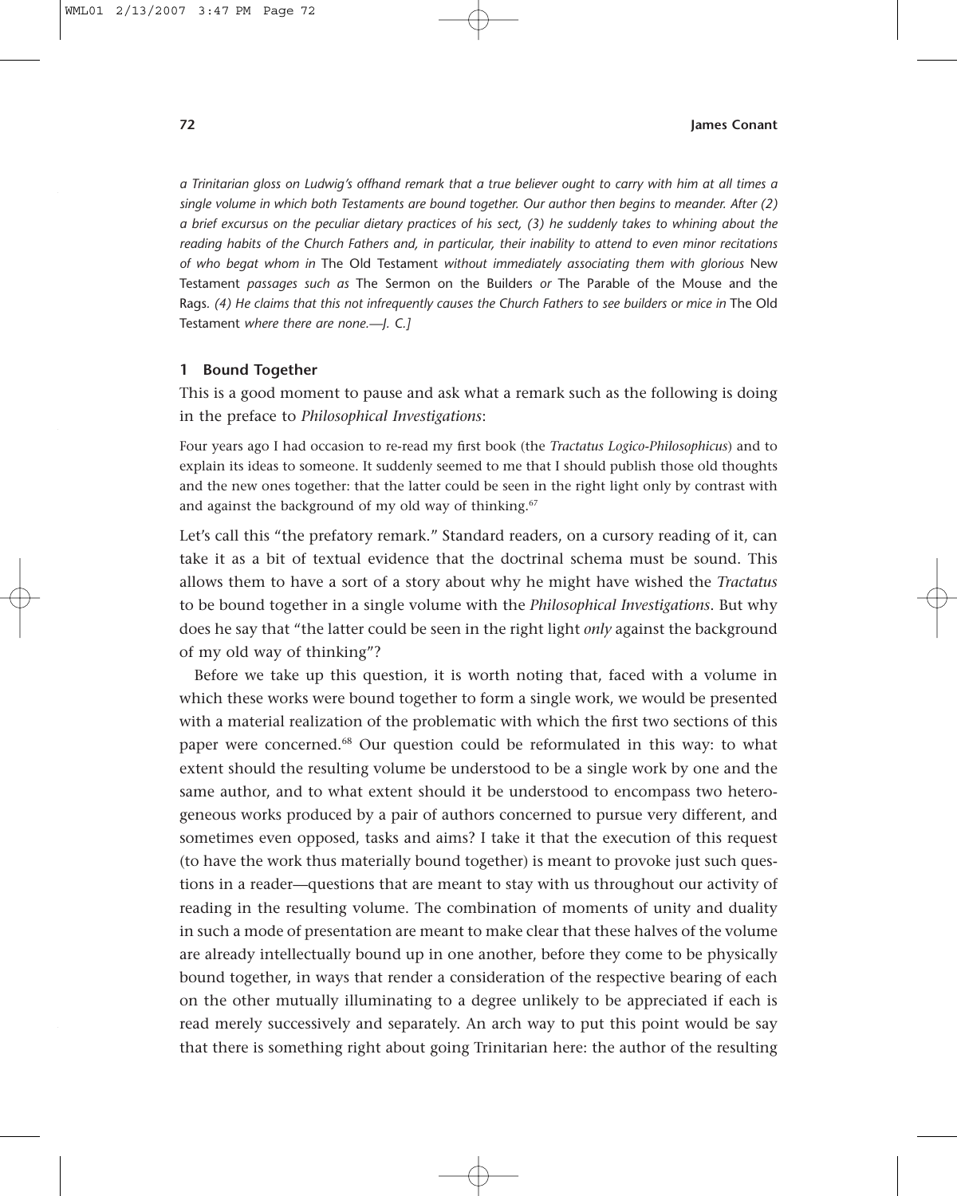*a Trinitarian gloss on Ludwig's offhand remark that a true believer ought to carry with him at all times a single volume in which both Testaments are bound together. Our author then begins to meander. After (2) a brief excursus on the peculiar dietary practices of his sect, (3) he suddenly takes to whining about the reading habits of the Church Fathers and, in particular, their inability to attend to even minor recitations of who begat whom in* The Old Testament *without immediately associating them with glorious* New Testament *passages such as* The Sermon on the Builders *or* The Parable of the Mouse and the Rags*. (4) He claims that this not infrequently causes the Church Fathers to see builders or mice in* The Old Testament *where there are none.—J. C.]*

## 1 Bound Together

This is a good moment to pause and ask what a remark such as the following is doing in the preface to *Philosophical Investigations*:

> Four years ago I had occasion to re-read my first book (the *Tractatus Logico-Philosophicus*) and to explain its ideas to someone. It suddenly seemed to me that I should publish those old thoughts and the new ones together: that the latter could be seen in the right light only by contrast with and against the background of my old way of thinking.[67]

Let's call this "the prefatory remark." Standard readers, on a cursory reading of it, can take it as a bit of textual evidence that the doctrinal schema must be sound. This allows them to have a sort of a story about why he might have wished the *Tractatus* to be bound together in a single volume with the *Philosophical Investigations*. But why does he say that "the latter could be seen in the right light *only* against the background of my old way of thinking"?

Before we take up this question, it is worth noting that, faced with a volume in which these works were bound together to form a single work, we would be presented with a material realization of the problematic with which the first two sections of this paper were concerned.[68] Our question could be reformulated in this way: to what extent should the resulting volume be understood to be a single work by one and the same author, and to what extent should it be understood to encompass two heterogeneous works produced by a pair of authors concerned to pursue very different, and sometimes even opposed, tasks and aims? I take it that the execution of this request (to have the work thus materially bound together) is meant to provoke just such questions in a reader—questions that are meant to stay with us throughout our activity of reading in the resulting volume. The combination of moments of unity and duality in such a mode of presentation are meant to make clear that these halves of the volume are already intellectually bound up in one another, before they come to be physically bound together, in ways that render a consideration of the respective bearing of each on the other mutually illuminating to a degree unlikely to be appreciated if each is read merely successively and separately. An arch way to put this point would be say that there is something right about going Trinitarian here: the author of the resulting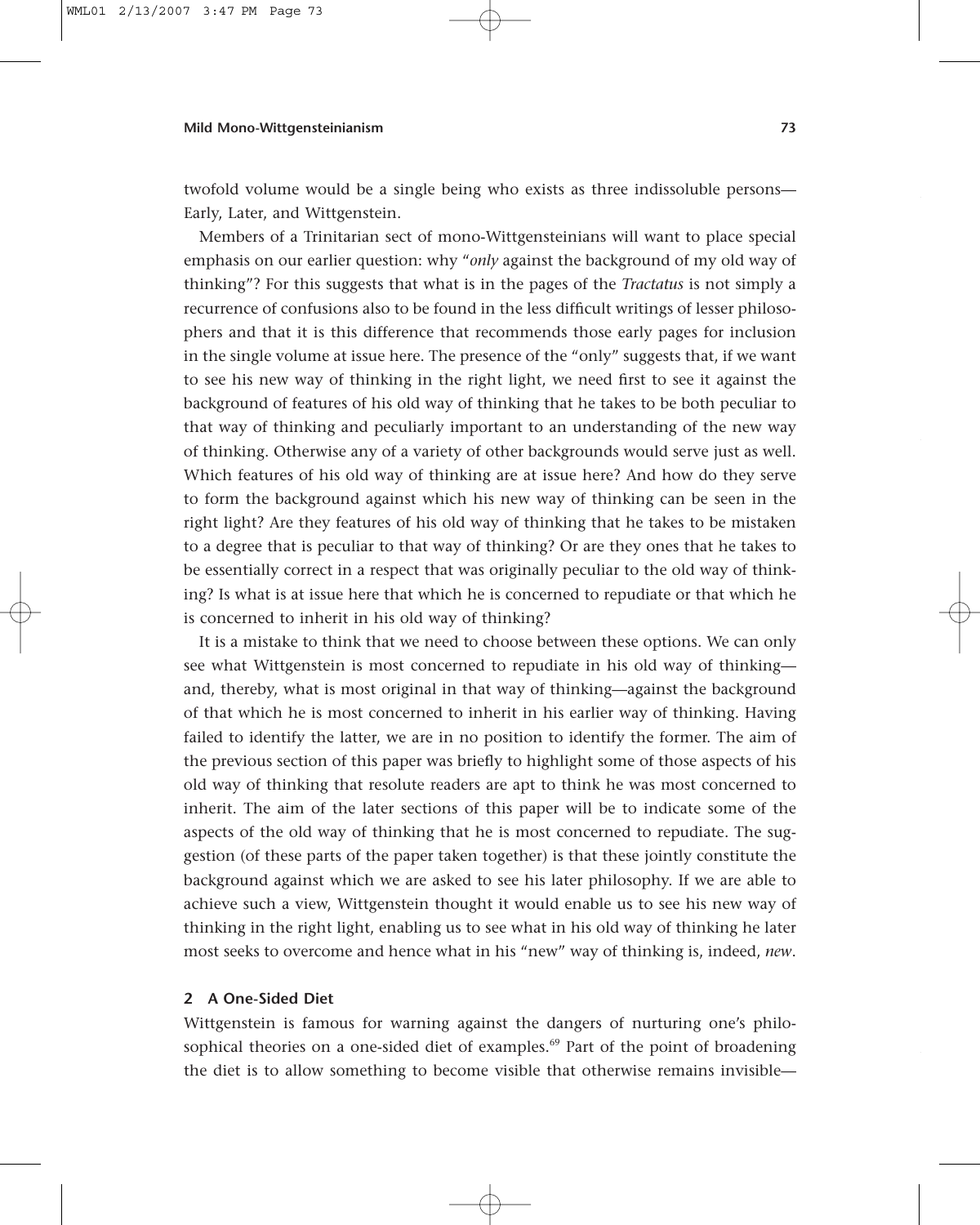twofold volume would be a single being who exists as three indissoluble persons—Early, Later, and Wittgenstein.

Members of a Trinitarian sect of mono-Wittgensteinians will want to place special emphasis on our earlier question: why "*only* against the background of my old way of thinking"? For this suggests that what is in the pages of the *Tractatus* is not simply a recurrence of confusions also to be found in the less difficult writings of lesser philosophers and that it is this difference that recommends those early pages for inclusion in the single volume at issue here. The presence of the "only" suggests that, if we want to see his new way of thinking in the right light, we need first to see it against the background of features of his old way of thinking that he takes to be both peculiar to that way of thinking and peculiarly important to an understanding of the new way of thinking. Otherwise any of a variety of other backgrounds would serve just as well. Which features of his old way of thinking are at issue here? And how do they serve to form the background against which his new way of thinking can be seen in the right light? Are they features of his old way of thinking that he takes to be mistaken to a degree that is peculiar to that way of thinking? Or are they ones that he takes to be essentially correct in a respect that was originally peculiar to the old way of thinking? Is what is at issue here that which he is concerned to repudiate or that which he is concerned to inherit in his old way of thinking?

It is a mistake to think that we need to choose between these options. We can only see what Wittgenstein is most concerned to repudiate in his old way of thinking—and, thereby, what is most original in that way of thinking—against the background of that which he is most concerned to inherit in his earlier way of thinking. Having failed to identify the latter, we are in no position to identify the former. The aim of the previous section of this paper was briefly to highlight some of those aspects of his old way of thinking that resolute readers are apt to think he was most concerned to inherit. The aim of the later sections of this paper will be to indicate some of the aspects of the old way of thinking that he is most concerned to repudiate. The suggestion (of these parts of the paper taken together) is that these jointly constitute the background against which we are asked to see his later philosophy. If we are able to achieve such a view, Wittgenstein thought it would enable us to see his new way of thinking in the right light, enabling us to see what in his old way of thinking he later most seeks to overcome and hence what in his "new" way of thinking is, indeed, *new*.

## 2 A One-Sided Diet

Wittgenstein is famous for warning against the dangers of nurturing one's philosophical theories on a one-sided diet of examples.[69] Part of the point of broadening the diet is to allow something to become visible that otherwise remains invisible—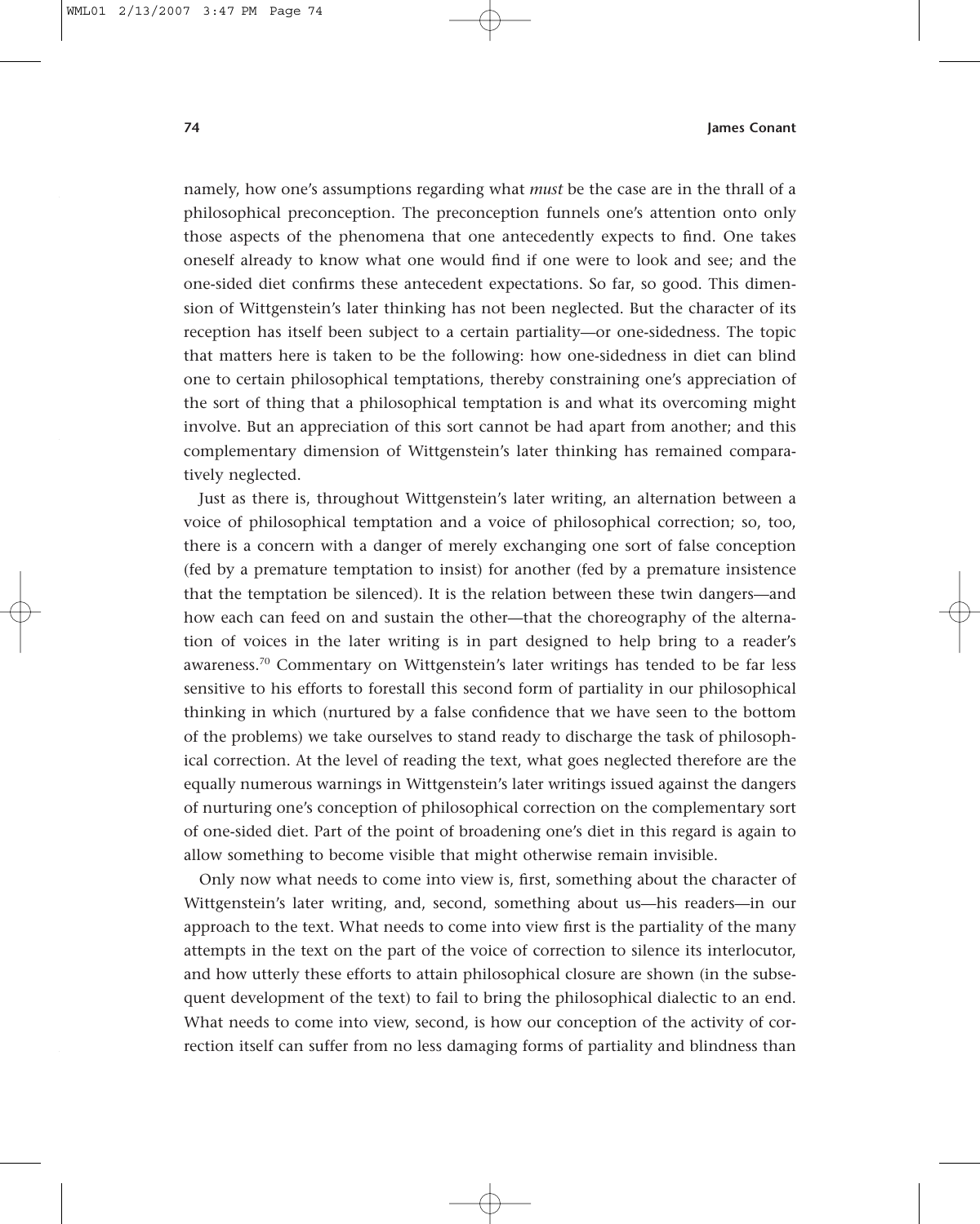namely, how one's assumptions regarding what *must* be the case are in the thrall of a philosophical preconception. The preconception funnels one's attention onto only those aspects of the phenomena that one antecedently expects to find. One takes oneself already to know what one would find if one were to look and see; and the one-sided diet confirms these antecedent expectations. So far, so good. This dimension of Wittgenstein's later thinking has not been neglected. But the character of its reception has itself been subject to a certain partiality—or one-sidedness. The topic that matters here is taken to be the following: how one-sidedness in diet can blind one to certain philosophical temptations, thereby constraining one's appreciation of the sort of thing that a philosophical temptation is and what its overcoming might involve. But an appreciation of this sort cannot be had apart from another; and this complementary dimension of Wittgenstein's later thinking has remained comparatively neglected.

Just as there is, throughout Wittgenstein's later writing, an alternation between a voice of philosophical temptation and a voice of philosophical correction; so, too, there is a concern with a danger of merely exchanging one sort of false conception (fed by a premature temptation to insist) for another (fed by a premature insistence that the temptation be silenced). It is the relation between these twin dangers—and how each can feed on and sustain the other—that the choreography of the alternation of voices in the later writing is in part designed to help bring to a reader's awareness.[70] Commentary on Wittgenstein's later writings has tended to be far less sensitive to his efforts to forestall this second form of partiality in our philosophical thinking in which (nurtured by a false confidence that we have seen to the bottom of the problems) we take ourselves to stand ready to discharge the task of philosophical correction. At the level of reading the text, what goes neglected therefore are the equally numerous warnings in Wittgenstein's later writings issued against the dangers of nurturing one's conception of philosophical correction on the complementary sort of one-sided diet. Part of the point of broadening one's diet in this regard is again to allow something to become visible that might otherwise remain invisible.

Only now what needs to come into view is, first, something about the character of Wittgenstein's later writing, and, second, something about us—his readers—in our approach to the text. What needs to come into view first is the partiality of the many attempts in the text on the part of the voice of correction to silence its interlocutor, and how utterly these efforts to attain philosophical closure are shown (in the subsequent development of the text) to fail to bring the philosophical dialectic to an end. What needs to come into view, second, is how our conception of the activity of correction itself can suffer from no less damaging forms of partiality and blindness than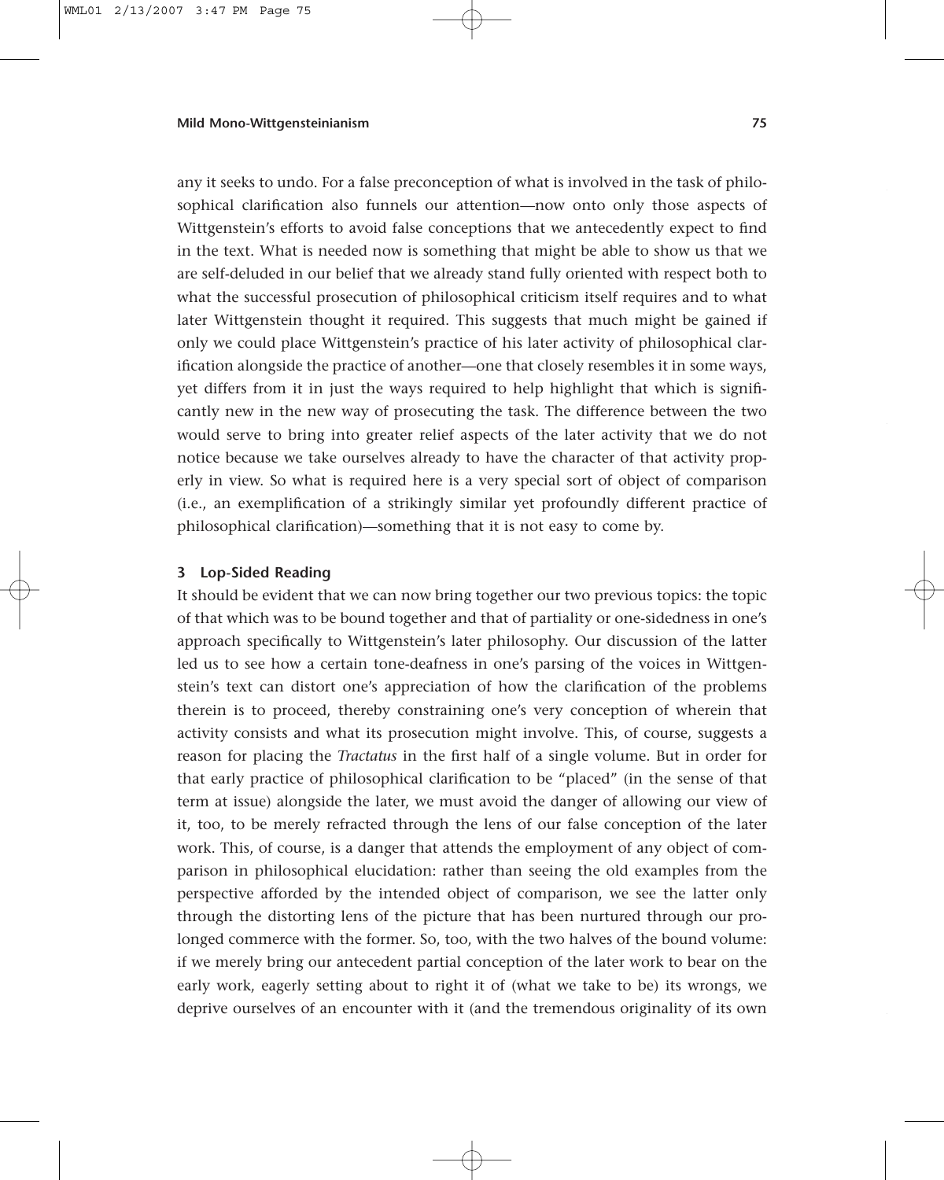any it seeks to undo. For a false preconception of what is involved in the task of philosophical clarification also funnels our attention—now onto only those aspects of Wittgenstein's efforts to avoid false conceptions that we antecedently expect to find in the text. What is needed now is something that might be able to show us that we are self-deluded in our belief that we already stand fully oriented with respect both to what the successful prosecution of philosophical criticism itself requires and to what later Wittgenstein thought it required. This suggests that much might be gained if only we could place Wittgenstein's practice of his later activity of philosophical clarification alongside the practice of another—one that closely resembles it in some ways, yet differs from it in just the ways required to help highlight that which is significantly new in the new way of prosecuting the task. The difference between the two would serve to bring into greater relief aspects of the later activity that we do not notice because we take ourselves already to have the character of that activity properly in view. So what is required here is a very special sort of object of comparison (i.e., an exemplification of a strikingly similar yet profoundly different practice of philosophical clarification)—something that it is not easy to come by.

### 3 Lop-Sided Reading

It should be evident that we can now bring together our two previous topics: the topic of that which was to be bound together and that of partiality or one-sidedness in one's approach specifically to Wittgenstein's later philosophy. Our discussion of the latter led us to see how a certain tone-deafness in one's parsing of the voices in Wittgenstein's text can distort one's appreciation of how the clarification of the problems therein is to proceed, thereby constraining one's very conception of wherein that activity consists and what its prosecution might involve. This, of course, suggests a reason for placing the *Tractatus* in the first half of a single volume. But in order for that early practice of philosophical clarification to be "placed" (in the sense of that term at issue) alongside the later, we must avoid the danger of allowing our view of it, too, to be merely refracted through the lens of our false conception of the later work. This, of course, is a danger that attends the employment of any object of comparison in philosophical elucidation: rather than seeing the old examples from the perspective afforded by the intended object of comparison, we see the latter only through the distorting lens of the picture that has been nurtured through our prolonged commerce with the former. So, too, with the two halves of the bound volume: if we merely bring our antecedent partial conception of the later work to bear on the early work, eagerly setting about to right it of (what we take to be) its wrongs, we deprive ourselves of an encounter with it (and the tremendous originality of its own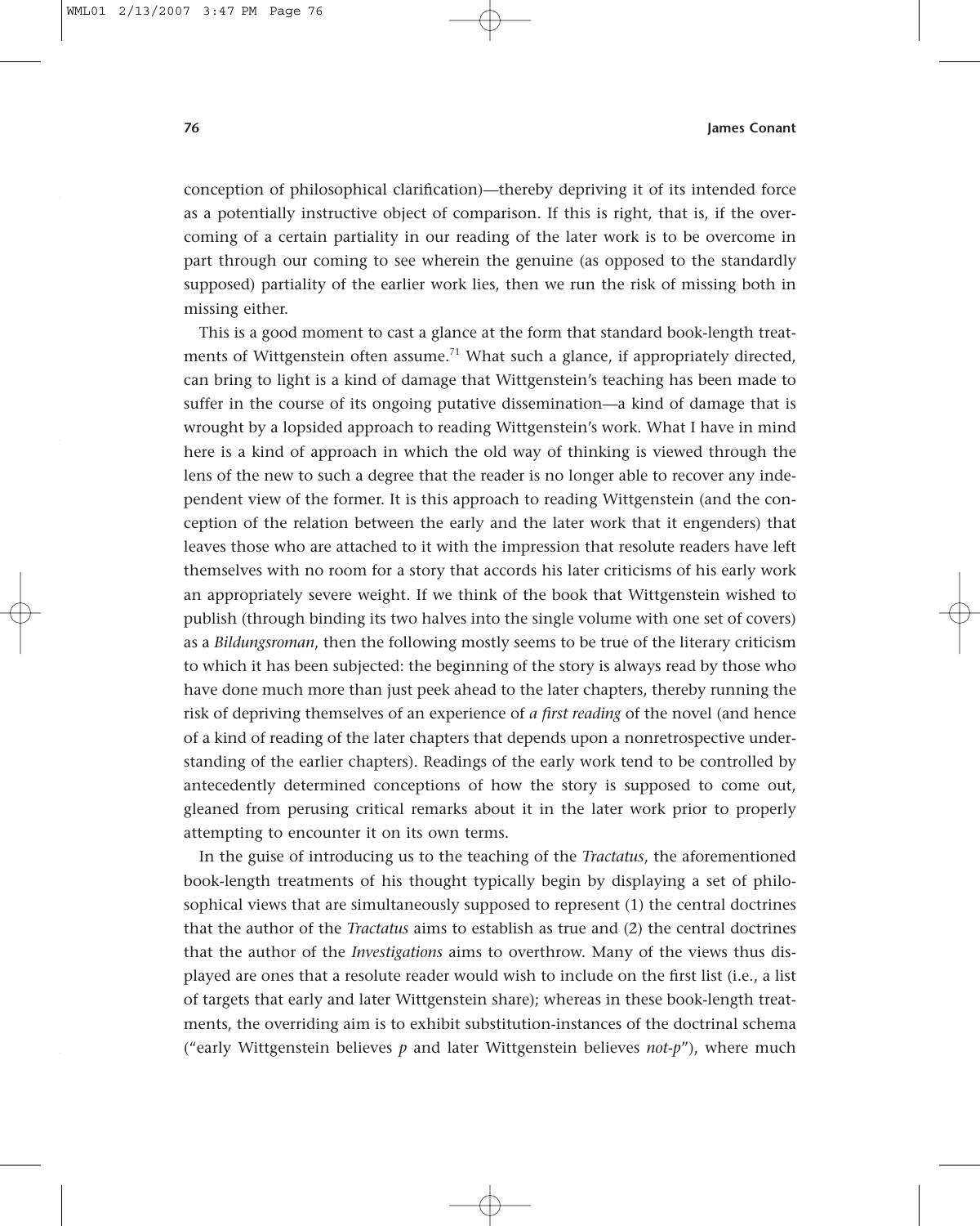conception of philosophical clarification)—thereby depriving it of its intended force as a potentially instructive object of comparison. If this is right, that is, if the overcoming of a certain partiality in our reading of the later work is to be overcome in part through our coming to see wherein the genuine (as opposed to the standardly supposed) partiality of the earlier work lies, then we run the risk of missing both in missing either.

This is a good moment to cast a glance at the form that standard book-length treatments of Wittgenstein often assume.[71] What such a glance, if appropriately directed, can bring to light is a kind of damage that Wittgenstein's teaching has been made to suffer in the course of its ongoing putative dissemination—a kind of damage that is wrought by a lopsided approach to reading Wittgenstein's work. What I have in mind here is a kind of approach in which the old way of thinking is viewed through the lens of the new to such a degree that the reader is no longer able to recover any independent view of the former. It is this approach to reading Wittgenstein (and the conception of the relation between the early and the later work that it engenders) that leaves those who are attached to it with the impression that resolute readers have left themselves with no room for a story that accords his later criticisms of his early work an appropriately severe weight. If we think of the book that Wittgenstein wished to publish (through binding its two halves into the single volume with one set of covers) as a *Bildungsroman*, then the following mostly seems to be true of the literary criticism to which it has been subjected: the beginning of the story is always read by those who have done much more than just peek ahead to the later chapters, thereby running the risk of depriving themselves of an experience of *a first reading* of the novel (and hence of a kind of reading of the later chapters that depends upon a nonretrospective understanding of the earlier chapters). Readings of the early work tend to be controlled by antecedently determined conceptions of how the story is supposed to come out, gleaned from perusing critical remarks about it in the later work prior to properly attempting to encounter it on its own terms.

In the guise of introducing us to the teaching of the *Tractatus*, the aforementioned book-length treatments of his thought typically begin by displaying a set of philosophical views that are simultaneously supposed to represent (1) the central doctrines that the author of the *Tractatus* aims to establish as true and (2) the central doctrines that the author of the *Investigations* aims to overthrow. Many of the views thus displayed are ones that a resolute reader would wish to include on the first list (i.e., a list of targets that early and later Wittgenstein share); whereas in these book-length treatments, the overriding aim is to exhibit substitution-instances of the doctrinal schema ("early Wittgenstein believes *p* and later Wittgenstein believes *not-p*"), where much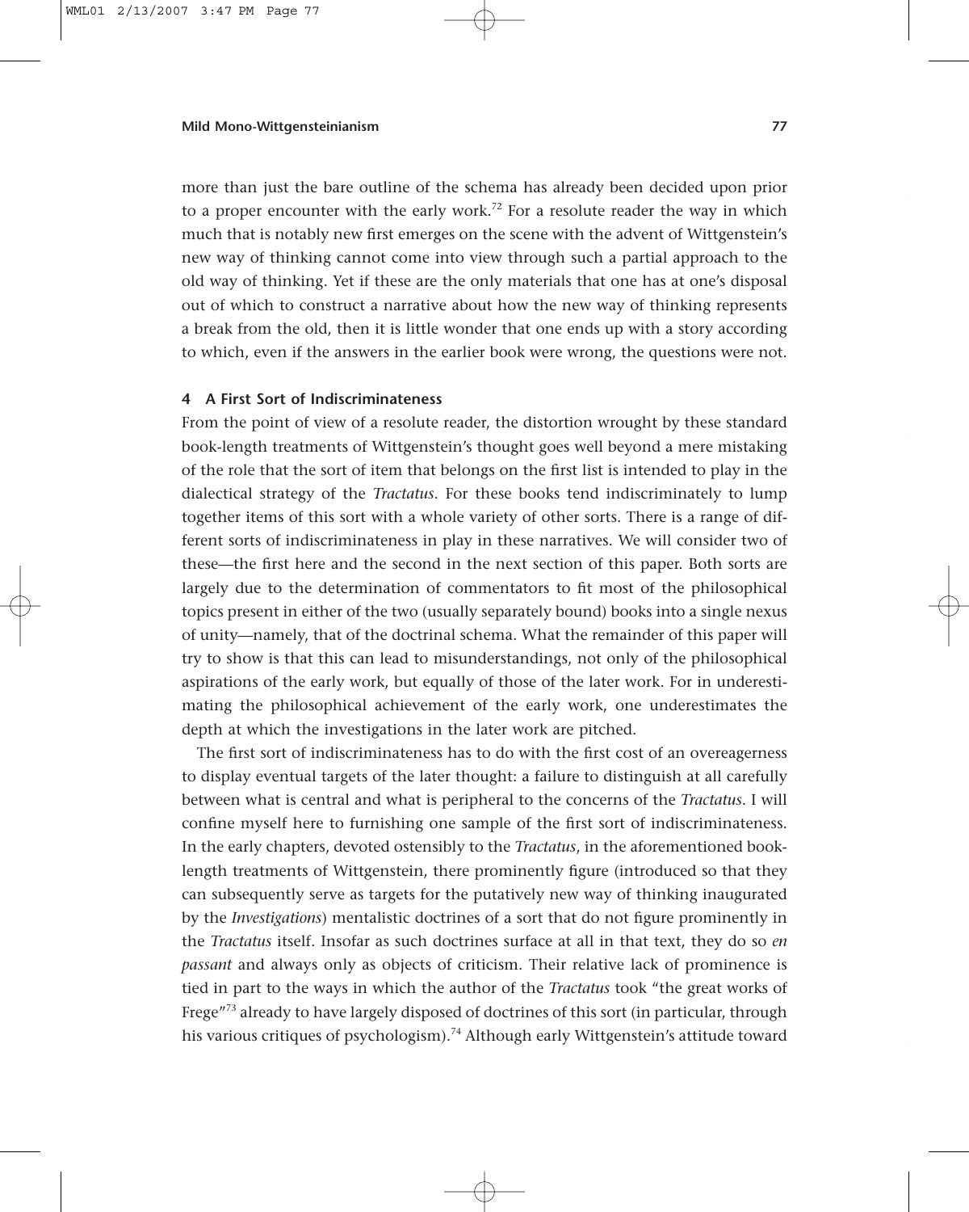more than just the bare outline of the schema has already been decided upon prior to a proper encounter with the early work.[72] For a resolute reader the way in which much that is notably new first emerges on the scene with the advent of Wittgenstein's new way of thinking cannot come into view through such a partial approach to the old way of thinking. Yet if these are the only materials that one has at one's disposal out of which to construct a narrative about how the new way of thinking represents a break from the old, then it is little wonder that one ends up with a story according to which, even if the answers in the earlier book were wrong, the questions were not.

### 4 A First Sort of Indiscriminateness

From the point of view of a resolute reader, the distortion wrought by these standard book-length treatments of Wittgenstein's thought goes well beyond a mere mistaking of the role that the sort of item that belongs on the first list is intended to play in the dialectical strategy of the *Tractatus*. For these books tend indiscriminately to lump together items of this sort with a whole variety of other sorts. There is a range of different sorts of indiscriminateness in play in these narratives. We will consider two of these—the first here and the second in the next section of this paper. Both sorts are largely due to the determination of commentators to fit most of the philosophical topics present in either of the two (usually separately bound) books into a single nexus of unity—namely, that of the doctrinal schema. What the remainder of this paper will try to show is that this can lead to misunderstandings, not only of the philosophical aspirations of the early work, but equally of those of the later work. For in underestimating the philosophical achievement of the early work, one underestimates the depth at which the investigations in the later work are pitched.

The first sort of indiscriminateness has to do with the first cost of an overeagerness to display eventual targets of the later thought: a failure to distinguish at all carefully between what is central and what is peripheral to the concerns of the *Tractatus*. I will confine myself here to furnishing one sample of the first sort of indiscriminateness. In the early chapters, devoted ostensibly to the *Tractatus*, in the aforementioned book-length treatments of Wittgenstein, there prominently figure (introduced so that they can subsequently serve as targets for the putatively new way of thinking inaugurated by the *Investigations*) mentalistic doctrines of a sort that do not figure prominently in the *Tractatus* itself. Insofar as such doctrines surface at all in that text, they do so *en passant* and always only as objects of criticism. Their relative lack of prominence is tied in part to the ways in which the author of the *Tractatus* took "the great works of Frege"[73] already to have largely disposed of doctrines of this sort (in particular, through his various critiques of psychologism).[74] Although early Wittgenstein's attitude toward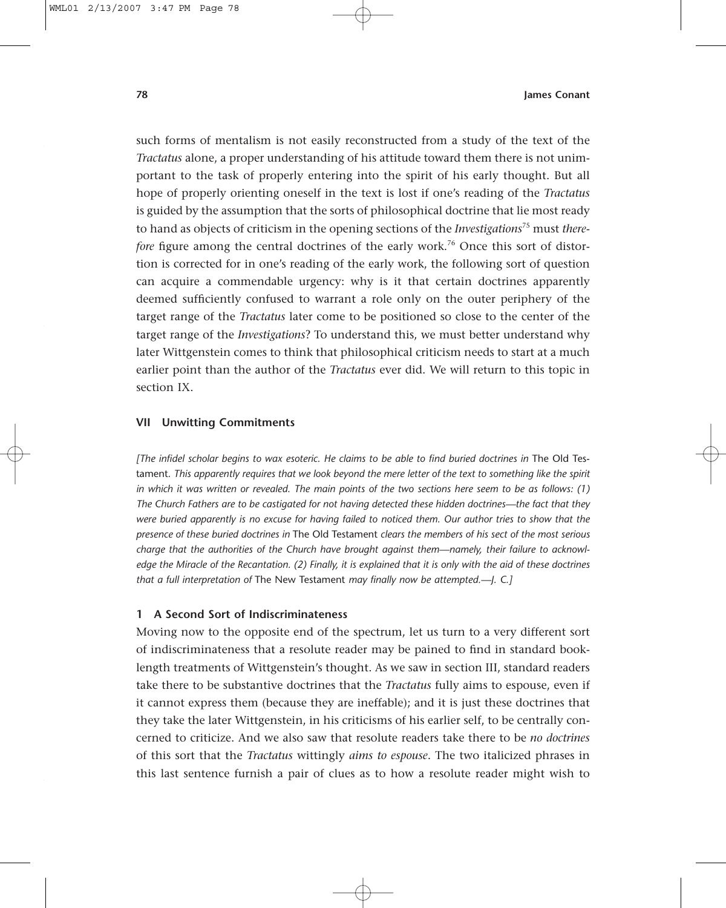such forms of mentalism is not easily reconstructed from a study of the text of the *Tractatus* alone, a proper understanding of his attitude toward them there is not unimportant to the task of properly entering into the spirit of his early thought. But all hope of properly orienting oneself in the text is lost if one's reading of the *Tractatus* is guided by the assumption that the sorts of philosophical doctrine that lie most ready to hand as objects of criticism in the opening sections of the *Investigations*[75] must *therefore* figure among the central doctrines of the early work.[76] Once this sort of distortion is corrected for in one's reading of the early work, the following sort of question can acquire a commendable urgency: why is it that certain doctrines apparently deemed sufficiently confused to warrant a role only on the outer periphery of the target range of the *Tractatus* later come to be positioned so close to the center of the target range of the *Investigations*? To understand this, we must better understand why later Wittgenstein comes to think that philosophical criticism needs to start at a much earlier point than the author of the *Tractatus* ever did. We will return to this topic in section IX.

## VII Unwitting Commitments

*[The infidel scholar begins to wax esoteric. He claims to be able to find buried doctrines in* The Old Testament*. This apparently requires that we look beyond the mere letter of the text to something like the spirit in which it was written or revealed. The main points of the two sections here seem to be as follows: (1) The Church Fathers are to be castigated for not having detected these hidden doctrines—the fact that they were buried apparently is no excuse for having failed to noticed them. Our author tries to show that the presence of these buried doctrines in* The Old Testament *clears the members of his sect of the most serious charge that the authorities of the Church have brought against them—namely, their failure to acknowledge the Miracle of the Recantation. (2) Finally, it is explained that it is only with the aid of these doctrines that a full interpretation of* The New Testament *may finally now be attempted.—J. C.]*

### 1 A Second Sort of Indiscriminateness

Moving now to the opposite end of the spectrum, let us turn to a very different sort of indiscriminateness that a resolute reader may be pained to find in standard book-length treatments of Wittgenstein's thought. As we saw in section III, standard readers take there to be substantive doctrines that the *Tractatus* fully aims to espouse, even if it cannot express them (because they are ineffable); and it is just these doctrines that they take the later Wittgenstein, in his criticisms of his earlier self, to be centrally concerned to criticize. And we also saw that resolute readers take there to be *no doctrines* of this sort that the *Tractatus* wittingly *aims to espouse*. The two italicized phrases in this last sentence furnish a pair of clues as to how a resolute reader might wish to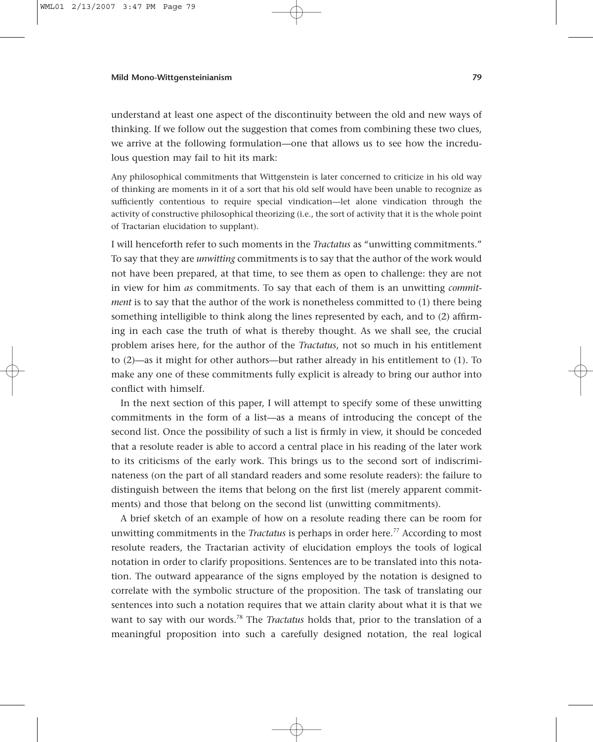understand at least one aspect of the discontinuity between the old and new ways of thinking. If we follow out the suggestion that comes from combining these two clues, we arrive at the following formulation—one that allows us to see how the incredulous question may fail to hit its mark:

> Any philosophical commitments that Wittgenstein is later concerned to criticize in his old way of thinking are moments in it of a sort that his old self would have been unable to recognize as sufficiently contentious to require special vindication—let alone vindication through the activity of constructive philosophical theorizing (i.e., the sort of activity that it is the whole point of Tractarian elucidation to supplant).

I will henceforth refer to such moments in the *Tractatus* as "unwitting commitments." To say that they are *unwitting* commitments is to say that the author of the work would not have been prepared, at that time, to see them as open to challenge: they are not in view for him *as* commitments. To say that each of them is an unwitting *commitment* is to say that the author of the work is nonetheless committed to (1) there being something intelligible to think along the lines represented by each, and to (2) affirming in each case the truth of what is thereby thought. As we shall see, the crucial problem arises here, for the author of the *Tractatus*, not so much in his entitlement to (2)—as it might for other authors—but rather already in his entitlement to (1). To make any one of these commitments fully explicit is already to bring our author into conflict with himself.

In the next section of this paper, I will attempt to specify some of these unwitting commitments in the form of a list—as a means of introducing the concept of the second list. Once the possibility of such a list is firmly in view, it should be conceded that a resolute reader is able to accord a central place in his reading of the later work to its criticisms of the early work. This brings us to the second sort of indiscriminateness (on the part of all standard readers and some resolute readers): the failure to distinguish between the items that belong on the first list (merely apparent commitments) and those that belong on the second list (unwitting commitments).

A brief sketch of an example of how on a resolute reading there can be room for unwitting commitments in the *Tractatus* is perhaps in order here.[77] According to most resolute readers, the Tractarian activity of elucidation employs the tools of logical notation in order to clarify propositions. Sentences are to be translated into this notation. The outward appearance of the signs employed by the notation is designed to correlate with the symbolic structure of the proposition. The task of translating our sentences into such a notation requires that we attain clarity about what it is that we want to say with our words.[78] The *Tractatus* holds that, prior to the translation of a meaningful proposition into such a carefully designed notation, the real logical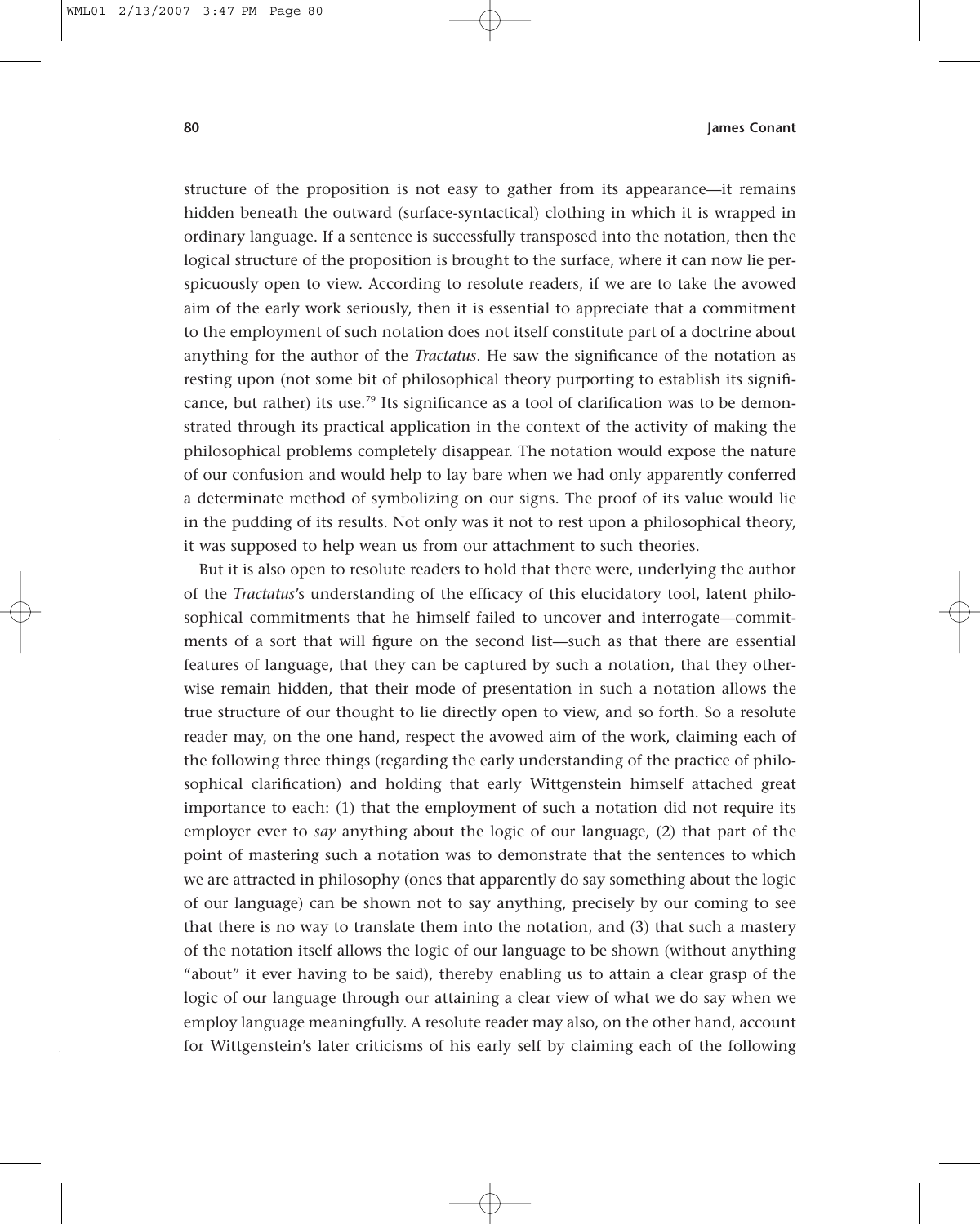structure of the proposition is not easy to gather from its appearance—it remains hidden beneath the outward (surface-syntactical) clothing in which it is wrapped in ordinary language. If a sentence is successfully transposed into the notation, then the logical structure of the proposition is brought to the surface, where it can now lie perspicuously open to view. According to resolute readers, if we are to take the avowed aim of the early work seriously, then it is essential to appreciate that a commitment to the employment of such notation does not itself constitute part of a doctrine about anything for the author of the *Tractatus*. He saw the significance of the notation as resting upon (not some bit of philosophical theory purporting to establish its significance, but rather) its use.[79] Its significance as a tool of clarification was to be demonstrated through its practical application in the context of the activity of making the philosophical problems completely disappear. The notation would expose the nature of our confusion and would help to lay bare when we had only apparently conferred a determinate method of symbolizing on our signs. The proof of its value would lie in the pudding of its results. Not only was it not to rest upon a philosophical theory, it was supposed to help wean us from our attachment to such theories.

But it is also open to resolute readers to hold that there were, underlying the author of the *Tractatus*'s understanding of the efficacy of this elucidatory tool, latent philosophical commitments that he himself failed to uncover and interrogate—commitments of a sort that will figure on the second list—such as that there are essential features of language, that they can be captured by such a notation, that they otherwise remain hidden, that their mode of presentation in such a notation allows the true structure of our thought to lie directly open to view, and so forth. So a resolute reader may, on the one hand, respect the avowed aim of the work, claiming each of the following three things (regarding the early understanding of the practice of philosophical clarification) and holding that early Wittgenstein himself attached great importance to each: (1) that the employment of such a notation did not require its employer ever to *say* anything about the logic of our language, (2) that part of the point of mastering such a notation was to demonstrate that the sentences to which we are attracted in philosophy (ones that apparently do say something about the logic of our language) can be shown not to say anything, precisely by our coming to see that there is no way to translate them into the notation, and (3) that such a mastery of the notation itself allows the logic of our language to be shown (without anything "about" it ever having to be said), thereby enabling us to attain a clear grasp of the logic of our language through our attaining a clear view of what we do say when we employ language meaningfully. A resolute reader may also, on the other hand, account for Wittgenstein's later criticisms of his early self by claiming each of the following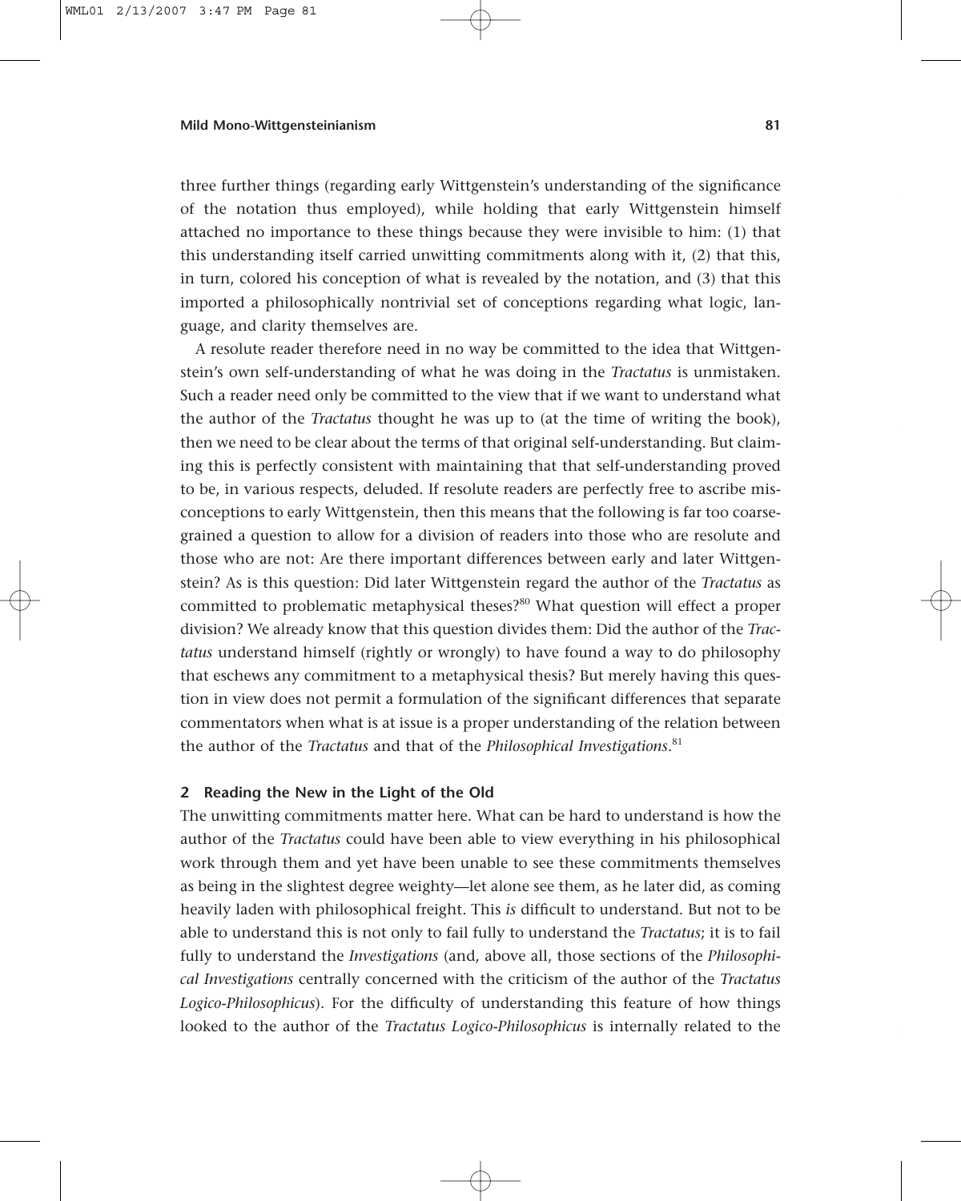three further things (regarding early Wittgenstein's understanding of the significance of the notation thus employed), while holding that early Wittgenstein himself attached no importance to these things because they were invisible to him: (1) that this understanding itself carried unwitting commitments along with it, (2) that this, in turn, colored his conception of what is revealed by the notation, and (3) that this imported a philosophically nontrivial set of conceptions regarding what logic, language, and clarity themselves are.

A resolute reader therefore need in no way be committed to the idea that Wittgenstein's own self-understanding of what he was doing in the *Tractatus* is unmistaken. Such a reader need only be committed to the view that if we want to understand what the author of the *Tractatus* thought he was up to (at the time of writing the book), then we need to be clear about the terms of that original self-understanding. But claiming this is perfectly consistent with maintaining that that self-understanding proved to be, in various respects, deluded. If resolute readers are perfectly free to ascribe misconceptions to early Wittgenstein, then this means that the following is far too coarse-grained a question to allow for a division of readers into those who are resolute and those who are not: Are there important differences between early and later Wittgenstein? As is this question: Did later Wittgenstein regard the author of the *Tractatus* as committed to problematic metaphysical theses?[80] What question will effect a proper division? We already know that this question divides them: Did the author of the *Tractatus* understand himself (rightly or wrongly) to have found a way to do philosophy that eschews any commitment to a metaphysical thesis? But merely having this question in view does not permit a formulation of the significant differences that separate commentators when what is at issue is a proper understanding of the relation between the author of the *Tractatus* and that of the *Philosophical Investigations*.[81]

## 2 Reading the New in the Light of the Old

The unwitting commitments matter here. What can be hard to understand is how the author of the *Tractatus* could have been able to view everything in his philosophical work through them and yet have been unable to see these commitments themselves as being in the slightest degree weighty—let alone see them, as he later did, as coming heavily laden with philosophical freight. This *is* difficult to understand. But not to be able to understand this is not only to fail fully to understand the *Tractatus*; it is to fail fully to understand the *Investigations* (and, above all, those sections of the *Philosophical Investigations* centrally concerned with the criticism of the author of the *Tractatus Logico-Philosophicus*). For the difficulty of understanding this feature of how things looked to the author of the *Tractatus Logico-Philosophicus* is internally related to the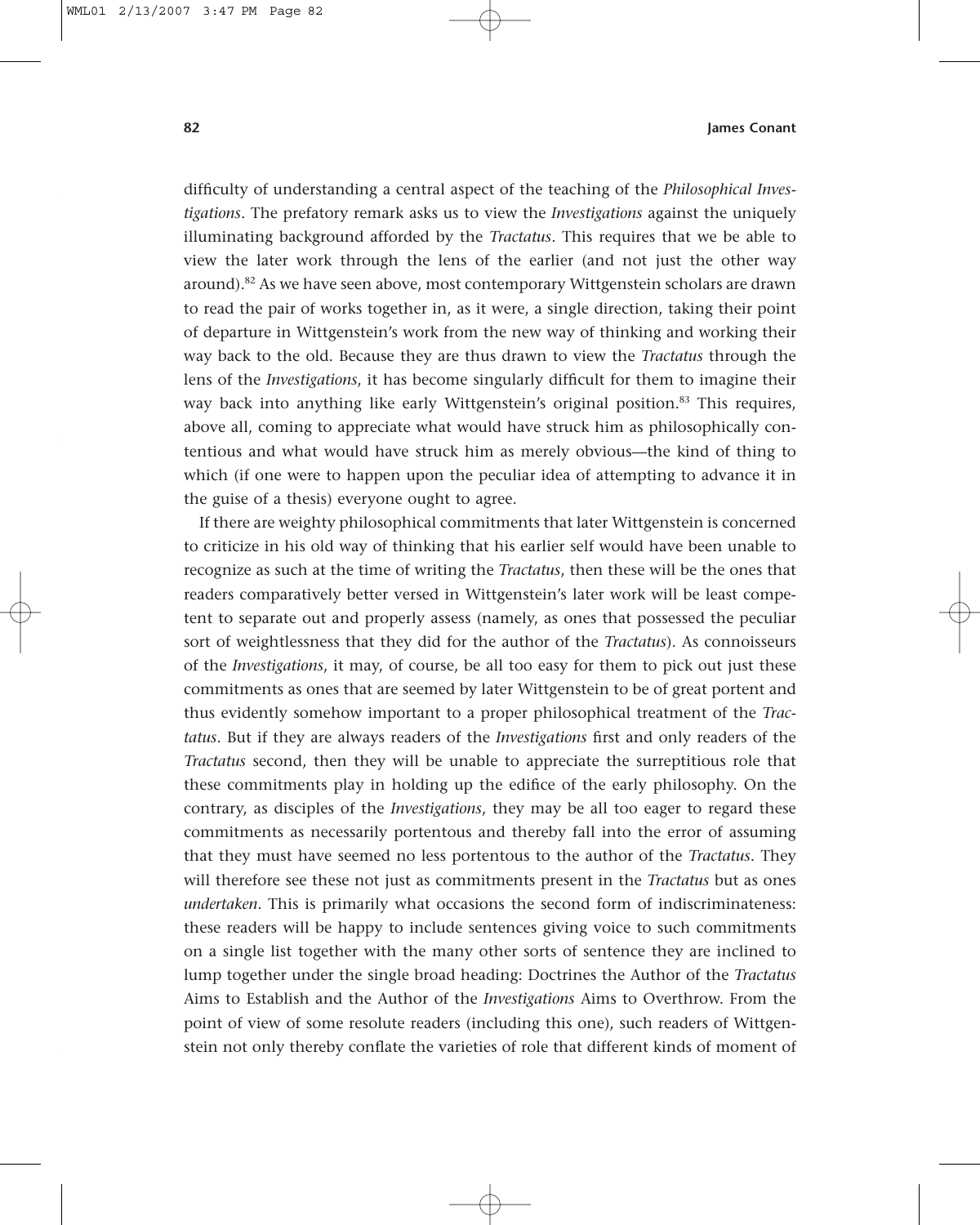difficulty of understanding a central aspect of the teaching of the *Philosophical Investigations*. The prefatory remark asks us to view the *Investigations* against the uniquely illuminating background afforded by the *Tractatus*. This requires that we be able to view the later work through the lens of the earlier (and not just the other way around).[82] As we have seen above, most contemporary Wittgenstein scholars are drawn to read the pair of works together in, as it were, a single direction, taking their point of departure in Wittgenstein's work from the new way of thinking and working their way back to the old. Because they are thus drawn to view the *Tractatus* through the lens of the *Investigations*, it has become singularly difficult for them to imagine their way back into anything like early Wittgenstein's original position.[83] This requires, above all, coming to appreciate what would have struck him as philosophically contentious and what would have struck him as merely obvious—the kind of thing to which (if one were to happen upon the peculiar idea of attempting to advance it in the guise of a thesis) everyone ought to agree.

If there are weighty philosophical commitments that later Wittgenstein is concerned to criticize in his old way of thinking that his earlier self would have been unable to recognize as such at the time of writing the *Tractatus*, then these will be the ones that readers comparatively better versed in Wittgenstein's later work will be least competent to separate out and properly assess (namely, as ones that possessed the peculiar sort of weightlessness that they did for the author of the *Tractatus*). As connoisseurs of the *Investigations*, it may, of course, be all too easy for them to pick out just these commitments as ones that are seemed by later Wittgenstein to be of great portent and thus evidently somehow important to a proper philosophical treatment of the *Tractatus*. But if they are always readers of the *Investigations* first and only readers of the *Tractatus* second, then they will be unable to appreciate the surreptitious role that these commitments play in holding up the edifice of the early philosophy. On the contrary, as disciples of the *Investigations*, they may be all too eager to regard these commitments as necessarily portentous and thereby fall into the error of assuming that they must have seemed no less portentous to the author of the *Tractatus*. They will therefore see these not just as commitments present in the *Tractatus* but as ones *undertaken*. This is primarily what occasions the second form of indiscriminateness: these readers will be happy to include sentences giving voice to such commitments on a single list together with the many other sorts of sentence they are inclined to lump together under the single broad heading: Doctrines the Author of the *Tractatus* Aims to Establish and the Author of the *Investigations* Aims to Overthrow. From the point of view of some resolute readers (including this one), such readers of Wittgenstein not only thereby conflate the varieties of role that different kinds of moment of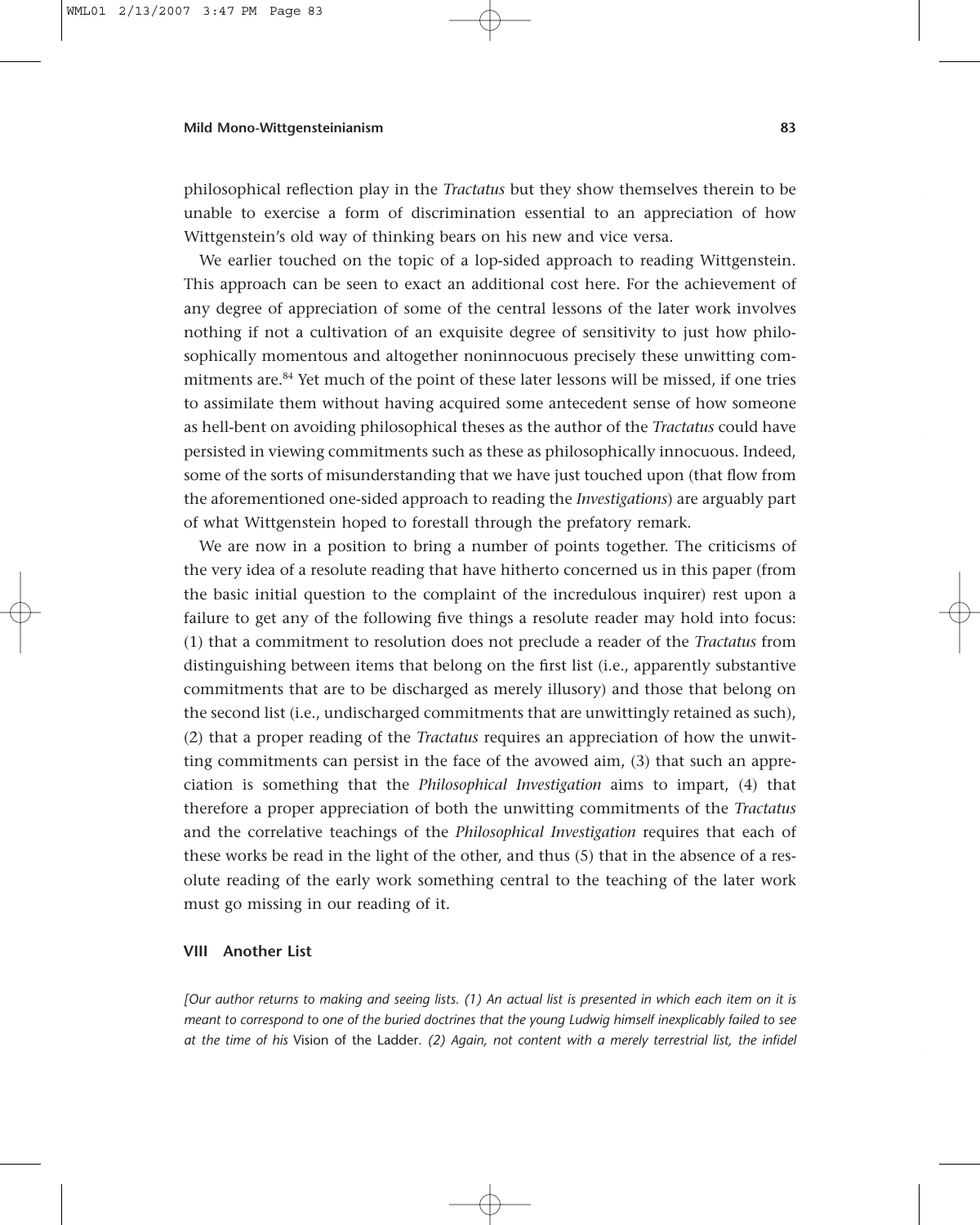philosophical reflection play in the *Tractatus* but they show themselves therein to be unable to exercise a form of discrimination essential to an appreciation of how Wittgenstein's old way of thinking bears on his new and vice versa.

We earlier touched on the topic of a lop-sided approach to reading Wittgenstein. This approach can be seen to exact an additional cost here. For the achievement of any degree of appreciation of some of the central lessons of the later work involves nothing if not a cultivation of an exquisite degree of sensitivity to just how philosophically momentous and altogether noninnocuous precisely these unwitting commitments are.[84] Yet much of the point of these later lessons will be missed, if one tries to assimilate them without having acquired some antecedent sense of how someone as hell-bent on avoiding philosophical theses as the author of the *Tractatus* could have persisted in viewing commitments such as these as philosophically innocuous. Indeed, some of the sorts of misunderstanding that we have just touched upon (that flow from the aforementioned one-sided approach to reading the *Investigations*) are arguably part of what Wittgenstein hoped to forestall through the prefatory remark.

We are now in a position to bring a number of points together. The criticisms of the very idea of a resolute reading that have hitherto concerned us in this paper (from the basic initial question to the complaint of the incredulous inquirer) rest upon a failure to get any of the following five things a resolute reader may hold into focus: (1) that a commitment to resolution does not preclude a reader of the *Tractatus* from distinguishing between items that belong on the first list (i.e., apparently substantive commitments that are to be discharged as merely illusory) and those that belong on the second list (i.e., undischarged commitments that are unwittingly retained as such), (2) that a proper reading of the *Tractatus* requires an appreciation of how the unwitting commitments can persist in the face of the avowed aim, (3) that such an appreciation is something that the *Philosophical Investigation* aims to impart, (4) that therefore a proper appreciation of both the unwitting commitments of the *Tractatus* and the correlative teachings of the *Philosophical Investigation* requires that each of these works be read in the light of the other, and thus (5) that in the absence of a resolute reading of the early work something central to the teaching of the later work must go missing in our reading of it.

## VIII Another List

*[Our author returns to making and seeing lists. (1) An actual list is presented in which each item on it is meant to correspond to one of the buried doctrines that the young Ludwig himself inexplicably failed to see at the time of his* Vision of the Ladder*. (2) Again, not content with a merely terrestrial list, the infidel*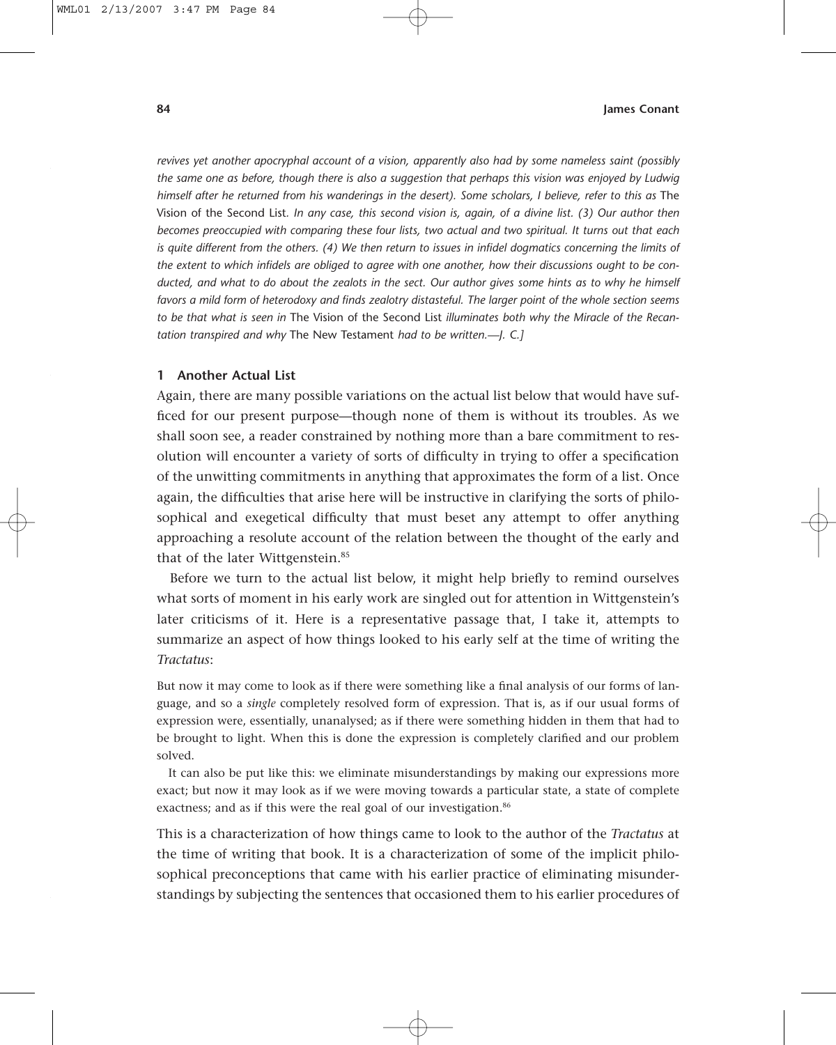*revives yet another apocryphal account of a vision, apparently also had by some nameless saint (possibly the same one as before, though there is also a suggestion that perhaps this vision was enjoyed by Ludwig himself after he returned from his wanderings in the desert). Some scholars, I believe, refer to this as* The Vision of the Second List. *In any case, this second vision is, again, of a divine list. (3) Our author then becomes preoccupied with comparing these four lists, two actual and two spiritual. It turns out that each is quite different from the others. (4) We then return to issues in infidel dogmatics concerning the limits of the extent to which infidels are obliged to agree with one another, how their discussions ought to be conducted, and what to do about the zealots in the sect. Our author gives some hints as to why he himself favors a mild form of heterodoxy and finds zealotry distasteful. The larger point of the whole section seems to be that what is seen in* The Vision of the Second List *illuminates both why the Miracle of the Recantation transpired and why* The New Testament *had to be written.—J. C.]*

### 1 Another Actual List

Again, there are many possible variations on the actual list below that would have sufficed for our present purpose—though none of them is without its troubles. As we shall soon see, a reader constrained by nothing more than a bare commitment to resolution will encounter a variety of sorts of difficulty in trying to offer a specification of the unwitting commitments in anything that approximates the form of a list. Once again, the difficulties that arise here will be instructive in clarifying the sorts of philosophical and exegetical difficulty that must beset any attempt to offer anything approaching a resolute account of the relation between the thought of the early and that of the later Wittgenstein.[85]

Before we turn to the actual list below, it might help briefly to remind ourselves what sorts of moment in his early work are singled out for attention in Wittgenstein's later criticisms of it. Here is a representative passage that, I take it, attempts to summarize an aspect of how things looked to his early self at the time of writing the *Tractatus*:

> But now it may come to look as if there were something like a final analysis of our forms of language, and so a *single* completely resolved form of expression. That is, as if our usual forms of expression were, essentially, unanalysed; as if there were something hidden in them that had to be brought to light. When this is done the expression is completely clarified and our problem solved.
>
> It can also be put like this: we eliminate misunderstandings by making our expressions more exact; but now it may look as if we were moving towards a particular state, a state of complete exactness; and as if this were the real goal of our investigation.[86]

This is a characterization of how things came to look to the author of the *Tractatus* at the time of writing that book. It is a characterization of some of the implicit philosophical preconceptions that came with his earlier practice of eliminating misunderstandings by subjecting the sentences that occasioned them to his earlier procedures of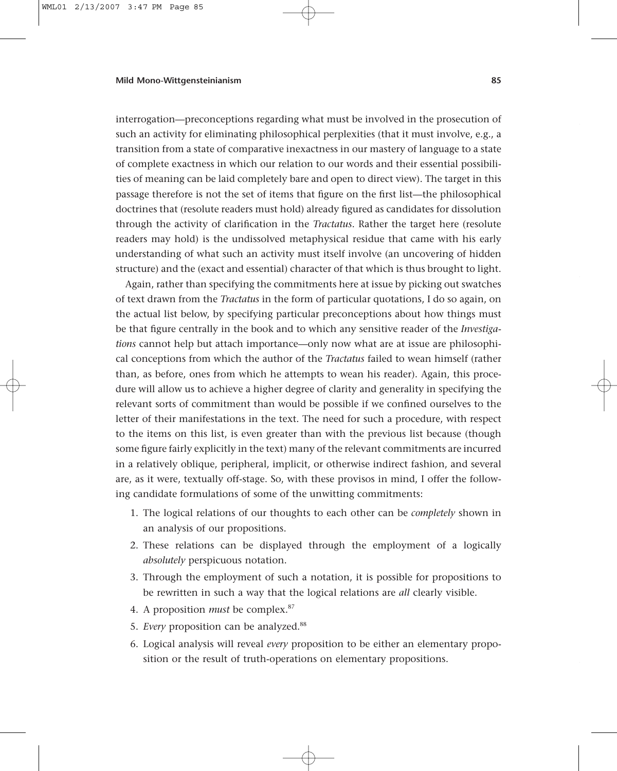interrogation—preconceptions regarding what must be involved in the prosecution of such an activity for eliminating philosophical perplexities (that it must involve, e.g., a transition from a state of comparative inexactness in our mastery of language to a state of complete exactness in which our relation to our words and their essential possibilities of meaning can be laid completely bare and open to direct view). The target in this passage therefore is not the set of items that figure on the first list—the philosophical doctrines that (resolute readers must hold) already figured as candidates for dissolution through the activity of clarification in the *Tractatus*. Rather the target here (resolute readers may hold) is the undissolved metaphysical residue that came with his early understanding of what such an activity must itself involve (an uncovering of hidden structure) and the (exact and essential) character of that which is thus brought to light.

Again, rather than specifying the commitments here at issue by picking out swatches of text drawn from the *Tractatus* in the form of particular quotations, I do so again, on the actual list below, by specifying particular preconceptions about how things must be that figure centrally in the book and to which any sensitive reader of the *Investigations* cannot help but attach importance—only now what are at issue are philosophical conceptions from which the author of the *Tractatus* failed to wean himself (rather than, as before, ones from which he attempts to wean his reader). Again, this procedure will allow us to achieve a higher degree of clarity and generality in specifying the relevant sorts of commitment than would be possible if we confined ourselves to the letter of their manifestations in the text. The need for such a procedure, with respect to the items on this list, is even greater than with the previous list because (though some figure fairly explicitly in the text) many of the relevant commitments are incurred in a relatively oblique, peripheral, implicit, or otherwise indirect fashion, and several are, as it were, textually off-stage. So, with these provisos in mind, I offer the following candidate formulations of some of the unwitting commitments:

1. The logical relations of our thoughts to each other can be *completely* shown in an analysis of our propositions.
2. These relations can be displayed through the employment of a logically *absolutely* perspicuous notation.
3. Through the employment of such a notation, it is possible for propositions to be rewritten in such a way that the logical relations are *all* clearly visible.
4. A proposition *must* be complex.[87]
5. *Every* proposition can be analyzed.[88]
6. Logical analysis will reveal *every* proposition to be either an elementary proposition or the result of truth-operations on elementary propositions.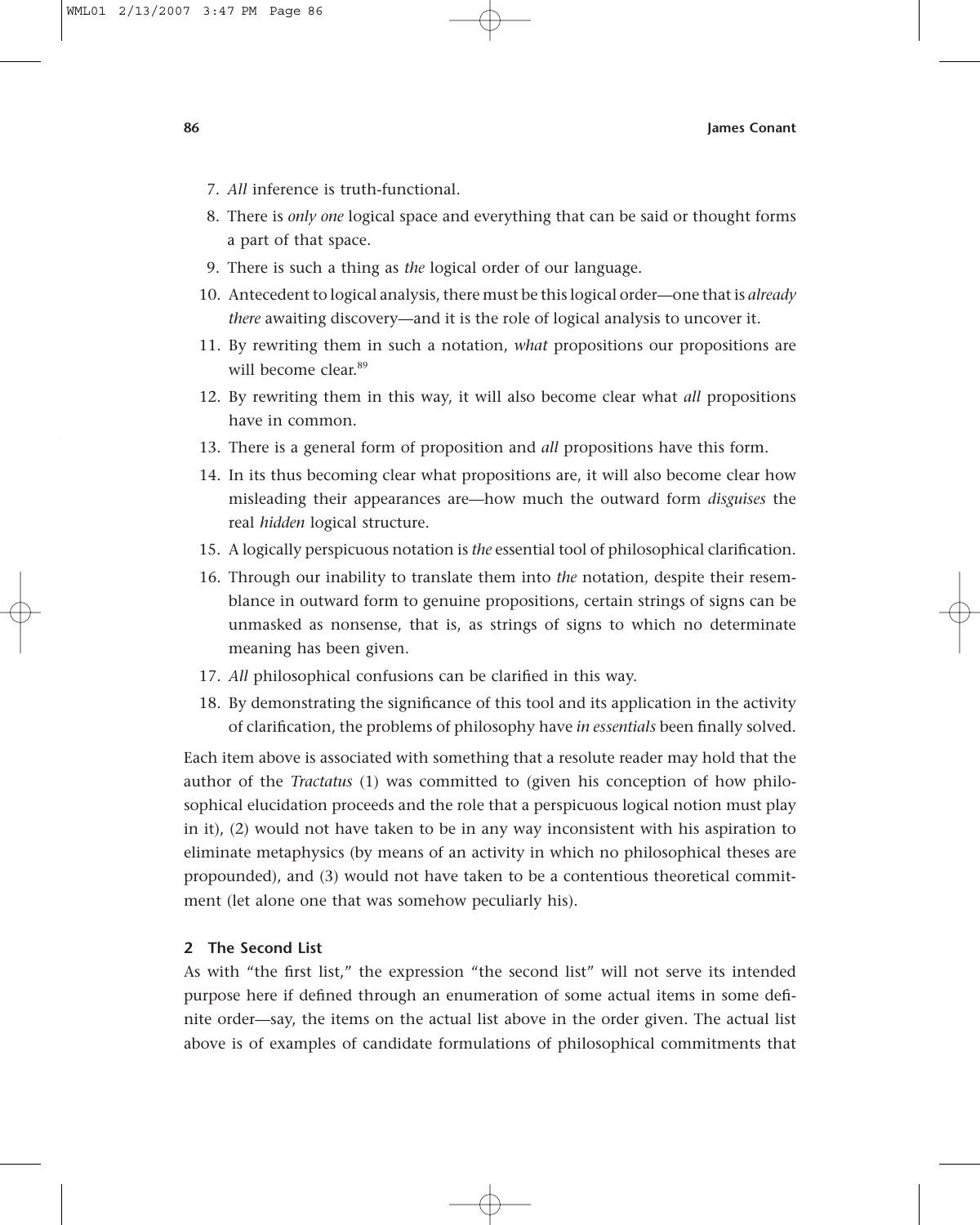7. *All* inference is truth-functional.
8. There is *only one* logical space and everything that can be said or thought forms a part of that space.
9. There is such a thing as *the* logical order of our language.
10. Antecedent to logical analysis, there must be this logical order—one that is *already there* awaiting discovery—and it is the role of logical analysis to uncover it.
11. By rewriting them in such a notation, *what* propositions our propositions are will become clear.[89]
12. By rewriting them in this way, it will also become clear what *all* propositions have in common.
13. There is a general form of proposition and *all* propositions have this form.
14. In its thus becoming clear what propositions are, it will also become clear how misleading their appearances are—how much the outward form *disguises* the real *hidden* logical structure.
15. A logically perspicuous notation is *the* essential tool of philosophical clarification.
16. Through our inability to translate them into *the* notation, despite their resemblance in outward form to genuine propositions, certain strings of signs can be unmasked as nonsense, that is, as strings of signs to which no determinate meaning has been given.
17. *All* philosophical confusions can be clarified in this way.
18. By demonstrating the significance of this tool and its application in the activity of clarification, the problems of philosophy have *in essentials* been finally solved.

Each item above is associated with something that a resolute reader may hold that the author of the *Tractatus* (1) was committed to (given his conception of how philosophical elucidation proceeds and the role that a perspicuous logical notion must play in it), (2) would not have taken to be in any way inconsistent with his aspiration to eliminate metaphysics (by means of an activity in which no philosophical theses are propounded), and (3) would not have taken to be a contentious theoretical commitment (let alone one that was somehow peculiarly his).

### 2 The Second List

As with "the first list," the expression "the second list" will not serve its intended purpose here if defined through an enumeration of some actual items in some definite order—say, the items on the actual list above in the order given. The actual list above is of examples of candidate formulations of philosophical commitments that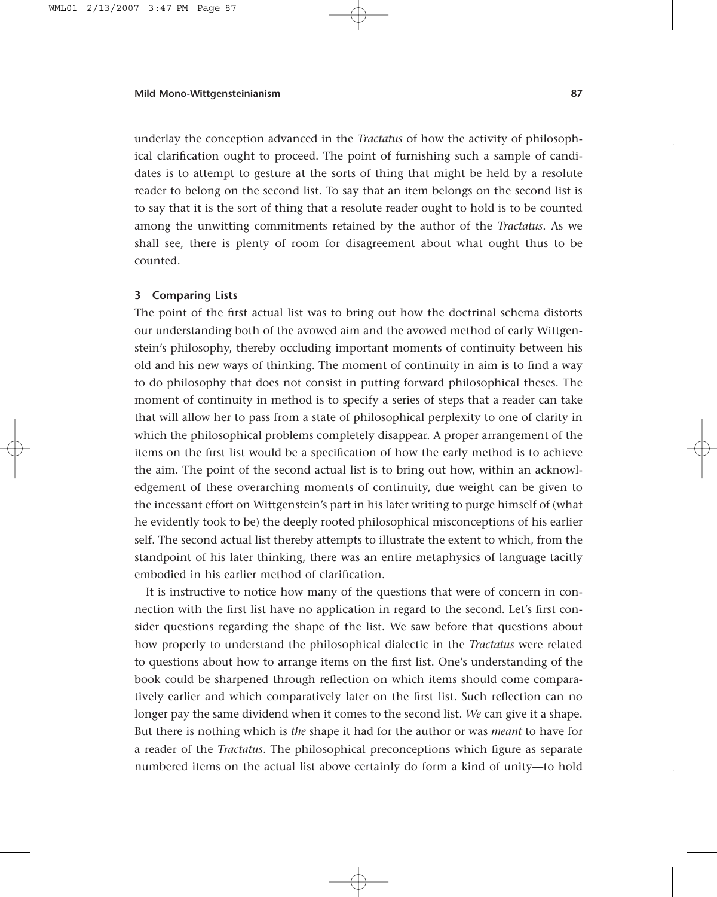underlay the conception advanced in the *Tractatus* of how the activity of philosophical clarification ought to proceed. The point of furnishing such a sample of candidates is to attempt to gesture at the sorts of thing that might be held by a resolute reader to belong on the second list. To say that an item belongs on the second list is to say that it is the sort of thing that a resolute reader ought to hold is to be counted among the unwitting commitments retained by the author of the *Tractatus*. As we shall see, there is plenty of room for disagreement about what ought thus to be counted.

### 3 Comparing Lists

The point of the first actual list was to bring out how the doctrinal schema distorts our understanding both of the avowed aim and the avowed method of early Wittgenstein's philosophy, thereby occluding important moments of continuity between his old and his new ways of thinking. The moment of continuity in aim is to find a way to do philosophy that does not consist in putting forward philosophical theses. The moment of continuity in method is to specify a series of steps that a reader can take that will allow her to pass from a state of philosophical perplexity to one of clarity in which the philosophical problems completely disappear. A proper arrangement of the items on the first list would be a specification of how the early method is to achieve the aim. The point of the second actual list is to bring out how, within an acknowledgement of these overarching moments of continuity, due weight can be given to the incessant effort on Wittgenstein's part in his later writing to purge himself of (what he evidently took to be) the deeply rooted philosophical misconceptions of his earlier self. The second actual list thereby attempts to illustrate the extent to which, from the standpoint of his later thinking, there was an entire metaphysics of language tacitly embodied in his earlier method of clarification.

It is instructive to notice how many of the questions that were of concern in connection with the first list have no application in regard to the second. Let's first consider questions regarding the shape of the list. We saw before that questions about how properly to understand the philosophical dialectic in the *Tractatus* were related to questions about how to arrange items on the first list. One's understanding of the book could be sharpened through reflection on which items should come comparatively earlier and which comparatively later on the first list. Such reflection can no longer pay the same dividend when it comes to the second list. *We* can give it a shape. But there is nothing which is *the* shape it had for the author or was *meant* to have for a reader of the *Tractatus*. The philosophical preconceptions which figure as separate numbered items on the actual list above certainly do form a kind of unity—to hold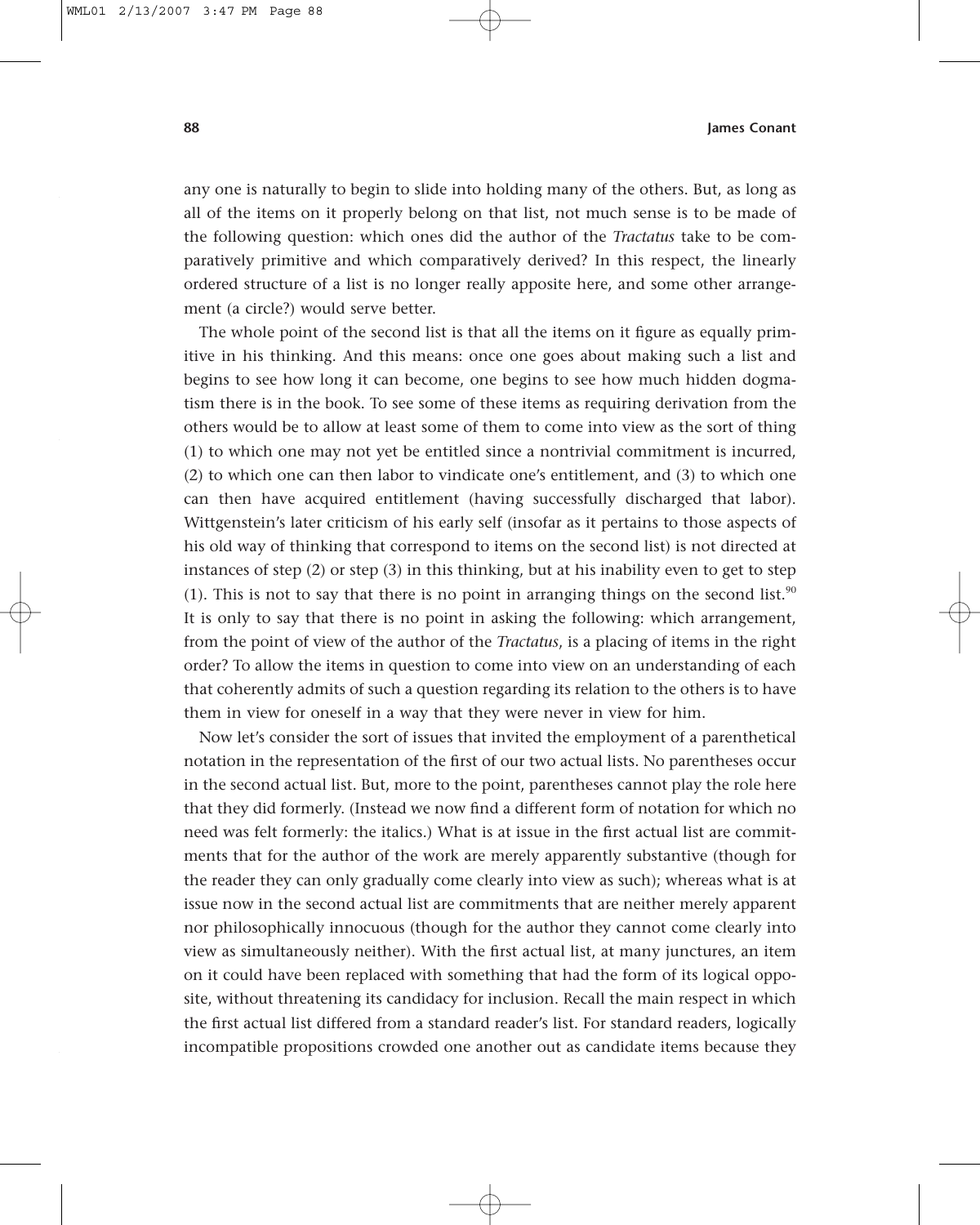any one is naturally to begin to slide into holding many of the others. But, as long as all of the items on it properly belong on that list, not much sense is to be made of the following question: which ones did the author of the *Tractatus* take to be comparatively primitive and which comparatively derived? In this respect, the linearly ordered structure of a list is no longer really apposite here, and some other arrangement (a circle?) would serve better.

The whole point of the second list is that all the items on it figure as equally primitive in his thinking. And this means: once one goes about making such a list and begins to see how long it can become, one begins to see how much hidden dogmatism there is in the book. To see some of these items as requiring derivation from the others would be to allow at least some of them to come into view as the sort of thing (1) to which one may not yet be entitled since a nontrivial commitment is incurred, (2) to which one can then labor to vindicate one's entitlement, and (3) to which one can then have acquired entitlement (having successfully discharged that labor). Wittgenstein's later criticism of his early self (insofar as it pertains to those aspects of his old way of thinking that correspond to items on the second list) is not directed at instances of step (2) or step (3) in this thinking, but at his inability even to get to step (1). This is not to say that there is no point in arranging things on the second list.[90] It is only to say that there is no point in asking the following: which arrangement, from the point of view of the author of the *Tractatus*, is a placing of items in the right order? To allow the items in question to come into view on an understanding of each that coherently admits of such a question regarding its relation to the others is to have them in view for oneself in a way that they were never in view for him.

Now let's consider the sort of issues that invited the employment of a parenthetical notation in the representation of the first of our two actual lists. No parentheses occur in the second actual list. But, more to the point, parentheses cannot play the role here that they did formerly. (Instead we now find a different form of notation for which no need was felt formerly: the italics.) What is at issue in the first actual list are commitments that for the author of the work are merely apparently substantive (though for the reader they can only gradually come clearly into view as such); whereas what is at issue now in the second actual list are commitments that are neither merely apparent nor philosophically innocuous (though for the author they cannot come clearly into view as simultaneously neither). With the first actual list, at many junctures, an item on it could have been replaced with something that had the form of its logical opposite, without threatening its candidacy for inclusion. Recall the main respect in which the first actual list differed from a standard reader's list. For standard readers, logically incompatible propositions crowded one another out as candidate items because they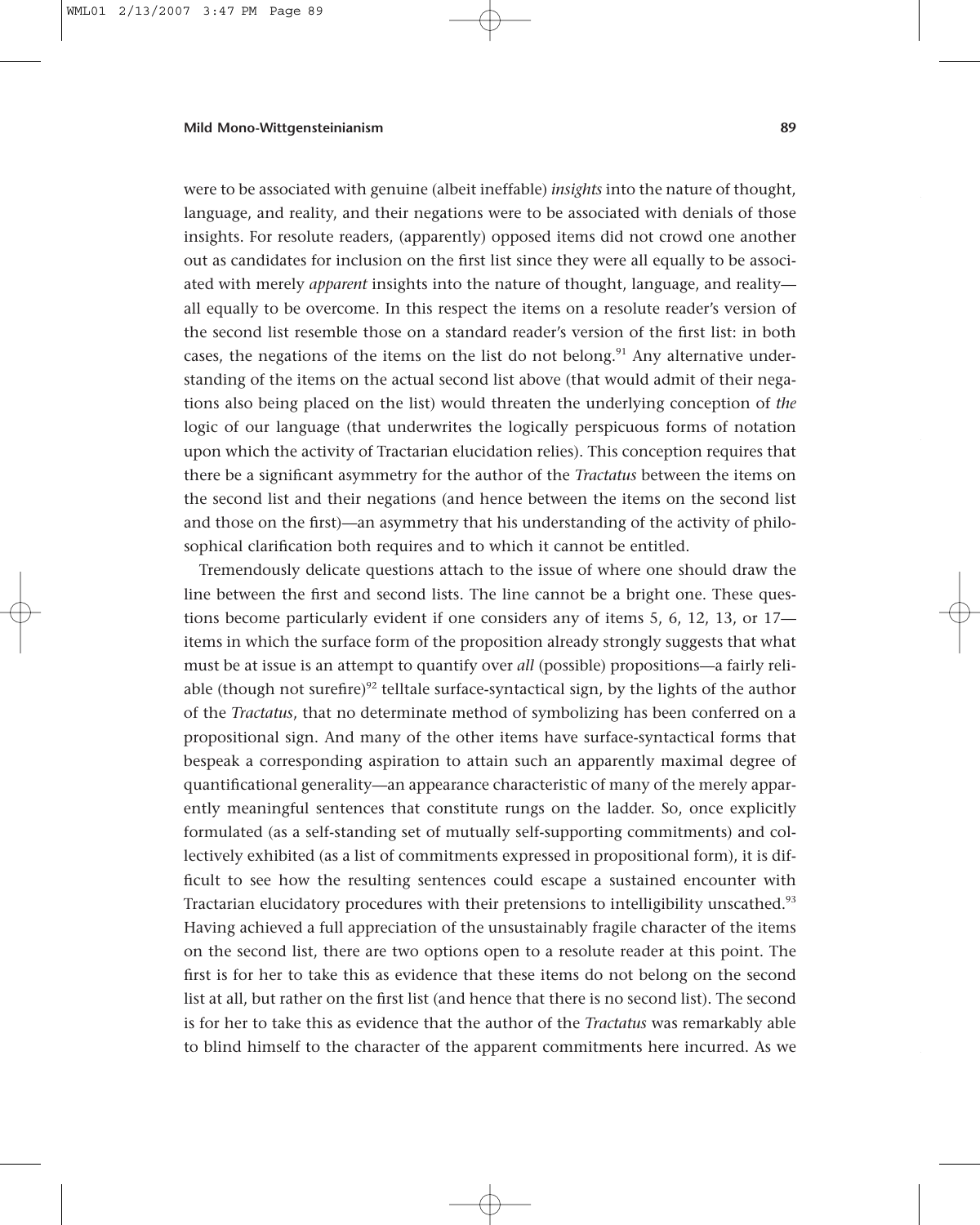were to be associated with genuine (albeit ineffable) *insights* into the nature of thought, language, and reality, and their negations were to be associated with denials of those insights. For resolute readers, (apparently) opposed items did not crowd one another out as candidates for inclusion on the first list since they were all equally to be associated with merely *apparent* insights into the nature of thought, language, and reality—all equally to be overcome. In this respect the items on a resolute reader's version of the second list resemble those on a standard reader's version of the first list: in both cases, the negations of the items on the list do not belong.[91] Any alternative understanding of the items on the actual second list above (that would admit of their negations also being placed on the list) would threaten the underlying conception of *the* logic of our language (that underwrites the logically perspicuous forms of notation upon which the activity of Tractarian elucidation relies). This conception requires that there be a significant asymmetry for the author of the *Tractatus* between the items on the second list and their negations (and hence between the items on the second list and those on the first)—an asymmetry that his understanding of the activity of philosophical clarification both requires and to which it cannot be entitled.

Tremendously delicate questions attach to the issue of where one should draw the line between the first and second lists. The line cannot be a bright one. These questions become particularly evident if one considers any of items 5, 6, 12, 13, or 17—items in which the surface form of the proposition already strongly suggests that what must be at issue is an attempt to quantify over *all* (possible) propositions—a fairly reliable (though not surefire)[92] telltale surface-syntactical sign, by the lights of the author of the *Tractatus*, that no determinate method of symbolizing has been conferred on a propositional sign. And many of the other items have surface-syntactical forms that bespeak a corresponding aspiration to attain such an apparently maximal degree of quantificational generality—an appearance characteristic of many of the merely apparently meaningful sentences that constitute rungs on the ladder. So, once explicitly formulated (as a self-standing set of mutually self-supporting commitments) and collectively exhibited (as a list of commitments expressed in propositional form), it is difficult to see how the resulting sentences could escape a sustained encounter with Tractarian elucidatory procedures with their pretensions to intelligibility unscathed.[93] Having achieved a full appreciation of the unsustainably fragile character of the items on the second list, there are two options open to a resolute reader at this point. The first is for her to take this as evidence that these items do not belong on the second list at all, but rather on the first list (and hence that there is no second list). The second is for her to take this as evidence that the author of the *Tractatus* was remarkably able to blind himself to the character of the apparent commitments here incurred. As we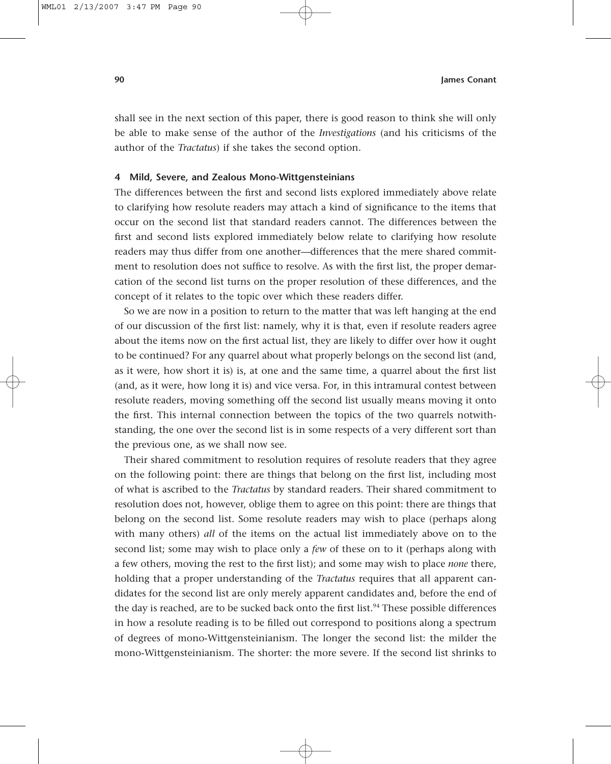shall see in the next section of this paper, there is good reason to think she will only be able to make sense of the author of the *Investigations* (and his criticisms of the author of the *Tractatus*) if she takes the second option.

## 4 Mild, Severe, and Zealous Mono-Wittgensteinians

The differences between the first and second lists explored immediately above relate to clarifying how resolute readers may attach a kind of significance to the items that occur on the second list that standard readers cannot. The differences between the first and second lists explored immediately below relate to clarifying how resolute readers may thus differ from one another—differences that the mere shared commitment to resolution does not suffice to resolve. As with the first list, the proper demarcation of the second list turns on the proper resolution of these differences, and the concept of it relates to the topic over which these readers differ.

So we are now in a position to return to the matter that was left hanging at the end of our discussion of the first list: namely, why it is that, even if resolute readers agree about the items now on the first actual list, they are likely to differ over how it ought to be continued? For any quarrel about what properly belongs on the second list (and, as it were, how short it is) is, at one and the same time, a quarrel about the first list (and, as it were, how long it is) and vice versa. For, in this intramural contest between resolute readers, moving something off the second list usually means moving it onto the first. This internal connection between the topics of the two quarrels notwithstanding, the one over the second list is in some respects of a very different sort than the previous one, as we shall now see.

Their shared commitment to resolution requires of resolute readers that they agree on the following point: there are things that belong on the first list, including most of what is ascribed to the *Tractatus* by standard readers. Their shared commitment to resolution does not, however, oblige them to agree on this point: there are things that belong on the second list. Some resolute readers may wish to place (perhaps along with many others) *all* of the items on the actual list immediately above on to the second list; some may wish to place only a *few* of these on to it (perhaps along with a few others, moving the rest to the first list); and some may wish to place *none* there, holding that a proper understanding of the *Tractatus* requires that all apparent candidates for the second list are only merely apparent candidates and, before the end of the day is reached, are to be sucked back onto the first list.[94] These possible differences in how a resolute reading is to be filled out correspond to positions along a spectrum of degrees of mono-Wittgensteinianism. The longer the second list: the milder the mono-Wittgensteinianism. The shorter: the more severe. If the second list shrinks to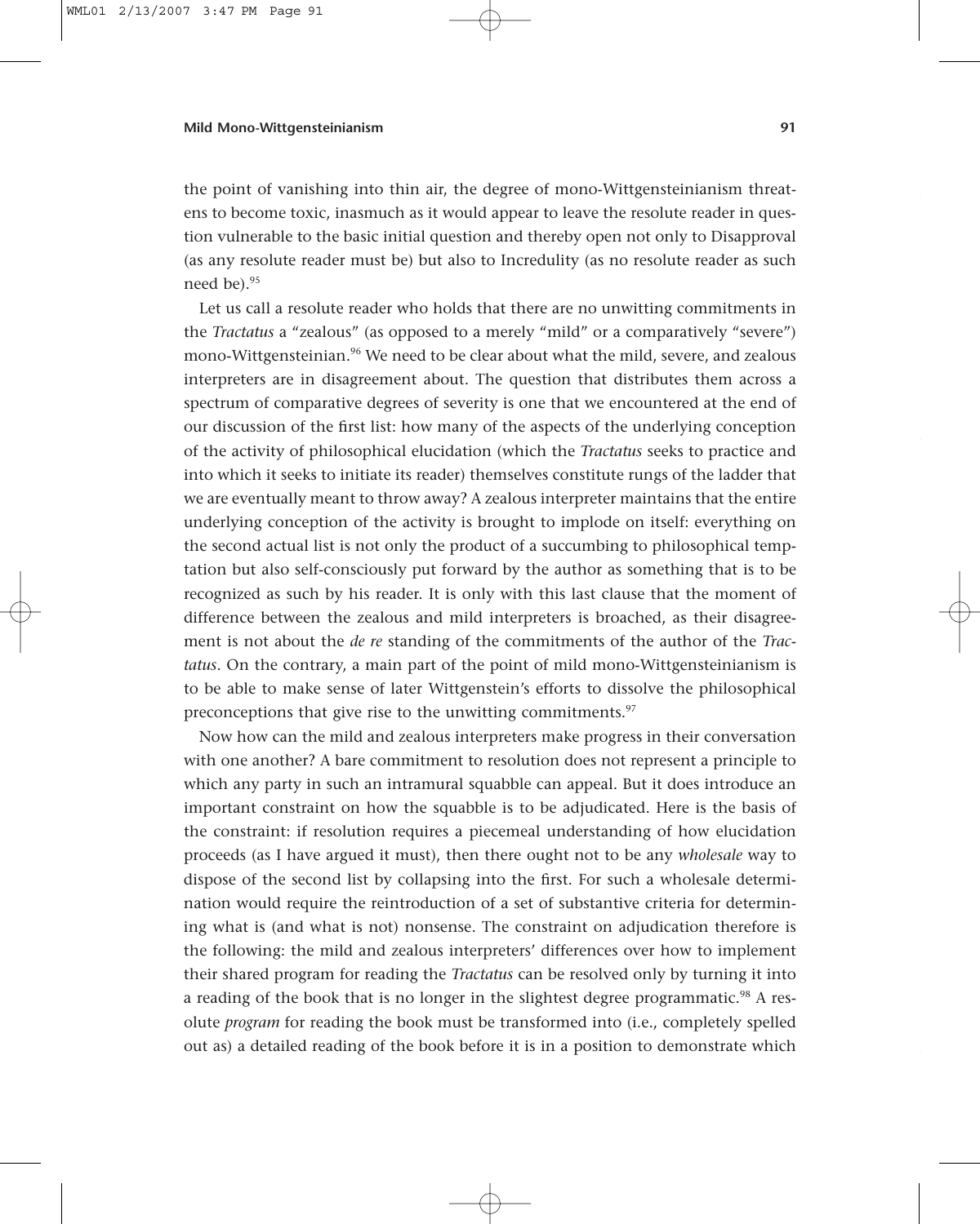the point of vanishing into thin air, the degree of mono-Wittgensteinianism threatens to become toxic, inasmuch as it would appear to leave the resolute reader in question vulnerable to the basic initial question and thereby open not only to Disapproval (as any resolute reader must be) but also to Incredulity (as no resolute reader as such need be).[95]

Let us call a resolute reader who holds that there are no unwitting commitments in the *Tractatus* a "zealous" (as opposed to a merely "mild" or a comparatively "severe") mono-Wittgensteinian.[96] We need to be clear about what the mild, severe, and zealous interpreters are in disagreement about. The question that distributes them across a spectrum of comparative degrees of severity is one that we encountered at the end of our discussion of the first list: how many of the aspects of the underlying conception of the activity of philosophical elucidation (which the *Tractatus* seeks to practice and into which it seeks to initiate its reader) themselves constitute rungs of the ladder that we are eventually meant to throw away? A zealous interpreter maintains that the entire underlying conception of the activity is brought to implode on itself: everything on the second actual list is not only the product of a succumbing to philosophical temptation but also self-consciously put forward by the author as something that is to be recognized as such by his reader. It is only with this last clause that the moment of difference between the zealous and mild interpreters is broached, as their disagreement is not about the *de re* standing of the commitments of the author of the *Tractatus*. On the contrary, a main part of the point of mild mono-Wittgensteinianism is to be able to make sense of later Wittgenstein's efforts to dissolve the philosophical preconceptions that give rise to the unwitting commitments.[97]

Now how can the mild and zealous interpreters make progress in their conversation with one another? A bare commitment to resolution does not represent a principle to which any party in such an intramural squabble can appeal. But it does introduce an important constraint on how the squabble is to be adjudicated. Here is the basis of the constraint: if resolution requires a piecemeal understanding of how elucidation proceeds (as I have argued it must), then there ought not to be any *wholesale* way to dispose of the second list by collapsing into the first. For such a wholesale determination would require the reintroduction of a set of substantive criteria for determining what is (and what is not) nonsense. The constraint on adjudication therefore is the following: the mild and zealous interpreters' differences over how to implement their shared program for reading the *Tractatus* can be resolved only by turning it into a reading of the book that is no longer in the slightest degree programmatic.[98] A resolute *program* for reading the book must be transformed into (i.e., completely spelled out as) a detailed reading of the book before it is in a position to demonstrate which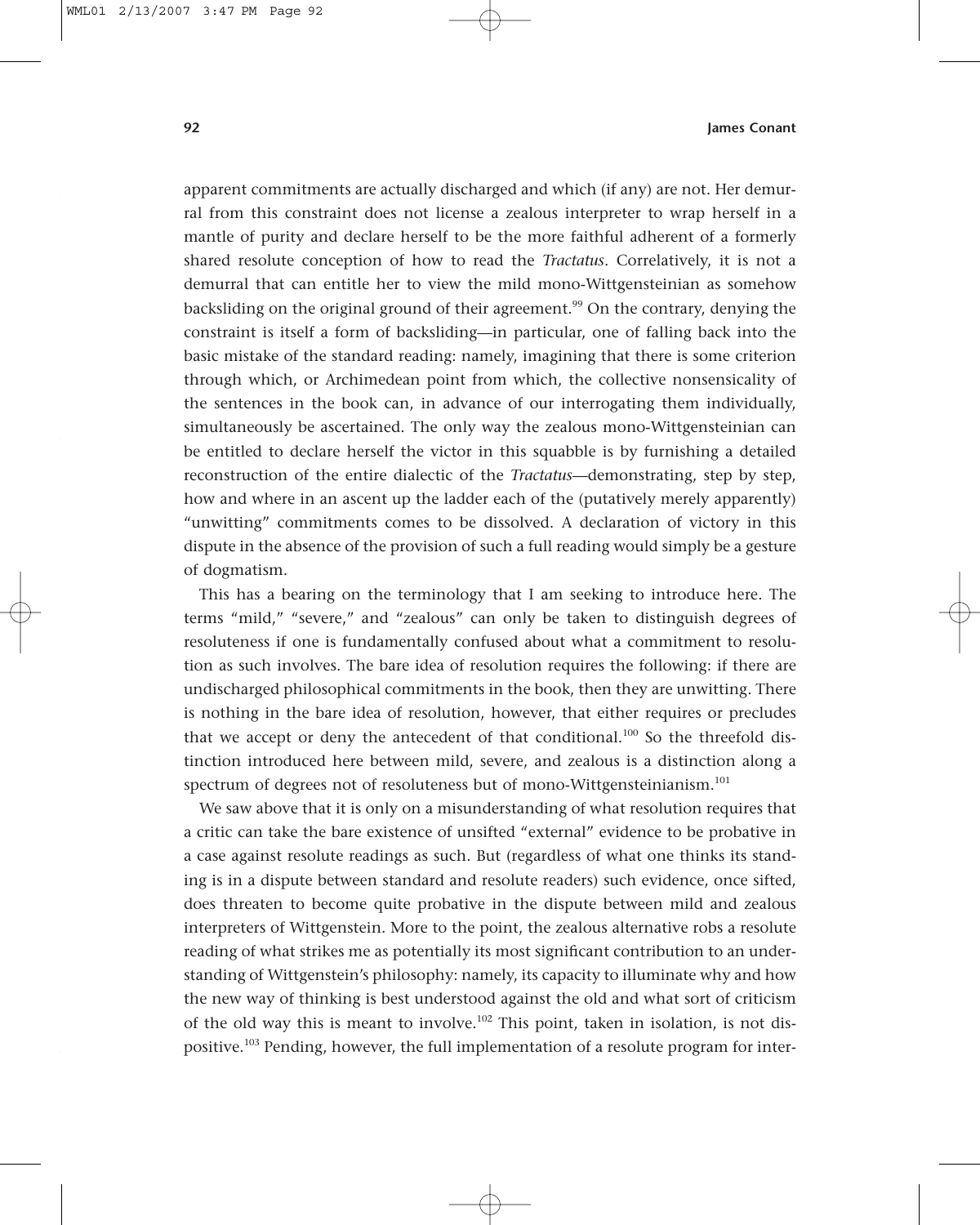apparent commitments are actually discharged and which (if any) are not. Her demurral from this constraint does not license a zealous interpreter to wrap herself in a mantle of purity and declare herself to be the more faithful adherent of a formerly shared resolute conception of how to read the *Tractatus*. Correlatively, it is not a demurral that can entitle her to view the mild mono-Wittgensteinian as somehow backsliding on the original ground of their agreement.[99] On the contrary, denying the constraint is itself a form of backsliding—in particular, one of falling back into the basic mistake of the standard reading: namely, imagining that there is some criterion through which, or Archimedean point from which, the collective nonsensicality of the sentences in the book can, in advance of our interrogating them individually, simultaneously be ascertained. The only way the zealous mono-Wittgensteinian can be entitled to declare herself the victor in this squabble is by furnishing a detailed reconstruction of the entire dialectic of the *Tractatus*—demonstrating, step by step, how and where in an ascent up the ladder each of the (putatively merely apparently) "unwitting" commitments comes to be dissolved. A declaration of victory in this dispute in the absence of the provision of such a full reading would simply be a gesture of dogmatism.

This has a bearing on the terminology that I am seeking to introduce here. The terms "mild," "severe," and "zealous" can only be taken to distinguish degrees of resoluteness if one is fundamentally confused about what a commitment to resolution as such involves. The bare idea of resolution requires the following: if there are undischarged philosophical commitments in the book, then they are unwitting. There is nothing in the bare idea of resolution, however, that either requires or precludes that we accept or deny the antecedent of that conditional.[100] So the threefold distinction introduced here between mild, severe, and zealous is a distinction along a spectrum of degrees not of resoluteness but of mono-Wittgensteinianism.[101]

We saw above that it is only on a misunderstanding of what resolution requires that a critic can take the bare existence of unsifted "external" evidence to be probative in a case against resolute readings as such. But (regardless of what one thinks its standing is in a dispute between standard and resolute readers) such evidence, once sifted, does threaten to become quite probative in the dispute between mild and zealous interpreters of Wittgenstein. More to the point, the zealous alternative robs a resolute reading of what strikes me as potentially its most significant contribution to an understanding of Wittgenstein's philosophy: namely, its capacity to illuminate why and how the new way of thinking is best understood against the old and what sort of criticism of the old way this is meant to involve.[102] This point, taken in isolation, is not dispositive.[103] Pending, however, the full implementation of a resolute program for inter-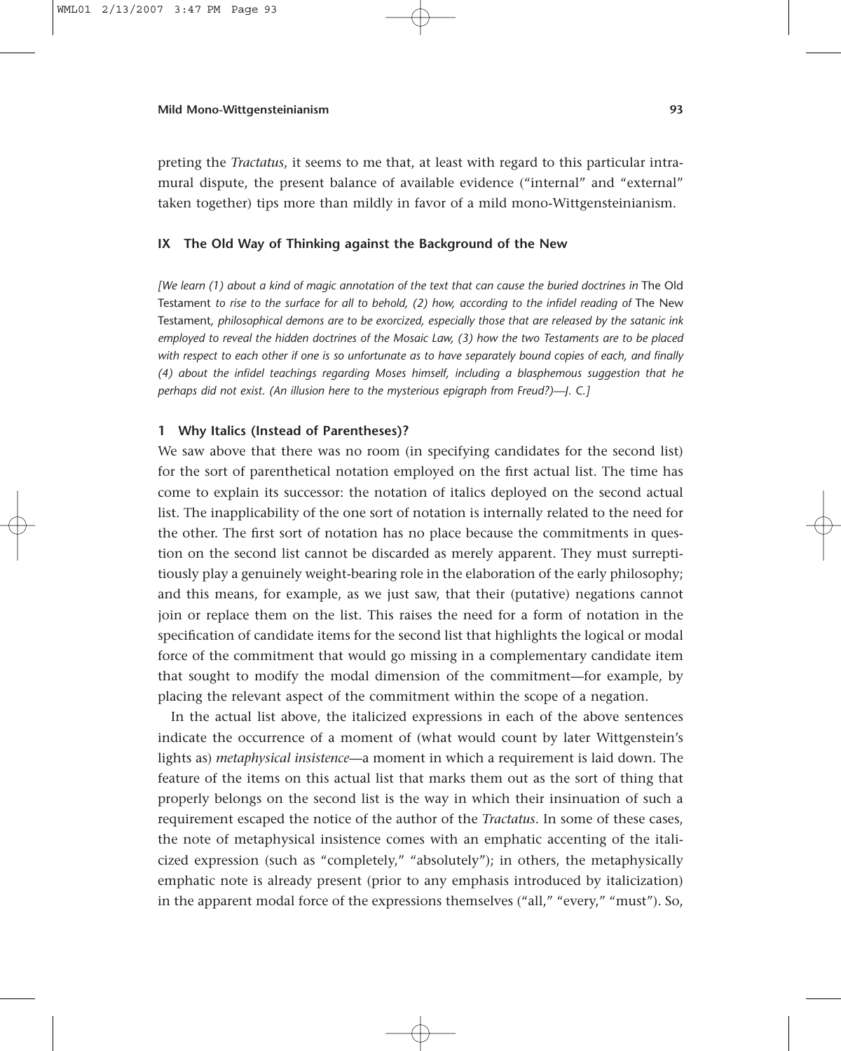preting the *Tractatus*, it seems to me that, at least with regard to this particular intramural dispute, the present balance of available evidence ("internal" and "external" taken together) tips more than mildly in favor of a mild mono-Wittgensteinianism.

## IX The Old Way of Thinking against the Background of the New

*[We learn (1) about a kind of magic annotation of the text that can cause the buried doctrines in* The Old Testament *to rise to the surface for all to behold, (2) how, according to the infidel reading of* The New Testament*, philosophical demons are to be exorcized, especially those that are released by the satanic ink employed to reveal the hidden doctrines of the Mosaic Law, (3) how the two Testaments are to be placed with respect to each other if one is so unfortunate as to have separately bound copies of each, and finally (4) about the infidel teachings regarding Moses himself, including a blasphemous suggestion that he perhaps did not exist. (An illusion here to the mysterious epigraph from Freud?)—J. C.]*

### 1 Why Italics (Instead of Parentheses)?

We saw above that there was no room (in specifying candidates for the second list) for the sort of parenthetical notation employed on the first actual list. The time has come to explain its successor: the notation of italics deployed on the second actual list. The inapplicability of the one sort of notation is internally related to the need for the other. The first sort of notation has no place because the commitments in question on the second list cannot be discarded as merely apparent. They must surreptitiously play a genuinely weight-bearing role in the elaboration of the early philosophy; and this means, for example, as we just saw, that their (putative) negations cannot join or replace them on the list. This raises the need for a form of notation in the specification of candidate items for the second list that highlights the logical or modal force of the commitment that would go missing in a complementary candidate item that sought to modify the modal dimension of the commitment—for example, by placing the relevant aspect of the commitment within the scope of a negation.

In the actual list above, the italicized expressions in each of the above sentences indicate the occurrence of a moment of (what would count by later Wittgenstein's lights as) *metaphysical insistence*—a moment in which a requirement is laid down. The feature of the items on this actual list that marks them out as the sort of thing that properly belongs on the second list is the way in which their insinuation of such a requirement escaped the notice of the author of the *Tractatus*. In some of these cases, the note of metaphysical insistence comes with an emphatic accenting of the italicized expression (such as "completely," "absolutely"); in others, the metaphysically emphatic note is already present (prior to any emphasis introduced by italicization) in the apparent modal force of the expressions themselves ("all," "every," "must"). So,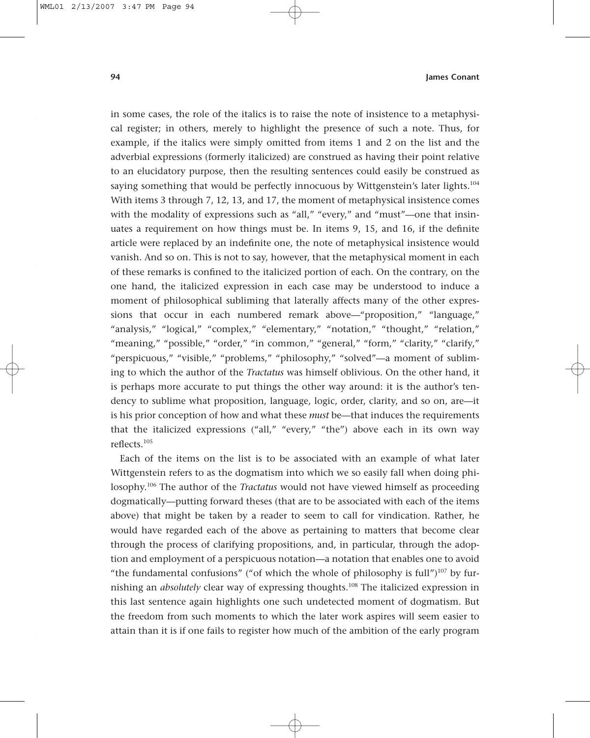in some cases, the role of the italics is to raise the note of insistence to a metaphysical register; in others, merely to highlight the presence of such a note. Thus, for example, if the italics were simply omitted from items 1 and 2 on the list and the adverbial expressions (formerly italicized) are construed as having their point relative to an elucidatory purpose, then the resulting sentences could easily be construed as saying something that would be perfectly innocuous by Wittgenstein's later lights.[104] With items 3 through 7, 12, 13, and 17, the moment of metaphysical insistence comes with the modality of expressions such as "all," "every," and "must"—one that insinuates a requirement on how things must be. In items 9, 15, and 16, if the definite article were replaced by an indefinite one, the note of metaphysical insistence would vanish. And so on. This is not to say, however, that the metaphysical moment in each of these remarks is confined to the italicized portion of each. On the contrary, on the one hand, the italicized expression in each case may be understood to induce a moment of philosophical subliming that laterally affects many of the other expressions that occur in each numbered remark above—"proposition," "language," "analysis," "logical," "complex," "elementary," "notation," "thought," "relation," "meaning," "possible," "order," "in common," "general," "form," "clarity," "clarify," "perspicuous," "visible," "problems," "philosophy," "solved"—a moment of subliming to which the author of the *Tractatus* was himself oblivious. On the other hand, it is perhaps more accurate to put things the other way around: it is the author's tendency to sublime what proposition, language, logic, order, clarity, and so on, are—it is his prior conception of how and what these *must* be—that induces the requirements that the italicized expressions ("all," "every," "the") above each in its own way reflects.[105]

Each of the items on the list is to be associated with an example of what later Wittgenstein refers to as the dogmatism into which we so easily fall when doing philosophy.[106] The author of the *Tractatus* would not have viewed himself as proceeding dogmatically—putting forward theses (that are to be associated with each of the items above) that might be taken by a reader to seem to call for vindication. Rather, he would have regarded each of the above as pertaining to matters that become clear through the process of clarifying propositions, and, in particular, through the adoption and employment of a perspicuous notation—a notation that enables one to avoid "the fundamental confusions" ("of which the whole of philosophy is full")[107] by furnishing an *absolutely* clear way of expressing thoughts.[108] The italicized expression in this last sentence again highlights one such undetected moment of dogmatism. But the freedom from such moments to which the later work aspires will seem easier to attain than it is if one fails to register how much of the ambition of the early program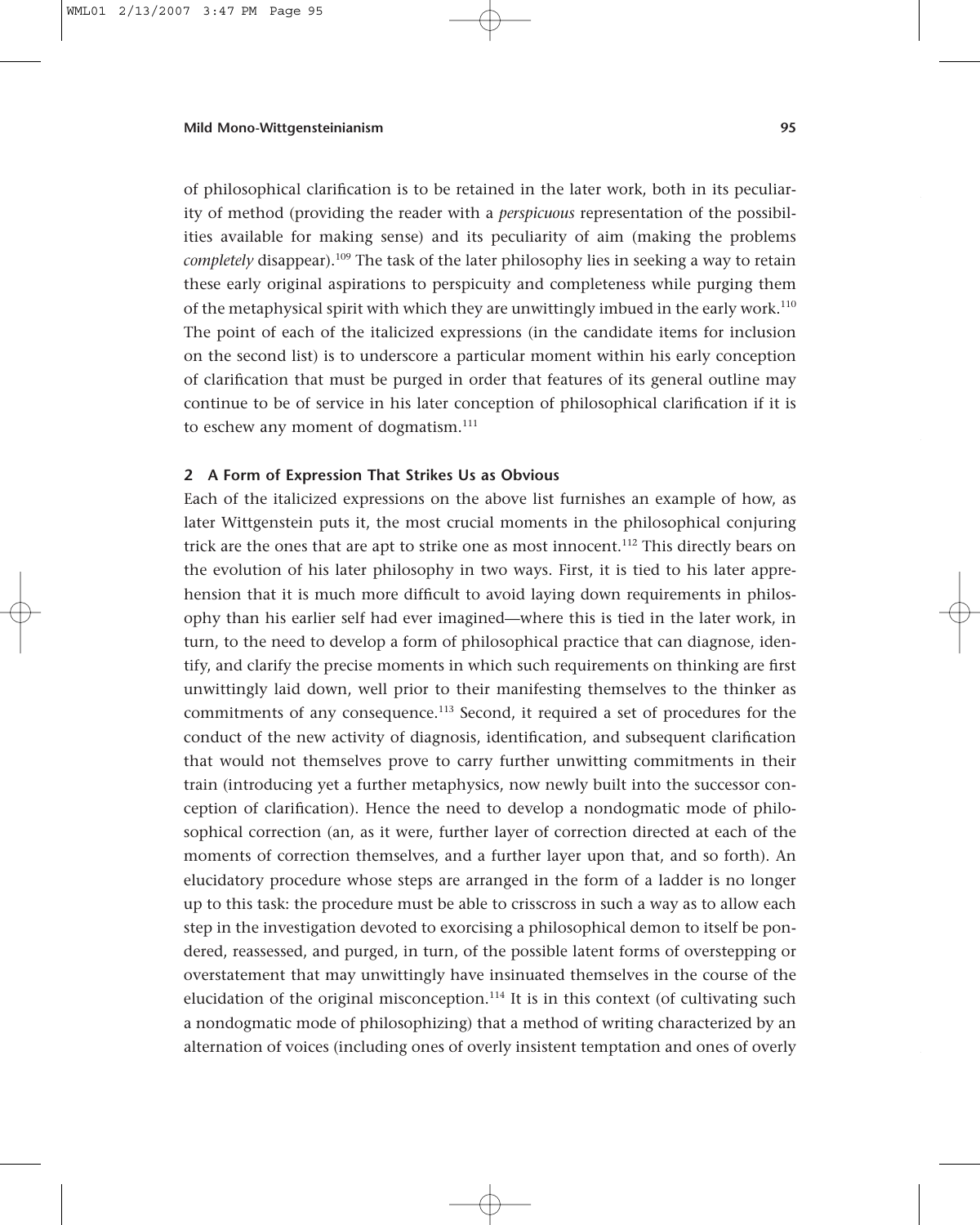of philosophical clarification is to be retained in the later work, both in its peculiarity of method (providing the reader with a *perspicuous* representation of the possibilities available for making sense) and its peculiarity of aim (making the problems *completely* disappear).[109] The task of the later philosophy lies in seeking a way to retain these early original aspirations to perspicuity and completeness while purging them of the metaphysical spirit with which they are unwittingly imbued in the early work.[110] The point of each of the italicized expressions (in the candidate items for inclusion on the second list) is to underscore a particular moment within his early conception of clarification that must be purged in order that features of its general outline may continue to be of service in his later conception of philosophical clarification if it is to eschew any moment of dogmatism.[111]

### 2 A Form of Expression That Strikes Us as Obvious

Each of the italicized expressions on the above list furnishes an example of how, as later Wittgenstein puts it, the most crucial moments in the philosophical conjuring trick are the ones that are apt to strike one as most innocent.[112] This directly bears on the evolution of his later philosophy in two ways. First, it is tied to his later apprehension that it is much more difficult to avoid laying down requirements in philosophy than his earlier self had ever imagined—where this is tied in the later work, in turn, to the need to develop a form of philosophical practice that can diagnose, identify, and clarify the precise moments in which such requirements on thinking are first unwittingly laid down, well prior to their manifesting themselves to the thinker as commitments of any consequence.[113] Second, it required a set of procedures for the conduct of the new activity of diagnosis, identification, and subsequent clarification that would not themselves prove to carry further unwitting commitments in their train (introducing yet a further metaphysics, now newly built into the successor conception of clarification). Hence the need to develop a nondogmatic mode of philosophical correction (an, as it were, further layer of correction directed at each of the moments of correction themselves, and a further layer upon that, and so forth). An elucidatory procedure whose steps are arranged in the form of a ladder is no longer up to this task: the procedure must be able to crisscross in such a way as to allow each step in the investigation devoted to exorcising a philosophical demon to itself be pondered, reassessed, and purged, in turn, of the possible latent forms of overstepping or overstatement that may unwittingly have insinuated themselves in the course of the elucidation of the original misconception.[114] It is in this context (of cultivating such a nondogmatic mode of philosophizing) that a method of writing characterized by an alternation of voices (including ones of overly insistent temptation and ones of overly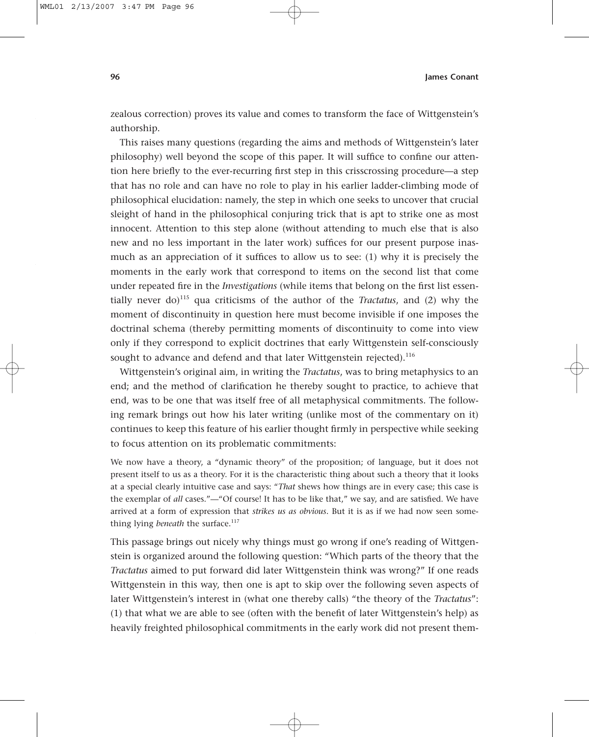zealous correction) proves its value and comes to transform the face of Wittgenstein's authorship.

This raises many questions (regarding the aims and methods of Wittgenstein's later philosophy) well beyond the scope of this paper. It will suffice to confine our attention here briefly to the ever-recurring first step in this crisscrossing procedure—a step that has no role and can have no role to play in his earlier ladder-climbing mode of philosophical elucidation: namely, the step in which one seeks to uncover that crucial sleight of hand in the philosophical conjuring trick that is apt to strike one as most innocent. Attention to this step alone (without attending to much else that is also new and no less important in the later work) suffices for our present purpose inasmuch as an appreciation of it suffices to allow us to see: (1) why it is precisely the moments in the early work that correspond to items on the second list that come under repeated fire in the *Investigations* (while items that belong on the first list essentially never do)[115] qua criticisms of the author of the *Tractatus*, and (2) why the moment of discontinuity in question here must become invisible if one imposes the doctrinal schema (thereby permitting moments of discontinuity to come into view only if they correspond to explicit doctrines that early Wittgenstein self-consciously sought to advance and defend and that later Wittgenstein rejected).[116]

Wittgenstein's original aim, in writing the *Tractatus*, was to bring metaphysics to an end; and the method of clarification he thereby sought to practice, to achieve that end, was to be one that was itself free of all metaphysical commitments. The following remark brings out how his later writing (unlike most of the commentary on it) continues to keep this feature of his earlier thought firmly in perspective while seeking to focus attention on its problematic commitments:

> We now have a theory, a "dynamic theory" of the proposition; of language, but it does not present itself to us as a theory. For it is the characteristic thing about such a theory that it looks at a special clearly intuitive case and says: "*That* shews how things are in every case; this case is the exemplar of *all* cases."—"Of course! It has to be like that," we say, and are satisfied. We have arrived at a form of expression that *strikes us as obvious*. But it is as if we had now seen something lying *beneath* the surface.[117]

This passage brings out nicely why things must go wrong if one's reading of Wittgenstein is organized around the following question: "Which parts of the theory that the *Tractatus* aimed to put forward did later Wittgenstein think was wrong?" If one reads Wittgenstein in this way, then one is apt to skip over the following seven aspects of later Wittgenstein's interest in (what one thereby calls) "the theory of the *Tractatus*": (1) that what we are able to see (often with the benefit of later Wittgenstein's help) as heavily freighted philosophical commitments in the early work did not present them-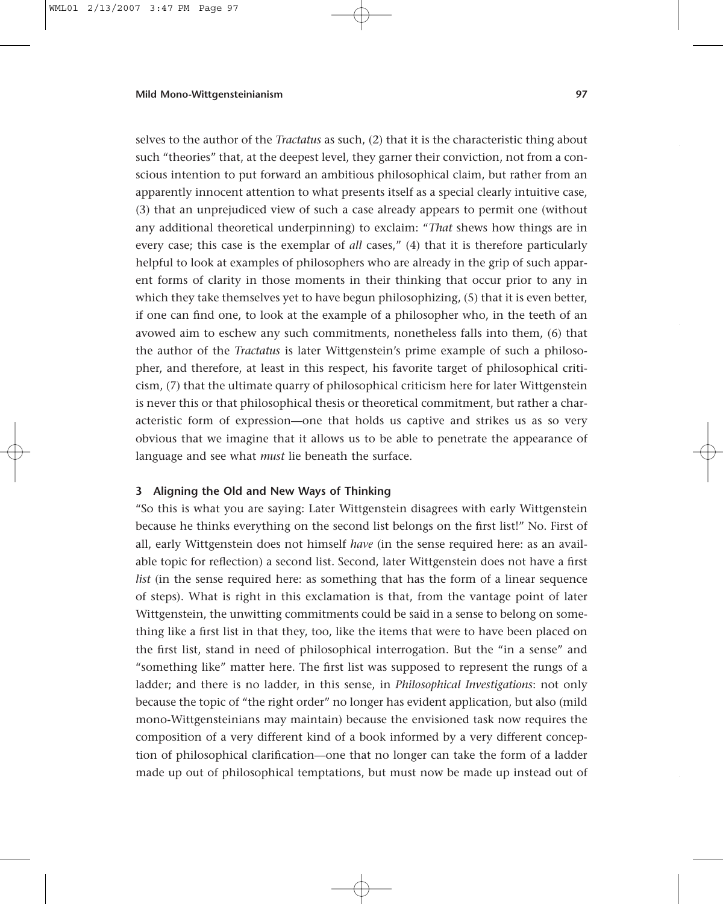selves to the author of the *Tractatus* as such, (2) that it is the characteristic thing about such "theories" that, at the deepest level, they garner their conviction, not from a conscious intention to put forward an ambitious philosophical claim, but rather from an apparently innocent attention to what presents itself as a special clearly intuitive case, (3) that an unprejudiced view of such a case already appears to permit one (without any additional theoretical underpinning) to exclaim: "*That* shews how things are in every case; this case is the exemplar of *all* cases," (4) that it is therefore particularly helpful to look at examples of philosophers who are already in the grip of such apparent forms of clarity in those moments in their thinking that occur prior to any in which they take themselves yet to have begun philosophizing, (5) that it is even better, if one can find one, to look at the example of a philosopher who, in the teeth of an avowed aim to eschew any such commitments, nonetheless falls into them, (6) that the author of the *Tractatus* is later Wittgenstein's prime example of such a philosopher, and therefore, at least in this respect, his favorite target of philosophical criticism, (7) that the ultimate quarry of philosophical criticism here for later Wittgenstein is never this or that philosophical thesis or theoretical commitment, but rather a characteristic form of expression—one that holds us captive and strikes us as so very obvious that we imagine that it allows us to be able to penetrate the appearance of language and see what *must* lie beneath the surface.

### 3 Aligning the Old and New Ways of Thinking

"So this is what you are saying: Later Wittgenstein disagrees with early Wittgenstein because he thinks everything on the second list belongs on the first list!" No. First of all, early Wittgenstein does not himself *have* (in the sense required here: as an available topic for reflection) a second list. Second, later Wittgenstein does not have a first *list* (in the sense required here: as something that has the form of a linear sequence of steps). What is right in this exclamation is that, from the vantage point of later Wittgenstein, the unwitting commitments could be said in a sense to belong on something like a first list in that they, too, like the items that were to have been placed on the first list, stand in need of philosophical interrogation. But the "in a sense" and "something like" matter here. The first list was supposed to represent the rungs of a ladder; and there is no ladder, in this sense, in *Philosophical Investigations*: not only because the topic of "the right order" no longer has evident application, but also (mild mono-Wittgensteinians may maintain) because the envisioned task now requires the composition of a very different kind of a book informed by a very different conception of philosophical clarification—one that no longer can take the form of a ladder made up out of philosophical temptations, but must now be made up instead out of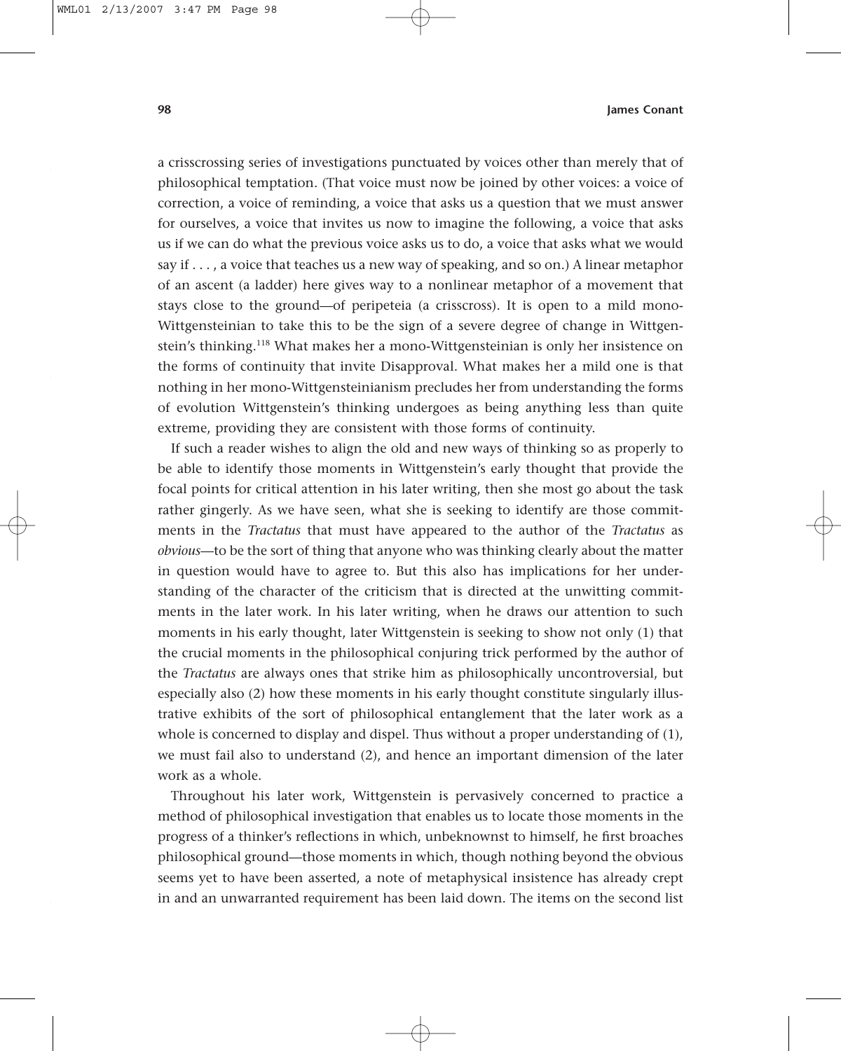a crisscrossing series of investigations punctuated by voices other than merely that of philosophical temptation. (That voice must now be joined by other voices: a voice of correction, a voice of reminding, a voice that asks us a question that we must answer for ourselves, a voice that invites us now to imagine the following, a voice that asks us if we can do what the previous voice asks us to do, a voice that asks what we would say if . . . , a voice that teaches us a new way of speaking, and so on.) A linear metaphor of an ascent (a ladder) here gives way to a nonlinear metaphor of a movement that stays close to the ground—of peripeteia (a crisscross). It is open to a mild mono-Wittgensteinian to take this to be the sign of a severe degree of change in Wittgenstein's thinking.[118] What makes her a mono-Wittgensteinian is only her insistence on the forms of continuity that invite Disapproval. What makes her a mild one is that nothing in her mono-Wittgensteinianism precludes her from understanding the forms of evolution Wittgenstein's thinking undergoes as being anything less than quite extreme, providing they are consistent with those forms of continuity.

If such a reader wishes to align the old and new ways of thinking so as properly to be able to identify those moments in Wittgenstein's early thought that provide the focal points for critical attention in his later writing, then she most go about the task rather gingerly. As we have seen, what she is seeking to identify are those commitments in the *Tractatus* that must have appeared to the author of the *Tractatus* as *obvious*—to be the sort of thing that anyone who was thinking clearly about the matter in question would have to agree to. But this also has implications for her understanding of the character of the criticism that is directed at the unwitting commitments in the later work. In his later writing, when he draws our attention to such moments in his early thought, later Wittgenstein is seeking to show not only (1) that the crucial moments in the philosophical conjuring trick performed by the author of the *Tractatus* are always ones that strike him as philosophically uncontroversial, but especially also (2) how these moments in his early thought constitute singularly illustrative exhibits of the sort of philosophical entanglement that the later work as a whole is concerned to display and dispel. Thus without a proper understanding of (1), we must fail also to understand (2), and hence an important dimension of the later work as a whole.

Throughout his later work, Wittgenstein is pervasively concerned to practice a method of philosophical investigation that enables us to locate those moments in the progress of a thinker's reflections in which, unbeknownst to himself, he first broaches philosophical ground—those moments in which, though nothing beyond the obvious seems yet to have been asserted, a note of metaphysical insistence has already crept in and an unwarranted requirement has been laid down. The items on the second list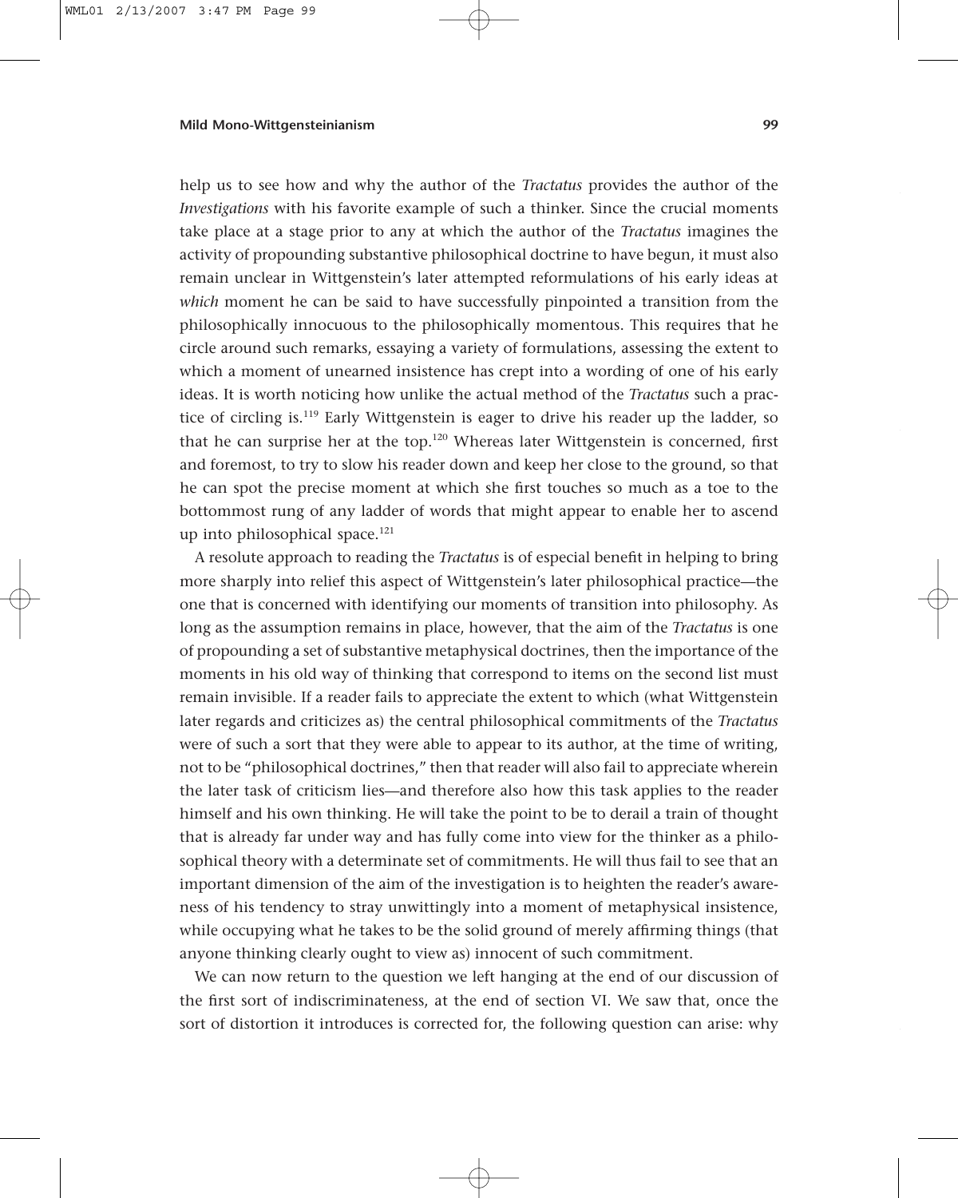help us to see how and why the author of the *Tractatus* provides the author of the *Investigations* with his favorite example of such a thinker. Since the crucial moments take place at a stage prior to any at which the author of the *Tractatus* imagines the activity of propounding substantive philosophical doctrine to have begun, it must also remain unclear in Wittgenstein's later attempted reformulations of his early ideas at *which* moment he can be said to have successfully pinpointed a transition from the philosophically innocuous to the philosophically momentous. This requires that he circle around such remarks, essaying a variety of formulations, assessing the extent to which a moment of unearned insistence has crept into a wording of one of his early ideas. It is worth noticing how unlike the actual method of the *Tractatus* such a practice of circling is.[119] Early Wittgenstein is eager to drive his reader up the ladder, so that he can surprise her at the top.[120] Whereas later Wittgenstein is concerned, first and foremost, to try to slow his reader down and keep her close to the ground, so that he can spot the precise moment at which she first touches so much as a toe to the bottommost rung of any ladder of words that might appear to enable her to ascend up into philosophical space.[121]

A resolute approach to reading the *Tractatus* is of especial benefit in helping to bring more sharply into relief this aspect of Wittgenstein's later philosophical practice—the one that is concerned with identifying our moments of transition into philosophy. As long as the assumption remains in place, however, that the aim of the *Tractatus* is one of propounding a set of substantive metaphysical doctrines, then the importance of the moments in his old way of thinking that correspond to items on the second list must remain invisible. If a reader fails to appreciate the extent to which (what Wittgenstein later regards and criticizes as) the central philosophical commitments of the *Tractatus* were of such a sort that they were able to appear to its author, at the time of writing, not to be "philosophical doctrines," then that reader will also fail to appreciate wherein the later task of criticism lies—and therefore also how this task applies to the reader himself and his own thinking. He will take the point to be to derail a train of thought that is already far under way and has fully come into view for the thinker as a philosophical theory with a determinate set of commitments. He will thus fail to see that an important dimension of the aim of the investigation is to heighten the reader's awareness of his tendency to stray unwittingly into a moment of metaphysical insistence, while occupying what he takes to be the solid ground of merely affirming things (that anyone thinking clearly ought to view as) innocent of such commitment.

We can now return to the question we left hanging at the end of our discussion of the first sort of indiscriminateness, at the end of section VI. We saw that, once the sort of distortion it introduces is corrected for, the following question can arise: why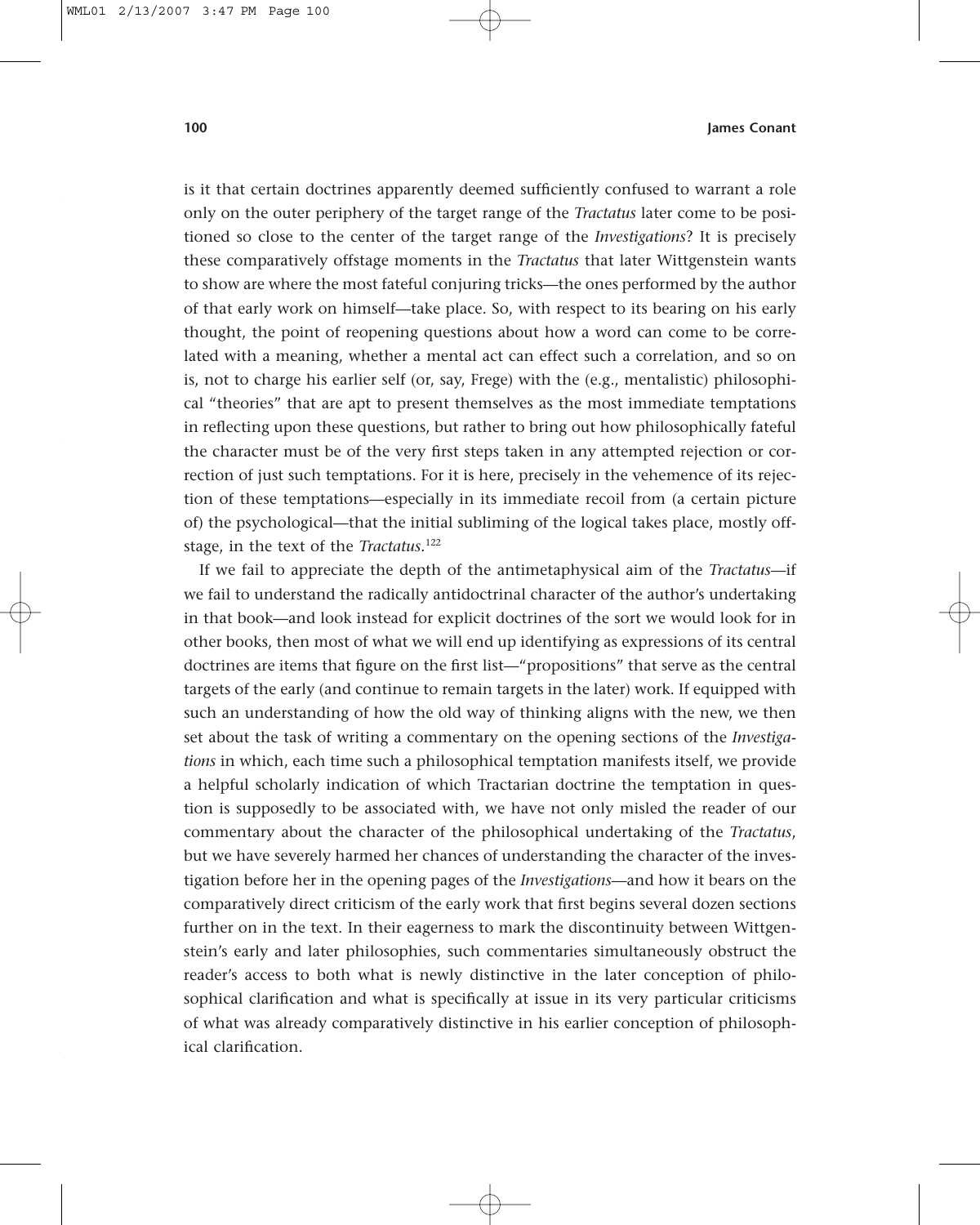is it that certain doctrines apparently deemed sufficiently confused to warrant a role only on the outer periphery of the target range of the *Tractatus* later come to be positioned so close to the center of the target range of the *Investigations*? It is precisely these comparatively offstage moments in the *Tractatus* that later Wittgenstein wants to show are where the most fateful conjuring tricks—the ones performed by the author of that early work on himself—take place. So, with respect to its bearing on his early thought, the point of reopening questions about how a word can come to be correlated with a meaning, whether a mental act can effect such a correlation, and so on is, not to charge his earlier self (or, say, Frege) with the (e.g., mentalistic) philosophical "theories" that are apt to present themselves as the most immediate temptations in reflecting upon these questions, but rather to bring out how philosophically fateful the character must be of the very first steps taken in any attempted rejection or correction of just such temptations. For it is here, precisely in the vehemence of its rejection of these temptations—especially in its immediate recoil from (a certain picture of) the psychological—that the initial subliming of the logical takes place, mostly offstage, in the text of the *Tractatus*.[122]

If we fail to appreciate the depth of the antimetaphysical aim of the *Tractatus*—if we fail to understand the radically antidoctrinal character of the author's undertaking in that book—and look instead for explicit doctrines of the sort we would look for in other books, then most of what we will end up identifying as expressions of its central doctrines are items that figure on the first list—"propositions" that serve as the central targets of the early (and continue to remain targets in the later) work. If equipped with such an understanding of how the old way of thinking aligns with the new, we then set about the task of writing a commentary on the opening sections of the *Investigations* in which, each time such a philosophical temptation manifests itself, we provide a helpful scholarly indication of which Tractarian doctrine the temptation in question is supposedly to be associated with, we have not only misled the reader of our commentary about the character of the philosophical undertaking of the *Tractatus*, but we have severely harmed her chances of understanding the character of the investigation before her in the opening pages of the *Investigations*—and how it bears on the comparatively direct criticism of the early work that first begins several dozen sections further on in the text. In their eagerness to mark the discontinuity between Wittgenstein's early and later philosophies, such commentaries simultaneously obstruct the reader's access to both what is newly distinctive in the later conception of philosophical clarification and what is specifically at issue in its very particular criticisms of what was already comparatively distinctive in his earlier conception of philosophical clarification.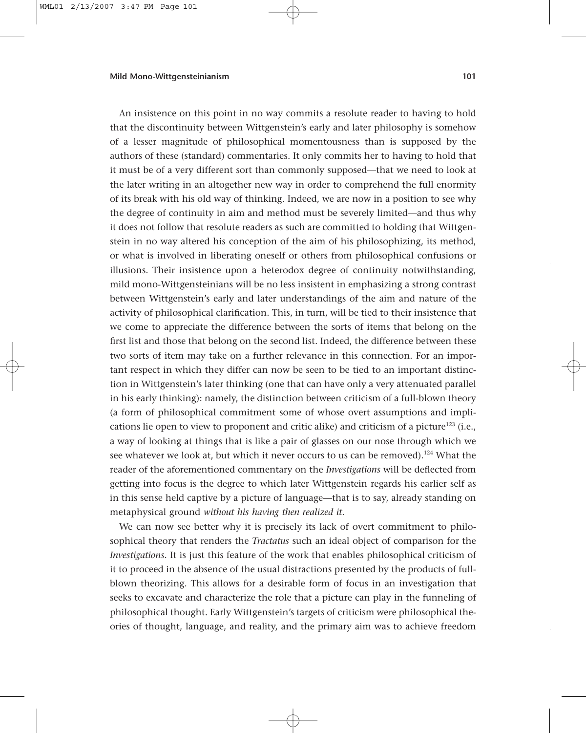An insistence on this point in no way commits a resolute reader to having to hold that the discontinuity between Wittgenstein's early and later philosophy is somehow of a lesser magnitude of philosophical momentousness than is supposed by the authors of these (standard) commentaries. It only commits her to having to hold that it must be of a very different sort than commonly supposed—that we need to look at the later writing in an altogether new way in order to comprehend the full enormity of its break with his old way of thinking. Indeed, we are now in a position to see why the degree of continuity in aim and method must be severely limited—and thus why it does not follow that resolute readers as such are committed to holding that Wittgenstein in no way altered his conception of the aim of his philosophizing, its method, or what is involved in liberating oneself or others from philosophical confusions or illusions. Their insistence upon a heterodox degree of continuity notwithstanding, mild mono-Wittgensteinians will be no less insistent in emphasizing a strong contrast between Wittgenstein's early and later understandings of the aim and nature of the activity of philosophical clarification. This, in turn, will be tied to their insistence that we come to appreciate the difference between the sorts of items that belong on the first list and those that belong on the second list. Indeed, the difference between these two sorts of item may take on a further relevance in this connection. For an important respect in which they differ can now be seen to be tied to an important distinction in Wittgenstein's later thinking (one that can have only a very attenuated parallel in his early thinking): namely, the distinction between criticism of a full-blown theory (a form of philosophical commitment some of whose overt assumptions and implications lie open to view to proponent and critic alike) and criticism of a picture[123] (i.e., a way of looking at things that is like a pair of glasses on our nose through which we see whatever we look at, but which it never occurs to us can be removed).[124] What the reader of the aforementioned commentary on the *Investigations* will be deflected from getting into focus is the degree to which later Wittgenstein regards his earlier self as in this sense held captive by a picture of language—that is to say, already standing on metaphysical ground *without his having then realized it*.

We can now see better why it is precisely its lack of overt commitment to philosophical theory that renders the *Tractatus* such an ideal object of comparison for the *Investigations*. It is just this feature of the work that enables philosophical criticism of it to proceed in the absence of the usual distractions presented by the products of full-blown theorizing. This allows for a desirable form of focus in an investigation that seeks to excavate and characterize the role that a picture can play in the funneling of philosophical thought. Early Wittgenstein's targets of criticism were philosophical theories of thought, language, and reality, and the primary aim was to achieve freedom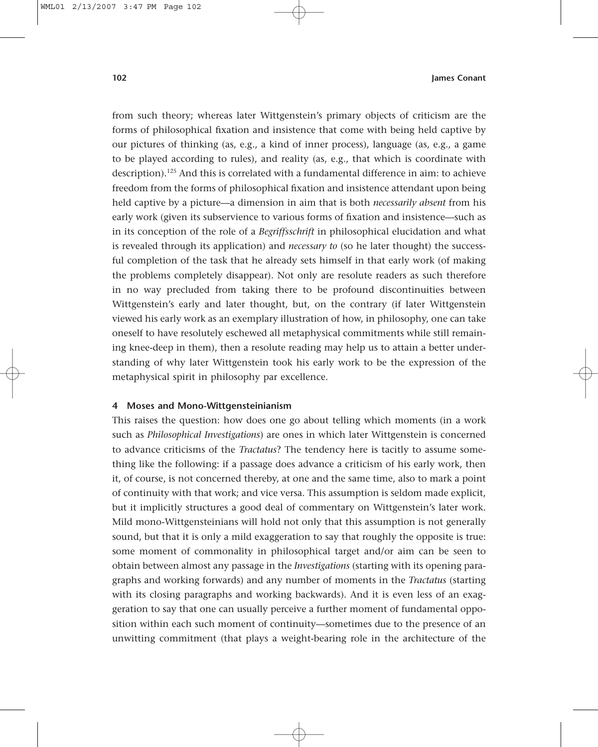from such theory; whereas later Wittgenstein's primary objects of criticism are the forms of philosophical fixation and insistence that come with being held captive by our pictures of thinking (as, e.g., a kind of inner process), language (as, e.g., a game to be played according to rules), and reality (as, e.g., that which is coordinate with description).[125] And this is correlated with a fundamental difference in aim: to achieve freedom from the forms of philosophical fixation and insistence attendant upon being held captive by a picture—a dimension in aim that is both *necessarily absent* from his early work (given its subservience to various forms of fixation and insistence—such as in its conception of the role of a *Begriffsschrift* in philosophical elucidation and what is revealed through its application) and *necessary to* (so he later thought) the successful completion of the task that he already sets himself in that early work (of making the problems completely disappear). Not only are resolute readers as such therefore in no way precluded from taking there to be profound discontinuities between Wittgenstein's early and later thought, but, on the contrary (if later Wittgenstein viewed his early work as an exemplary illustration of how, in philosophy, one can take oneself to have resolutely eschewed all metaphysical commitments while still remaining knee-deep in them), then a resolute reading may help us to attain a better understanding of why later Wittgenstein took his early work to be the expression of the metaphysical spirit in philosophy par excellence.

#### 4 Moses and Mono-Wittgensteinianism

This raises the question: how does one go about telling which moments (in a work such as *Philosophical Investigations*) are ones in which later Wittgenstein is concerned to advance criticisms of the *Tractatus*? The tendency here is tacitly to assume something like the following: if a passage does advance a criticism of his early work, then it, of course, is not concerned thereby, at one and the same time, also to mark a point of continuity with that work; and vice versa. This assumption is seldom made explicit, but it implicitly structures a good deal of commentary on Wittgenstein's later work. Mild mono-Wittgensteinians will hold not only that this assumption is not generally sound, but that it is only a mild exaggeration to say that roughly the opposite is true: some moment of commonality in philosophical target and/or aim can be seen to obtain between almost any passage in the *Investigations* (starting with its opening paragraphs and working forwards) and any number of moments in the *Tractatus* (starting with its closing paragraphs and working backwards). And it is even less of an exaggeration to say that one can usually perceive a further moment of fundamental opposition within each such moment of continuity—sometimes due to the presence of an unwitting commitment (that plays a weight-bearing role in the architecture of the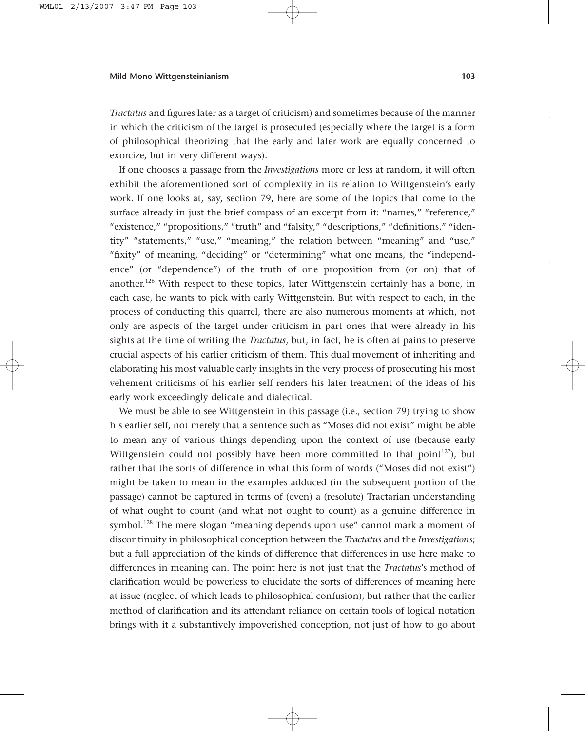*Tractatus* and figures later as a target of criticism) and sometimes because of the manner in which the criticism of the target is prosecuted (especially where the target is a form of philosophical theorizing that the early and later work are equally concerned to exorcize, but in very different ways).

If one chooses a passage from the *Investigations* more or less at random, it will often exhibit the aforementioned sort of complexity in its relation to Wittgenstein's early work. If one looks at, say, section 79, here are some of the topics that come to the surface already in just the brief compass of an excerpt from it: "names," "reference," "existence," "propositions," "truth" and "falsity," "descriptions," "definitions," "identity" "statements," "use," "meaning," the relation between "meaning" and "use," "fixity" of meaning, "deciding" or "determining" what one means, the "independence" (or "dependence") of the truth of one proposition from (or on) that of another.[126] With respect to these topics, later Wittgenstein certainly has a bone, in each case, he wants to pick with early Wittgenstein. But with respect to each, in the process of conducting this quarrel, there are also numerous moments at which, not only are aspects of the target under criticism in part ones that were already in his sights at the time of writing the *Tractatus*, but, in fact, he is often at pains to preserve crucial aspects of his earlier criticism of them. This dual movement of inheriting and elaborating his most valuable early insights in the very process of prosecuting his most vehement criticisms of his earlier self renders his later treatment of the ideas of his early work exceedingly delicate and dialectical.

We must be able to see Wittgenstein in this passage (i.e., section 79) trying to show his earlier self, not merely that a sentence such as "Moses did not exist" might be able to mean any of various things depending upon the context of use (because early Wittgenstein could not possibly have been more committed to that point[127]), but rather that the sorts of difference in what this form of words ("Moses did not exist") might be taken to mean in the examples adduced (in the subsequent portion of the passage) cannot be captured in terms of (even) a (resolute) Tractarian understanding of what ought to count (and what not ought to count) as a genuine difference in symbol.[128] The mere slogan "meaning depends upon use" cannot mark a moment of discontinuity in philosophical conception between the *Tractatus* and the *Investigations*; but a full appreciation of the kinds of difference that differences in use here make to differences in meaning can. The point here is not just that the *Tractatus*'s method of clarification would be powerless to elucidate the sorts of differences of meaning here at issue (neglect of which leads to philosophical confusion), but rather that the earlier method of clarification and its attendant reliance on certain tools of logical notation brings with it a substantively impoverished conception, not just of how to go about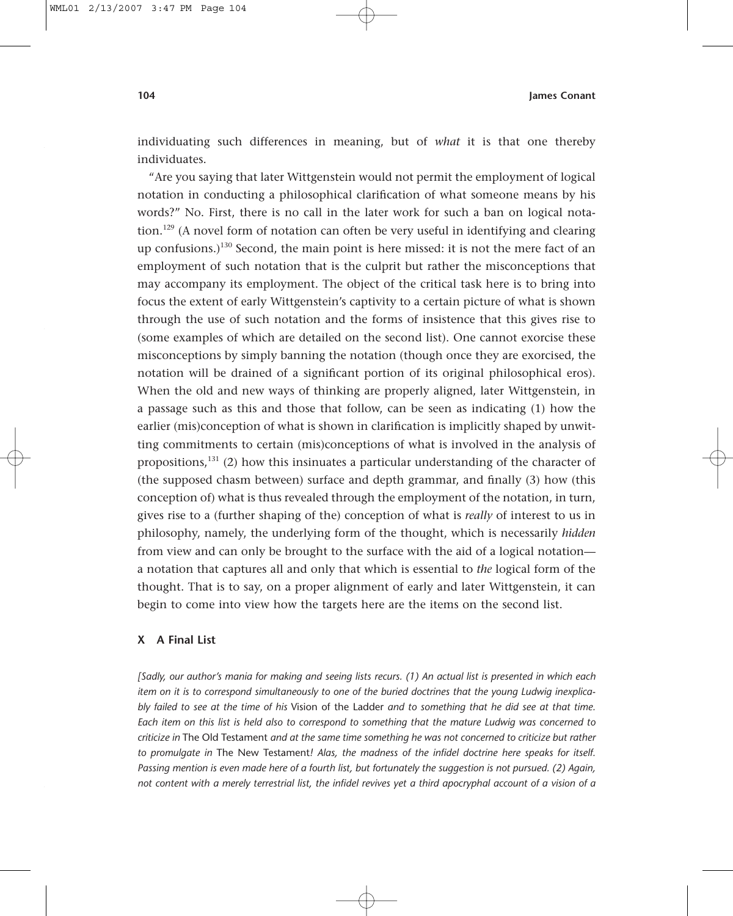individuating such differences in meaning, but of *what* it is that one thereby individuates.

"Are you saying that later Wittgenstein would not permit the employment of logical notation in conducting a philosophical clarification of what someone means by his words?" No. First, there is no call in the later work for such a ban on logical notation.[129] (A novel form of notation can often be very useful in identifying and clearing up confusions.)[130] Second, the main point is here missed: it is not the mere fact of an employment of such notation that is the culprit but rather the misconceptions that may accompany its employment. The object of the critical task here is to bring into focus the extent of early Wittgenstein's captivity to a certain picture of what is shown through the use of such notation and the forms of insistence that this gives rise to (some examples of which are detailed on the second list). One cannot exorcise these misconceptions by simply banning the notation (though once they are exorcised, the notation will be drained of a significant portion of its original philosophical eros). When the old and new ways of thinking are properly aligned, later Wittgenstein, in a passage such as this and those that follow, can be seen as indicating (1) how the earlier (mis)conception of what is shown in clarification is implicitly shaped by unwitting commitments to certain (mis)conceptions of what is involved in the analysis of propositions,[131] (2) how this insinuates a particular understanding of the character of (the supposed chasm between) surface and depth grammar, and finally (3) how (this conception of) what is thus revealed through the employment of the notation, in turn, gives rise to a (further shaping of the) conception of what is *really* of interest to us in philosophy, namely, the underlying form of the thought, which is necessarily *hidden* from view and can only be brought to the surface with the aid of a logical notation—a notation that captures all and only that which is essential to *the* logical form of the thought. That is to say, on a proper alignment of early and later Wittgenstein, it can begin to come into view how the targets here are the items on the second list.

## X A Final List

*[Sadly, our author's mania for making and seeing lists recurs. (1) An actual list is presented in which each item on it is to correspond simultaneously to one of the buried doctrines that the young Ludwig inexplicably failed to see at the time of his* Vision of the Ladder *and to something that he did see at that time. Each item on this list is held also to correspond to something that the mature Ludwig was concerned to criticize in* The Old Testament *and at the same time something he was not concerned to criticize but rather to promulgate in* The New Testament*! Alas, the madness of the infidel doctrine here speaks for itself. Passing mention is even made here of a fourth list, but fortunately the suggestion is not pursued. (2) Again, not content with a merely terrestrial list, the infidel revives yet a third apocryphal account of a vision of a*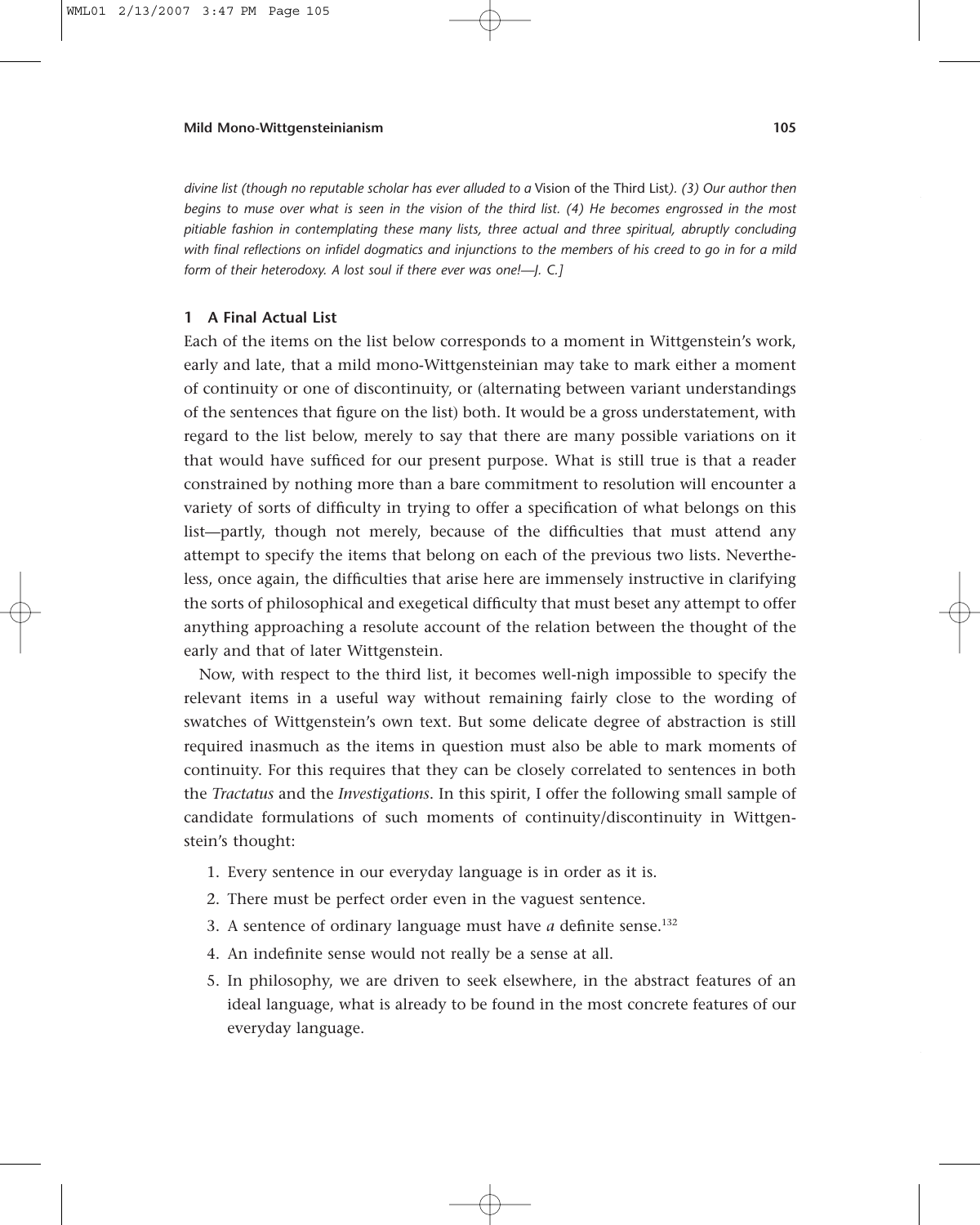*divine list (though no reputable scholar has ever alluded to a* Vision of the Third List*). (3) Our author then begins to muse over what is seen in the vision of the third list. (4) He becomes engrossed in the most pitiable fashion in contemplating these many lists, three actual and three spiritual, abruptly concluding with final reflections on infidel dogmatics and injunctions to the members of his creed to go in for a mild form of their heterodoxy. A lost soul if there ever was one!—J. C.]*

### 1 A Final Actual List

Each of the items on the list below corresponds to a moment in Wittgenstein's work, early and late, that a mild mono-Wittgensteinian may take to mark either a moment of continuity or one of discontinuity, or (alternating between variant understandings of the sentences that figure on the list) both. It would be a gross understatement, with regard to the list below, merely to say that there are many possible variations on it that would have sufficed for our present purpose. What is still true is that a reader constrained by nothing more than a bare commitment to resolution will encounter a variety of sorts of difficulty in trying to offer a specification of what belongs on this list—partly, though not merely, because of the difficulties that must attend any attempt to specify the items that belong on each of the previous two lists. Nevertheless, once again, the difficulties that arise here are immensely instructive in clarifying the sorts of philosophical and exegetical difficulty that must beset any attempt to offer anything approaching a resolute account of the relation between the thought of the early and that of later Wittgenstein.

Now, with respect to the third list, it becomes well-nigh impossible to specify the relevant items in a useful way without remaining fairly close to the wording of swatches of Wittgenstein's own text. But some delicate degree of abstraction is still required inasmuch as the items in question must also be able to mark moments of continuity. For this requires that they can be closely correlated to sentences in both the *Tractatus* and the *Investigations*. In this spirit, I offer the following small sample of candidate formulations of such moments of continuity/discontinuity in Wittgenstein's thought:

1. Every sentence in our everyday language is in order as it is.
2. There must be perfect order even in the vaguest sentence.
3. A sentence of ordinary language must have *a* definite sense.[132]
4. An indefinite sense would not really be a sense at all.
5. In philosophy, we are driven to seek elsewhere, in the abstract features of an ideal language, what is already to be found in the most concrete features of our everyday language.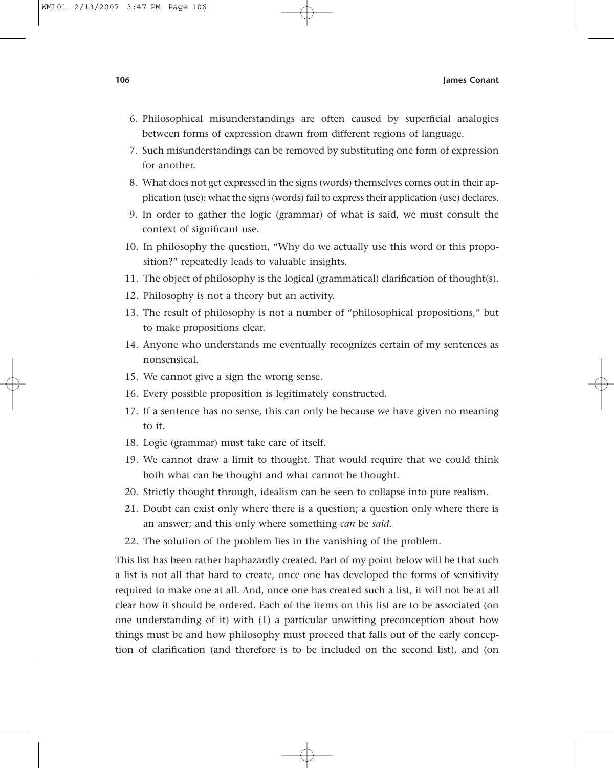6. Philosophical misunderstandings are often caused by superficial analogies between forms of expression drawn from different regions of language.
7. Such misunderstandings can be removed by substituting one form of expression for another.
8. What does not get expressed in the signs (words) themselves comes out in their application (use): what the signs (words) fail to express their application (use) declares.
9. In order to gather the logic (grammar) of what is said, we must consult the context of significant use.
10. In philosophy the question, "Why do we actually use this word or this proposition?" repeatedly leads to valuable insights.
11. The object of philosophy is the logical (grammatical) clarification of thought(s).
12. Philosophy is not a theory but an activity.
13. The result of philosophy is not a number of "philosophical propositions," but to make propositions clear.
14. Anyone who understands me eventually recognizes certain of my sentences as nonsensical.
15. We cannot give a sign the wrong sense.
16. Every possible proposition is legitimately constructed.
17. If a sentence has no sense, this can only be because we have given no meaning to it.
18. Logic (grammar) must take care of itself.
19. We cannot draw a limit to thought. That would require that we could think both what can be thought and what cannot be thought.
20. Strictly thought through, idealism can be seen to collapse into pure realism.
21. Doubt can exist only where there is a question; a question only where there is an answer; and this only where something *can* be *said*.
22. The solution of the problem lies in the vanishing of the problem.

This list has been rather haphazardly created. Part of my point below will be that such a list is not all that hard to create, once one has developed the forms of sensitivity required to make one at all. And, once one has created such a list, it will not be at all clear how it should be ordered. Each of the items on this list are to be associated (on one understanding of it) with (1) a particular unwitting preconception about how things must be and how philosophy must proceed that falls out of the early conception of clarification (and therefore is to be included on the second list), and (on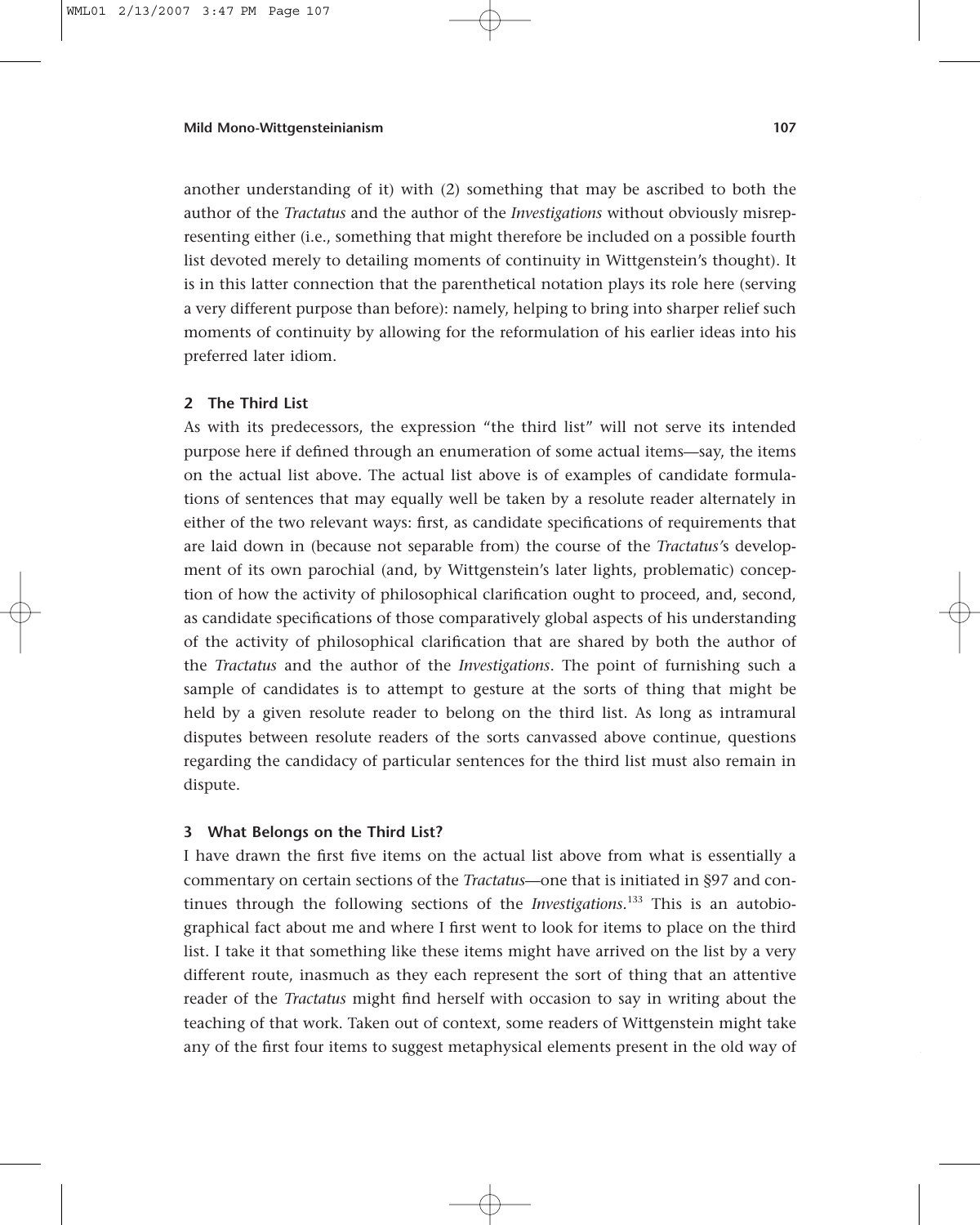another understanding of it) with (2) something that may be ascribed to both the author of the *Tractatus* and the author of the *Investigations* without obviously misrepresenting either (i.e., something that might therefore be included on a possible fourth list devoted merely to detailing moments of continuity in Wittgenstein's thought). It is in this latter connection that the parenthetical notation plays its role here (serving a very different purpose than before): namely, helping to bring into sharper relief such moments of continuity by allowing for the reformulation of his earlier ideas into his preferred later idiom.

## 2 The Third List

As with its predecessors, the expression "the third list" will not serve its intended purpose here if defined through an enumeration of some actual items—say, the items on the actual list above. The actual list above is of examples of candidate formulations of sentences that may equally well be taken by a resolute reader alternately in either of the two relevant ways: first, as candidate specifications of requirements that are laid down in (because not separable from) the course of the *Tractatus*'s development of its own parochial (and, by Wittgenstein's later lights, problematic) conception of how the activity of philosophical clarification ought to proceed, and, second, as candidate specifications of those comparatively global aspects of his understanding of the activity of philosophical clarification that are shared by both the author of the *Tractatus* and the author of the *Investigations*. The point of furnishing such a sample of candidates is to attempt to gesture at the sorts of thing that might be held by a given resolute reader to belong on the third list. As long as intramural disputes between resolute readers of the sorts canvassed above continue, questions regarding the candidacy of particular sentences for the third list must also remain in dispute.

## 3 What Belongs on the Third List?

I have drawn the first five items on the actual list above from what is essentially a commentary on certain sections of the *Tractatus*—one that is initiated in §97 and continues through the following sections of the *Investigations*.[133] This is an autobiographical fact about me and where I first went to look for items to place on the third list. I take it that something like these items might have arrived on the list by a very different route, inasmuch as they each represent the sort of thing that an attentive reader of the *Tractatus* might find herself with occasion to say in writing about the teaching of that work. Taken out of context, some readers of Wittgenstein might take any of the first four items to suggest metaphysical elements present in the old way of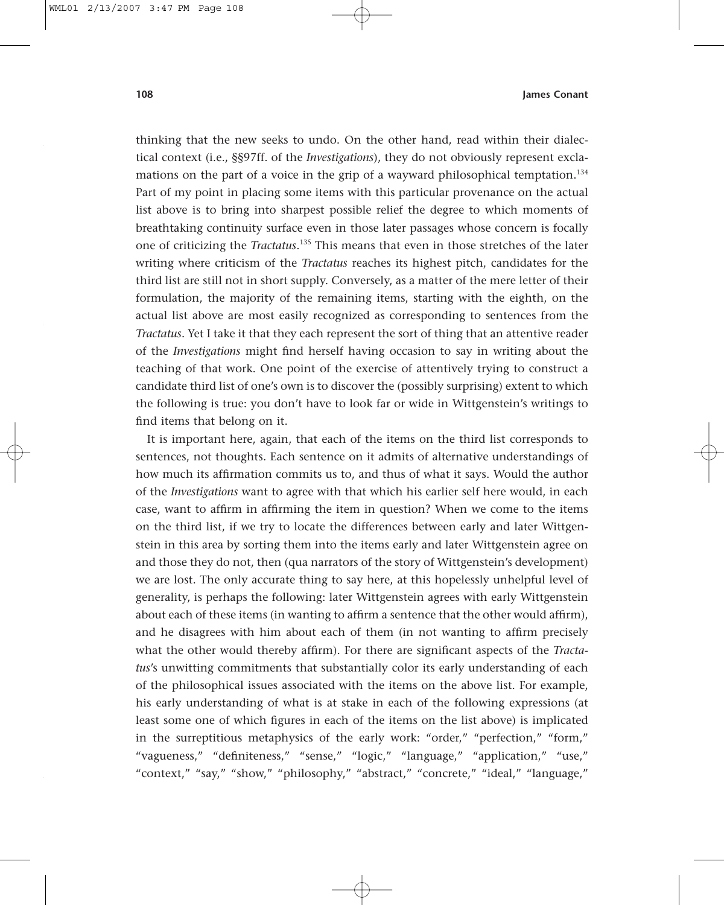thinking that the new seeks to undo. On the other hand, read within their dialectical context (i.e., §§97ff. of the *Investigations*), they do not obviously represent exclamations on the part of a voice in the grip of a wayward philosophical temptation.[134] Part of my point in placing some items with this particular provenance on the actual list above is to bring into sharpest possible relief the degree to which moments of breathtaking continuity surface even in those later passages whose concern is focally one of criticizing the *Tractatus*.[135] This means that even in those stretches of the later writing where criticism of the *Tractatus* reaches its highest pitch, candidates for the third list are still not in short supply. Conversely, as a matter of the mere letter of their formulation, the majority of the remaining items, starting with the eighth, on the actual list above are most easily recognized as corresponding to sentences from the *Tractatus*. Yet I take it that they each represent the sort of thing that an attentive reader of the *Investigations* might find herself having occasion to say in writing about the teaching of that work. One point of the exercise of attentively trying to construct a candidate third list of one's own is to discover the (possibly surprising) extent to which the following is true: you don't have to look far or wide in Wittgenstein's writings to find items that belong on it.

It is important here, again, that each of the items on the third list corresponds to sentences, not thoughts. Each sentence on it admits of alternative understandings of how much its affirmation commits us to, and thus of what it says. Would the author of the *Investigations* want to agree with that which his earlier self here would, in each case, want to affirm in affirming the item in question? When we come to the items on the third list, if we try to locate the differences between early and later Wittgenstein in this area by sorting them into the items early and later Wittgenstein agree on and those they do not, then (qua narrators of the story of Wittgenstein's development) we are lost. The only accurate thing to say here, at this hopelessly unhelpful level of generality, is perhaps the following: later Wittgenstein agrees with early Wittgenstein about each of these items (in wanting to affirm a sentence that the other would affirm), and he disagrees with him about each of them (in not wanting to affirm precisely what the other would thereby affirm). For there are significant aspects of the *Tractatus*'s unwitting commitments that substantially color its early understanding of each of the philosophical issues associated with the items on the above list. For example, his early understanding of what is at stake in each of the following expressions (at least some one of which figures in each of the items on the list above) is implicated in the surreptitious metaphysics of the early work: "order," "perfection," "form," "vagueness," "definiteness," "sense," "logic," "language," "application," "use," "context," "say," "show," "philosophy," "abstract," "concrete," "ideal," "language,"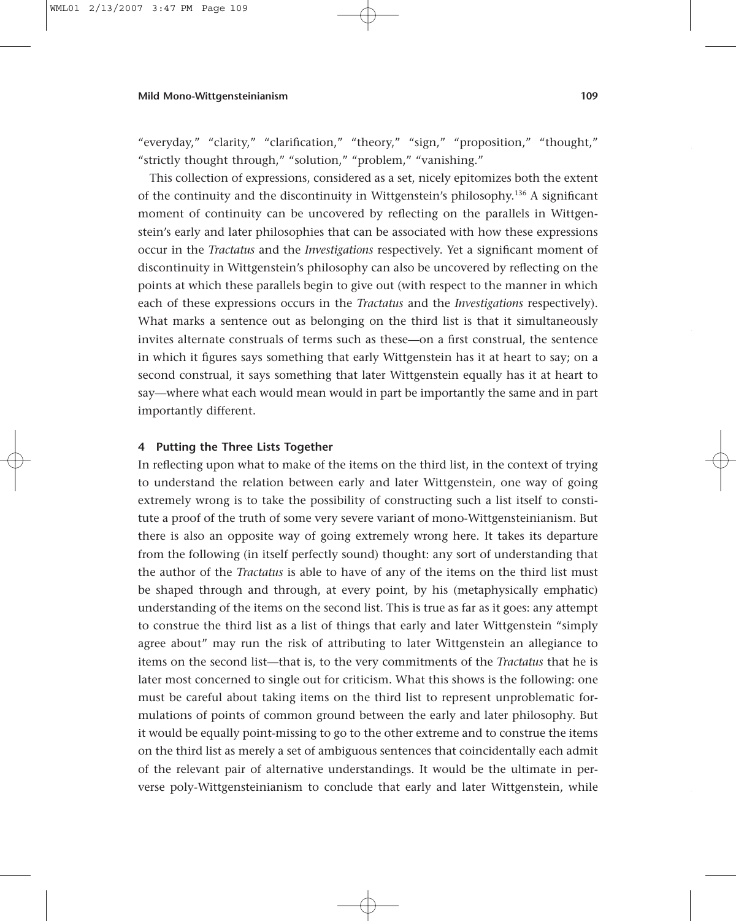"everyday," "clarity," "clarification," "theory," "sign," "proposition," "thought," "strictly thought through," "solution," "problem," "vanishing."

This collection of expressions, considered as a set, nicely epitomizes both the extent of the continuity and the discontinuity in Wittgenstein's philosophy.[136] A significant moment of continuity can be uncovered by reflecting on the parallels in Wittgenstein's early and later philosophies that can be associated with how these expressions occur in the *Tractatus* and the *Investigations* respectively. Yet a significant moment of discontinuity in Wittgenstein's philosophy can also be uncovered by reflecting on the points at which these parallels begin to give out (with respect to the manner in which each of these expressions occurs in the *Tractatus* and the *Investigations* respectively). What marks a sentence out as belonging on the third list is that it simultaneously invites alternate construals of terms such as these—on a first construal, the sentence in which it figures says something that early Wittgenstein has it at heart to say; on a second construal, it says something that later Wittgenstein equally has it at heart to say—where what each would mean would in part be importantly the same and in part importantly different.

## 4 Putting the Three Lists Together

In reflecting upon what to make of the items on the third list, in the context of trying to understand the relation between early and later Wittgenstein, one way of going extremely wrong is to take the possibility of constructing such a list itself to constitute a proof of the truth of some very severe variant of mono-Wittgensteinianism. But there is also an opposite way of going extremely wrong here. It takes its departure from the following (in itself perfectly sound) thought: any sort of understanding that the author of the *Tractatus* is able to have of any of the items on the third list must be shaped through and through, at every point, by his (metaphysically emphatic) understanding of the items on the second list. This is true as far as it goes: any attempt to construe the third list as a list of things that early and later Wittgenstein "simply agree about" may run the risk of attributing to later Wittgenstein an allegiance to items on the second list—that is, to the very commitments of the *Tractatus* that he is later most concerned to single out for criticism. What this shows is the following: one must be careful about taking items on the third list to represent unproblematic formulations of points of common ground between the early and later philosophy. But it would be equally point-missing to go to the other extreme and to construe the items on the third list as merely a set of ambiguous sentences that coincidentally each admit of the relevant pair of alternative understandings. It would be the ultimate in perverse poly-Wittgensteinianism to conclude that early and later Wittgenstein, while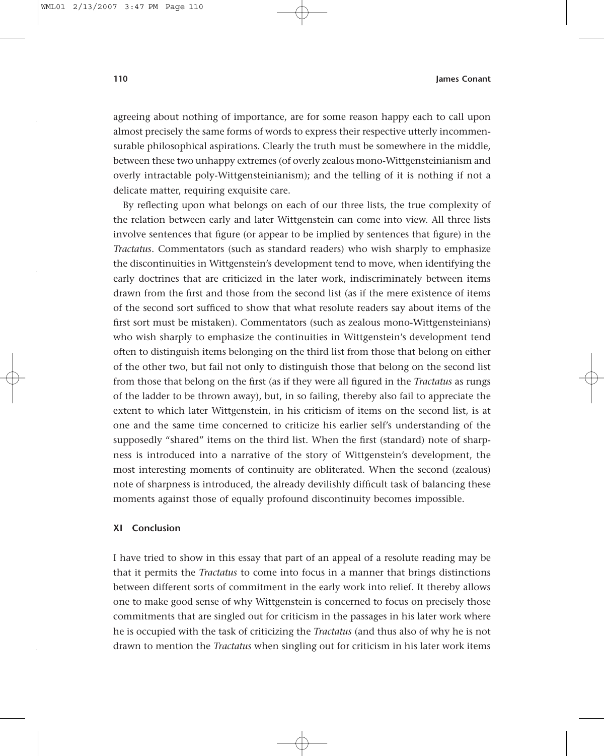agreeing about nothing of importance, are for some reason happy each to call upon almost precisely the same forms of words to express their respective utterly incommensurable philosophical aspirations. Clearly the truth must be somewhere in the middle, between these two unhappy extremes (of overly zealous mono-Wittgensteinianism and overly intractable poly-Wittgensteinianism); and the telling of it is nothing if not a delicate matter, requiring exquisite care.

By reflecting upon what belongs on each of our three lists, the true complexity of the relation between early and later Wittgenstein can come into view. All three lists involve sentences that figure (or appear to be implied by sentences that figure) in the *Tractatus*. Commentators (such as standard readers) who wish sharply to emphasize the discontinuities in Wittgenstein's development tend to move, when identifying the early doctrines that are criticized in the later work, indiscriminately between items drawn from the first and those from the second list (as if the mere existence of items of the second sort sufficed to show that what resolute readers say about items of the first sort must be mistaken). Commentators (such as zealous mono-Wittgensteinians) who wish sharply to emphasize the continuities in Wittgenstein's development tend often to distinguish items belonging on the third list from those that belong on either of the other two, but fail not only to distinguish those that belong on the second list from those that belong on the first (as if they were all figured in the *Tractatus* as rungs of the ladder to be thrown away), but, in so failing, thereby also fail to appreciate the extent to which later Wittgenstein, in his criticism of items on the second list, is at one and the same time concerned to criticize his earlier self's understanding of the supposedly "shared" items on the third list. When the first (standard) note of sharpness is introduced into a narrative of the story of Wittgenstein's development, the most interesting moments of continuity are obliterated. When the second (zealous) note of sharpness is introduced, the already devilishly difficult task of balancing these moments against those of equally profound discontinuity becomes impossible.

## XI Conclusion

I have tried to show in this essay that part of an appeal of a resolute reading may be that it permits the *Tractatus* to come into focus in a manner that brings distinctions between different sorts of commitment in the early work into relief. It thereby allows one to make good sense of why Wittgenstein is concerned to focus on precisely those commitments that are singled out for criticism in the passages in his later work where he is occupied with the task of criticizing the *Tractatus* (and thus also of why he is not drawn to mention the *Tractatus* when singling out for criticism in his later work items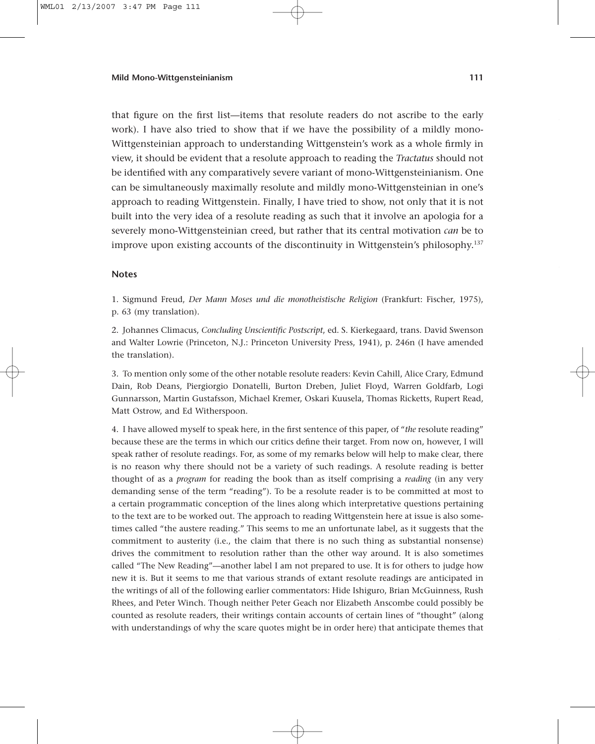that figure on the first list—items that resolute readers do not ascribe to the early work). I have also tried to show that if we have the possibility of a mildly mono-Wittgensteinian approach to understanding Wittgenstein's work as a whole firmly in view, it should be evident that a resolute approach to reading the *Tractatus* should not be identified with any comparatively severe variant of mono-Wittgensteinianism. One can be simultaneously maximally resolute and mildly mono-Wittgensteinian in one's approach to reading Wittgenstein. Finally, I have tried to show, not only that it is not built into the very idea of a resolute reading as such that it involve an apologia for a severely mono-Wittgensteinian creed, but rather that its central motivation *can* be to improve upon existing accounts of the discontinuity in Wittgenstein's philosophy.[137]

## Notes

1. Sigmund Freud, *Der Mann Moses und die monotheistische Religion* (Frankfurt: Fischer, 1975), p. 63 (my translation).

2. Johannes Climacus, *Concluding Unscientific Postscript*, ed. S. Kierkegaard, trans. David Swenson and Walter Lowrie (Princeton, N.J.: Princeton University Press, 1941), p. 246n (I have amended the translation).

3. To mention only some of the other notable resolute readers: Kevin Cahill, Alice Crary, Edmund Dain, Rob Deans, Piergiorgio Donatelli, Burton Dreben, Juliet Floyd, Warren Goldfarb, Logi Gunnarsson, Martin Gustafsson, Michael Kremer, Oskari Kuusela, Thomas Ricketts, Rupert Read, Matt Ostrow, and Ed Witherspoon.

4. I have allowed myself to speak here, in the first sentence of this paper, of "*the* resolute reading" because these are the terms in which our critics define their target. From now on, however, I will speak rather of resolute reading*s*. For, as some of my remarks below will help to make clear, there is no reason why there should not be a variety of such readings. A resolute reading is better thought of as a *program* for reading the book than as itself comprising a *reading* (in any very demanding sense of the term "reading"). To be a resolute reader is to be committed at most to a certain programmatic conception of the lines along which interpretative questions pertaining to the text are to be worked out. The approach to reading Wittgenstein here at issue is also sometimes called "the austere reading." This seems to me an unfortunate label, as it suggests that the commitment to austerity (i.e., the claim that there is no such thing as substantial nonsense) drives the commitment to resolution rather than the other way around. It is also sometimes called "The New Reading"—another label I am not prepared to use. It is for others to judge how new it is. But it seems to me that various strands of extant resolute readings are anticipated in the writings of all of the following earlier commentators: Hide Ishiguro, Brian McGuinness, Rush Rhees, and Peter Winch. Though neither Peter Geach nor Elizabeth Anscombe could possibly be counted as resolute readers, their writings contain accounts of certain lines of "thought" (along with understandings of why the scare quotes might be in order here) that anticipate themes that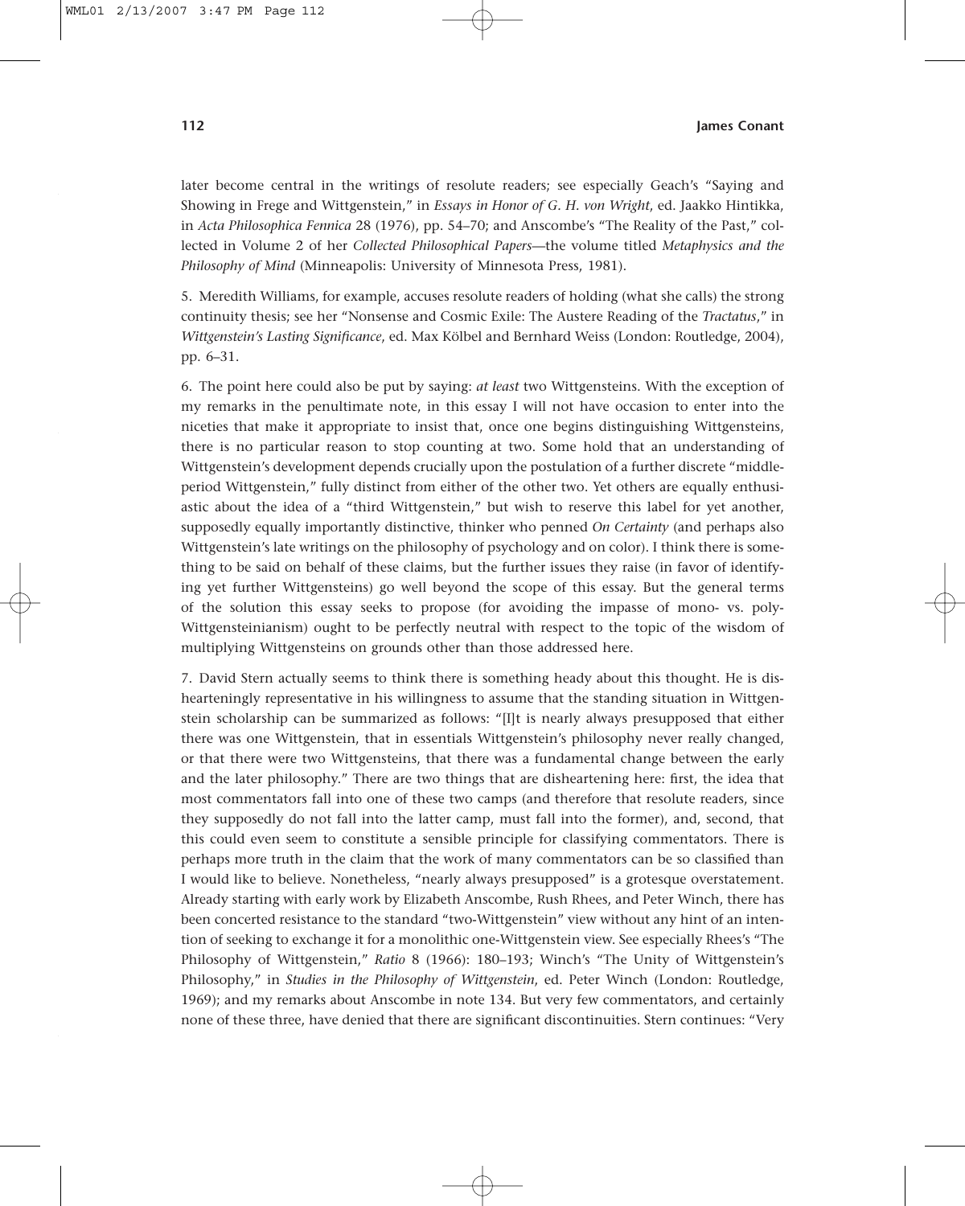later become central in the writings of resolute readers; see especially Geach's "Saying and Showing in Frege and Wittgenstein," in *Essays in Honor of G. H. von Wright*, ed. Jaakko Hintikka, in *Acta Philosophica Fennica* 28 (1976), pp. 54–70; and Anscombe's "The Reality of the Past," collected in Volume 2 of her *Collected Philosophical Papers*—the volume titled *Metaphysics and the Philosophy of Mind* (Minneapolis: University of Minnesota Press, 1981).

5. Meredith Williams, for example, accuses resolute readers of holding (what she calls) the strong continuity thesis; see her "Nonsense and Cosmic Exile: The Austere Reading of the *Tractatus*," in *Wittgenstein's Lasting Significance*, ed. Max Kölbel and Bernhard Weiss (London: Routledge, 2004), pp. 6–31.

6. The point here could also be put by saying: *at least* two Wittgensteins. With the exception of my remarks in the penultimate note, in this essay I will not have occasion to enter into the niceties that make it appropriate to insist that, once one begins distinguishing Wittgensteins, there is no particular reason to stop counting at two. Some hold that an understanding of Wittgenstein's development depends crucially upon the postulation of a further discrete "middle-period Wittgenstein," fully distinct from either of the other two. Yet others are equally enthusiastic about the idea of a "third Wittgenstein," but wish to reserve this label for yet another, supposedly equally importantly distinctive, thinker who penned *On Certainty* (and perhaps also Wittgenstein's late writings on the philosophy of psychology and on color). I think there is something to be said on behalf of these claims, but the further issues they raise (in favor of identifying yet further Wittgensteins) go well beyond the scope of this essay. But the general terms of the solution this essay seeks to propose (for avoiding the impasse of mono- vs. poly-Wittgensteinianism) ought to be perfectly neutral with respect to the topic of the wisdom of multiplying Wittgensteins on grounds other than those addressed here.

7. David Stern actually seems to think there is something heady about this thought. He is dishearteningly representative in his willingness to assume that the standing situation in Wittgenstein scholarship can be summarized as follows: "[I]t is nearly always presupposed that either there was one Wittgenstein, that in essentials Wittgenstein's philosophy never really changed, or that there were two Wittgensteins, that there was a fundamental change between the early and the later philosophy." There are two things that are disheartening here: first, the idea that most commentators fall into one of these two camps (and therefore that resolute readers, since they supposedly do not fall into the latter camp, must fall into the former), and, second, that this could even seem to constitute a sensible principle for classifying commentators. There is perhaps more truth in the claim that the work of many commentators can be so classified than I would like to believe. Nonetheless, "nearly always presupposed" is a grotesque overstatement. Already starting with early work by Elizabeth Anscombe, Rush Rhees, and Peter Winch, there has been concerted resistance to the standard "two-Wittgenstein" view without any hint of an intention of seeking to exchange it for a monolithic one-Wittgenstein view. See especially Rhees's "The Philosophy of Wittgenstein," *Ratio* 8 (1966): 180–193; Winch's "The Unity of Wittgenstein's Philosophy," in *Studies in the Philosophy of Wittgenstein*, ed. Peter Winch (London: Routledge, 1969); and my remarks about Anscombe in note 134. But very few commentators, and certainly none of these three, have denied that there are significant discontinuities. Stern continues: "Very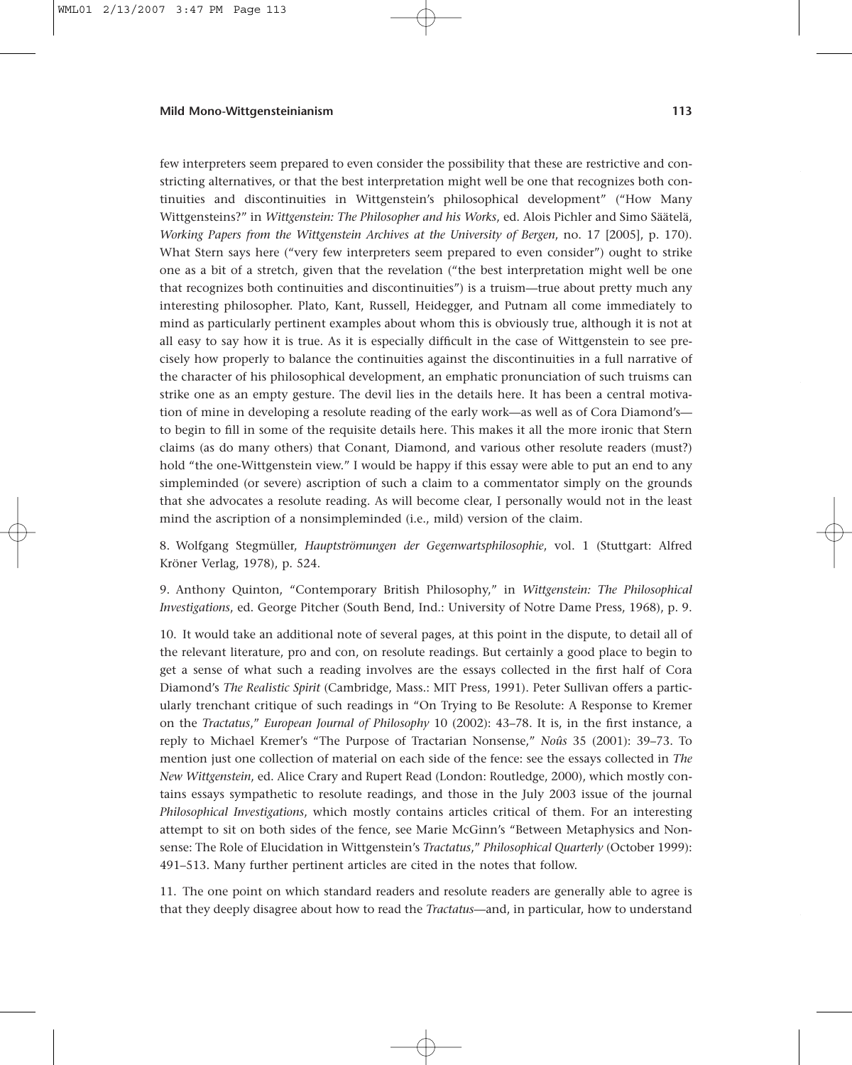few interpreters seem prepared to even consider the possibility that these are restrictive and constricting alternatives, or that the best interpretation might well be one that recognizes both continuities and discontinuities in Wittgenstein's philosophical development" ("How Many Wittgensteins?" in *Wittgenstein: The Philosopher and his Works*, ed. Alois Pichler and Simo Säätelä, *Working Papers from the Wittgenstein Archives at the University of Bergen*, no. 17 [2005], p. 170). What Stern says here ("very few interpreters seem prepared to even consider") ought to strike one as a bit of a stretch, given that the revelation ("the best interpretation might well be one that recognizes both continuities and discontinuities") is a truism—true about pretty much any interesting philosopher. Plato, Kant, Russell, Heidegger, and Putnam all come immediately to mind as particularly pertinent examples about whom this is obviously true, although it is not at all easy to say how it is true. As it is especially difficult in the case of Wittgenstein to see precisely how properly to balance the continuities against the discontinuities in a full narrative of the character of his philosophical development, an emphatic pronunciation of such truisms can strike one as an empty gesture. The devil lies in the details here. It has been a central motivation of mine in developing a resolute reading of the early work—as well as of Cora Diamond's—to begin to fill in some of the requisite details here. This makes it all the more ironic that Stern claims (as do many others) that Conant, Diamond, and various other resolute readers (must?) hold "the one-Wittgenstein view." I would be happy if this essay were able to put an end to any simpleminded (or severe) ascription of such a claim to a commentator simply on the grounds that she advocates a resolute reading. As will become clear, I personally would not in the least mind the ascription of a nonsimpleminded (i.e., mild) version of the claim.

8. Wolfgang Stegmüller, *Hauptströmungen der Gegenwartsphilosophie*, vol. 1 (Stuttgart: Alfred Kröner Verlag, 1978), p. 524.

9. Anthony Quinton, "Contemporary British Philosophy," in *Wittgenstein: The Philosophical Investigations*, ed. George Pitcher (South Bend, Ind.: University of Notre Dame Press, 1968), p. 9.

10. It would take an additional note of several pages, at this point in the dispute, to detail all of the relevant literature, pro and con, on resolute readings. But certainly a good place to begin to get a sense of what such a reading involves are the essays collected in the first half of Cora Diamond's *The Realistic Spirit* (Cambridge, Mass.: MIT Press, 1991). Peter Sullivan offers a particularly trenchant critique of such readings in "On Trying to Be Resolute: A Response to Kremer on the *Tractatus*," *European Journal of Philosophy* 10 (2002): 43–78. It is, in the first instance, a reply to Michael Kremer's "The Purpose of Tractarian Nonsense," *Noûs* 35 (2001): 39–73. To mention just one collection of material on each side of the fence: see the essays collected in *The New Wittgenstein*, ed. Alice Crary and Rupert Read (London: Routledge, 2000), which mostly contains essays sympathetic to resolute readings, and those in the July 2003 issue of the journal *Philosophical Investigations*, which mostly contains articles critical of them. For an interesting attempt to sit on both sides of the fence, see Marie McGinn's "Between Metaphysics and Nonsense: The Role of Elucidation in Wittgenstein's *Tractatus*," *Philosophical Quarterly* (October 1999): 491–513. Many further pertinent articles are cited in the notes that follow.

11. The one point on which standard readers and resolute readers are generally able to agree is that they deeply disagree about how to read the *Tractatus*—and, in particular, how to understand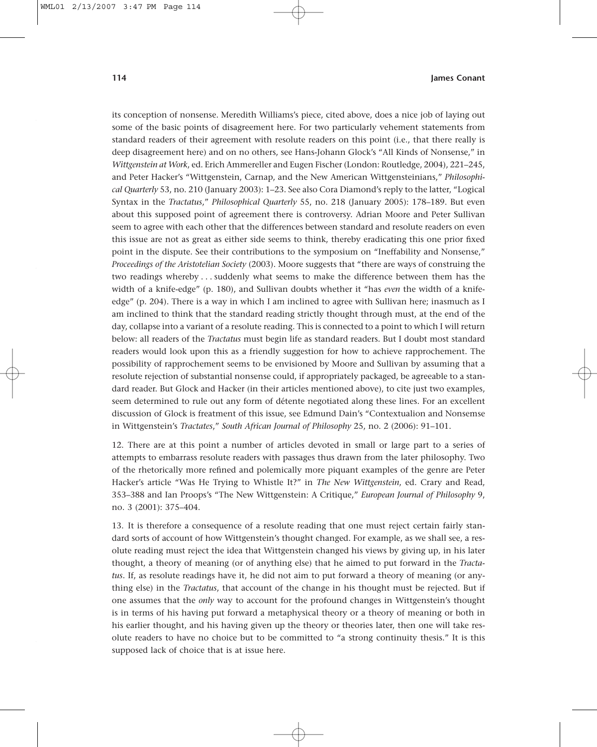its conception of nonsense. Meredith Williams's piece, cited above, does a nice job of laying out some of the basic points of disagreement here. For two particularly vehement statements from standard readers of their agreement with resolute readers on this point (i.e., that there really is deep disagreement here) and on no others, see Hans-Johann Glock's "All Kinds of Nonsense," in *Wittgenstein at Work*, ed. Erich Ammereller and Eugen Fischer (London: Routledge, 2004), 221–245, and Peter Hacker's "Wittgenstein, Carnap, and the New American Wittgensteinians," *Philosophical Quarterly* 53, no. 210 (January 2003): 1–23. See also Cora Diamond's reply to the latter, "Logical Syntax in the *Tractatus*," *Philosophical Quarterly* 55, no. 218 (January 2005): 178–189. But even about this supposed point of agreement there is controversy. Adrian Moore and Peter Sullivan seem to agree with each other that the differences between standard and resolute readers on even this issue are not as great as either side seems to think, thereby eradicating this one prior fixed point in the dispute. See their contributions to the symposium on "Ineffability and Nonsense," *Proceedings of the Aristotelian Society* (2003). Moore suggests that "there are ways of construing the two readings whereby . . . suddenly what seems to make the difference between them has the width of a knife-edge" (p. 180), and Sullivan doubts whether it "has *even* the width of a knife-edge" (p. 204). There is a way in which I am inclined to agree with Sullivan here; inasmuch as I am inclined to think that the standard reading strictly thought through must, at the end of the day, collapse into a variant of a resolute reading. This is connected to a point to which I will return below: all readers of the *Tractatus* must begin life as standard readers. But I doubt most standard readers would look upon this as a friendly suggestion for how to achieve rapprochement. The possibility of rapprochement seems to be envisioned by Moore and Sullivan by assuming that a resolute rejection of substantial nonsense could, if appropriately packaged, be agreeable to a standard reader. But Glock and Hacker (in their articles mentioned above), to cite just two examples, seem determined to rule out any form of détente negotiated along these lines. For an excellent discussion of Glock is freatment of this issue, see Edmund Dain's "Contextualion and Nonsemse in Wittgenstein's *Tractates*," *South African Journal of Philosophy* 25, no. 2 (2006): 91–101.

12. There are at this point a number of articles devoted in small or large part to a series of attempts to embarrass resolute readers with passages thus drawn from the later philosophy. Two of the rhetorically more refined and polemically more piquant examples of the genre are Peter Hacker's article "Was He Trying to Whistle It?" in *The New Wittgenstein*, ed. Crary and Read, 353–388 and Ian Proops's "The New Wittgenstein: A Critique," *European Journal of Philosophy* 9, no. 3 (2001): 375–404.

13. It is therefore a consequence of a resolute reading that one must reject certain fairly standard sorts of account of how Wittgenstein's thought changed. For example, as we shall see, a resolute reading must reject the idea that Wittgenstein changed his views by giving up, in his later thought, a theory of meaning (or of anything else) that he aimed to put forward in the *Tractatus*. If, as resolute readings have it, he did not aim to put forward a theory of meaning (or anything else) in the *Tractatus*, that account of the change in his thought must be rejected. But if one assumes that the *only* way to account for the profound changes in Wittgenstein's thought is in terms of his having put forward a metaphysical theory or a theory of meaning or both in his earlier thought, and his having given up the theory or theories later, then one will take resolute readers to have no choice but to be committed to "a strong continuity thesis." It is this supposed lack of choice that is at issue here.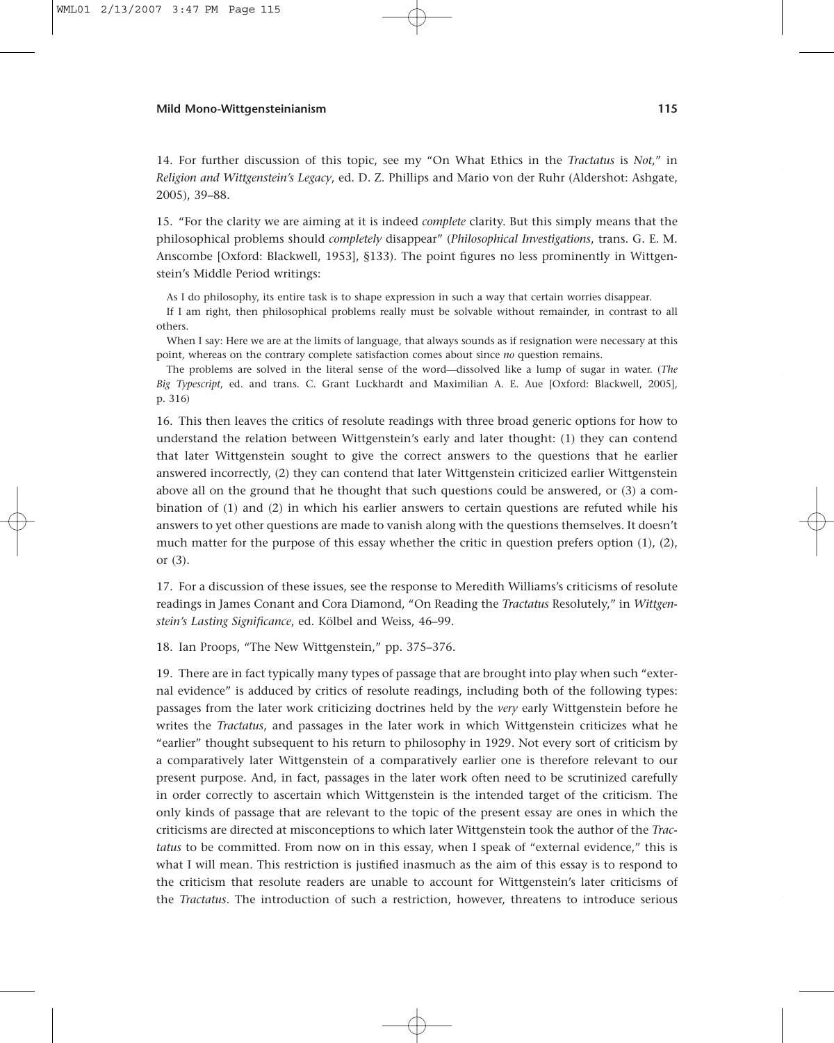14. For further discussion of this topic, see my "On What Ethics in the *Tractatus* is *Not*," in *Religion and Wittgenstein's Legacy*, ed. D. Z. Phillips and Mario von der Ruhr (Aldershot: Ashgate, 2005), 39–88.

15. "For the clarity we are aiming at it is indeed *complete* clarity. But this simply means that the philosophical problems should *completely* disappear" (*Philosophical Investigations*, trans. G. E. M. Anscombe [Oxford: Blackwell, 1953], §133). The point figures no less prominently in Wittgenstein's Middle Period writings:

> As I do philosophy, its entire task is to shape expression in such a way that certain worries disappear.
>
> If I am right, then philosophical problems really must be solvable without remainder, in contrast to all others.
>
> When I say: Here we are at the limits of language, that always sounds as if resignation were necessary at this point, whereas on the contrary complete satisfaction comes about since *no* question remains.
>
> The problems are solved in the literal sense of the word—dissolved like a lump of sugar in water. (*The Big Typescript*, ed. and trans. C. Grant Luckhardt and Maximilian A. E. Aue [Oxford: Blackwell, 2005], p. 316)

16. This then leaves the critics of resolute readings with three broad generic options for how to understand the relation between Wittgenstein's early and later thought: (1) they can contend that later Wittgenstein sought to give the correct answers to the questions that he earlier answered incorrectly, (2) they can contend that later Wittgenstein criticized earlier Wittgenstein above all on the ground that he thought that such questions could be answered, or (3) a combination of (1) and (2) in which his earlier answers to certain questions are refuted while his answers to yet other questions are made to vanish along with the questions themselves. It doesn't much matter for the purpose of this essay whether the critic in question prefers option (1), (2), or (3).

17. For a discussion of these issues, see the response to Meredith Williams's criticisms of resolute readings in James Conant and Cora Diamond, "On Reading the *Tractatus* Resolutely," in *Wittgenstein's Lasting Significance*, ed. Kölbel and Weiss, 46–99.

18. Ian Proops, "The New Wittgenstein," pp. 375–376.

19. There are in fact typically many types of passage that are brought into play when such "external evidence" is adduced by critics of resolute readings, including both of the following types: passages from the later work criticizing doctrines held by the *very* early Wittgenstein before he writes the *Tractatus*, and passages in the later work in which Wittgenstein criticizes what he "earlier" thought subsequent to his return to philosophy in 1929. Not every sort of criticism by a comparatively later Wittgenstein of a comparatively earlier one is therefore relevant to our present purpose. And, in fact, passages in the later work often need to be scrutinized carefully in order correctly to ascertain which Wittgenstein is the intended target of the criticism. The only kinds of passage that are relevant to the topic of the present essay are ones in which the criticisms are directed at misconceptions to which later Wittgenstein took the author of the *Tractatus* to be committed. From now on in this essay, when I speak of "external evidence," this is what I will mean. This restriction is justified inasmuch as the aim of this essay is to respond to the criticism that resolute readers are unable to account for Wittgenstein's later criticisms of the *Tractatus*. The introduction of such a restriction, however, threatens to introduce serious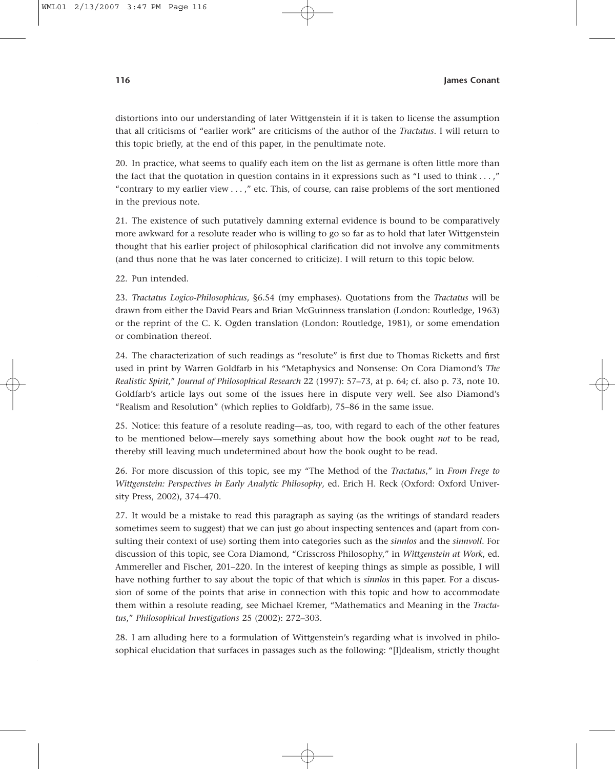distortions into our understanding of later Wittgenstein if it is taken to license the assumption that all criticisms of "earlier work" are criticisms of the author of the *Tractatus*. I will return to this topic briefly, at the end of this paper, in the penultimate note.

20. In practice, what seems to qualify each item on the list as germane is often little more than the fact that the quotation in question contains in it expressions such as "I used to think . . . ," "contrary to my earlier view . . . ," etc. This, of course, can raise problems of the sort mentioned in the previous note.

21. The existence of such putatively damning external evidence is bound to be comparatively more awkward for a resolute reader who is willing to go so far as to hold that later Wittgenstein thought that his earlier project of philosophical clarification did not involve any commitments (and thus none that he was later concerned to criticize). I will return to this topic below.

22. Pun intended.

23. *Tractatus Logico-Philosophicus*, §6.54 (my emphases). Quotations from the *Tractatus* will be drawn from either the David Pears and Brian McGuinness translation (London: Routledge, 1963) or the reprint of the C. K. Ogden translation (London: Routledge, 1981), or some emendation or combination thereof.

24. The characterization of such readings as "resolute" is first due to Thomas Ricketts and first used in print by Warren Goldfarb in his "Metaphysics and Nonsense: On Cora Diamond's *The Realistic Spirit*," *Journal of Philosophical Research* 22 (1997): 57–73, at p. 64; cf. also p. 73, note 10. Goldfarb's article lays out some of the issues here in dispute very well. See also Diamond's "Realism and Resolution" (which replies to Goldfarb), 75–86 in the same issue.

25. Notice: this feature of a resolute reading—as, too, with regard to each of the other features to be mentioned below—merely says something about how the book ought *not* to be read, thereby still leaving much undetermined about how the book ought to be read.

26. For more discussion of this topic, see my "The Method of the *Tractatus*," in *From Frege to Wittgenstein: Perspectives in Early Analytic Philosophy*, ed. Erich H. Reck (Oxford: Oxford University Press, 2002), 374–470.

27. It would be a mistake to read this paragraph as saying (as the writings of standard readers sometimes seem to suggest) that we can just go about inspecting sentences and (apart from consulting their context of use) sorting them into categories such as the *sinnlos* and the *sinnvoll*. For discussion of this topic, see Cora Diamond, "Crisscross Philosophy," in *Wittgenstein at Work*, ed. Ammereller and Fischer, 201–220. In the interest of keeping things as simple as possible, I will have nothing further to say about the topic of that which is *sinnlos* in this paper. For a discussion of some of the points that arise in connection with this topic and how to accommodate them within a resolute reading, see Michael Kremer, "Mathematics and Meaning in the *Tractatus*," *Philosophical Investigations* 25 (2002): 272–303.

28. I am alluding here to a formulation of Wittgenstein's regarding what is involved in philosophical elucidation that surfaces in passages such as the following: "[I]dealism, strictly thought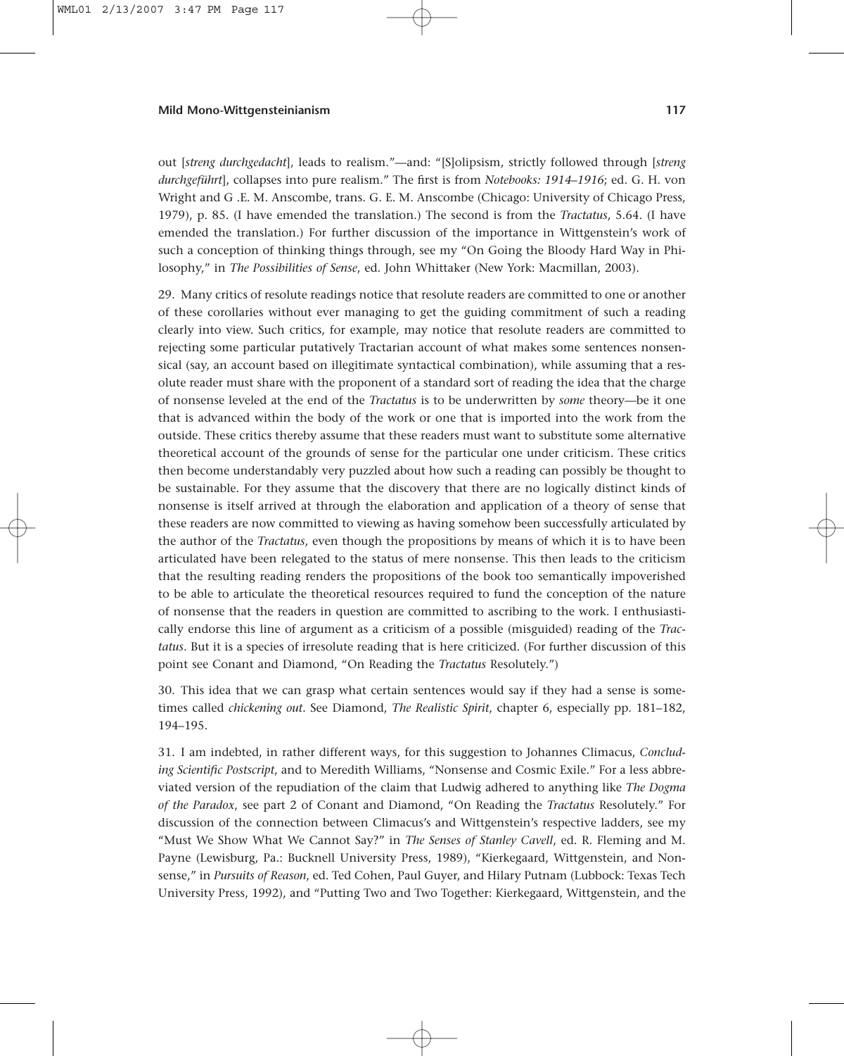out [*streng durchgedacht*], leads to realism."—and: "[S]olipsism, strictly followed through [*streng durchgeführt*], collapses into pure realism." The first is from *Notebooks: 1914–1916*; ed. G. H. von Wright and G .E. M. Anscombe, trans. G. E. M. Anscombe (Chicago: University of Chicago Press, 1979), p. 85. (I have emended the translation.) The second is from the *Tractatus*, 5.64. (I have emended the translation.) For further discussion of the importance in Wittgenstein's work of such a conception of thinking things through, see my "On Going the Bloody Hard Way in Philosophy," in *The Possibilities of Sense*, ed. John Whittaker (New York: Macmillan, 2003).

29. Many critics of resolute readings notice that resolute readers are committed to one or another of these corollaries without ever managing to get the guiding commitment of such a reading clearly into view. Such critics, for example, may notice that resolute readers are committed to rejecting some particular putatively Tractarian account of what makes some sentences nonsensical (say, an account based on illegitimate syntactical combination), while assuming that a resolute reader must share with the proponent of a standard sort of reading the idea that the charge of nonsense leveled at the end of the *Tractatus* is to be underwritten by *some* theory—be it one that is advanced within the body of the work or one that is imported into the work from the outside. These critics thereby assume that these readers must want to substitute some alternative theoretical account of the grounds of sense for the particular one under criticism. These critics then become understandably very puzzled about how such a reading can possibly be thought to be sustainable. For they assume that the discovery that there are no logically distinct kinds of nonsense is itself arrived at through the elaboration and application of a theory of sense that these readers are now committed to viewing as having somehow been successfully articulated by the author of the *Tractatus*, even though the propositions by means of which it is to have been articulated have been relegated to the status of mere nonsense. This then leads to the criticism that the resulting reading renders the propositions of the book too semantically impoverished to be able to articulate the theoretical resources required to fund the conception of the nature of nonsense that the readers in question are committed to ascribing to the work. I enthusiastically endorse this line of argument as a criticism of a possible (misguided) reading of the *Tractatus*. But it is a species of irresolute reading that is here criticized. (For further discussion of this point see Conant and Diamond, "On Reading the *Tractatus* Resolutely.")

30. This idea that we can grasp what certain sentences would say if they had a sense is sometimes called *chickening out*. See Diamond, *The Realistic Spirit*, chapter 6, especially pp. 181–182, 194–195.

31. I am indebted, in rather different ways, for this suggestion to Johannes Climacus, *Concluding Scientific Postscript*, and to Meredith Williams, "Nonsense and Cosmic Exile." For a less abbreviated version of the repudiation of the claim that Ludwig adhered to anything like *The Dogma of the Paradox*, see part 2 of Conant and Diamond, "On Reading the *Tractatus* Resolutely." For discussion of the connection between Climacus's and Wittgenstein's respective ladders, see my "Must We Show What We Cannot Say?" in *The Senses of Stanley Cavell*, ed. R. Fleming and M. Payne (Lewisburg, Pa.: Bucknell University Press, 1989), "Kierkegaard, Wittgenstein, and Nonsense," in *Pursuits of Reason*, ed. Ted Cohen, Paul Guyer, and Hilary Putnam (Lubbock: Texas Tech University Press, 1992), and "Putting Two and Two Together: Kierkegaard, Wittgenstein, and the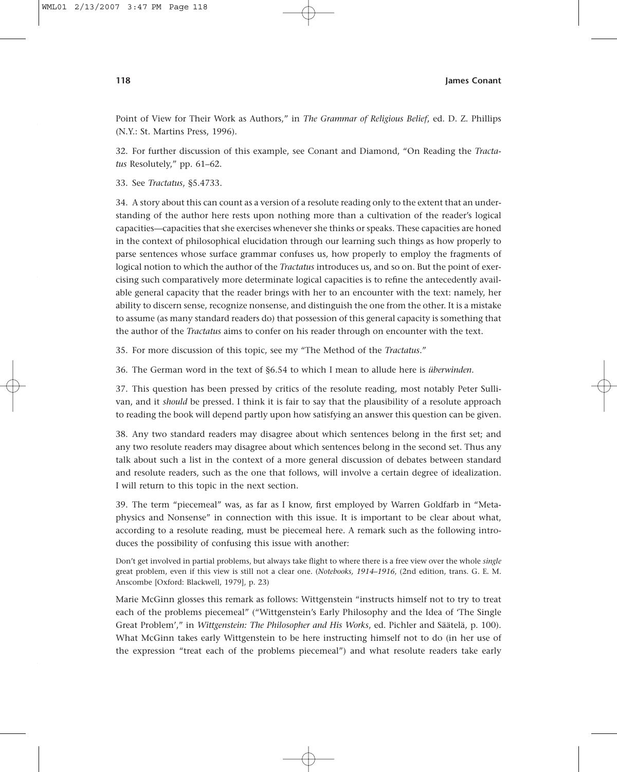Point of View for Their Work as Authors," in *The Grammar of Religious Belief*, ed. D. Z. Phillips (N.Y.: St. Martins Press, 1996).

32. For further discussion of this example, see Conant and Diamond, "On Reading the *Tractatus* Resolutely," pp. 61–62.

33. See *Tractatus*, §5.4733.

34. A story about this can count as a version of a resolute reading only to the extent that an understanding of the author here rests upon nothing more than a cultivation of the reader's logical capacities—capacities that she exercises whenever she thinks or speaks. These capacities are honed in the context of philosophical elucidation through our learning such things as how properly to parse sentences whose surface grammar confuses us, how properly to employ the fragments of logical notion to which the author of the *Tractatus* introduces us, and so on. But the point of exercising such comparatively more determinate logical capacities is to refine the antecedently available general capacity that the reader brings with her to an encounter with the text: namely, her ability to discern sense, recognize nonsense, and distinguish the one from the other. It is a mistake to assume (as many standard readers do) that possession of this general capacity is something that the author of the *Tractatus* aims to confer on his reader through on encounter with the text.

35. For more discussion of this topic, see my "The Method of the *Tractatus*."

36. The German word in the text of §6.54 to which I mean to allude here is *überwinden*.

37. This question has been pressed by critics of the resolute reading, most notably Peter Sullivan, and it *should* be pressed. I think it is fair to say that the plausibility of a resolute approach to reading the book will depend partly upon how satisfying an answer this question can be given.

38. Any two standard readers may disagree about which sentences belong in the first set; and any two resolute readers may disagree about which sentences belong in the second set. Thus any talk about such a list in the context of a more general discussion of debates between standard and resolute readers, such as the one that follows, will involve a certain degree of idealization. I will return to this topic in the next section.

39. The term "piecemeal" was, as far as I know, first employed by Warren Goldfarb in "Metaphysics and Nonsense" in connection with this issue. It is important to be clear about what, according to a resolute reading, must be piecemeal here. A remark such as the following introduces the possibility of confusing this issue with another:

> Don't get involved in partial problems, but always take flight to where there is a free view over the whole *single* great problem, even if this view is still not a clear one. (*Notebooks, 1914–1916*, (2nd edition, trans. G. E. M. Anscombe [Oxford: Blackwell, 1979], p. 23)

Marie McGinn glosses this remark as follows: Wittgenstein "instructs himself not to try to treat each of the problems piecemeal" ("Wittgenstein's Early Philosophy and the Idea of 'The Single Great Problem'," in *Wittgenstein: The Philosopher and His Works*, ed. Pichler and Säätelä, p. 100). What McGinn takes early Wittgenstein to be here instructing himself not to do (in her use of the expression "treat each of the problems piecemeal") and what resolute readers take early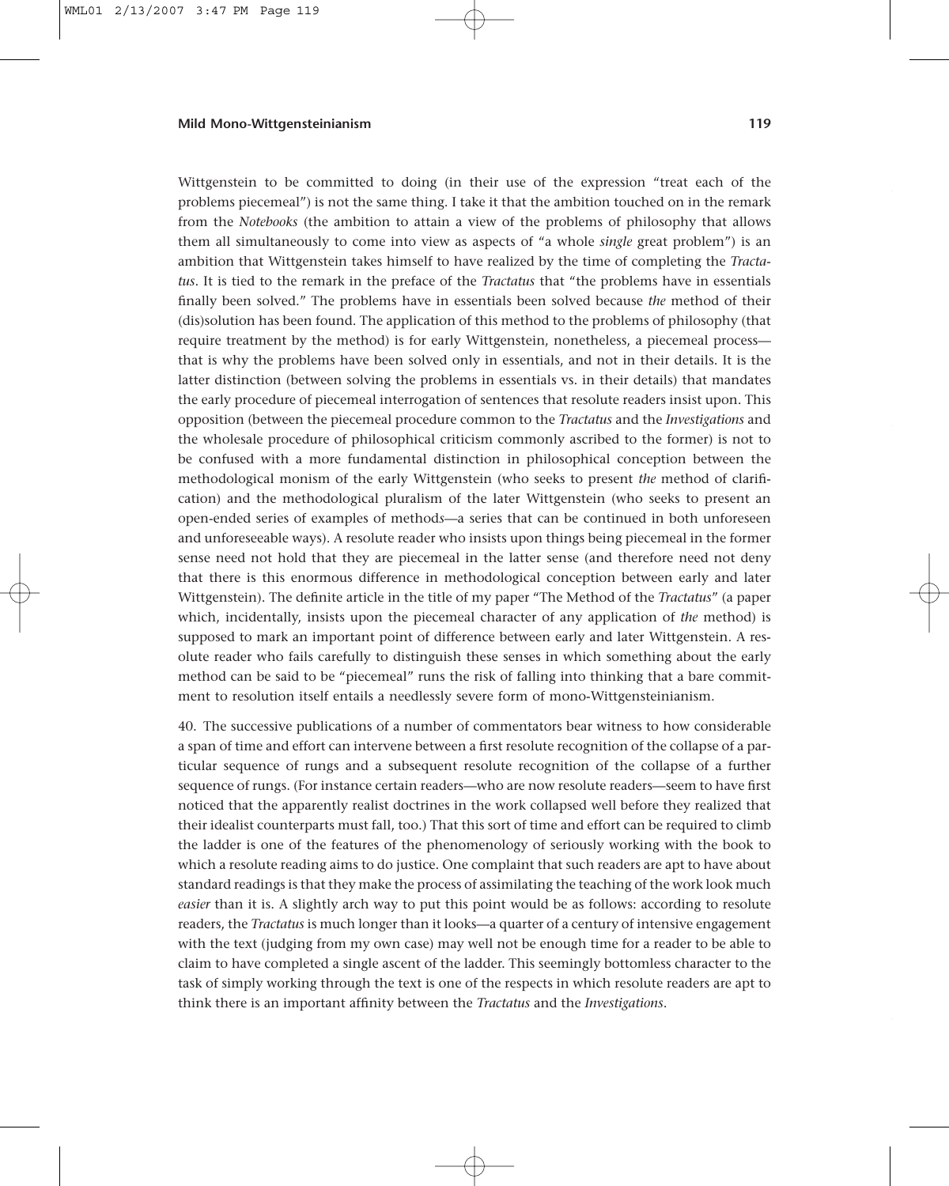Wittgenstein to be committed to doing (in their use of the expression "treat each of the problems piecemeal") is not the same thing. I take it that the ambition touched on in the remark from the *Notebooks* (the ambition to attain a view of the problems of philosophy that allows them all simultaneously to come into view as aspects of "a whole *single* great problem") is an ambition that Wittgenstein takes himself to have realized by the time of completing the *Tractatus*. It is tied to the remark in the preface of the *Tractatus* that "the problems have in essentials finally been solved." The problems have in essentials been solved because *the* method of their (dis)solution has been found. The application of this method to the problems of philosophy (that require treatment by the method) is for early Wittgenstein, nonetheless, a piecemeal process—that is why the problems have been solved only in essentials, and not in their details. It is the latter distinction (between solving the problems in essentials vs. in their details) that mandates the early procedure of piecemeal interrogation of sentences that resolute readers insist upon. This opposition (between the piecemeal procedure common to the *Tractatus* and the *Investigations* and the wholesale procedure of philosophical criticism commonly ascribed to the former) is not to be confused with a more fundamental distinction in philosophical conception between the methodological monism of the early Wittgenstein (who seeks to present *the* method of clarification) and the methodological pluralism of the later Wittgenstein (who seeks to present an open-ended series of examples of method*s*—a series that can be continued in both unforeseen and unforeseeable ways). A resolute reader who insists upon things being piecemeal in the former sense need not hold that they are piecemeal in the latter sense (and therefore need not deny that there is this enormous difference in methodological conception between early and later Wittgenstein). The definite article in the title of my paper "The Method of the *Tractatus*" (a paper which, incidentally, insists upon the piecemeal character of any application of *the* method) is supposed to mark an important point of difference between early and later Wittgenstein. A resolute reader who fails carefully to distinguish these senses in which something about the early method can be said to be "piecemeal" runs the risk of falling into thinking that a bare commitment to resolution itself entails a needlessly severe form of mono-Wittgensteinianism.

40. The successive publications of a number of commentators bear witness to how considerable a span of time and effort can intervene between a first resolute recognition of the collapse of a particular sequence of rungs and a subsequent resolute recognition of the collapse of a further sequence of rungs. (For instance certain readers—who are now resolute readers—seem to have first noticed that the apparently realist doctrines in the work collapsed well before they realized that their idealist counterparts must fall, too.) That this sort of time and effort can be required to climb the ladder is one of the features of the phenomenology of seriously working with the book to which a resolute reading aims to do justice. One complaint that such readers are apt to have about standard readings is that they make the process of assimilating the teaching of the work look much *easier* than it is. A slightly arch way to put this point would be as follows: according to resolute readers, the *Tractatus* is much longer than it looks—a quarter of a century of intensive engagement with the text (judging from my own case) may well not be enough time for a reader to be able to claim to have completed a single ascent of the ladder. This seemingly bottomless character to the task of simply working through the text is one of the respects in which resolute readers are apt to think there is an important affinity between the *Tractatus* and the *Investigations*.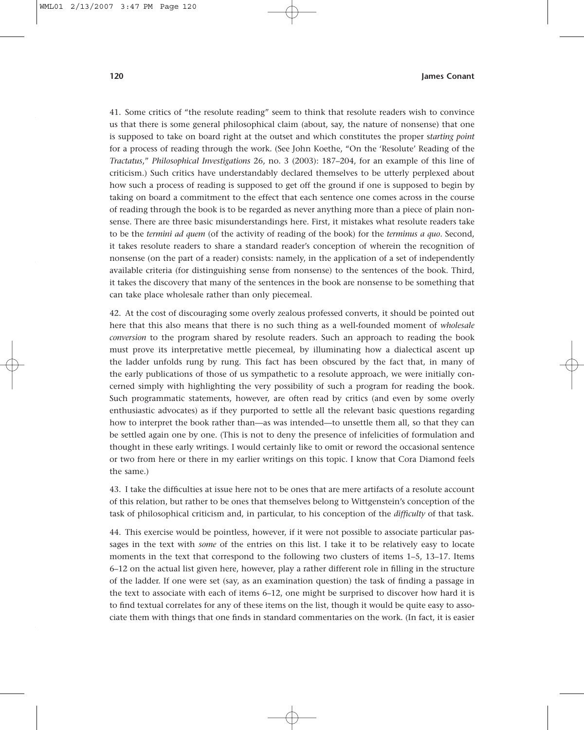41. Some critics of "the resolute reading" seem to think that resolute readers wish to convince us that there is some general philosophical claim (about, say, the nature of nonsense) that one is supposed to take on board right at the outset and which constitutes the proper *starting point* for a process of reading through the work. (See John Koethe, "On the 'Resolute' Reading of the *Tractatus*," *Philosophical Investigations* 26, no. 3 (2003): 187–204, for an example of this line of criticism.) Such critics have understandably declared themselves to be utterly perplexed about how such a process of reading is supposed to get off the ground if one is supposed to begin by taking on board a commitment to the effect that each sentence one comes across in the course of reading through the book is to be regarded as never anything more than a piece of plain nonsense. There are three basic misunderstandings here. First, it mistakes what resolute readers take to be the *termini ad quem* (of the activity of reading of the book) for the *terminus a quo*. Second, it takes resolute readers to share a standard reader's conception of wherein the recognition of nonsense (on the part of a reader) consists: namely, in the application of a set of independently available criteria (for distinguishing sense from nonsense) to the sentences of the book. Third, it takes the discovery that many of the sentences in the book are nonsense to be something that can take place wholesale rather than only piecemeal.

42. At the cost of discouraging some overly zealous professed converts, it should be pointed out here that this also means that there is no such thing as a well-founded moment of *wholesale conversion* to the program shared by resolute readers. Such an approach to reading the book must prove its interpretative mettle piecemeal, by illuminating how a dialectical ascent up the ladder unfolds rung by rung. This fact has been obscured by the fact that, in many of the early publications of those of us sympathetic to a resolute approach, we were initially concerned simply with highlighting the very possibility of such a program for reading the book. Such programmatic statements, however, are often read by critics (and even by some overly enthusiastic advocates) as if they purported to settle all the relevant basic questions regarding how to interpret the book rather than—as was intended—to unsettle them all, so that they can be settled again one by one. (This is not to deny the presence of infelicities of formulation and thought in these early writings. I would certainly like to omit or reword the occasional sentence or two from here or there in my earlier writings on this topic. I know that Cora Diamond feels the same.)

43. I take the difficulties at issue here not to be ones that are mere artifacts of a resolute account of this relation, but rather to be ones that themselves belong to Wittgenstein's conception of the task of philosophical criticism and, in particular, to his conception of the *difficulty* of that task.

44. This exercise would be pointless, however, if it were not possible to associate particular passages in the text with *some* of the entries on this list. I take it to be relatively easy to locate moments in the text that correspond to the following two clusters of items 1–5, 13–17. Items 6–12 on the actual list given here, however, play a rather different role in filling in the structure of the ladder. If one were set (say, as an examination question) the task of finding a passage in the text to associate with each of items 6–12, one might be surprised to discover how hard it is to find textual correlates for any of these items on the list, though it would be quite easy to associate them with things that one finds in standard commentaries on the work. (In fact, it is easier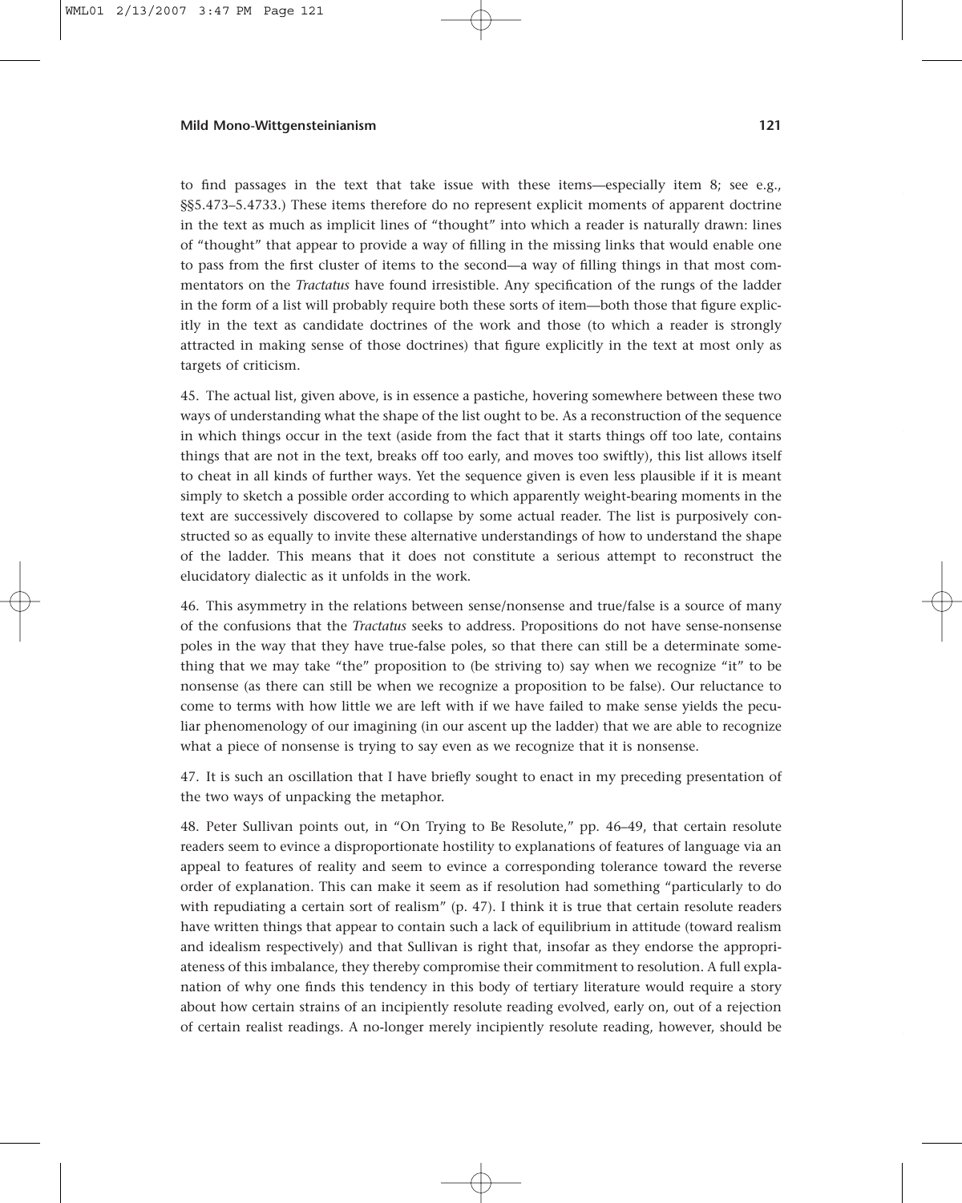to find passages in the text that take issue with these items—especially item 8; see e.g., §§5.473–5.4733.) These items therefore do no represent explicit moments of apparent doctrine in the text as much as implicit lines of "thought" into which a reader is naturally drawn: lines of "thought" that appear to provide a way of filling in the missing links that would enable one to pass from the first cluster of items to the second—a way of filling things in that most commentators on the *Tractatus* have found irresistible. Any specification of the rungs of the ladder in the form of a list will probably require both these sorts of item—both those that figure explicitly in the text as candidate doctrines of the work and those (to which a reader is strongly attracted in making sense of those doctrines) that figure explicitly in the text at most only as targets of criticism.

45. The actual list, given above, is in essence a pastiche, hovering somewhere between these two ways of understanding what the shape of the list ought to be. As a reconstruction of the sequence in which things occur in the text (aside from the fact that it starts things off too late, contains things that are not in the text, breaks off too early, and moves too swiftly), this list allows itself to cheat in all kinds of further ways. Yet the sequence given is even less plausible if it is meant simply to sketch a possible order according to which apparently weight-bearing moments in the text are successively discovered to collapse by some actual reader. The list is purposively constructed so as equally to invite these alternative understandings of how to understand the shape of the ladder. This means that it does not constitute a serious attempt to reconstruct the elucidatory dialectic as it unfolds in the work.

46. This asymmetry in the relations between sense/nonsense and true/false is a source of many of the confusions that the *Tractatus* seeks to address. Propositions do not have sense-nonsense poles in the way that they have true-false poles, so that there can still be a determinate something that we may take "the" proposition to (be striving to) say when we recognize "it" to be nonsense (as there can still be when we recognize a proposition to be false). Our reluctance to come to terms with how little we are left with if we have failed to make sense yields the peculiar phenomenology of our imagining (in our ascent up the ladder) that we are able to recognize what a piece of nonsense is trying to say even as we recognize that it is nonsense.

47. It is such an oscillation that I have briefly sought to enact in my preceding presentation of the two ways of unpacking the metaphor.

48. Peter Sullivan points out, in "On Trying to Be Resolute," pp. 46–49, that certain resolute readers seem to evince a disproportionate hostility to explanations of features of language via an appeal to features of reality and seem to evince a corresponding tolerance toward the reverse order of explanation. This can make it seem as if resolution had something "particularly to do with repudiating a certain sort of realism" (p. 47). I think it is true that certain resolute readers have written things that appear to contain such a lack of equilibrium in attitude (toward realism and idealism respectively) and that Sullivan is right that, insofar as they endorse the appropriateness of this imbalance, they thereby compromise their commitment to resolution. A full explanation of why one finds this tendency in this body of tertiary literature would require a story about how certain strains of an incipiently resolute reading evolved, early on, out of a rejection of certain realist readings. A no-longer merely incipiently resolute reading, however, should be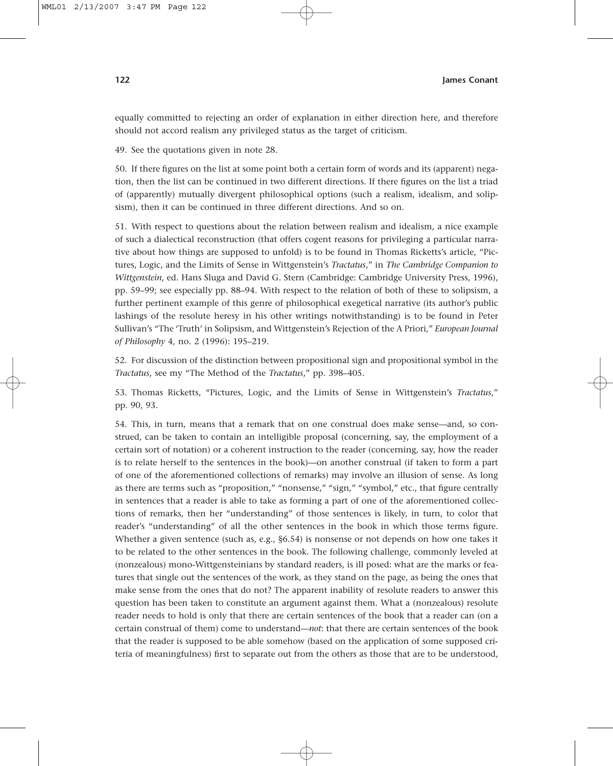equally committed to rejecting an order of explanation in either direction here, and therefore should not accord realism any privileged status as the target of criticism.

49. See the quotations given in note 28.

50. If there figures on the list at some point both a certain form of words and its (apparent) negation, then the list can be continued in two different directions. If there figures on the list a triad of (apparently) mutually divergent philosophical options (such a realism, idealism, and solipsism), then it can be continued in three different directions. And so on.

51. With respect to questions about the relation between realism and idealism, a nice example of such a dialectical reconstruction (that offers cogent reasons for privileging a particular narrative about how things are supposed to unfold) is to be found in Thomas Ricketts's article, "Pictures, Logic, and the Limits of Sense in Wittgenstein's *Tractatus*," in *The Cambridge Companion to Wittgenstein*, ed. Hans Sluga and David G. Stern (Cambridge: Cambridge University Press, 1996), pp. 59–99; see especially pp. 88–94. With respect to the relation of both of these to solipsism, a further pertinent example of this genre of philosophical exegetical narrative (its author's public lashings of the resolute heresy in his other writings notwithstanding) is to be found in Peter Sullivan's "The 'Truth' in Solipsism, and Wittgenstein's Rejection of the A Priori," *European Journal of Philosophy* 4, no. 2 (1996): 195–219.

52. For discussion of the distinction between propositional sign and propositional symbol in the *Tractatus*, see my "The Method of the *Tractatus*," pp. 398–405.

53. Thomas Ricketts, "Pictures, Logic, and the Limits of Sense in Wittgenstein's *Tractatus*," pp. 90, 93.

54. This, in turn, means that a remark that on one construal does make sense—and, so construed, can be taken to contain an intelligible proposal (concerning, say, the employment of a certain sort of notation) or a coherent instruction to the reader (concerning, say, how the reader is to relate herself to the sentences in the book)—on another construal (if taken to form a part of one of the aforementioned collections of remarks) may involve an illusion of sense. As long as there are terms such as "proposition," "nonsense," "sign," "symbol," etc., that figure centrally in sentences that a reader is able to take as forming a part of one of the aforementioned collections of remarks, then her "understanding" of those sentences is likely, in turn, to color that reader's "understanding" of all the other sentences in the book in which those terms figure. Whether a given sentence (such as, e.g., §6.54) is nonsense or not depends on how one takes it to be related to the other sentences in the book. The following challenge, commonly leveled at (nonzealous) mono-Wittgensteinians by standard readers, is ill posed: what are the marks or features that single out the sentences of the work, as they stand on the page, as being the ones that make sense from the ones that do not? The apparent inability of resolute readers to answer this question has been taken to constitute an argument against them. What a (nonzealous) resolute reader needs to hold is only that there are certain sentences of the book that a reader can (on a certain construal of them) come to understand—*not*: that there are certain sentences of the book that the reader is supposed to be able somehow (based on the application of some supposed criteria of meaningfulness) first to separate out from the others as those that are to be understood,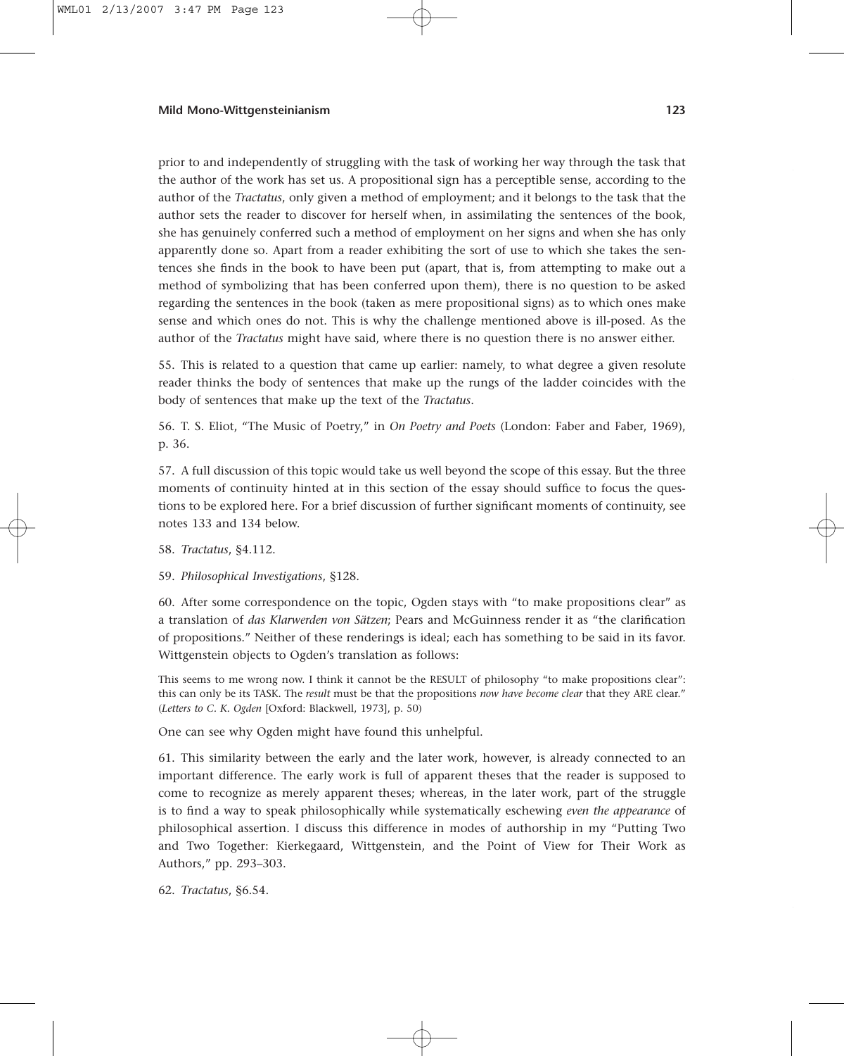prior to and independently of struggling with the task of working her way through the task that the author of the work has set us. A propositional sign has a perceptible sense, according to the author of the *Tractatus*, only given a method of employment; and it belongs to the task that the author sets the reader to discover for herself when, in assimilating the sentences of the book, she has genuinely conferred such a method of employment on her signs and when she has only apparently done so. Apart from a reader exhibiting the sort of use to which she takes the sentences she finds in the book to have been put (apart, that is, from attempting to make out a method of symbolizing that has been conferred upon them), there is no question to be asked regarding the sentences in the book (taken as mere propositional signs) as to which ones make sense and which ones do not. This is why the challenge mentioned above is ill-posed. As the author of the *Tractatus* might have said, where there is no question there is no answer either.

55. This is related to a question that came up earlier: namely, to what degree a given resolute reader thinks the body of sentences that make up the rungs of the ladder coincides with the body of sentences that make up the text of the *Tractatus*.

56. T. S. Eliot, "The Music of Poetry," in *On Poetry and Poets* (London: Faber and Faber, 1969), p. 36.

57. A full discussion of this topic would take us well beyond the scope of this essay. But the three moments of continuity hinted at in this section of the essay should suffice to focus the questions to be explored here. For a brief discussion of further significant moments of continuity, see notes 133 and 134 below.

58. *Tractatus*, §4.112.

59. *Philosophical Investigations*, §128.

60. After some correspondence on the topic, Ogden stays with "to make propositions clear" as a translation of *das Klarwerden von Sätzen*; Pears and McGuinness render it as "the clarification of propositions." Neither of these renderings is ideal; each has something to be said in its favor. Wittgenstein objects to Ogden's translation as follows:

> This seems to me wrong now. I think it cannot be the RESULT of philosophy "to make propositions clear": this can only be its TASK. The *result* must be that the propositions *now have become clear* that they ARE clear." (*Letters to C. K. Ogden* [Oxford: Blackwell, 1973], p. 50)

One can see why Ogden might have found this unhelpful.

61. This similarity between the early and the later work, however, is already connected to an important difference. The early work is full of apparent theses that the reader is supposed to come to recognize as merely apparent theses; whereas, in the later work, part of the struggle is to find a way to speak philosophically while systematically eschewing *even the appearance* of philosophical assertion. I discuss this difference in modes of authorship in my "Putting Two and Two Together: Kierkegaard, Wittgenstein, and the Point of View for Their Work as Authors," pp. 293–303.

62. *Tractatus*, §6.54.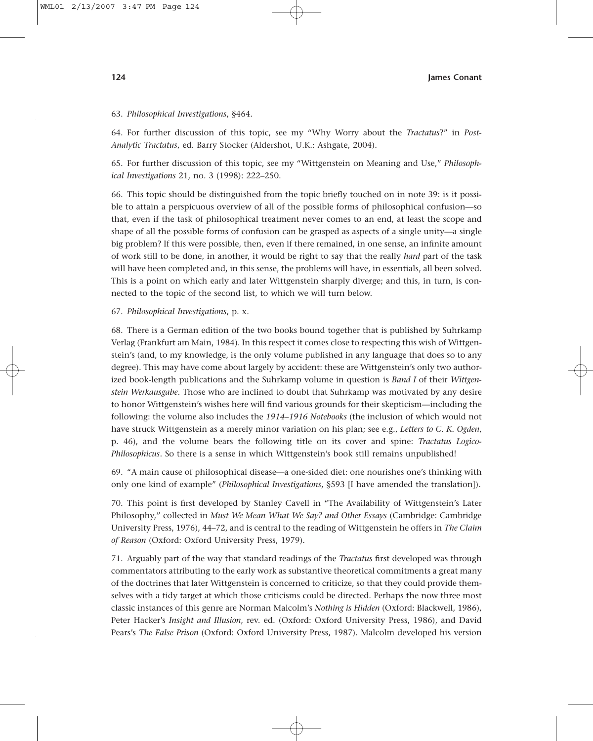63. *Philosophical Investigations*, §464.

64. For further discussion of this topic, see my "Why Worry about the *Tractatus*?" in *Post-Analytic Tractatus*, ed. Barry Stocker (Aldershot, U.K.: Ashgate, 2004).

65. For further discussion of this topic, see my "Wittgenstein on Meaning and Use," *Philosophical Investigations* 21, no. 3 (1998): 222–250.

66. This topic should be distinguished from the topic briefly touched on in note 39: is it possible to attain a perspicuous overview of all of the possible forms of philosophical confusion—so that, even if the task of philosophical treatment never comes to an end, at least the scope and shape of all the possible forms of confusion can be grasped as aspects of a single unity—a single big problem? If this were possible, then, even if there remained, in one sense, an infinite amount of work still to be done, in another, it would be right to say that the really *hard* part of the task will have been completed and, in this sense, the problems will have, in essentials, all been solved. This is a point on which early and later Wittgenstein sharply diverge; and this, in turn, is connected to the topic of the second list, to which we will turn below.

67. *Philosophical Investigations*, p. x.

68. There is a German edition of the two books bound together that is published by Suhrkamp Verlag (Frankfurt am Main, 1984). In this respect it comes close to respecting this wish of Wittgenstein's (and, to my knowledge, is the only volume published in any language that does so to any degree). This may have come about largely by accident: these are Wittgenstein's only two authorized book-length publications and the Suhrkamp volume in question is *Band I* of their *Wittgenstein Werkausgabe*. Those who are inclined to doubt that Suhrkamp was motivated by any desire to honor Wittgenstein's wishes here will find various grounds for their skepticism—including the following: the volume also includes the *1914–1916 Notebooks* (the inclusion of which would not have struck Wittgenstein as a merely minor variation on his plan; see e.g., *Letters to C. K. Ogden*, p. 46), and the volume bears the following title on its cover and spine: *Tractatus Logico-Philosophicus*. So there is a sense in which Wittgenstein's book still remains unpublished!

69. "A main cause of philosophical disease—a one-sided diet: one nourishes one's thinking with only one kind of example" (*Philosophical Investigations*, §593 [I have amended the translation]).

70. This point is first developed by Stanley Cavell in "The Availability of Wittgenstein's Later Philosophy," collected in *Must We Mean What We Say? and Other Essays* (Cambridge: Cambridge University Press, 1976), 44–72, and is central to the reading of Wittgenstein he offers in *The Claim of Reason* (Oxford: Oxford University Press, 1979).

71. Arguably part of the way that standard readings of the *Tractatus* first developed was through commentators attributing to the early work as substantive theoretical commitments a great many of the doctrines that later Wittgenstein is concerned to criticize, so that they could provide themselves with a tidy target at which those criticisms could be directed. Perhaps the now three most classic instances of this genre are Norman Malcolm's *Nothing is Hidden* (Oxford: Blackwell, 1986), Peter Hacker's *Insight and Illusion*, rev. ed. (Oxford: Oxford University Press, 1986), and David Pears's *The False Prison* (Oxford: Oxford University Press, 1987). Malcolm developed his version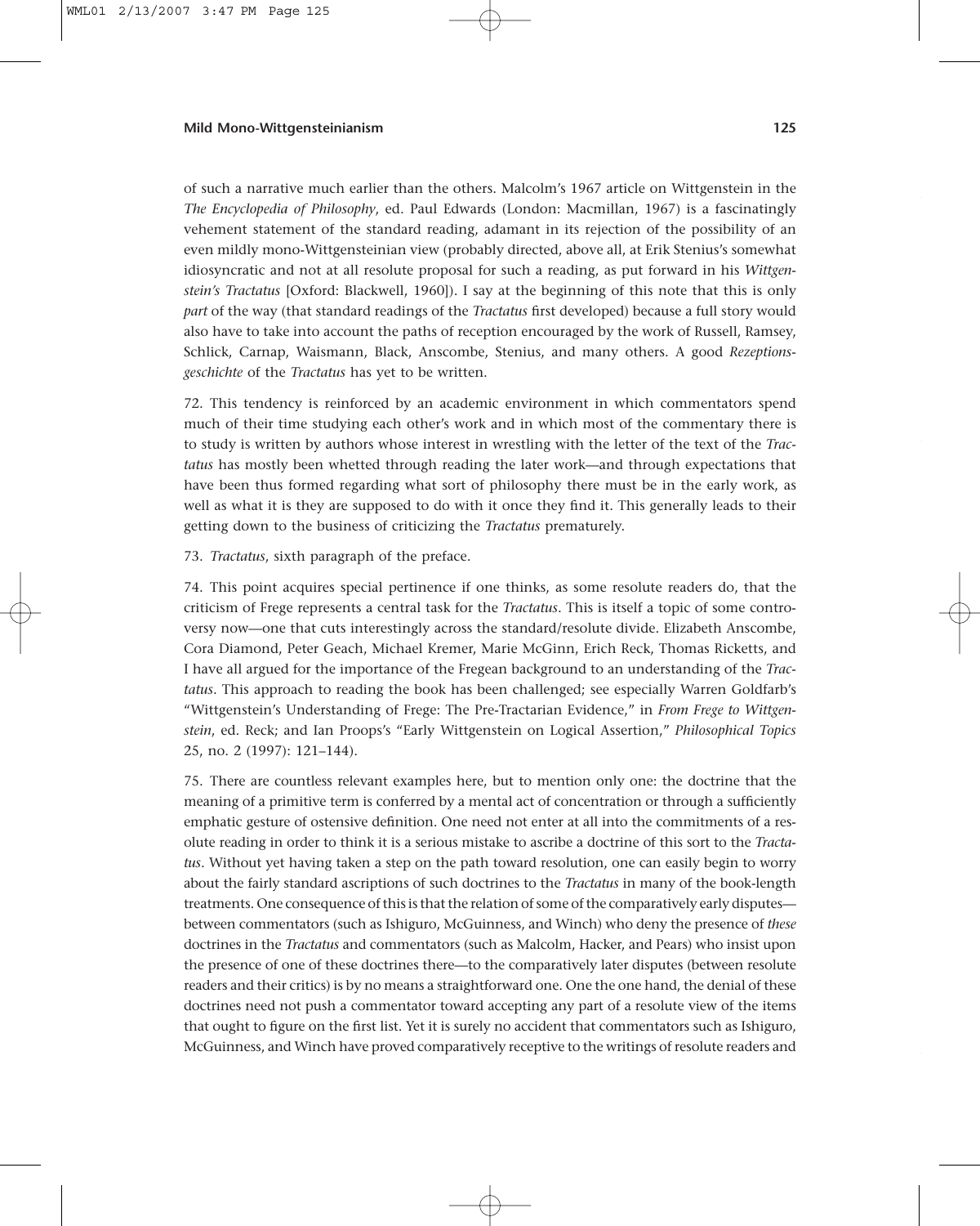of such a narrative much earlier than the others. Malcolm's 1967 article on Wittgenstein in the *The Encyclopedia of Philosophy*, ed. Paul Edwards (London: Macmillan, 1967) is a fascinatingly vehement statement of the standard reading, adamant in its rejection of the possibility of an even mildly mono-Wittgensteinian view (probably directed, above all, at Erik Stenius's somewhat idiosyncratic and not at all resolute proposal for such a reading, as put forward in his *Wittgenstein's Tractatus* [Oxford: Blackwell, 1960]). I say at the beginning of this note that this is only *part* of the way (that standard readings of the *Tractatus* first developed) because a full story would also have to take into account the paths of reception encouraged by the work of Russell, Ramsey, Schlick, Carnap, Waismann, Black, Anscombe, Stenius, and many others. A good *Rezeptionsgeschichte* of the *Tractatus* has yet to be written.

72. This tendency is reinforced by an academic environment in which commentators spend much of their time studying each other's work and in which most of the commentary there is to study is written by authors whose interest in wrestling with the letter of the text of the *Tractatus* has mostly been whetted through reading the later work—and through expectations that have been thus formed regarding what sort of philosophy there must be in the early work, as well as what it is they are supposed to do with it once they find it. This generally leads to their getting down to the business of criticizing the *Tractatus* prematurely.

73. *Tractatus*, sixth paragraph of the preface.

74. This point acquires special pertinence if one thinks, as some resolute readers do, that the criticism of Frege represents a central task for the *Tractatus*. This is itself a topic of some controversy now—one that cuts interestingly across the standard/resolute divide. Elizabeth Anscombe, Cora Diamond, Peter Geach, Michael Kremer, Marie McGinn, Erich Reck, Thomas Ricketts, and I have all argued for the importance of the Fregean background to an understanding of the *Tractatus*. This approach to reading the book has been challenged; see especially Warren Goldfarb's "Wittgenstein's Understanding of Frege: The Pre-Tractarian Evidence," in *From Frege to Wittgenstein*, ed. Reck; and Ian Proops's "Early Wittgenstein on Logical Assertion," *Philosophical Topics* 25, no. 2 (1997): 121–144).

75. There are countless relevant examples here, but to mention only one: the doctrine that the meaning of a primitive term is conferred by a mental act of concentration or through a sufficiently emphatic gesture of ostensive definition. One need not enter at all into the commitments of a resolute reading in order to think it is a serious mistake to ascribe a doctrine of this sort to the *Tractatus*. Without yet having taken a step on the path toward resolution, one can easily begin to worry about the fairly standard ascriptions of such doctrines to the *Tractatus* in many of the book-length treatments. One consequence of this is that the relation of some of the comparatively early disputes—between commentators (such as Ishiguro, McGuinness, and Winch) who deny the presence of *these* doctrines in the *Tractatus* and commentators (such as Malcolm, Hacker, and Pears) who insist upon the presence of one of these doctrines there—to the comparatively later disputes (between resolute readers and their critics) is by no means a straightforward one. One the one hand, the denial of these doctrines need not push a commentator toward accepting any part of a resolute view of the items that ought to figure on the first list. Yet it is surely no accident that commentators such as Ishiguro, McGuinness, and Winch have proved comparatively receptive to the writings of resolute readers and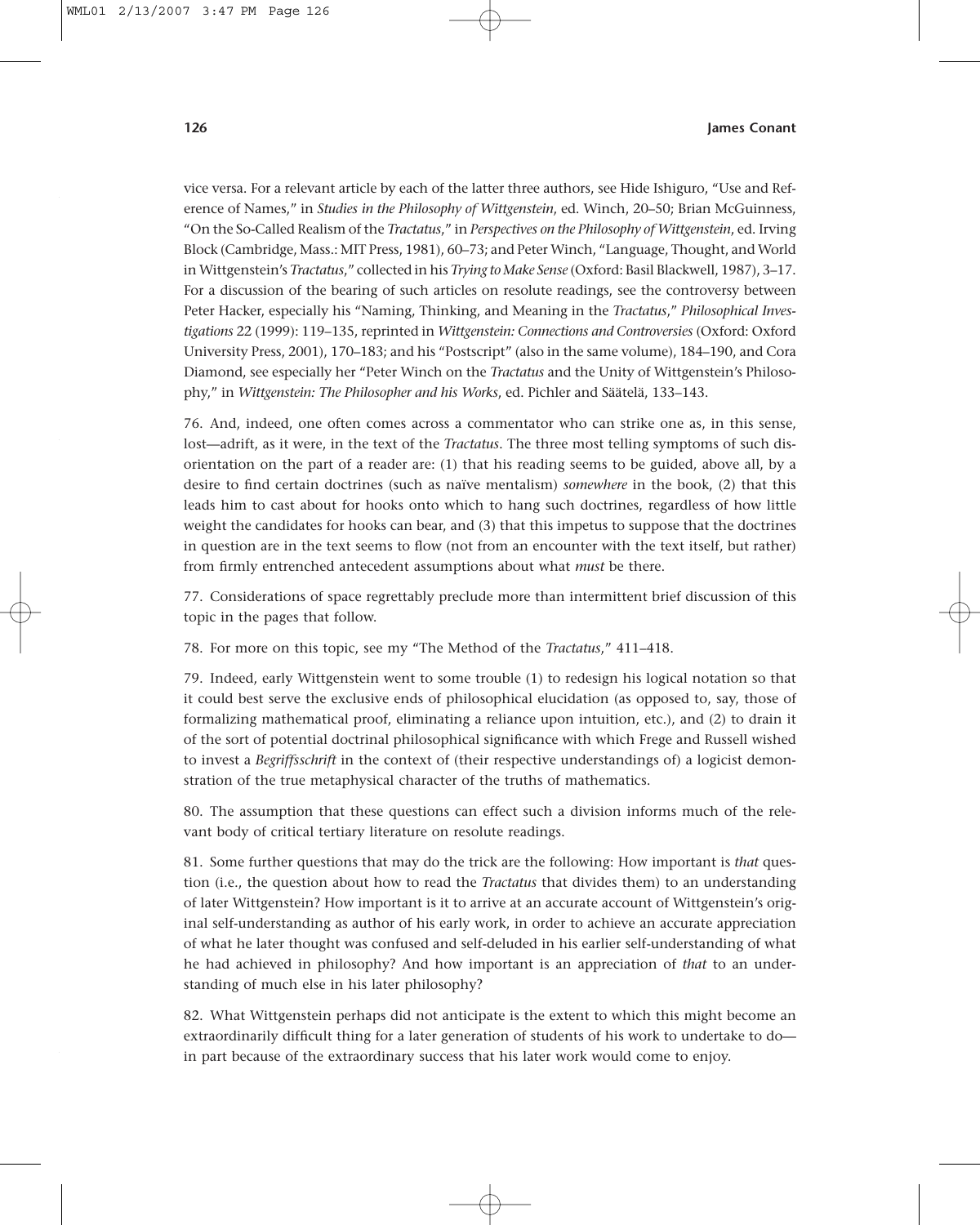vice versa. For a relevant article by each of the latter three authors, see Hide Ishiguro, "Use and Reference of Names," in *Studies in the Philosophy of Wittgenstein*, ed. Winch, 20–50; Brian McGuinness, "On the So-Called Realism of the *Tractatus*," in *Perspectives on the Philosophy of Wittgenstein*, ed. Irving Block (Cambridge, Mass.: MIT Press, 1981), 60–73; and Peter Winch, "Language, Thought, and World in Wittgenstein's *Tractatus*," collected in his *Trying to Make Sense* (Oxford: Basil Blackwell, 1987), 3–17. For a discussion of the bearing of such articles on resolute readings, see the controversy between Peter Hacker, especially his "Naming, Thinking, and Meaning in the *Tractatus*," *Philosophical Investigations* 22 (1999): 119–135, reprinted in *Wittgenstein: Connections and Controversies* (Oxford: Oxford University Press, 2001), 170–183; and his "Postscript" (also in the same volume), 184–190, and Cora Diamond, see especially her "Peter Winch on the *Tractatus* and the Unity of Wittgenstein's Philosophy," in *Wittgenstein: The Philosopher and his Works*, ed. Pichler and Säätelä, 133–143.

76. And, indeed, one often comes across a commentator who can strike one as, in this sense, lost—adrift, as it were, in the text of the *Tractatus*. The three most telling symptoms of such disorientation on the part of a reader are: (1) that his reading seems to be guided, above all, by a desire to find certain doctrines (such as naïve mentalism) *somewhere* in the book, (2) that this leads him to cast about for hooks onto which to hang such doctrines, regardless of how little weight the candidates for hooks can bear, and (3) that this impetus to suppose that the doctrines in question are in the text seems to flow (not from an encounter with the text itself, but rather) from firmly entrenched antecedent assumptions about what *must* be there.

77. Considerations of space regrettably preclude more than intermittent brief discussion of this topic in the pages that follow.

78. For more on this topic, see my "The Method of the *Tractatus*," 411–418.

79. Indeed, early Wittgenstein went to some trouble (1) to redesign his logical notation so that it could best serve the exclusive ends of philosophical elucidation (as opposed to, say, those of formalizing mathematical proof, eliminating a reliance upon intuition, etc.), and (2) to drain it of the sort of potential doctrinal philosophical significance with which Frege and Russell wished to invest a *Begriffsschrift* in the context of (their respective understandings of) a logicist demonstration of the true metaphysical character of the truths of mathematics.

80. The assumption that these questions can effect such a division informs much of the relevant body of critical tertiary literature on resolute readings.

81. Some further questions that may do the trick are the following: How important is *that* question (i.e., the question about how to read the *Tractatus* that divides them) to an understanding of later Wittgenstein? How important is it to arrive at an accurate account of Wittgenstein's original self-understanding as author of his early work, in order to achieve an accurate appreciation of what he later thought was confused and self-deluded in his earlier self-understanding of what he had achieved in philosophy? And how important is an appreciation of *that* to an understanding of much else in his later philosophy?

82. What Wittgenstein perhaps did not anticipate is the extent to which this might become an extraordinarily difficult thing for a later generation of students of his work to undertake to do—in part because of the extraordinary success that his later work would come to enjoy.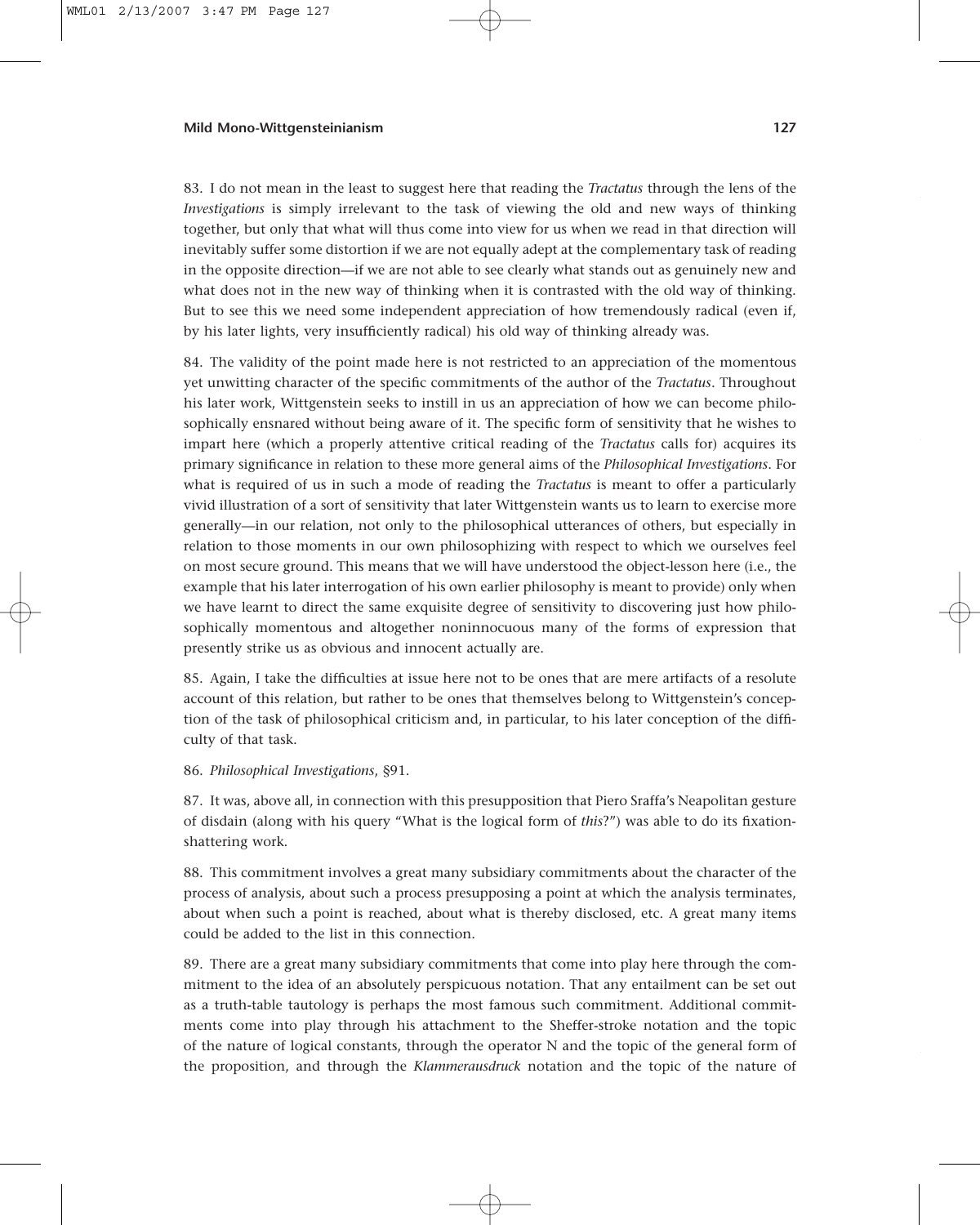83. I do not mean in the least to suggest here that reading the *Tractatus* through the lens of the *Investigations* is simply irrelevant to the task of viewing the old and new ways of thinking together, but only that what will thus come into view for us when we read in that direction will inevitably suffer some distortion if we are not equally adept at the complementary task of reading in the opposite direction—if we are not able to see clearly what stands out as genuinely new and what does not in the new way of thinking when it is contrasted with the old way of thinking. But to see this we need some independent appreciation of how tremendously radical (even if, by his later lights, very insufficiently radical) his old way of thinking already was.

84. The validity of the point made here is not restricted to an appreciation of the momentous yet unwitting character of the specific commitments of the author of the *Tractatus*. Throughout his later work, Wittgenstein seeks to instill in us an appreciation of how we can become philosophically ensnared without being aware of it. The specific form of sensitivity that he wishes to impart here (which a properly attentive critical reading of the *Tractatus* calls for) acquires its primary significance in relation to these more general aims of the *Philosophical Investigations*. For what is required of us in such a mode of reading the *Tractatus* is meant to offer a particularly vivid illustration of a sort of sensitivity that later Wittgenstein wants us to learn to exercise more generally—in our relation, not only to the philosophical utterances of others, but especially in relation to those moments in our own philosophizing with respect to which we ourselves feel on most secure ground. This means that we will have understood the object-lesson here (i.e., the example that his later interrogation of his own earlier philosophy is meant to provide) only when we have learnt to direct the same exquisite degree of sensitivity to discovering just how philosophically momentous and altogether noninnocuous many of the forms of expression that presently strike us as obvious and innocent actually are.

85. Again, I take the difficulties at issue here not to be ones that are mere artifacts of a resolute account of this relation, but rather to be ones that themselves belong to Wittgenstein's conception of the task of philosophical criticism and, in particular, to his later conception of the difficulty of that task.

86. *Philosophical Investigations*, §91.

87. It was, above all, in connection with this presupposition that Piero Sraffa's Neapolitan gesture of disdain (along with his query "What is the logical form of *this*?") was able to do its fixation-shattering work.

88. This commitment involves a great many subsidiary commitments about the character of the process of analysis, about such a process presupposing a point at which the analysis terminates, about when such a point is reached, about what is thereby disclosed, etc. A great many items could be added to the list in this connection.

89. There are a great many subsidiary commitments that come into play here through the commitment to the idea of an absolutely perspicuous notation. That any entailment can be set out as a truth-table tautology is perhaps the most famous such commitment. Additional commitments come into play through his attachment to the Sheffer-stroke notation and the topic of the nature of logical constants, through the operator N and the topic of the general form of the proposition, and through the *Klammerausdruck* notation and the topic of the nature of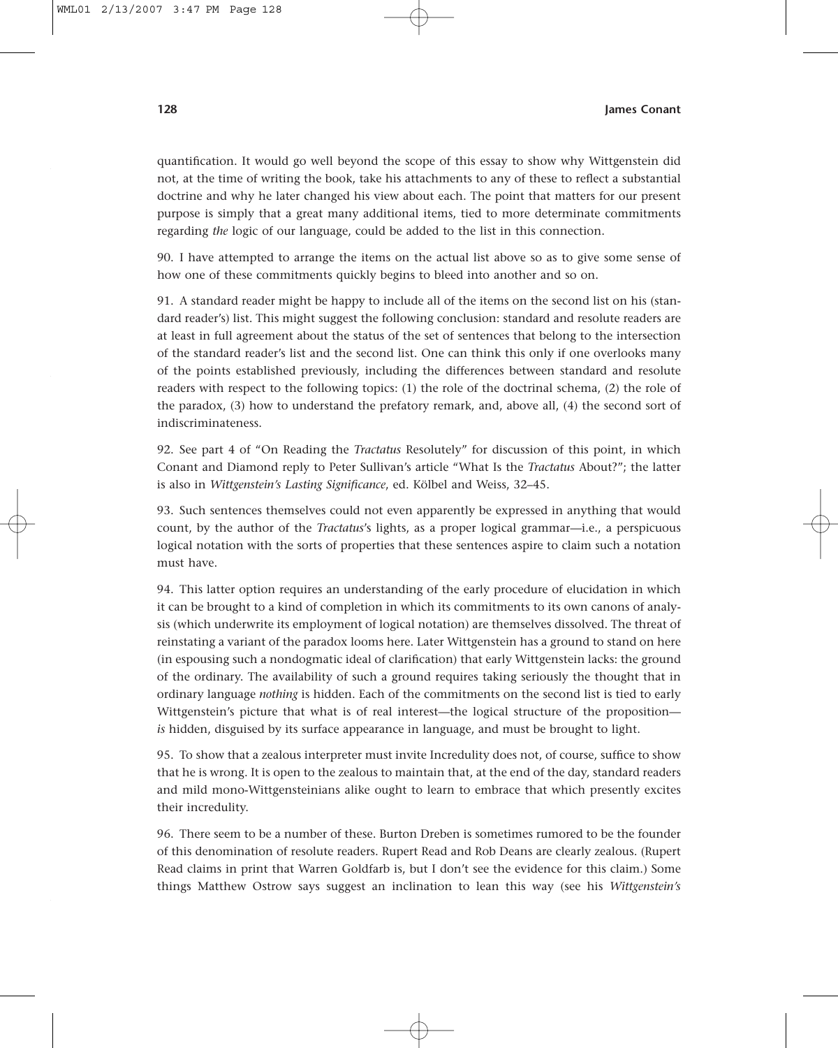quantification. It would go well beyond the scope of this essay to show why Wittgenstein did not, at the time of writing the book, take his attachments to any of these to reflect a substantial doctrine and why he later changed his view about each. The point that matters for our present purpose is simply that a great many additional items, tied to more determinate commitments regarding *the* logic of our language, could be added to the list in this connection.

90. I have attempted to arrange the items on the actual list above so as to give some sense of how one of these commitments quickly begins to bleed into another and so on.

91. A standard reader might be happy to include all of the items on the second list on his (standard reader's) list. This might suggest the following conclusion: standard and resolute readers are at least in full agreement about the status of the set of sentences that belong to the intersection of the standard reader's list and the second list. One can think this only if one overlooks many of the points established previously, including the differences between standard and resolute readers with respect to the following topics: (1) the role of the doctrinal schema, (2) the role of the paradox, (3) how to understand the prefatory remark, and, above all, (4) the second sort of indiscriminateness.

92. See part 4 of "On Reading the *Tractatus* Resolutely" for discussion of this point, in which Conant and Diamond reply to Peter Sullivan's article "What Is the *Tractatus* About?"; the latter is also in *Wittgenstein's Lasting Significance*, ed. Kölbel and Weiss, 32–45.

93. Such sentences themselves could not even apparently be expressed in anything that would count, by the author of the *Tractatus*'s lights, as a proper logical grammar—i.e., a perspicuous logical notation with the sorts of properties that these sentences aspire to claim such a notation must have.

94. This latter option requires an understanding of the early procedure of elucidation in which it can be brought to a kind of completion in which its commitments to its own canons of analysis (which underwrite its employment of logical notation) are themselves dissolved. The threat of reinstating a variant of the paradox looms here. Later Wittgenstein has a ground to stand on here (in espousing such a nondogmatic ideal of clarification) that early Wittgenstein lacks: the ground of the ordinary. The availability of such a ground requires taking seriously the thought that in ordinary language *nothing* is hidden. Each of the commitments on the second list is tied to early Wittgenstein's picture that what is of real interest—the logical structure of the proposition—*is* hidden, disguised by its surface appearance in language, and must be brought to light.

95. To show that a zealous interpreter must invite Incredulity does not, of course, suffice to show that he is wrong. It is open to the zealous to maintain that, at the end of the day, standard readers and mild mono-Wittgensteinians alike ought to learn to embrace that which presently excites their incredulity.

96. There seem to be a number of these. Burton Dreben is sometimes rumored to be the founder of this denomination of resolute readers. Rupert Read and Rob Deans are clearly zealous. (Rupert Read claims in print that Warren Goldfarb is, but I don't see the evidence for this claim.) Some things Matthew Ostrow says suggest an inclination to lean this way (see his *Wittgenstein's*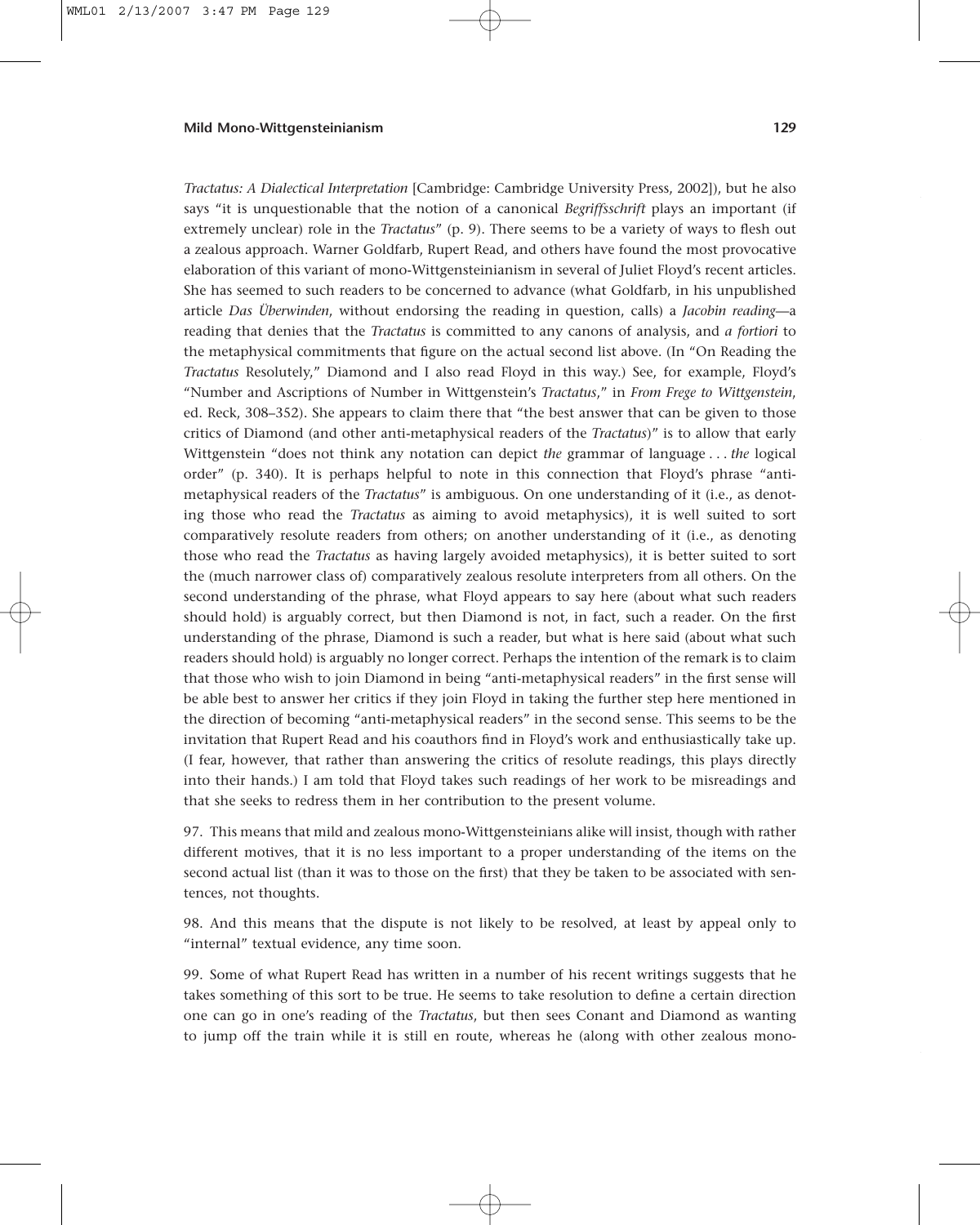*Tractatus: A Dialectical Interpretation* [Cambridge: Cambridge University Press, 2002]), but he also says "it is unquestionable that the notion of a canonical *Begriffsschrift* plays an important (if extremely unclear) role in the *Tractatus*" (p. 9). There seems to be a variety of ways to flesh out a zealous approach. Warner Goldfarb, Rupert Read, and others have found the most provocative elaboration of this variant of mono-Wittgensteinianism in several of Juliet Floyd's recent articles. She has seemed to such readers to be concerned to advance (what Goldfarb, in his unpublished article *Das Überwinden*, without endorsing the reading in question, calls) a *Jacobin reading*—a reading that denies that the *Tractatus* is committed to any canons of analysis, and *a fortiori* to the metaphysical commitments that figure on the actual second list above. (In "On Reading the *Tractatus* Resolutely," Diamond and I also read Floyd in this way.) See, for example, Floyd's "Number and Ascriptions of Number in Wittgenstein's *Tractatus*," in *From Frege to Wittgenstein*, ed. Reck, 308–352). She appears to claim there that "the best answer that can be given to those critics of Diamond (and other anti-metaphysical readers of the *Tractatus*)" is to allow that early Wittgenstein "does not think any notation can depict *the* grammar of language . . . *the* logical order" (p. 340). It is perhaps helpful to note in this connection that Floyd's phrase "anti-metaphysical readers of the *Tractatus*" is ambiguous. On one understanding of it (i.e., as denoting those who read the *Tractatus* as aiming to avoid metaphysics), it is well suited to sort comparatively resolute readers from others; on another understanding of it (i.e., as denoting those who read the *Tractatus* as having largely avoided metaphysics), it is better suited to sort the (much narrower class of) comparatively zealous resolute interpreters from all others. On the second understanding of the phrase, what Floyd appears to say here (about what such readers should hold) is arguably correct, but then Diamond is not, in fact, such a reader. On the first understanding of the phrase, Diamond is such a reader, but what is here said (about what such readers should hold) is arguably no longer correct. Perhaps the intention of the remark is to claim that those who wish to join Diamond in being "anti-metaphysical readers" in the first sense will be able best to answer her critics if they join Floyd in taking the further step here mentioned in the direction of becoming "anti-metaphysical readers" in the second sense. This seems to be the invitation that Rupert Read and his coauthors find in Floyd's work and enthusiastically take up. (I fear, however, that rather than answering the critics of resolute readings, this plays directly into their hands.) I am told that Floyd takes such readings of her work to be misreadings and that she seeks to redress them in her contribution to the present volume.

97. This means that mild and zealous mono-Wittgensteinians alike will insist, though with rather different motives, that it is no less important to a proper understanding of the items on the second actual list (than it was to those on the first) that they be taken to be associated with sentences, not thoughts.

98. And this means that the dispute is not likely to be resolved, at least by appeal only to "internal" textual evidence, any time soon.

99. Some of what Rupert Read has written in a number of his recent writings suggests that he takes something of this sort to be true. He seems to take resolution to define a certain direction one can go in one's reading of the *Tractatus*, but then sees Conant and Diamond as wanting to jump off the train while it is still en route, whereas he (along with other zealous mono-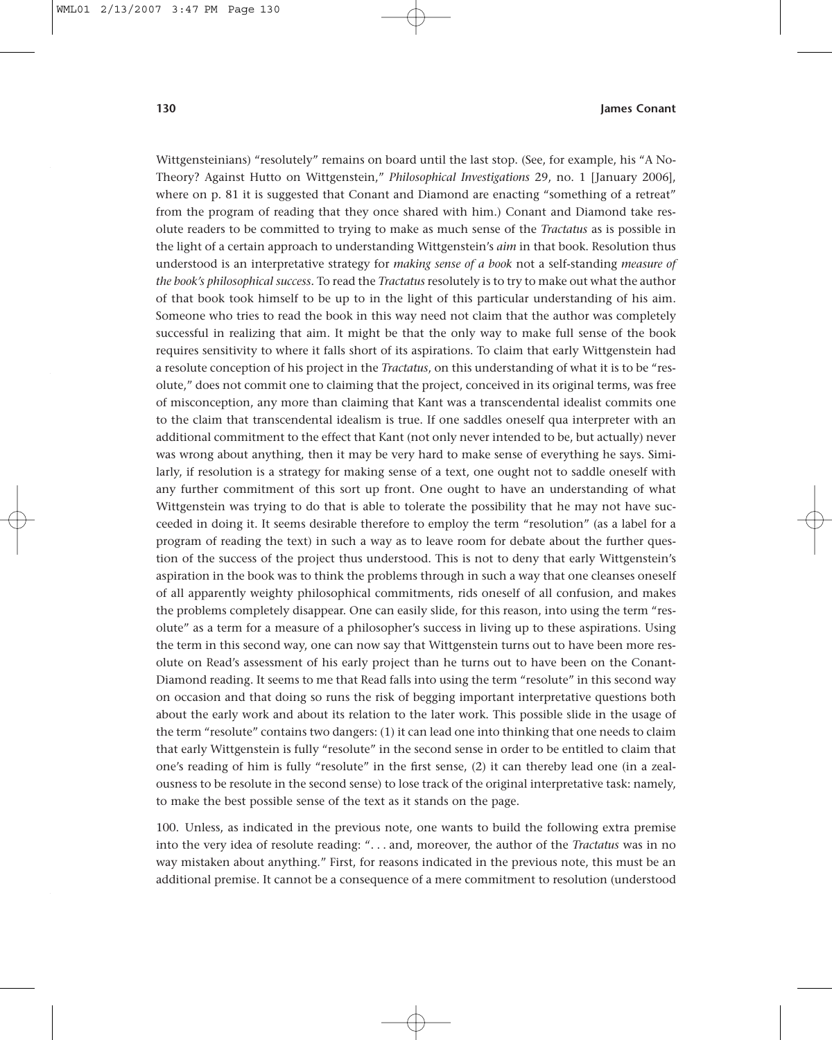Wittgensteinians) "resolutely" remains on board until the last stop. (See, for example, his "A No-Theory? Against Hutto on Wittgenstein," *Philosophical Investigations* 29, no. 1 [January 2006], where on p. 81 it is suggested that Conant and Diamond are enacting "something of a retreat" from the program of reading that they once shared with him.) Conant and Diamond take resolute readers to be committed to trying to make as much sense of the *Tractatus* as is possible in the light of a certain approach to understanding Wittgenstein's *aim* in that book. Resolution thus understood is an interpretative strategy for *making sense of a book* not a self-standing *measure of the book's philosophical success*. To read the *Tractatus* resolutely is to try to make out what the author of that book took himself to be up to in the light of this particular understanding of his aim. Someone who tries to read the book in this way need not claim that the author was completely successful in realizing that aim. It might be that the only way to make full sense of the book requires sensitivity to where it falls short of its aspirations. To claim that early Wittgenstein had a resolute conception of his project in the *Tractatus*, on this understanding of what it is to be "resolute," does not commit one to claiming that the project, conceived in its original terms, was free of misconception, any more than claiming that Kant was a transcendental idealist commits one to the claim that transcendental idealism is true. If one saddles oneself qua interpreter with an additional commitment to the effect that Kant (not only never intended to be, but actually) never was wrong about anything, then it may be very hard to make sense of everything he says. Similarly, if resolution is a strategy for making sense of a text, one ought not to saddle oneself with any further commitment of this sort up front. One ought to have an understanding of what Wittgenstein was trying to do that is able to tolerate the possibility that he may not have succeeded in doing it. It seems desirable therefore to employ the term "resolution" (as a label for a program of reading the text) in such a way as to leave room for debate about the further question of the success of the project thus understood. This is not to deny that early Wittgenstein's aspiration in the book was to think the problems through in such a way that one cleanses oneself of all apparently weighty philosophical commitments, rids oneself of all confusion, and makes the problems completely disappear. One can easily slide, for this reason, into using the term "resolute" as a term for a measure of a philosopher's success in living up to these aspirations. Using the term in this second way, one can now say that Wittgenstein turns out to have been more resolute on Read's assessment of his early project than he turns out to have been on the Conant-Diamond reading. It seems to me that Read falls into using the term "resolute" in this second way on occasion and that doing so runs the risk of begging important interpretative questions both about the early work and about its relation to the later work. This possible slide in the usage of the term "resolute" contains two dangers: (1) it can lead one into thinking that one needs to claim that early Wittgenstein is fully "resolute" in the second sense in order to be entitled to claim that one's reading of him is fully "resolute" in the first sense, (2) it can thereby lead one (in a zealousness to be resolute in the second sense) to lose track of the original interpretative task: namely, to make the best possible sense of the text as it stands on the page.

100. Unless, as indicated in the previous note, one wants to build the following extra premise into the very idea of resolute reading: ". . . and, moreover, the author of the *Tractatus* was in no way mistaken about anything." First, for reasons indicated in the previous note, this must be an additional premise. It cannot be a consequence of a mere commitment to resolution (understood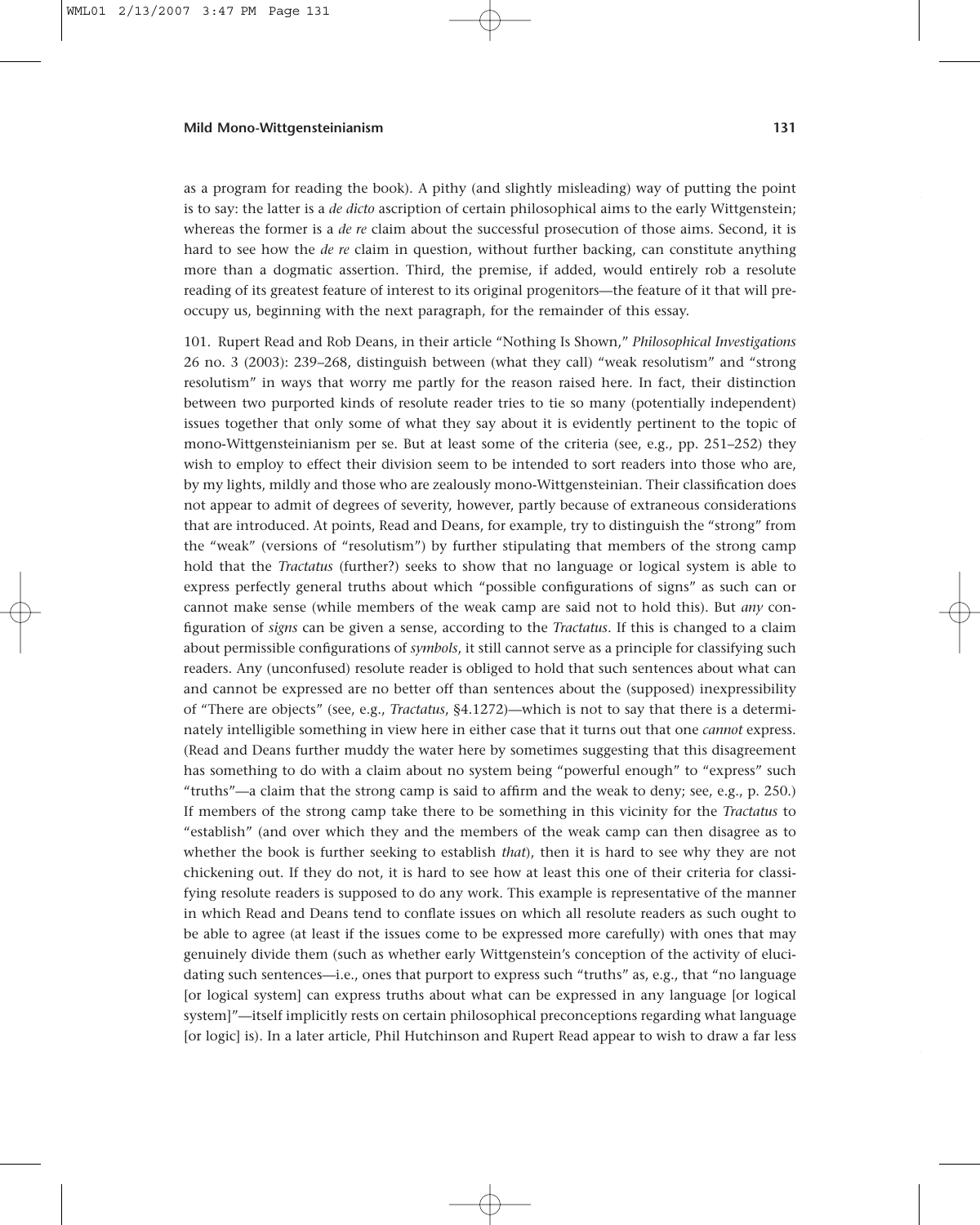as a program for reading the book). A pithy (and slightly misleading) way of putting the point is to say: the latter is a *de dicto* ascription of certain philosophical aims to the early Wittgenstein; whereas the former is a *de re* claim about the successful prosecution of those aims. Second, it is hard to see how the *de re* claim in question, without further backing, can constitute anything more than a dogmatic assertion. Third, the premise, if added, would entirely rob a resolute reading of its greatest feature of interest to its original progenitors—the feature of it that will preoccupy us, beginning with the next paragraph, for the remainder of this essay.

101. Rupert Read and Rob Deans, in their article "Nothing Is Shown," *Philosophical Investigations* 26 no. 3 (2003): 239–268, distinguish between (what they call) "weak resolutism" and "strong resolutism" in ways that worry me partly for the reason raised here. In fact, their distinction between two purported kinds of resolute reader tries to tie so many (potentially independent) issues together that only some of what they say about it is evidently pertinent to the topic of mono-Wittgensteinianism per se. But at least some of the criteria (see, e.g., pp. 251–252) they wish to employ to effect their division seem to be intended to sort readers into those who are, by my lights, mildly and those who are zealously mono-Wittgensteinian. Their classification does not appear to admit of degrees of severity, however, partly because of extraneous considerations that are introduced. At points, Read and Deans, for example, try to distinguish the "strong" from the "weak" (versions of "resolutism") by further stipulating that members of the strong camp hold that the *Tractatus* (further?) seeks to show that no language or logical system is able to express perfectly general truths about which "possible configurations of signs" as such can or cannot make sense (while members of the weak camp are said not to hold this). But *any* configuration of *signs* can be given a sense, according to the *Tractatus*. If this is changed to a claim about permissible configurations of *symbols*, it still cannot serve as a principle for classifying such readers. Any (unconfused) resolute reader is obliged to hold that such sentences about what can and cannot be expressed are no better off than sentences about the (supposed) inexpressibility of "There are objects" (see, e.g., *Tractatus*, §4.1272)—which is not to say that there is a determinately intelligible something in view here in either case that it turns out that one *cannot* express. (Read and Deans further muddy the water here by sometimes suggesting that this disagreement has something to do with a claim about no system being "powerful enough" to "express" such "truths"—a claim that the strong camp is said to affirm and the weak to deny; see, e.g., p. 250.) If members of the strong camp take there to be something in this vicinity for the *Tractatus* to "establish" (and over which they and the members of the weak camp can then disagree as to whether the book is further seeking to establish *that*), then it is hard to see why they are not chickening out. If they do not, it is hard to see how at least this one of their criteria for classifying resolute readers is supposed to do any work. This example is representative of the manner in which Read and Deans tend to conflate issues on which all resolute readers as such ought to be able to agree (at least if the issues come to be expressed more carefully) with ones that may genuinely divide them (such as whether early Wittgenstein's conception of the activity of elucidating such sentences—i.e., ones that purport to express such "truths" as, e.g., that "no language [or logical system] can express truths about what can be expressed in any language [or logical system]"—itself implicitly rests on certain philosophical preconceptions regarding what language [or logic] is). In a later article, Phil Hutchinson and Rupert Read appear to wish to draw a far less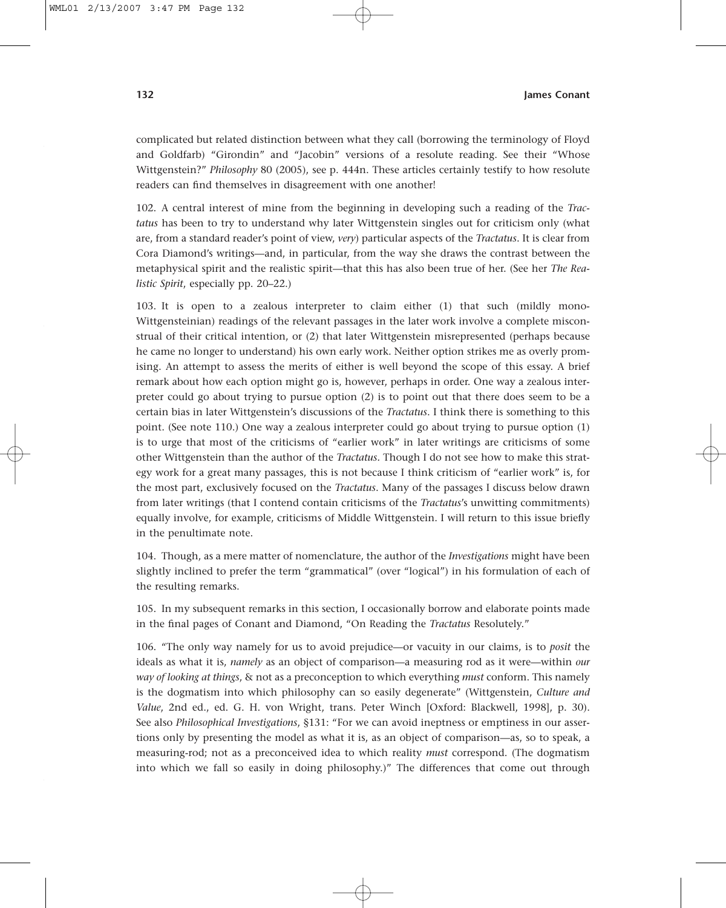complicated but related distinction between what they call (borrowing the terminology of Floyd and Goldfarb) "Girondin" and "Jacobin" versions of a resolute reading. See their "Whose Wittgenstein?" *Philosophy* 80 (2005), see p. 444n. These articles certainly testify to how resolute readers can find themselves in disagreement with one another!

102. A central interest of mine from the beginning in developing such a reading of the *Tractatus* has been to try to understand why later Wittgenstein singles out for criticism only (what are, from a standard reader's point of view, *very*) particular aspects of the *Tractatus*. It is clear from Cora Diamond's writings—and, in particular, from the way she draws the contrast between the metaphysical spirit and the realistic spirit—that this has also been true of her. (See her *The Realistic Spirit*, especially pp. 20–22.)

103. It is open to a zealous interpreter to claim either (1) that such (mildly mono-Wittgensteinian) readings of the relevant passages in the later work involve a complete misconstrual of their critical intention, or (2) that later Wittgenstein misrepresented (perhaps because he came no longer to understand) his own early work. Neither option strikes me as overly promising. An attempt to assess the merits of either is well beyond the scope of this essay. A brief remark about how each option might go is, however, perhaps in order. One way a zealous interpreter could go about trying to pursue option (2) is to point out that there does seem to be a certain bias in later Wittgenstein's discussions of the *Tractatus*. I think there is something to this point. (See note 110.) One way a zealous interpreter could go about trying to pursue option (1) is to urge that most of the criticisms of "earlier work" in later writings are criticisms of some other Wittgenstein than the author of the *Tractatus*. Though I do not see how to make this strategy work for a great many passages, this is not because I think criticism of "earlier work" is, for the most part, exclusively focused on the *Tractatus*. Many of the passages I discuss below drawn from later writings (that I contend contain criticisms of the *Tractatus*'s unwitting commitments) equally involve, for example, criticisms of Middle Wittgenstein. I will return to this issue briefly in the penultimate note.

104. Though, as a mere matter of nomenclature, the author of the *Investigations* might have been slightly inclined to prefer the term "grammatical" (over "logical") in his formulation of each of the resulting remarks.

105. In my subsequent remarks in this section, I occasionally borrow and elaborate points made in the final pages of Conant and Diamond, "On Reading the *Tractatus* Resolutely."

106. "The only way namely for us to avoid prejudice—or vacuity in our claims, is to *posit* the ideals as what it is, *namely* as an object of comparison—a measuring rod as it were—within *our way of looking at things*, & not as a preconception to which everything *must* conform. This namely is the dogmatism into which philosophy can so easily degenerate" (Wittgenstein, *Culture and Value*, 2nd ed., ed. G. H. von Wright, trans. Peter Winch [Oxford: Blackwell, 1998], p. 30). See also *Philosophical Investigations*, §131: "For we can avoid ineptness or emptiness in our assertions only by presenting the model as what it is, as an object of comparison—as, so to speak, a measuring-rod; not as a preconceived idea to which reality *must* correspond. (The dogmatism into which we fall so easily in doing philosophy.)" The differences that come out through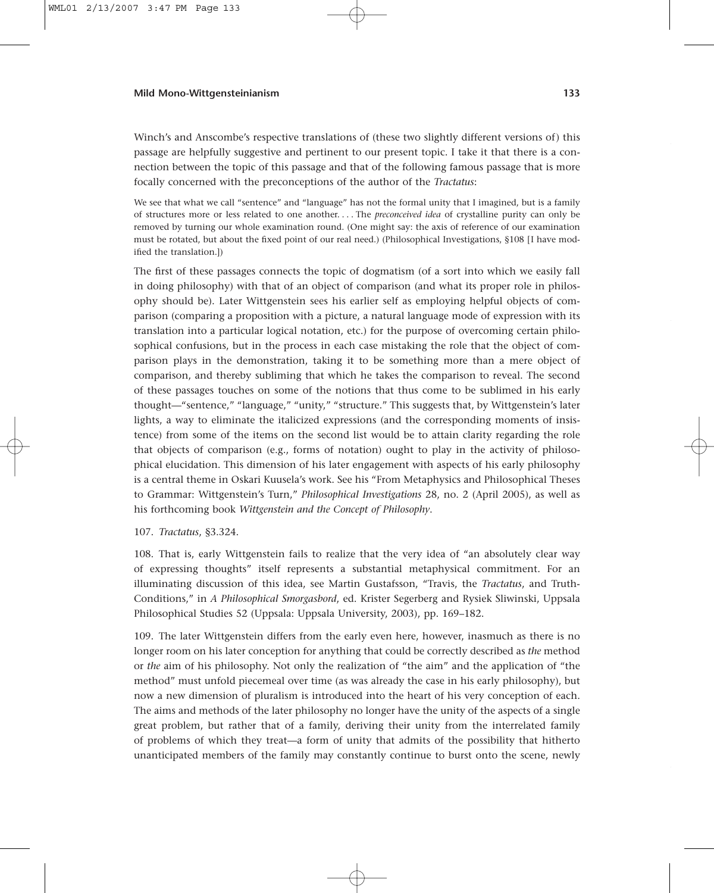Winch's and Anscombe's respective translations of (these two slightly different versions of) this passage are helpfully suggestive and pertinent to our present topic. I take it that there is a connection between the topic of this passage and that of the following famous passage that is more focally concerned with the preconceptions of the author of the *Tractatus*:

> We see that what we call "sentence" and "language" has not the formal unity that I imagined, but is a family of structures more or less related to one another. . . . The *preconceived idea* of crystalline purity can only be removed by turning our whole examination round. (One might say: the axis of reference of our examination must be rotated, but about the fixed point of our real need.) (Philosophical Investigations, §108 [I have modified the translation.])

The first of these passages connects the topic of dogmatism (of a sort into which we easily fall in doing philosophy) with that of an object of comparison (and what its proper role in philosophy should be). Later Wittgenstein sees his earlier self as employing helpful objects of comparison (comparing a proposition with a picture, a natural language mode of expression with its translation into a particular logical notation, etc.) for the purpose of overcoming certain philosophical confusions, but in the process in each case mistaking the role that the object of comparison plays in the demonstration, taking it to be something more than a mere object of comparison, and thereby subliming that which he takes the comparison to reveal. The second of these passages touches on some of the notions that thus come to be sublimed in his early thought—"sentence," "language," "unity," "structure." This suggests that, by Wittgenstein's later lights, a way to eliminate the italicized expressions (and the corresponding moments of insistence) from some of the items on the second list would be to attain clarity regarding the role that objects of comparison (e.g., forms of notation) ought to play in the activity of philosophical elucidation. This dimension of his later engagement with aspects of his early philosophy is a central theme in Oskari Kuusela's work. See his "From Metaphysics and Philosophical Theses to Grammar: Wittgenstein's Turn," *Philosophical Investigations* 28, no. 2 (April 2005), as well as his forthcoming book *Wittgenstein and the Concept of Philosophy*.

107. *Tractatus*, §3.324.

108. That is, early Wittgenstein fails to realize that the very idea of "an absolutely clear way of expressing thoughts" itself represents a substantial metaphysical commitment. For an illuminating discussion of this idea, see Martin Gustafsson, "Travis, the *Tractatus*, and Truth-Conditions," in *A Philosophical Smorgasbord*, ed. Krister Segerberg and Rysiek Sliwinski, Uppsala Philosophical Studies 52 (Uppsala: Uppsala University, 2003), pp. 169–182.

109. The later Wittgenstein differs from the early even here, however, inasmuch as there is no longer room on his later conception for anything that could be correctly described as *the* method or *the* aim of his philosophy. Not only the realization of "the aim" and the application of "the method" must unfold piecemeal over time (as was already the case in his early philosophy), but now a new dimension of pluralism is introduced into the heart of his very conception of each. The aims and methods of the later philosophy no longer have the unity of the aspects of a single great problem, but rather that of a family, deriving their unity from the interrelated family of problems of which they treat—a form of unity that admits of the possibility that hitherto unanticipated members of the family may constantly continue to burst onto the scene, newly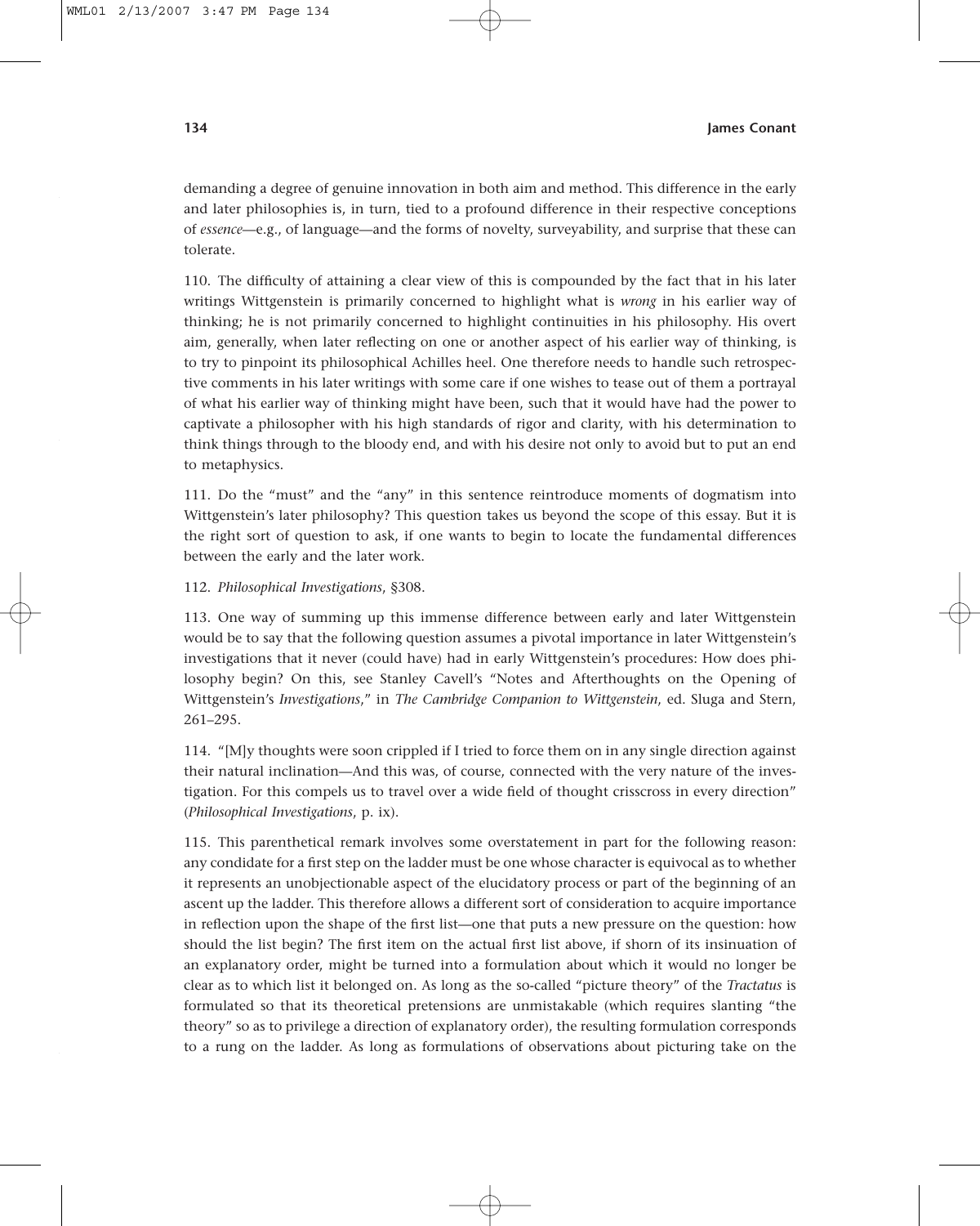demanding a degree of genuine innovation in both aim and method. This difference in the early and later philosophies is, in turn, tied to a profound difference in their respective conceptions of *essence*—e.g., of language—and the forms of novelty, surveyability, and surprise that these can tolerate.

110. The difficulty of attaining a clear view of this is compounded by the fact that in his later writings Wittgenstein is primarily concerned to highlight what is *wrong* in his earlier way of thinking; he is not primarily concerned to highlight continuities in his philosophy. His overt aim, generally, when later reflecting on one or another aspect of his earlier way of thinking, is to try to pinpoint its philosophical Achilles heel. One therefore needs to handle such retrospective comments in his later writings with some care if one wishes to tease out of them a portrayal of what his earlier way of thinking might have been, such that it would have had the power to captivate a philosopher with his high standards of rigor and clarity, with his determination to think things through to the bloody end, and with his desire not only to avoid but to put an end to metaphysics.

111. Do the "must" and the "any" in this sentence reintroduce moments of dogmatism into Wittgenstein's later philosophy? This question takes us beyond the scope of this essay. But it is the right sort of question to ask, if one wants to begin to locate the fundamental differences between the early and the later work.

112. *Philosophical Investigations*, §308.

113. One way of summing up this immense difference between early and later Wittgenstein would be to say that the following question assumes a pivotal importance in later Wittgenstein's investigations that it never (could have) had in early Wittgenstein's procedures: How does philosophy begin? On this, see Stanley Cavell's "Notes and Afterthoughts on the Opening of Wittgenstein's *Investigations*," in *The Cambridge Companion to Wittgenstein*, ed. Sluga and Stern, 261–295.

114. "[M]y thoughts were soon crippled if I tried to force them on in any single direction against their natural inclination—And this was, of course, connected with the very nature of the investigation. For this compels us to travel over a wide field of thought crisscross in every direction" (*Philosophical Investigations*, p. ix).

115. This parenthetical remark involves some overstatement in part for the following reason: any condidate for a first step on the ladder must be one whose character is equivocal as to whether it represents an unobjectionable aspect of the elucidatory process or part of the beginning of an ascent up the ladder. This therefore allows a different sort of consideration to acquire importance in reflection upon the shape of the first list—one that puts a new pressure on the question: how should the list begin? The first item on the actual first list above, if shorn of its insinuation of an explanatory order, might be turned into a formulation about which it would no longer be clear as to which list it belonged on. As long as the so-called "picture theory" of the *Tractatus* is formulated so that its theoretical pretensions are unmistakable (which requires slanting "the theory" so as to privilege a direction of explanatory order), the resulting formulation corresponds to a rung on the ladder. As long as formulations of observations about picturing take on the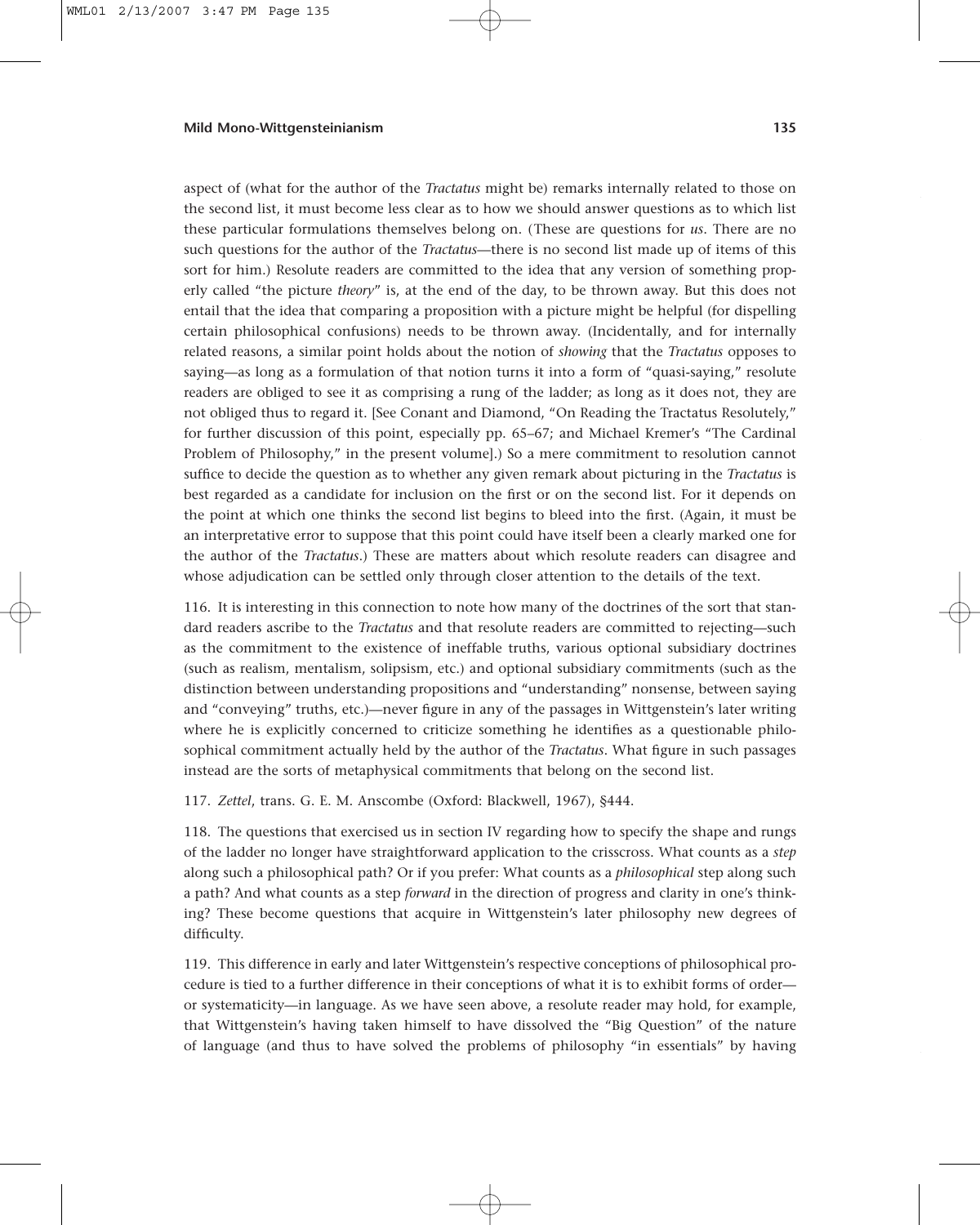aspect of (what for the author of the *Tractatus* might be) remarks internally related to those on the second list, it must become less clear as to how we should answer questions as to which list these particular formulations themselves belong on. (These are questions for *us*. There are no such questions for the author of the *Tractatus*—there is no second list made up of items of this sort for him.) Resolute readers are committed to the idea that any version of something properly called "the picture *theory*" is, at the end of the day, to be thrown away. But this does not entail that the idea that comparing a proposition with a picture might be helpful (for dispelling certain philosophical confusions) needs to be thrown away. (Incidentally, and for internally related reasons, a similar point holds about the notion of *showing* that the *Tractatus* opposes to saying—as long as a formulation of that notion turns it into a form of "quasi-saying," resolute readers are obliged to see it as comprising a rung of the ladder; as long as it does not, they are not obliged thus to regard it. [See Conant and Diamond, "On Reading the Tractatus Resolutely," for further discussion of this point, especially pp. 65–67; and Michael Kremer's "The Cardinal Problem of Philosophy," in the present volume].) So a mere commitment to resolution cannot suffice to decide the question as to whether any given remark about picturing in the *Tractatus* is best regarded as a candidate for inclusion on the first or on the second list. For it depends on the point at which one thinks the second list begins to bleed into the first. (Again, it must be an interpretative error to suppose that this point could have itself been a clearly marked one for the author of the *Tractatus*.) These are matters about which resolute readers can disagree and whose adjudication can be settled only through closer attention to the details of the text.

116. It is interesting in this connection to note how many of the doctrines of the sort that standard readers ascribe to the *Tractatus* and that resolute readers are committed to rejecting—such as the commitment to the existence of ineffable truths, various optional subsidiary doctrines (such as realism, mentalism, solipsism, etc.) and optional subsidiary commitments (such as the distinction between understanding propositions and "understanding" nonsense, between saying and "conveying" truths, etc.)—never figure in any of the passages in Wittgenstein's later writing where he is explicitly concerned to criticize something he identifies as a questionable philosophical commitment actually held by the author of the *Tractatus*. What figure in such passages instead are the sorts of metaphysical commitments that belong on the second list.

117. *Zettel*, trans. G. E. M. Anscombe (Oxford: Blackwell, 1967), §444.

118. The questions that exercised us in section IV regarding how to specify the shape and rungs of the ladder no longer have straightforward application to the crisscross. What counts as a *step* along such a philosophical path? Or if you prefer: What counts as a *philosophical* step along such a path? And what counts as a step *forward* in the direction of progress and clarity in one's thinking? These become questions that acquire in Wittgenstein's later philosophy new degrees of difficulty.

119. This difference in early and later Wittgenstein's respective conceptions of philosophical procedure is tied to a further difference in their conceptions of what it is to exhibit forms of order—or systematicity—in language. As we have seen above, a resolute reader may hold, for example, that Wittgenstein's having taken himself to have dissolved the "Big Question" of the nature of language (and thus to have solved the problems of philosophy "in essentials" by having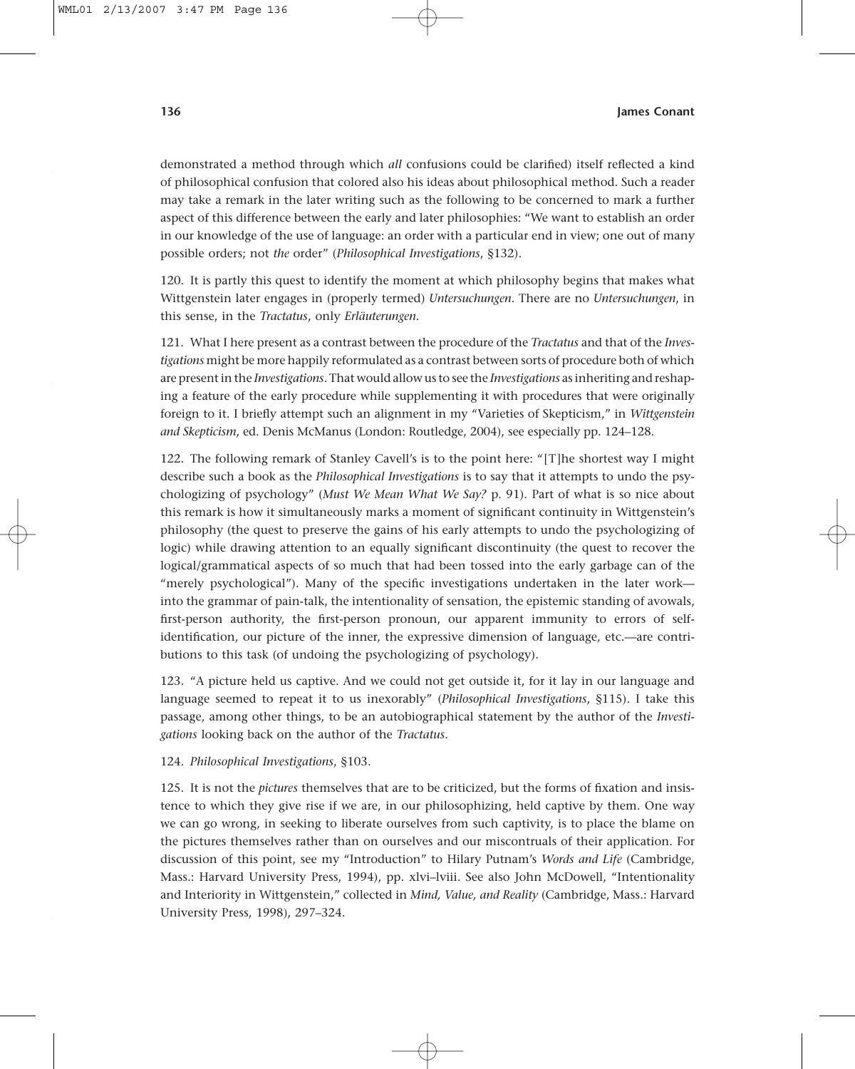demonstrated a method through which *all* confusions could be clarified) itself reflected a kind of philosophical confusion that colored also his ideas about philosophical method. Such a reader may take a remark in the later writing such as the following to be concerned to mark a further aspect of this difference between the early and later philosophies: "We want to establish an order in our knowledge of the use of language: an order with a particular end in view; one out of many possible orders; not *the* order" (*Philosophical Investigations*, §132).

120. It is partly this quest to identify the moment at which philosophy begins that makes what Wittgenstein later engages in (properly termed) *Untersuchungen*. There are no *Untersuchungen*, in this sense, in the *Tractatus*, only *Erläuterungen*.

121. What I here present as a contrast between the procedure of the *Tractatus* and that of the *Investigations* might be more happily reformulated as a contrast between sorts of procedure both of which are present in the *Investigations*. That would allow us to see the *Investigations* as inheriting and reshaping a feature of the early procedure while supplementing it with procedures that were originally foreign to it. I briefly attempt such an alignment in my "Varieties of Skepticism," in *Wittgenstein and Skepticism*, ed. Denis McManus (London: Routledge, 2004), see especially pp. 124–128.

122. The following remark of Stanley Cavell's is to the point here: "[T]he shortest way I might describe such a book as the *Philosophical Investigations* is to say that it attempts to undo the psychologizing of psychology" (*Must We Mean What We Say?* p. 91). Part of what is so nice about this remark is how it simultaneously marks a moment of significant continuity in Wittgenstein's philosophy (the quest to preserve the gains of his early attempts to undo the psychologizing of logic) while drawing attention to an equally significant discontinuity (the quest to recover the logical/grammatical aspects of so much that had been tossed into the early garbage can of the "merely psychological"). Many of the specific investigations undertaken in the later work—into the grammar of pain-talk, the intentionality of sensation, the epistemic standing of avowals, first-person authority, the first-person pronoun, our apparent immunity to errors of self-identification, our picture of the inner, the expressive dimension of language, etc.—are contributions to this task (of undoing the psychologizing of psychology).

123. "A picture held us captive. And we could not get outside it, for it lay in our language and language seemed to repeat it to us inexorably" (*Philosophical Investigations*, §115). I take this passage, among other things, to be an autobiographical statement by the author of the *Investigations* looking back on the author of the *Tractatus*.

124. *Philosophical Investigations*, §103.

125. It is not the *pictures* themselves that are to be criticized, but the forms of fixation and insistence to which they give rise if we are, in our philosophizing, held captive by them. One way we can go wrong, in seeking to liberate ourselves from such captivity, is to place the blame on the pictures themselves rather than on ourselves and our miscontruals of their application. For discussion of this point, see my "Introduction" to Hilary Putnam's *Words and Life* (Cambridge, Mass.: Harvard University Press, 1994), pp. xlvi–lviii. See also John McDowell, "Intentionality and Interiority in Wittgenstein," collected in *Mind, Value, and Reality* (Cambridge, Mass.: Harvard University Press, 1998), 297–324.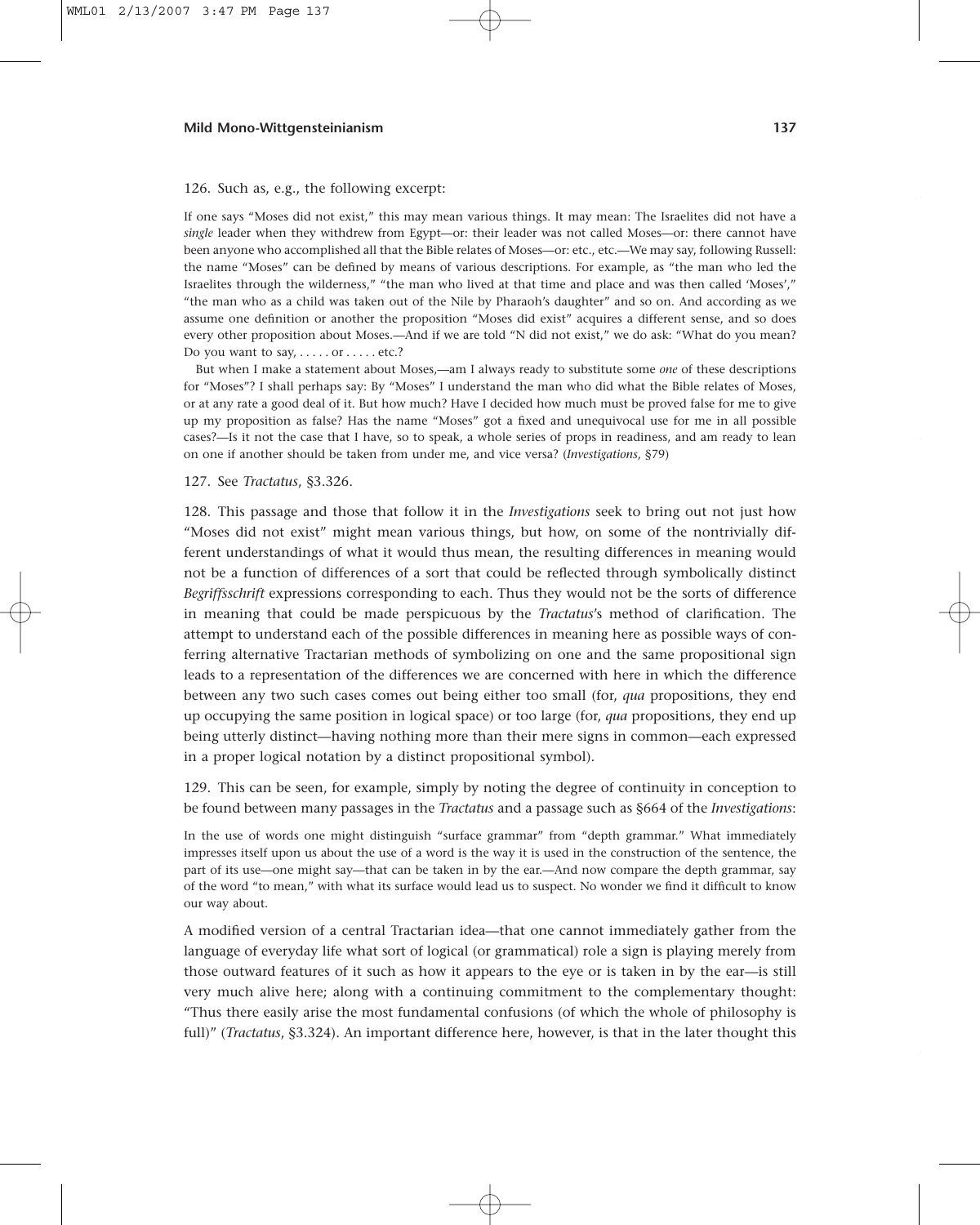126. Such as, e.g., the following excerpt:

> If one says "Moses did not exist," this may mean various things. It may mean: The Israelites did not have a *single* leader when they withdrew from Egypt—or: their leader was not called Moses—or: there cannot have been anyone who accomplished all that the Bible relates of Moses—or: etc., etc.—We may say, following Russell: the name "Moses" can be defined by means of various descriptions. For example, as "the man who led the Israelites through the wilderness," "the man who lived at that time and place and was then called 'Moses'," "the man who as a child was taken out of the Nile by Pharaoh's daughter" and so on. And according as we assume one definition or another the proposition "Moses did exist" acquires a different sense, and so does every other proposition about Moses.—And if we are told "N did not exist," we do ask: "What do you mean? Do you want to say, . . . . . or . . . . . etc.?
>
> But when I make a statement about Moses,—am I always ready to substitute some *one* of these descriptions for "Moses"? I shall perhaps say: By "Moses" I understand the man who did what the Bible relates of Moses, or at any rate a good deal of it. But how much? Have I decided how much must be proved false for me to give up my proposition as false? Has the name "Moses" got a fixed and unequivocal use for me in all possible cases?—Is it not the case that I have, so to speak, a whole series of props in readiness, and am ready to lean on one if another should be taken from under me, and vice versa? (*Investigations*, §79)

127. See *Tractatus*, §3.326.

128. This passage and those that follow it in the *Investigations* seek to bring out not just how "Moses did not exist" might mean various things, but how, on some of the nontrivially different understandings of what it would thus mean, the resulting differences in meaning would not be a function of differences of a sort that could be reflected through symbolically distinct *Begriffsschrift* expressions corresponding to each. Thus they would not be the sorts of difference in meaning that could be made perspicuous by the *Tractatus*'s method of clarification. The attempt to understand each of the possible differences in meaning here as possible ways of conferring alternative Tractarian methods of symbolizing on one and the same propositional sign leads to a representation of the differences we are concerned with here in which the difference between any two such cases comes out being either too small (for, *qua* propositions, they end up occupying the same position in logical space) or too large (for, *qua* propositions, they end up being utterly distinct—having nothing more than their mere signs in common—each expressed in a proper logical notation by a distinct propositional symbol).

129. This can be seen, for example, simply by noting the degree of continuity in conception to be found between many passages in the *Tractatus* and a passage such as §664 of the *Investigations*:

> In the use of words one might distinguish "surface grammar" from "depth grammar." What immediately impresses itself upon us about the use of a word is the way it is used in the construction of the sentence, the part of its use—one might say—that can be taken in by the ear.—And now compare the depth grammar, say of the word "to mean," with what its surface would lead us to suspect. No wonder we find it difficult to know our way about.

A modified version of a central Tractarian idea—that one cannot immediately gather from the language of everyday life what sort of logical (or grammatical) role a sign is playing merely from those outward features of it such as how it appears to the eye or is taken in by the ear—is still very much alive here; along with a continuing commitment to the complementary thought: "Thus there easily arise the most fundamental confusions (of which the whole of philosophy is full)" (*Tractatus*, §3.324). An important difference here, however, is that in the later thought this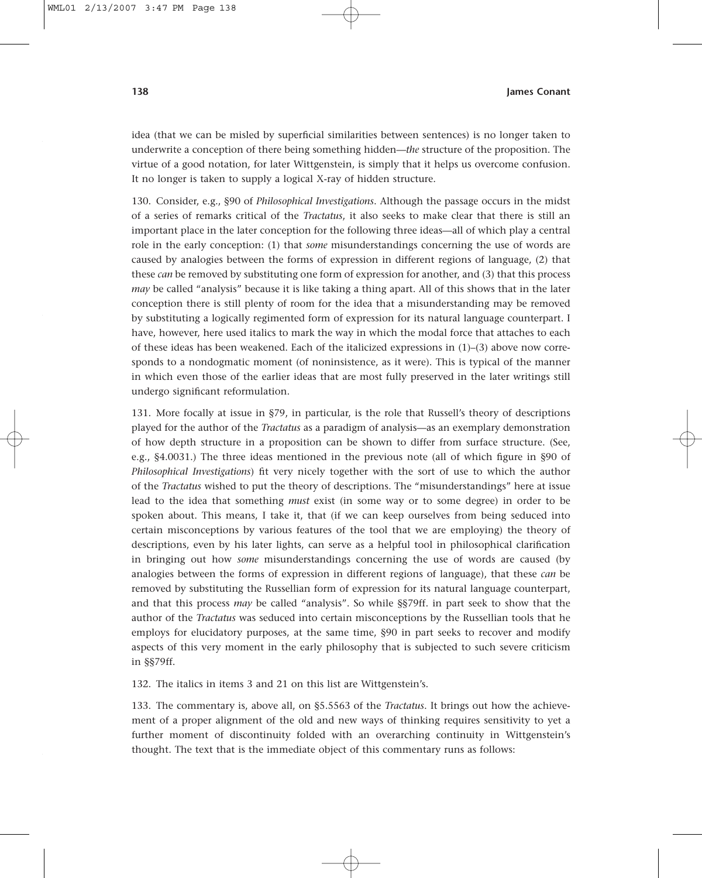idea (that we can be misled by superficial similarities between sentences) is no longer taken to underwrite a conception of there being something hidden—*the* structure of the proposition. The virtue of a good notation, for later Wittgenstein, is simply that it helps us overcome confusion. It no longer is taken to supply a logical X-ray of hidden structure.

130. Consider, e.g., §90 of *Philosophical Investigations*. Although the passage occurs in the midst of a series of remarks critical of the *Tractatus*, it also seeks to make clear that there is still an important place in the later conception for the following three ideas—all of which play a central role in the early conception: (1) that *some* misunderstandings concerning the use of words are caused by analogies between the forms of expression in different regions of language, (2) that these *can* be removed by substituting one form of expression for another, and (3) that this process *may* be called "analysis" because it is like taking a thing apart. All of this shows that in the later conception there is still plenty of room for the idea that a misunderstanding may be removed by substituting a logically regimented form of expression for its natural language counterpart. I have, however, here used italics to mark the way in which the modal force that attaches to each of these ideas has been weakened. Each of the italicized expressions in (1)–(3) above now corresponds to a nondogmatic moment (of noninsistence, as it were). This is typical of the manner in which even those of the earlier ideas that are most fully preserved in the later writings still undergo significant reformulation.

131. More focally at issue in §79, in particular, is the role that Russell's theory of descriptions played for the author of the *Tractatus* as a paradigm of analysis—as an exemplary demonstration of how depth structure in a proposition can be shown to differ from surface structure. (See, e.g., §4.0031.) The three ideas mentioned in the previous note (all of which figure in §90 of *Philosophical Investigations*) fit very nicely together with the sort of use to which the author of the *Tractatus* wished to put the theory of descriptions. The "misunderstandings" here at issue lead to the idea that something *must* exist (in some way or to some degree) in order to be spoken about. This means, I take it, that (if we can keep ourselves from being seduced into certain misconceptions by various features of the tool that we are employing) the theory of descriptions, even by his later lights, can serve as a helpful tool in philosophical clarification in bringing out how *some* misunderstandings concerning the use of words are caused (by analogies between the forms of expression in different regions of language), that these *can* be removed by substituting the Russellian form of expression for its natural language counterpart, and that this process *may* be called "analysis". So while §§79ff. in part seek to show that the author of the *Tractatus* was seduced into certain misconceptions by the Russellian tools that he employs for elucidatory purposes, at the same time, §90 in part seeks to recover and modify aspects of this very moment in the early philosophy that is subjected to such severe criticism in §§79ff.

132. The italics in items 3 and 21 on this list are Wittgenstein's.

133. The commentary is, above all, on §5.5563 of the *Tractatus*. It brings out how the achievement of a proper alignment of the old and new ways of thinking requires sensitivity to yet a further moment of discontinuity folded with an overarching continuity in Wittgenstein's thought. The text that is the immediate object of this commentary runs as follows: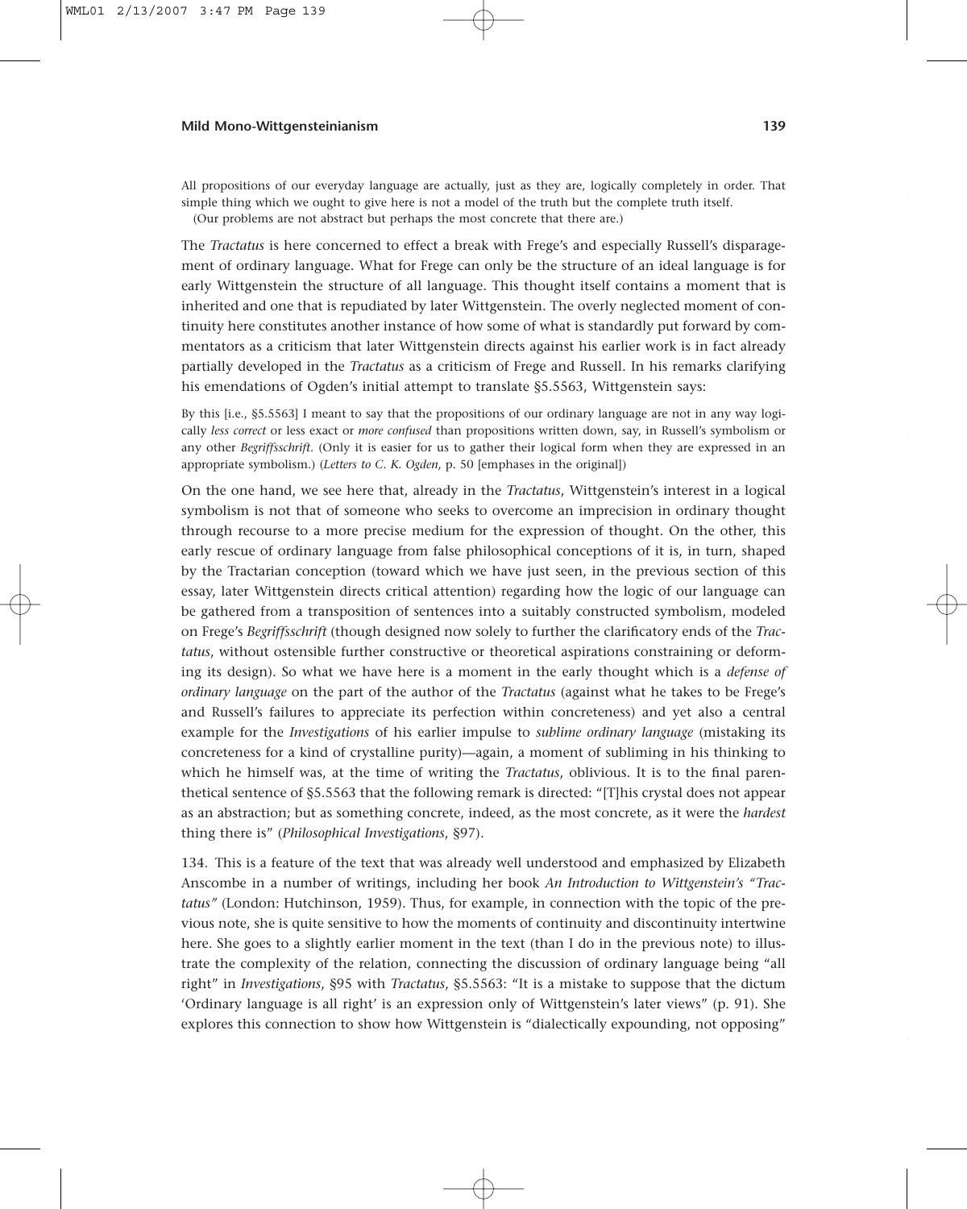All propositions of our everyday language are actually, just as they are, logically completely in order. That simple thing which we ought to give here is not a model of the truth but the complete truth itself.
(Our problems are not abstract but perhaps the most concrete that there are.)

The *Tractatus* is here concerned to effect a break with Frege's and especially Russell's disparagement of ordinary language. What for Frege can only be the structure of an ideal language is for early Wittgenstein the structure of all language. This thought itself contains a moment that is inherited and one that is repudiated by later Wittgenstein. The overly neglected moment of continuity here constitutes another instance of how some of what is standardly put forward by commentators as a criticism that later Wittgenstein directs against his earlier work is in fact already partially developed in the *Tractatus* as a criticism of Frege and Russell. In his remarks clarifying his emendations of Ogden's initial attempt to translate §5.5563, Wittgenstein says:

By this [i.e., §5.5563] I meant to say that the propositions of our ordinary language are not in any way logically *less correct* or less exact or *more confused* than propositions written down, say, in Russell's symbolism or any other *Begriffsschrift*. (Only it is easier for us to gather their logical form when they are expressed in an appropriate symbolism.) (*Letters to C. K. Ogden*, p. 50 [emphases in the original])

On the one hand, we see here that, already in the *Tractatus*, Wittgenstein's interest in a logical symbolism is not that of someone who seeks to overcome an imprecision in ordinary thought through recourse to a more precise medium for the expression of thought. On the other, this early rescue of ordinary language from false philosophical conceptions of it is, in turn, shaped by the Tractarian conception (toward which we have just seen, in the previous section of this essay, later Wittgenstein directs critical attention) regarding how the logic of our language can be gathered from a transposition of sentences into a suitably constructed symbolism, modeled on Frege's *Begriffsschrift* (though designed now solely to further the clarificatory ends of the *Tractatus*, without ostensible further constructive or theoretical aspirations constraining or deforming its design). So what we have here is a moment in the early thought which is a *defense of ordinary language* on the part of the author of the *Tractatus* (against what he takes to be Frege's and Russell's failures to appreciate its perfection within concreteness) and yet also a central example for the *Investigations* of his earlier impulse to *sublime ordinary language* (mistaking its concreteness for a kind of crystalline purity)—again, a moment of subliming in his thinking to which he himself was, at the time of writing the *Tractatus*, oblivious. It is to the final parenthetical sentence of §5.5563 that the following remark is directed: "[T]his crystal does not appear as an abstraction; but as something concrete, indeed, as the most concrete, as it were the *hardest* thing there is" (*Philosophical Investigations*, §97).

134. This is a feature of the text that was already well understood and emphasized by Elizabeth Anscombe in a number of writings, including her book *An Introduction to Wittgenstein's "Tractatus"* (London: Hutchinson, 1959). Thus, for example, in connection with the topic of the previous note, she is quite sensitive to how the moments of continuity and discontinuity intertwine here. She goes to a slightly earlier moment in the text (than I do in the previous note) to illustrate the complexity of the relation, connecting the discussion of ordinary language being "all right" in *Investigations*, §95 with *Tractatus*, §5.5563: "It is a mistake to suppose that the dictum 'Ordinary language is all right' is an expression only of Wittgenstein's later views" (p. 91). She explores this connection to show how Wittgenstein is "dialectically expounding, not opposing"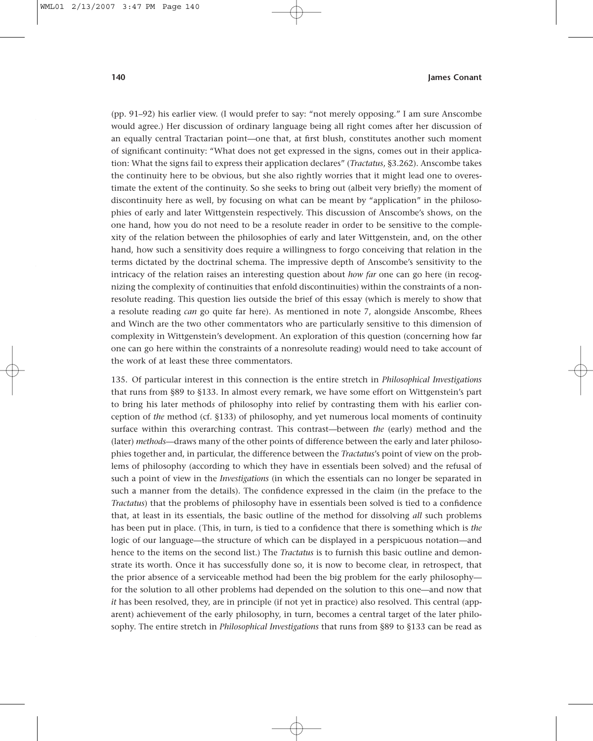(pp. 91–92) his earlier view. (I would prefer to say: "not merely opposing." I am sure Anscombe would agree.) Her discussion of ordinary language being all right comes after her discussion of an equally central Tractarian point—one that, at first blush, constitutes another such moment of significant continuity: "What does not get expressed in the signs, comes out in their application: What the signs fail to express their application declares" (*Tractatus*, §3.262). Anscombe takes the continuity here to be obvious, but she also rightly worries that it might lead one to overestimate the extent of the continuity. So she seeks to bring out (albeit very briefly) the moment of discontinuity here as well, by focusing on what can be meant by "application" in the philosophies of early and later Wittgenstein respectively. This discussion of Anscombe's shows, on the one hand, how you do not need to be a resolute reader in order to be sensitive to the complexity of the relation between the philosophies of early and later Wittgenstein, and, on the other hand, how such a sensitivity does require a willingness to forgo conceiving that relation in the terms dictated by the doctrinal schema. The impressive depth of Anscombe's sensitivity to the intricacy of the relation raises an interesting question about *how far* one can go here (in recognizing the complexity of continuities that enfold discontinuities) within the constraints of a nonresolute reading. This question lies outside the brief of this essay (which is merely to show that a resolute reading *can* go quite far here). As mentioned in note 7, alongside Anscombe, Rhees and Winch are the two other commentators who are particularly sensitive to this dimension of complexity in Wittgenstein's development. An exploration of this question (concerning how far one can go here within the constraints of a nonresolute reading) would need to take account of the work of at least these three commentators.

135. Of particular interest in this connection is the entire stretch in *Philosophical Investigations* that runs from §89 to §133. In almost every remark, we have some effort on Wittgenstein's part to bring his later method*s* of philosophy into relief by contrasting them with his earlier conception of *the* method (cf. §133) of philosophy, and yet numerous local moments of continuity surface within this overarching contrast. This contrast—between *the* (early) method and the (later) *methods*—draws many of the other points of difference between the early and later philosophies together and, in particular, the difference between the *Tractatus*'s point of view on the problems of philosophy (according to which they have in essentials been solved) and the refusal of such a point of view in the *Investigations* (in which the essentials can no longer be separated in such a manner from the details). The confidence expressed in the claim (in the preface to the *Tractatus*) that the problems of philosophy have in essentials been solved is tied to a confidence that, at least in its essentials, the basic outline of the method for dissolving *all* such problems has been put in place. (This, in turn, is tied to a confidence that there is something which is *the* logic of our language—the structure of which can be displayed in a perspicuous notation—and hence to the items on the second list.) The *Tractatus* is to furnish this basic outline and demonstrate its worth. Once it has successfully done so, it is now to become clear, in retrospect, that the prior absence of a serviceable method had been the big problem for the early philosophy—for the solution to all other problems had depended on the solution to this one—and now that *it* has been resolved, they, are in principle (if not yet in practice) also resolved. This central (apparent) achievement of the early philosophy, in turn, becomes a central target of the later philosophy. The entire stretch in *Philosophical Investigations* that runs from §89 to §133 can be read as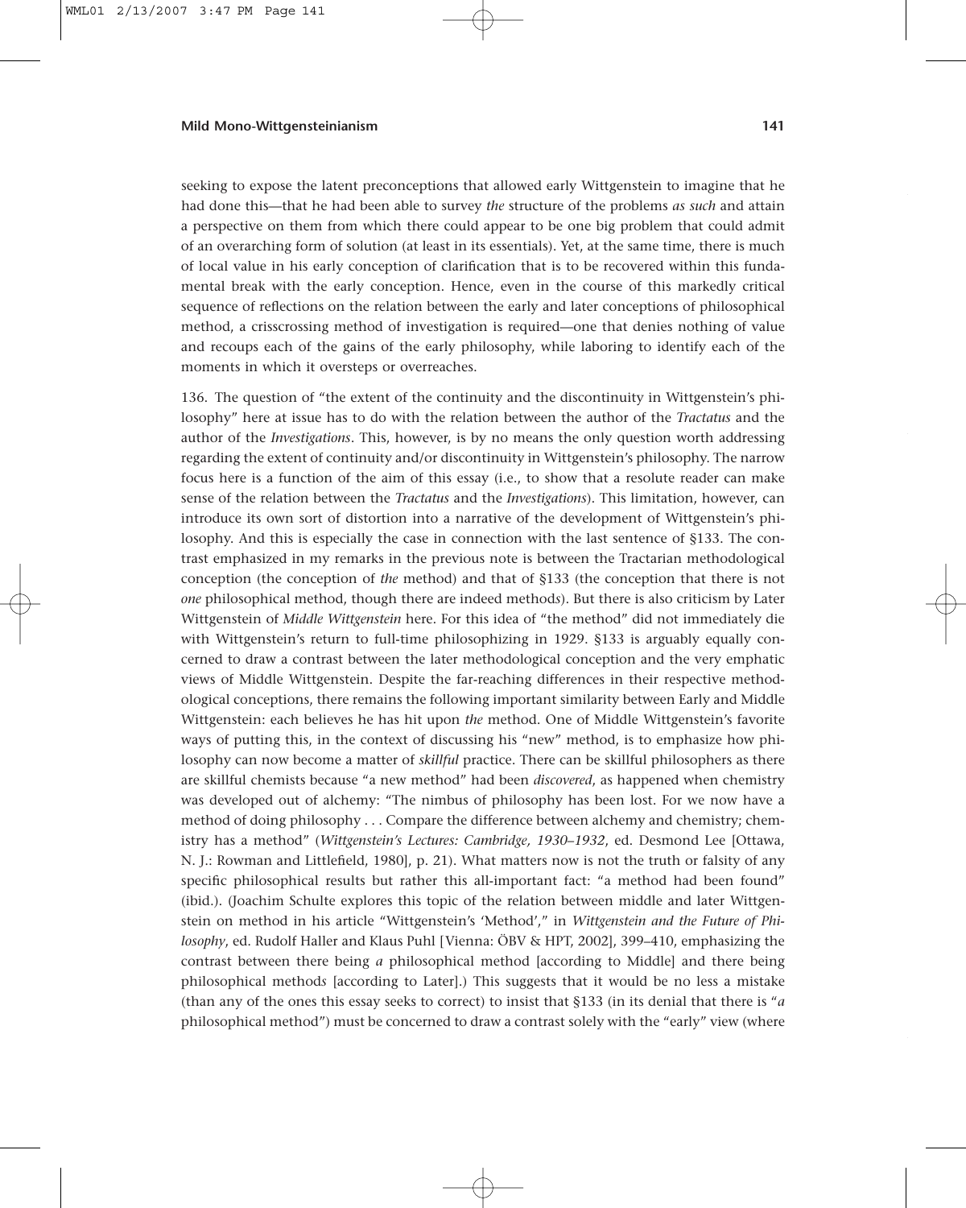seeking to expose the latent preconceptions that allowed early Wittgenstein to imagine that he had done this—that he had been able to survey *the* structure of the problems *as such* and attain a perspective on them from which there could appear to be one big problem that could admit of an overarching form of solution (at least in its essentials). Yet, at the same time, there is much of local value in his early conception of clarification that is to be recovered within this fundamental break with the early conception. Hence, even in the course of this markedly critical sequence of reflections on the relation between the early and later conceptions of philosophical method, a crisscrossing method of investigation is required—one that denies nothing of value and recoups each of the gains of the early philosophy, while laboring to identify each of the moments in which it oversteps or overreaches.

136. The question of "the extent of the continuity and the discontinuity in Wittgenstein's philosophy" here at issue has to do with the relation between the author of the *Tractatus* and the author of the *Investigations*. This, however, is by no means the only question worth addressing regarding the extent of continuity and/or discontinuity in Wittgenstein's philosophy. The narrow focus here is a function of the aim of this essay (i.e., to show that a resolute reader can make sense of the relation between the *Tractatus* and the *Investigations*). This limitation, however, can introduce its own sort of distortion into a narrative of the development of Wittgenstein's philosophy. And this is especially the case in connection with the last sentence of §133. The contrast emphasized in my remarks in the previous note is between the Tractarian methodological conception (the conception of *the* method) and that of §133 (the conception that there is not *one* philosophical method, though there are indeed method*s*). But there is also criticism by Later Wittgenstein of *Middle Wittgenstein* here. For this idea of "the method" did not immediately die with Wittgenstein's return to full-time philosophizing in 1929. §133 is arguably equally concerned to draw a contrast between the later methodological conception and the very emphatic views of Middle Wittgenstein. Despite the far-reaching differences in their respective methodological conceptions, there remains the following important similarity between Early and Middle Wittgenstein: each believes he has hit upon *the* method. One of Middle Wittgenstein's favorite ways of putting this, in the context of discussing his "new" method, is to emphasize how philosophy can now become a matter of *skillful* practice. There can be skillful philosophers as there are skillful chemists because "a new method" had been *discovered*, as happened when chemistry was developed out of alchemy: "The nimbus of philosophy has been lost. For we now have a method of doing philosophy . . . Compare the difference between alchemy and chemistry; chemistry has a method" (*Wittgenstein's Lectures: Cambridge, 1930–1932*, ed. Desmond Lee [Ottawa, N. J.: Rowman and Littlefield, 1980], p. 21). What matters now is not the truth or falsity of any specific philosophical results but rather this all-important fact: "a method had been found" (ibid.). (Joachim Schulte explores this topic of the relation between middle and later Wittgenstein on method in his article "Wittgenstein's 'Method'," in *Wittgenstein and the Future of Philosophy*, ed. Rudolf Haller and Klaus Puhl [Vienna: ÖBV & HPT, 2002], 399–410, emphasizing the contrast between there being *a* philosophical method [according to Middle] and there being philosophical method*s* [according to Later].) This suggests that it would be no less a mistake (than any of the ones this essay seeks to correct) to insist that §133 (in its denial that there is "*a* philosophical method") must be concerned to draw a contrast solely with the "early" view (where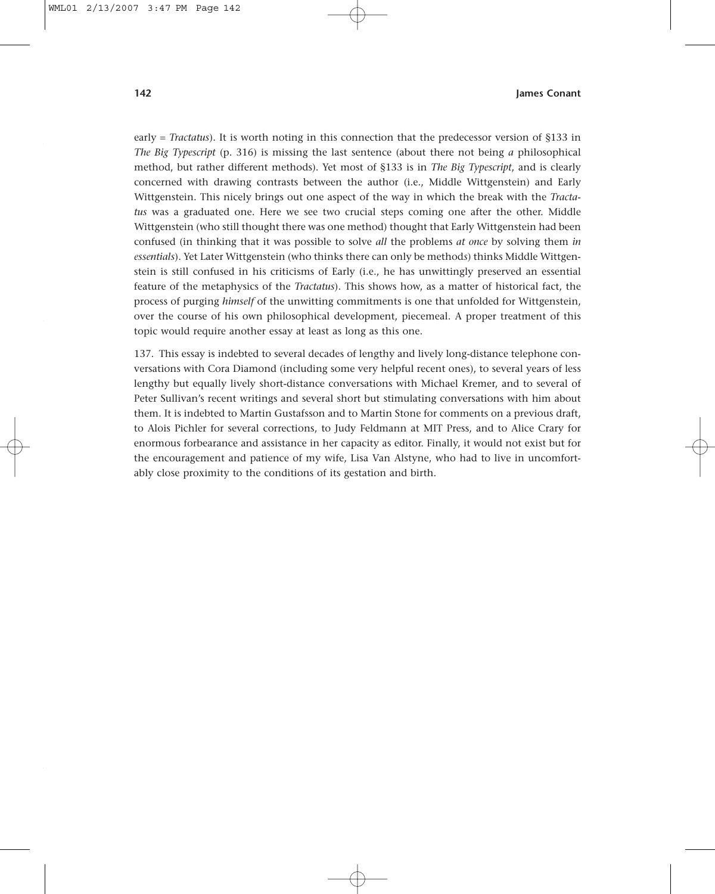early = *Tractatus*). It is worth noting in this connection that the predecessor version of §133 in *The Big Typescript* (p. 316) is missing the last sentence (about there not being *a* philosophical method, but rather different methods). Yet most of §133 is in *The Big Typescript*, and is clearly concerned with drawing contrasts between the author (i.e., Middle Wittgenstein) and Early Wittgenstein. This nicely brings out one aspect of the way in which the break with the *Tractatus* was a graduated one. Here we see two crucial steps coming one after the other. Middle Wittgenstein (who still thought there was one method) thought that Early Wittgenstein had been confused (in thinking that it was possible to solve *all* the problems *at once* by solving them *in essentials*). Yet Later Wittgenstein (who thinks there can only be method*s*) thinks Middle Wittgenstein is still confused in his criticisms of Early (i.e., he has unwittingly preserved an essential feature of the metaphysics of the *Tractatus*). This shows how, as a matter of historical fact, the process of purging *himself* of the unwitting commitments is one that unfolded for Wittgenstein, over the course of his own philosophical development, piecemeal. A proper treatment of this topic would require another essay at least as long as this one.

137. This essay is indebted to several decades of lengthy and lively long-distance telephone conversations with Cora Diamond (including some very helpful recent ones), to several years of less lengthy but equally lively short-distance conversations with Michael Kremer, and to several of Peter Sullivan's recent writings and several short but stimulating conversations with him about them. It is indebted to Martin Gustafsson and to Martin Stone for comments on a previous draft, to Alois Pichler for several corrections, to Judy Feldmann at MIT Press, and to Alice Crary for enormous forbearance and assistance in her capacity as editor. Finally, it would not exist but for the encouragement and patience of my wife, Lisa Van Alstyne, who had to live in uncomfortably close proximity to the conditions of its gestation and birth.